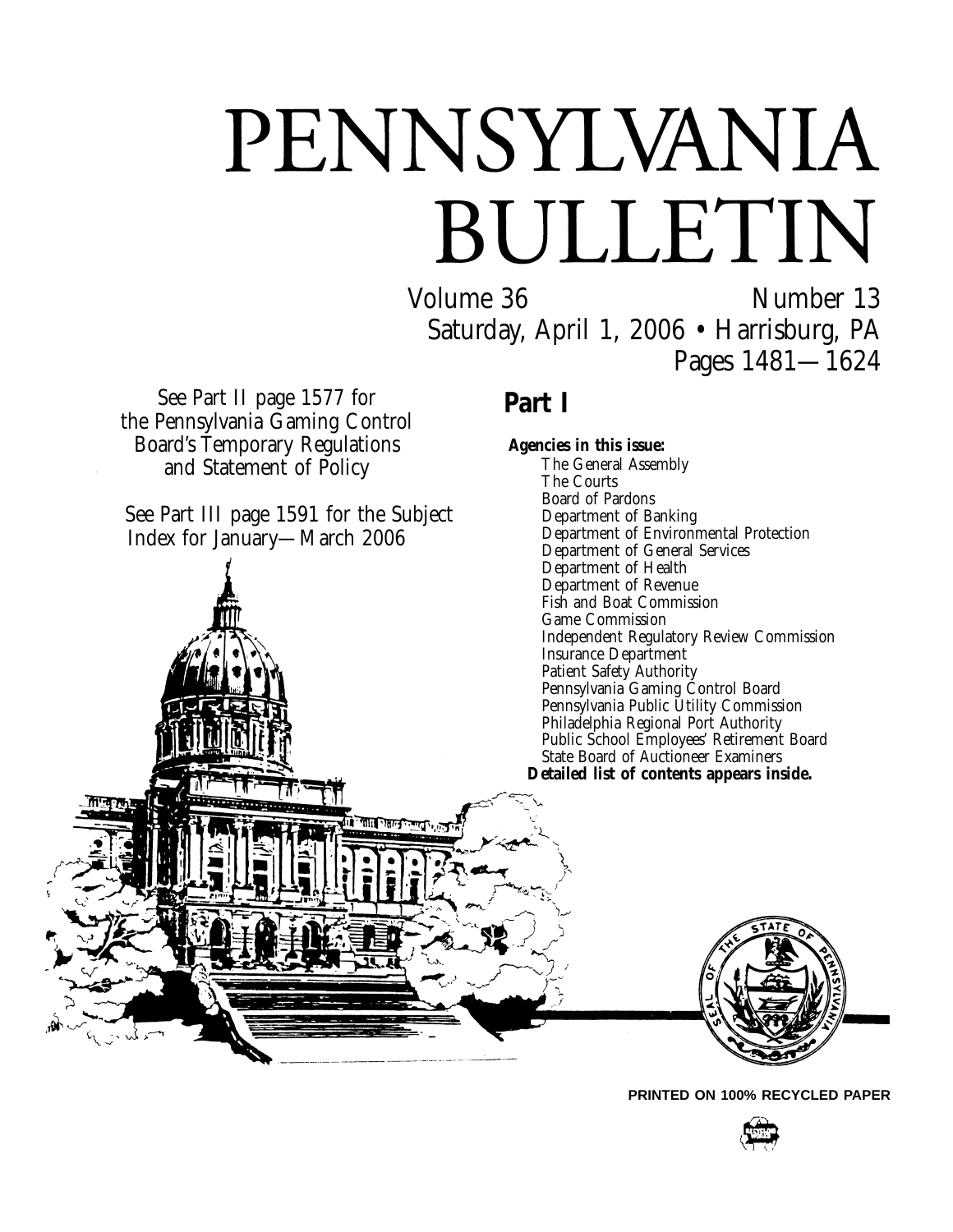# PENNSYLVANIA BULLETIN

Volume 36 Number 13

Saturday, April 1, 2006 • Harrisburg, PA

Pages 1481—1624

See Part II page 1577 for the Pennsylvania Gaming Control Board's Temporary Regulations and Statement of Policy

See Part III page 1591 for the Subject Index for January—March 2006

## Part I

**Agencies in this issue:**

- The General Assembly
- The Courts
- Board of Pardons
- Department of Banking
- Department of Environmental Protection
- Department of General Services
- Department of Health
- Department of Revenue
- Fish and Boat Commission
- Game Commission
- Independent Regulatory Review Commission
- Insurance Department
- Patient Safety Authority
- Pennsylvania Gaming Control Board
- Pennsylvania Public Utility Commission
- Philadelphia Regional Port Authority
- Public School Employees' Retirement Board
- State Board of Auctioneer Examiners

**Detailed list of contents appears inside.**

**PRINTED ON 100% RECYCLED PAPER**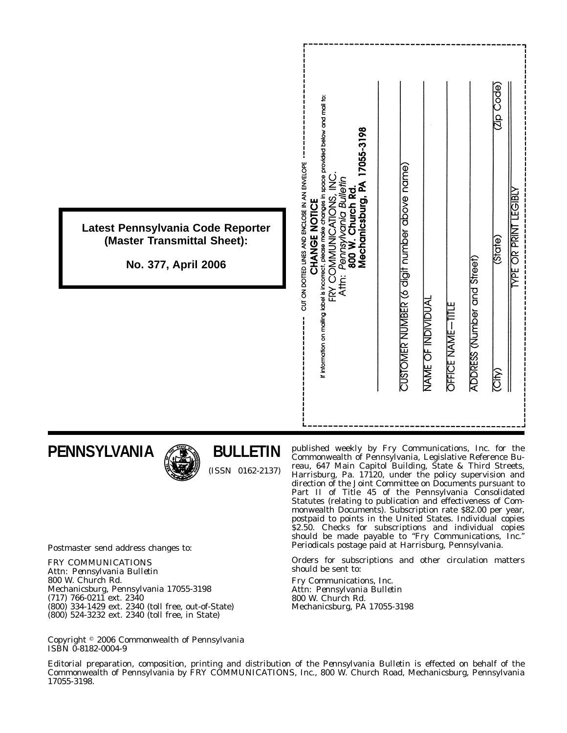**Latest Pennsylvania Code Reporter (Master Transmittal Sheet):**

**No. 377, April 2006**

CUT ON DOTTED LINES AND ENCLOSE IN AN ENVELOPE

**CHANGE NOTICE**

If information on mailing label is incorrect, please make changes in space provided below and mail to:

FRY COMMUNICATIONS, INC.
Attn: *Pennsylvania Bulletin*
**800 W. Church Rd.**
**Mechanicsburg, PA 17055-3198**

CUSTOMER NUMBER (6 digit number above name)

NAME OF INDIVIDUAL

OFFICE NAME—TITLE

ADDRESS (Number and Street)

(City) (State) (Zip Code)

TYPE OR PRINT LEGIBLY

# PENNSYLVANIA BULLETIN

(ISSN 0162-2137)

Postmaster send address changes to:

FRY COMMUNICATIONS
Attn: *Pennsylvania Bulletin*
800 W. Church Rd.
Mechanicsburg, Pennsylvania 17055-3198
(717) 766-0211 ext. 2340
(800) 334-1429 ext. 2340 (toll free, out-of-State)
(800) 524-3232 ext. 2340 (toll free, in State)

published weekly by Fry Communications, Inc. for the Commonwealth of Pennsylvania, Legislative Reference Bureau, 647 Main Capitol Building, State & Third Streets, Harrisburg, Pa. 17120, under the policy supervision and direction of the Joint Committee on Documents pursuant to Part II of Title 45 of the Pennsylvania Consolidated Statutes (relating to publication and effectiveness of Commonwealth Documents). Subscription rate $82.00 per year, postpaid to points in the United States. Individual copies $2.50. Checks for subscriptions and individual copies should be made payable to "Fry Communications, Inc." Periodicals postage paid at Harrisburg, Pennsylvania.

Orders for subscriptions and other circulation matters should be sent to:

Fry Communications, Inc.
Attn: *Pennsylvania Bulletin*
800 W. Church Rd.
Mechanicsburg, PA 17055-3198

Copyright © 2006 Commonwealth of Pennsylvania
ISBN 0-8182-0004-9

Editorial preparation, composition, printing and distribution of the *Pennsylvania Bulletin* is effected on behalf of the Commonwealth of Pennsylvania by FRY COMMUNICATIONS, Inc., 800 W. Church Road, Mechanicsburg, Pennsylvania 17055-3198.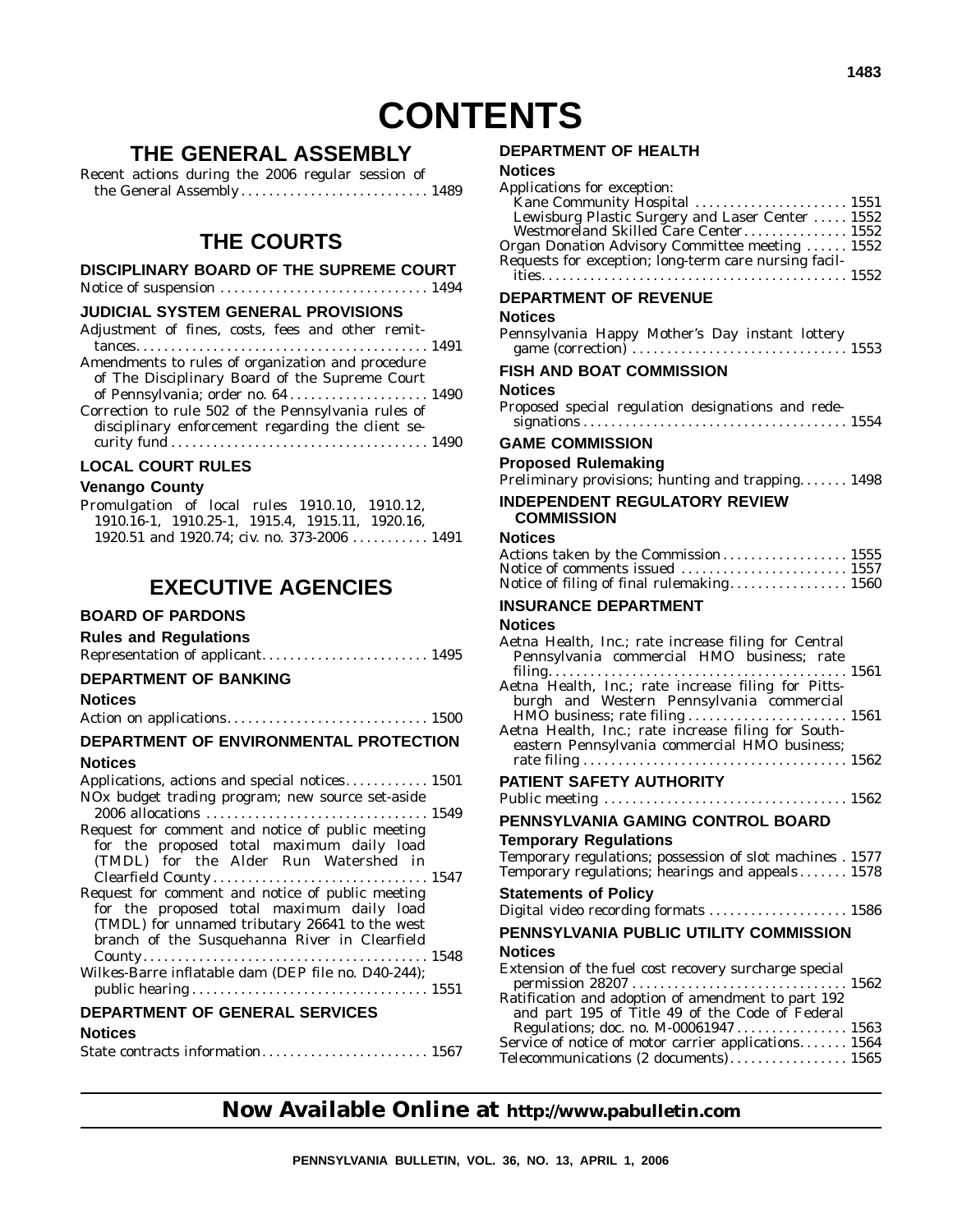# CONTENTS

## THE GENERAL ASSEMBLY

Recent actions during the 2006 regular session of the General Assembly . . . . . . . . . . . . . . . . . . . . . . . . . . . 1489

## THE COURTS

### DISCIPLINARY BOARD OF THE SUPREME COURT

Notice of suspension . . . . . . . . . . . . . . . . . . . . . . . . . . . . . 1494

### JUDICIAL SYSTEM GENERAL PROVISIONS

Adjustment of fines, costs, fees and other remittances. . . . . . . . . . . . . . . . . . . . . . . . . . . . . . . . . . . . . . . . . . 1491

Amendments to rules of organization and procedure of The Disciplinary Board of the Supreme Court of Pennsylvania; order no. 64 . . . . . . . . . . . . . . . . . . . 1490

Correction to rule 502 of the Pennsylvania rules of disciplinary enforcement regarding the client security fund . . . . . . . . . . . . . . . . . . . . . . . . . . . . . . . . . . . . 1490

### LOCAL COURT RULES

**Venango County**

Promulgation of local rules 1910.10, 1910.12, 1910.16-1, 1910.25-1, 1915.4, 1915.11, 1920.16, 1920.51 and 1920.74; civ. no. 373-2006 . . . . . . . . . . . 1491

## EXECUTIVE AGENCIES

### BOARD OF PARDONS

**Rules and Regulations**

Representation of applicant. . . . . . . . . . . . . . . . . . . . . . . 1495

### DEPARTMENT OF BANKING

**Notices**

Action on applications. . . . . . . . . . . . . . . . . . . . . . . . . . . . 1500

### DEPARTMENT OF ENVIRONMENTAL PROTECTION

**Notices**

Applications, actions and special notices. . . . . . . . . . . . 1501

NOx budget trading program; new source set-aside 2006 allocations . . . . . . . . . . . . . . . . . . . . . . . . . . . . . . . 1549

Request for comment and notice of public meeting for the proposed total maximum daily load (TMDL) for the Alder Run Watershed in Clearfield County . . . . . . . . . . . . . . . . . . . . . . . . . . . . . . 1547

Request for comment and notice of public meeting for the proposed total maximum daily load (TMDL) for unnamed tributary 26641 to the west branch of the Susquehanna River in Clearfield County. . . . . . . . . . . . . . . . . . . . . . . . . . . . . . . . . . . . . . . . 1548

Wilkes-Barre inflatable dam (DEP file no. D40-244); public hearing . . . . . . . . . . . . . . . . . . . . . . . . . . . . . . . . . 1551

### DEPARTMENT OF GENERAL SERVICES

**Notices**

State contracts information. . . . . . . . . . . . . . . . . . . . . . . 1567

### DEPARTMENT OF HEALTH

**Notices**

Applications for exception:
- Kane Community Hospital . . . . . . . . . . . . . . . . . . . . . 1551
- Lewisburg Plastic Surgery and Laser Center . . . . . 1552
- Westmoreland Skilled Care Center. . . . . . . . . . . . . . . 1552

Organ Donation Advisory Committee meeting . . . . . . 1552

Requests for exception; long-term care nursing facilities. . . . . . . . . . . . . . . . . . . . . . . . . . . . . . . . . . . . . . . . . . . 1552

### DEPARTMENT OF REVENUE

**Notices**

Pennsylvania Happy Mother's Day instant lottery game (correction) . . . . . . . . . . . . . . . . . . . . . . . . . . . . . . 1553

### FISH AND BOAT COMMISSION

**Notices**

Proposed special regulation designations and redesignations . . . . . . . . . . . . . . . . . . . . . . . . . . . . . . . . . . . . . 1554

### GAME COMMISSION

**Proposed Rulemaking**

Preliminary provisions; hunting and trapping. . . . . . . 1498

### INDEPENDENT REGULATORY REVIEW COMMISSION

**Notices**

Actions taken by the Commission . . . . . . . . . . . . . . . . . 1555

Notice of comments issued . . . . . . . . . . . . . . . . . . . . . . . 1557

Notice of filing of final rulemaking. . . . . . . . . . . . . . . . 1560

### INSURANCE DEPARTMENT

**Notices**

Aetna Health, Inc.; rate increase filing for Central Pennsylvania commercial HMO business; rate filing. . . . . . . . . . . . . . . . . . . . . . . . . . . . . . . . . . . . . . . . . . 1561

Aetna Health, Inc.; rate increase filing for Pittsburgh and Western Pennsylvania commercial HMO business; rate filing . . . . . . . . . . . . . . . . . . . . . . 1561

Aetna Health, Inc.; rate increase filing for Southeastern Pennsylvania commercial HMO business; rate filing . . . . . . . . . . . . . . . . . . . . . . . . . . . . . . . . . . . . . 1562

### PATIENT SAFETY AUTHORITY

Public meeting . . . . . . . . . . . . . . . . . . . . . . . . . . . . . . . . . . 1562

### PENNSYLVANIA GAMING CONTROL BOARD

**Temporary Regulations**

Temporary regulations; possession of slot machines . 1577

Temporary regulations; hearings and appeals . . . . . . . 1578

**Statements of Policy**

Digital video recording formats . . . . . . . . . . . . . . . . . . . 1586

### PENNSYLVANIA PUBLIC UTILITY COMMISSION

**Notices**

Extension of the fuel cost recovery surcharge special permission 28207 . . . . . . . . . . . . . . . . . . . . . . . . . . . . . . 1562

Ratification and adoption of amendment to part 192 and part 195 of Title 49 of the Code of Federal Regulations; doc. no. M-00061947 . . . . . . . . . . . . . . . 1563

Service of notice of motor carrier applications. . . . . . . 1564

Telecommunications (2 documents). . . . . . . . . . . . . . . . 1565

**Now Available Online at http://www.pabulletin.com**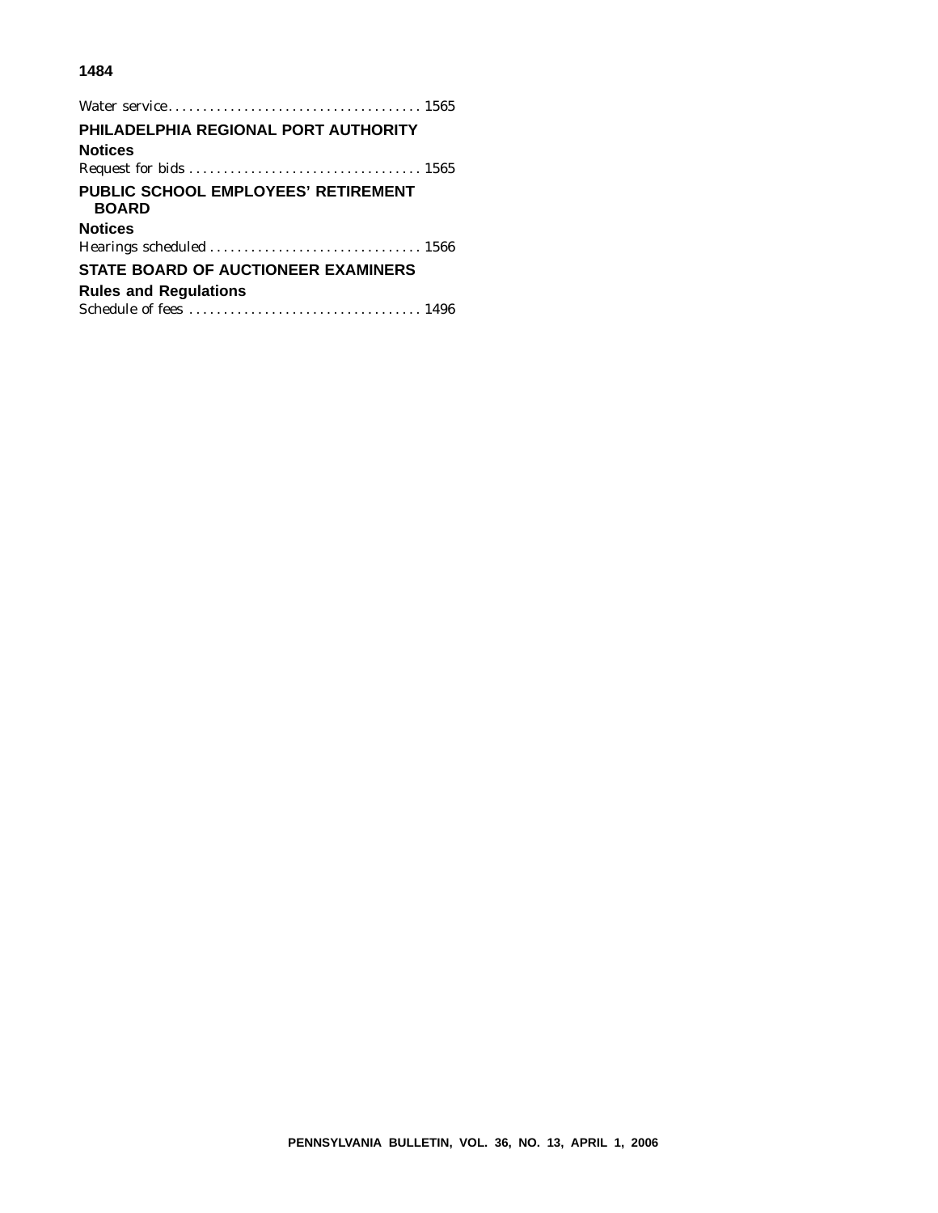Water service . . . . . . . . . . . . . . . . . . . . . . . . . . . . . . . . . . . . 1565

## PHILADELPHIA REGIONAL PORT AUTHORITY

### Notices

Request for bids . . . . . . . . . . . . . . . . . . . . . . . . . . . . . . . . . 1565

## PUBLIC SCHOOL EMPLOYEES' RETIREMENT BOARD

### Notices

Hearings scheduled . . . . . . . . . . . . . . . . . . . . . . . . . . . . . . 1566

## STATE BOARD OF AUCTIONEER EXAMINERS

### Rules and Regulations

Schedule of fees . . . . . . . . . . . . . . . . . . . . . . . . . . . . . . . . . 1496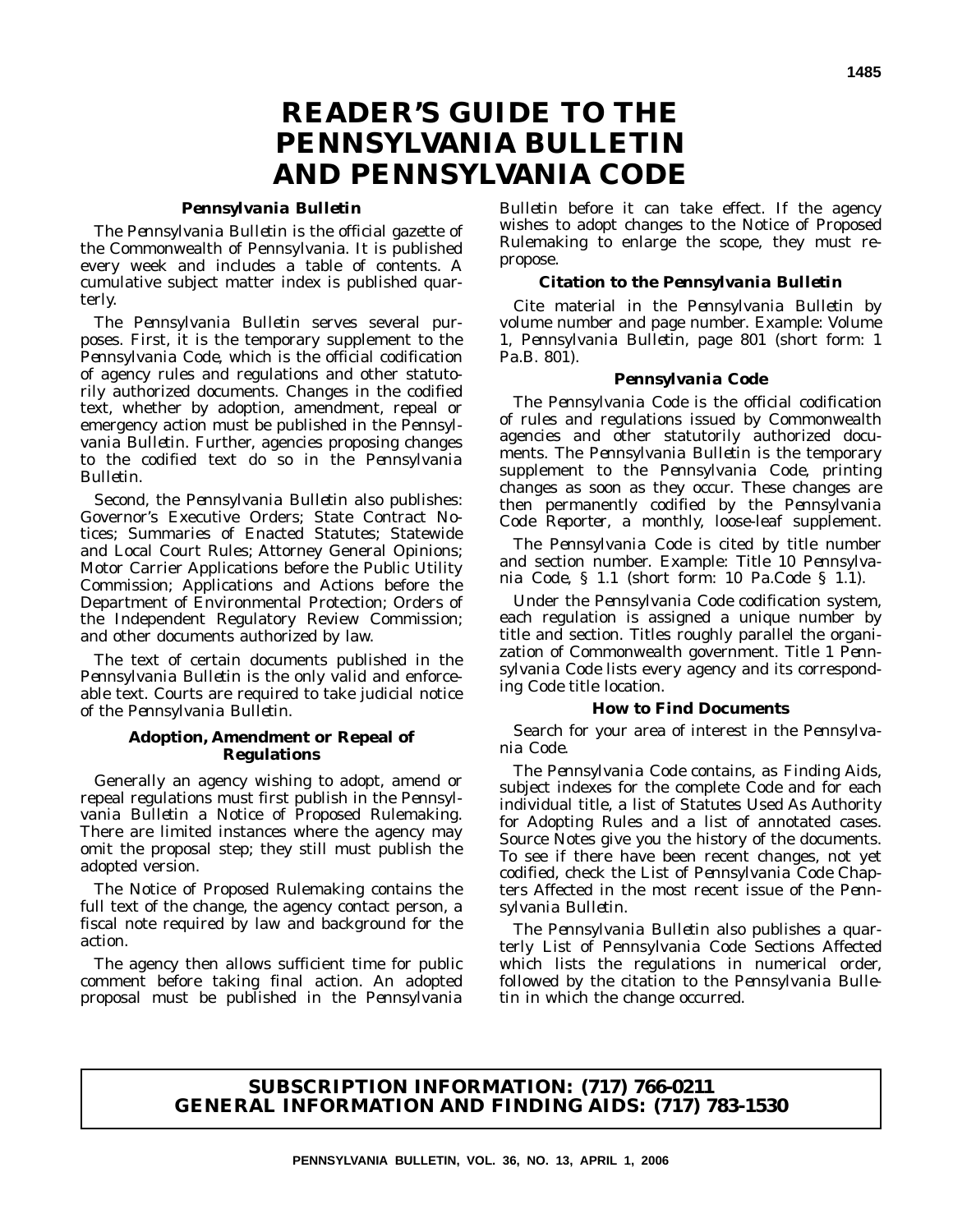# READER'S GUIDE TO THE PENNSYLVANIA BULLETIN AND PENNSYLVANIA CODE

### *Pennsylvania Bulletin*

The *Pennsylvania Bulletin* is the official gazette of the Commonwealth of Pennsylvania. It is published every week and includes a table of contents. A cumulative subject matter index is published quarterly.

The *Pennsylvania Bulletin* serves several purposes. First, it is the temporary supplement to the *Pennsylvania Code*, which is the official codification of agency rules and regulations and other statutorily authorized documents. Changes in the codified text, whether by adoption, amendment, repeal or emergency action must be published in the *Pennsylvania Bulletin*. Further, agencies proposing changes to the codified text do so in the *Pennsylvania Bulletin*.

Second, the *Pennsylvania Bulletin* also publishes: Governor's Executive Orders; State Contract Notices; Summaries of Enacted Statutes; Statewide and Local Court Rules; Attorney General Opinions; Motor Carrier Applications before the Public Utility Commission; Applications and Actions before the Department of Environmental Protection; Orders of the Independent Regulatory Review Commission; and other documents authorized by law.

The text of certain documents published in the *Pennsylvania Bulletin* is the only valid and enforceable text. Courts are required to take judicial notice of the *Pennsylvania Bulletin*.

### Adoption, Amendment or Repeal of Regulations

Generally an agency wishing to adopt, amend or repeal regulations must first publish in the *Pennsylvania Bulletin* a Notice of Proposed Rulemaking. There are limited instances where the agency may omit the proposal step; they still must publish the adopted version.

The Notice of Proposed Rulemaking contains the full text of the change, the agency contact person, a fiscal note required by law and background for the action.

The agency then allows sufficient time for public comment before taking final action. An adopted proposal must be published in the *Pennsylvania Bulletin* before it can take effect. If the agency wishes to adopt changes to the Notice of Proposed Rulemaking to enlarge the scope, they must repropose.

### Citation to the *Pennsylvania Bulletin*

Cite material in the *Pennsylvania Bulletin* by volume number and page number. Example: Volume 1, *Pennsylvania Bulletin*, page 801 (short form: 1 Pa.B. 801).

### *Pennsylvania Code*

The *Pennsylvania Code* is the official codification of rules and regulations issued by Commonwealth agencies and other statutorily authorized documents. The *Pennsylvania Bulletin* is the temporary supplement to the *Pennsylvania Code*, printing changes as soon as they occur. These changes are then permanently codified by the *Pennsylvania Code Reporter*, a monthly, loose-leaf supplement.

The *Pennsylvania Code* is cited by title number and section number. Example: Title 10 *Pennsylvania Code*, § 1.1 (short form: 10 Pa.Code § 1.1).

Under the *Pennsylvania Code* codification system, each regulation is assigned a unique number by title and section. Titles roughly parallel the organization of Commonwealth government. Title 1 *Pennsylvania Code* lists every agency and its corresponding Code title location.

### How to Find Documents

Search for your area of interest in the *Pennsylvania Code*.

The *Pennsylvania Code* contains, as Finding Aids, subject indexes for the complete Code and for each individual title, a list of Statutes Used As Authority for Adopting Rules and a list of annotated cases. Source Notes give you the history of the documents. To see if there have been recent changes, not yet codified, check the List of *Pennsylvania Code* Chapters Affected in the most recent issue of the *Pennsylvania Bulletin*.

The *Pennsylvania Bulletin* also publishes a quarterly List of Pennsylvania Code Sections Affected which lists the regulations in numerical order, followed by the citation to the *Pennsylvania Bulletin* in which the change occurred.

**SUBSCRIPTION INFORMATION: (717) 766-0211**
**GENERAL INFORMATION AND FINDING AIDS: (717) 783-1530**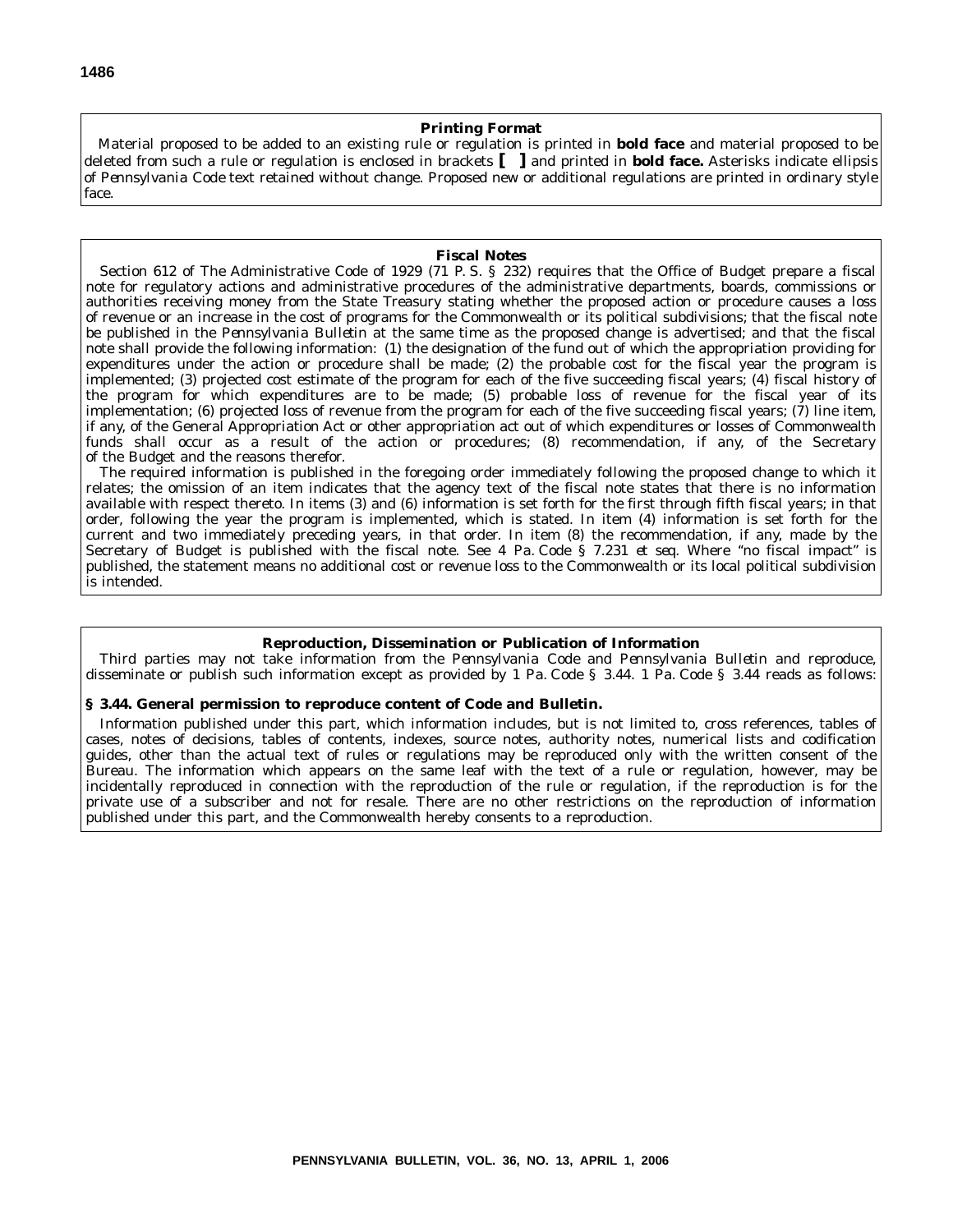## Printing Format

Material proposed to be added to an existing rule or regulation is printed in **bold face** and material proposed to be deleted from such a rule or regulation is enclosed in brackets **[ ]** and printed in **bold face.** Asterisks indicate ellipsis of *Pennsylvania Code* text retained without change. Proposed new or additional regulations are printed in ordinary style face.

## Fiscal Notes

Section 612 of The Administrative Code of 1929 (71 P. S. § 232) requires that the Office of Budget prepare a fiscal note for regulatory actions and administrative procedures of the administrative departments, boards, commissions or authorities receiving money from the State Treasury stating whether the proposed action or procedure causes a loss of revenue or an increase in the cost of programs for the Commonwealth or its political subdivisions; that the fiscal note be published in the *Pennsylvania Bulletin* at the same time as the proposed change is advertised; and that the fiscal note shall provide the following information: (1) the designation of the fund out of which the appropriation providing for expenditures under the action or procedure shall be made; (2) the probable cost for the fiscal year the program is implemented; (3) projected cost estimate of the program for each of the five succeeding fiscal years; (4) fiscal history of the program for which expenditures are to be made; (5) probable loss of revenue for the fiscal year of its implementation; (6) projected loss of revenue from the program for each of the five succeeding fiscal years; (7) line item, if any, of the General Appropriation Act or other appropriation act out of which expenditures or losses of Commonwealth funds shall occur as a result of the action or procedures; (8) recommendation, if any, of the Secretary of the Budget and the reasons therefor.

The required information is published in the foregoing order immediately following the proposed change to which it relates; the omission of an item indicates that the agency text of the fiscal note states that there is no information available with respect thereto. In items (3) and (6) information is set forth for the first through fifth fiscal years; in that order, following the year the program is implemented, which is stated. In item (4) information is set forth for the current and two immediately preceding years, in that order. In item (8) the recommendation, if any, made by the Secretary of Budget is published with the fiscal note. See 4 Pa. Code § 7.231 *et seq.* Where "no fiscal impact" is published, the statement means no additional cost or revenue loss to the Commonwealth or its local political subdivision is intended.

## Reproduction, Dissemination or Publication of Information

Third parties may not take information from the *Pennsylvania Code* and *Pennsylvania Bulletin* and reproduce, disseminate or publish such information except as provided by 1 Pa. Code § 3.44. 1 Pa. Code § 3.44 reads as follows:

**§ 3.44. General permission to reproduce content of Code and Bulletin.**

Information published under this part, which information includes, but is not limited to, cross references, tables of cases, notes of decisions, tables of contents, indexes, source notes, authority notes, numerical lists and codification guides, other than the actual text of rules or regulations may be reproduced only with the written consent of the Bureau. The information which appears on the same leaf with the text of a rule or regulation, however, may be incidentally reproduced in connection with the reproduction of the rule or regulation, if the reproduction is for the private use of a subscriber and not for resale. There are no other restrictions on the reproduction of information published under this part, and the Commonwealth hereby consents to a reproduction.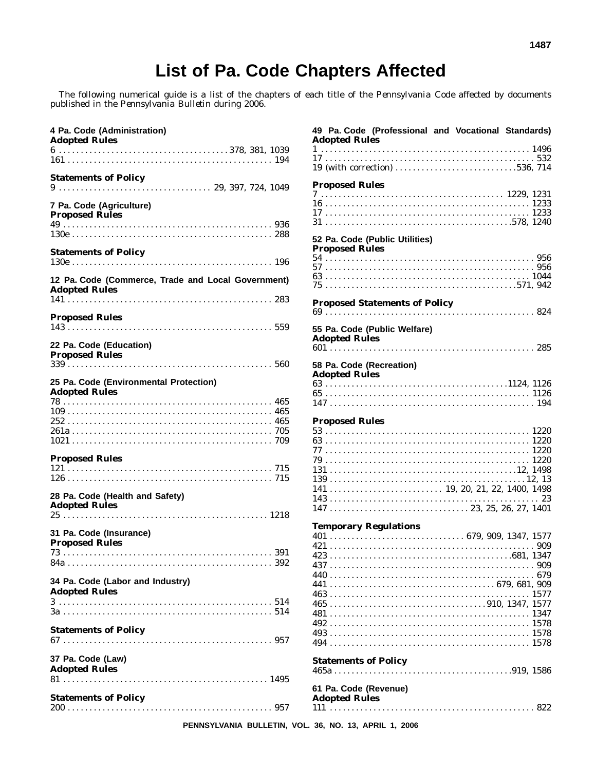# List of Pa. Code Chapters Affected

The following numerical guide is a list of the chapters of each title of the *Pennsylvania Code* affected by documents published in the *Pennsylvania Bulletin* during 2006.

**4 Pa. Code (Administration)**

**Adopted Rules**

6 . . . . . 378, 381, 1039
161 . . . . . 194

**Statements of Policy**

9 . . . . . 29, 397, 724, 1049

**7 Pa. Code (Agriculture)**

**Proposed Rules**

49 . . . . . 936
130e . . . . . 288

**Statements of Policy**

130e . . . . . 196

**12 Pa. Code (Commerce, Trade and Local Government)**

**Adopted Rules**

141 . . . . . 283

**Proposed Rules**

143 . . . . . 559

**22 Pa. Code (Education)**

**Proposed Rules**

339 . . . . . 560

**25 Pa. Code (Environmental Protection)**

**Adopted Rules**

78 . . . . . 465
109 . . . . . 465
252 . . . . . 465
261a . . . . . 705
1021 . . . . . 709

**Proposed Rules**

121 . . . . . 715
126 . . . . . 715

**28 Pa. Code (Health and Safety)**

**Adopted Rules**

25 . . . . . 1218

**31 Pa. Code (Insurance)**

**Proposed Rules**

73 . . . . . 391
84a . . . . . 392

**34 Pa. Code (Labor and Industry)**

**Adopted Rules**

3 . . . . . 514
3a . . . . . 514

**Statements of Policy**

67 . . . . . 957

**37 Pa. Code (Law)**

**Adopted Rules**

81 . . . . . 1495

**Statements of Policy**

200 . . . . . 957

**49 Pa. Code (Professional and Vocational Standards)**

**Adopted Rules**

1 . . . . . 1496
17 . . . . . 532
19 (with correction) . . . . . 536, 714

**Proposed Rules**

7 . . . . . 1229, 1231
16 . . . . . 1233
17 . . . . . 1233
31 . . . . . 578, 1240

**52 Pa. Code (Public Utilities)**

**Proposed Rules**

54 . . . . . 956
57 . . . . . 956
63 . . . . . 1044
75 . . . . . 571, 942

**Proposed Statements of Policy**

69 . . . . . 824

**55 Pa. Code (Public Welfare)**

**Adopted Rules**

601 . . . . . 285

**58 Pa. Code (Recreation)**

**Adopted Rules**

63 . . . . . 1124, 1126
65 . . . . . 1126
147 . . . . . 194

**Proposed Rules**

53 . . . . . 1220
63 . . . . . 1220
77 . . . . . 1220
79 . . . . . 1220
131 . . . . . 12, 1498
139 . . . . . 12, 13
141 . . . . . 19, 20, 21, 22, 1400, 1498
143 . . . . . 23
147 . . . . . 23, 25, 26, 27, 1401

**Temporary Regulations**

401 . . . . . 679, 909, 1347, 1577
421 . . . . . 909
423 . . . . . 681, 1347
437 . . . . . 909
440 . . . . . 679
441 . . . . . 679, 681, 909
463 . . . . . 1577
465 . . . . . 910, 1347, 1577
481 . . . . . 1347
492 . . . . . 1578
493 . . . . . 1578
494 . . . . . 1578

**Statements of Policy**

465a . . . . . 919, 1586

**61 Pa. Code (Revenue)**

**Adopted Rules**

111 . . . . . 822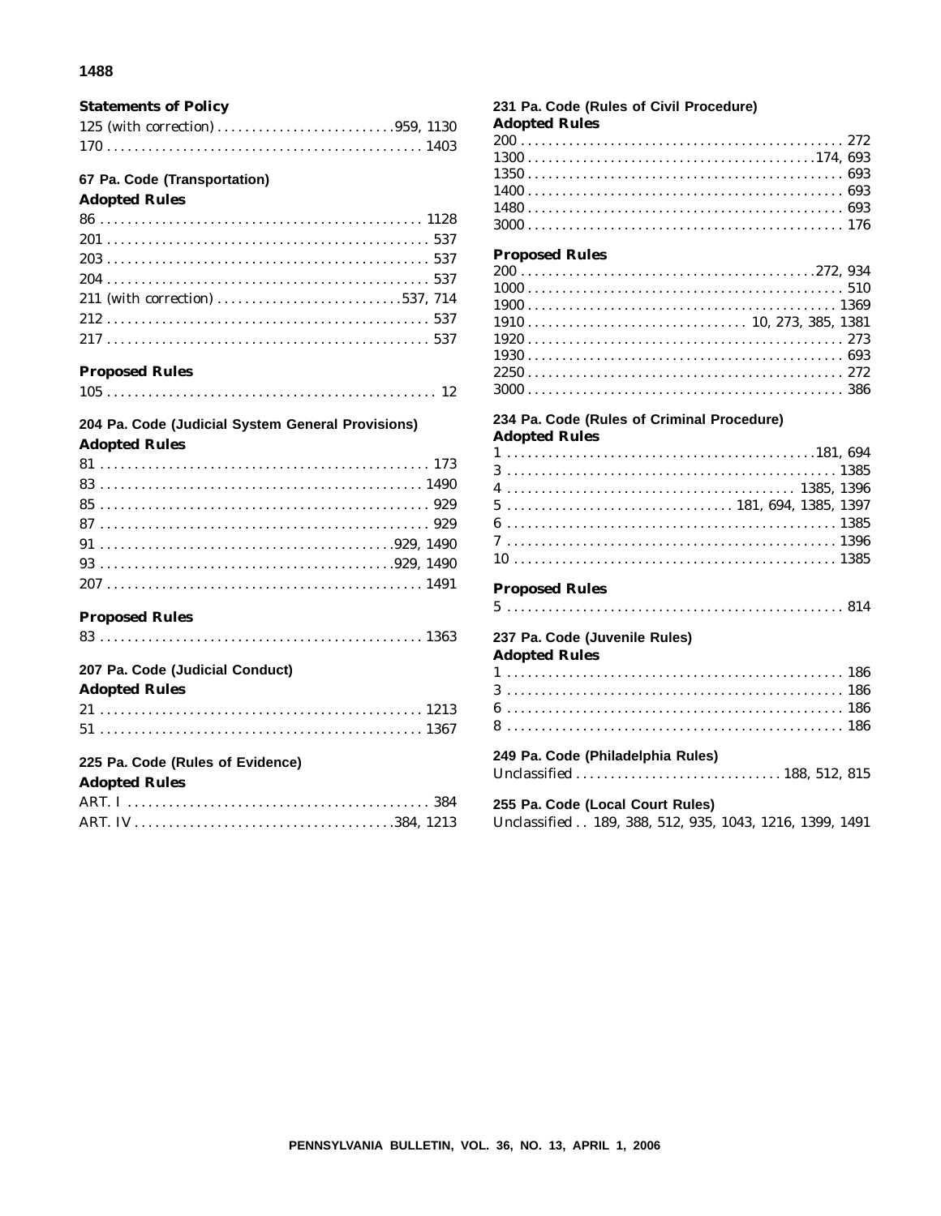**Statements of Policy**

125 (with correction) . . . . . . . . . . . . . . . . . . . . . . . . . .959, 1130
170 . . . . . . . . . . . . . . . . . . . . . . . . . . . . . . . . . . . . . . . . . . . . . 1403

**67 Pa. Code (Transportation)**

**Adopted Rules**

86 . . . . . . . . . . . . . . . . . . . . . . . . . . . . . . . . . . . . . . . . . . . . . . 1128
201 . . . . . . . . . . . . . . . . . . . . . . . . . . . . . . . . . . . . . . . . . . . . . . 537
203 . . . . . . . . . . . . . . . . . . . . . . . . . . . . . . . . . . . . . . . . . . . . . . 537
204 . . . . . . . . . . . . . . . . . . . . . . . . . . . . . . . . . . . . . . . . . . . . . . 537
211 (with correction) . . . . . . . . . . . . . . . . . . . . . . . . . . .537, 714
212 . . . . . . . . . . . . . . . . . . . . . . . . . . . . . . . . . . . . . . . . . . . . . . 537
217 . . . . . . . . . . . . . . . . . . . . . . . . . . . . . . . . . . . . . . . . . . . . . . 537

**Proposed Rules**

105 . . . . . . . . . . . . . . . . . . . . . . . . . . . . . . . . . . . . . . . . . . . . . . . 12

**204 Pa. Code (Judicial System General Provisions)**

**Adopted Rules**

81 . . . . . . . . . . . . . . . . . . . . . . . . . . . . . . . . . . . . . . . . . . . . . . . 173
83 . . . . . . . . . . . . . . . . . . . . . . . . . . . . . . . . . . . . . . . . . . . . . . 1490
85 . . . . . . . . . . . . . . . . . . . . . . . . . . . . . . . . . . . . . . . . . . . . . . . 929
87 . . . . . . . . . . . . . . . . . . . . . . . . . . . . . . . . . . . . . . . . . . . . . . . 929
91 . . . . . . . . . . . . . . . . . . . . . . . . . . . . . . . . . . . . . . . . . .929, 1490
93 . . . . . . . . . . . . . . . . . . . . . . . . . . . . . . . . . . . . . . . . . .929, 1490
207 . . . . . . . . . . . . . . . . . . . . . . . . . . . . . . . . . . . . . . . . . . . . . 1491

**Proposed Rules**

83 . . . . . . . . . . . . . . . . . . . . . . . . . . . . . . . . . . . . . . . . . . . . . . 1363

**207 Pa. Code (Judicial Conduct)**

**Adopted Rules**

21 . . . . . . . . . . . . . . . . . . . . . . . . . . . . . . . . . . . . . . . . . . . . . . 1213
51 . . . . . . . . . . . . . . . . . . . . . . . . . . . . . . . . . . . . . . . . . . . . . . 1367

**225 Pa. Code (Rules of Evidence)**

**Adopted Rules**

ART. I . . . . . . . . . . . . . . . . . . . . . . . . . . . . . . . . . . . . . . . . . . . . 384
ART. IV . . . . . . . . . . . . . . . . . . . . . . . . . . . . . . . . . . . . . .384, 1213

**231 Pa. Code (Rules of Civil Procedure)**

**Adopted Rules**

200 . . . . . . . . . . . . . . . . . . . . . . . . . . . . . . . . . . . . . . . . . . . . . . 272
1300 . . . . . . . . . . . . . . . . . . . . . . . . . . . . . . . . . . . . . . . . . .174, 693
1350 . . . . . . . . . . . . . . . . . . . . . . . . . . . . . . . . . . . . . . . . . . . . . 693
1400 . . . . . . . . . . . . . . . . . . . . . . . . . . . . . . . . . . . . . . . . . . . . . 693
1480 . . . . . . . . . . . . . . . . . . . . . . . . . . . . . . . . . . . . . . . . . . . . . 693
3000 . . . . . . . . . . . . . . . . . . . . . . . . . . . . . . . . . . . . . . . . . . . . . 176

**Proposed Rules**

200 . . . . . . . . . . . . . . . . . . . . . . . . . . . . . . . . . . . . . . . . . . .272, 934
1000 . . . . . . . . . . . . . . . . . . . . . . . . . . . . . . . . . . . . . . . . . . . . . 510
1900 . . . . . . . . . . . . . . . . . . . . . . . . . . . . . . . . . . . . . . . . . . . . 1369
1910 . . . . . . . . . . . . . . . . . . . . . . . . . . . . . . . 10, 273, 385, 1381
1920 . . . . . . . . . . . . . . . . . . . . . . . . . . . . . . . . . . . . . . . . . . . . . 273
1930 . . . . . . . . . . . . . . . . . . . . . . . . . . . . . . . . . . . . . . . . . . . . . 693
2250 . . . . . . . . . . . . . . . . . . . . . . . . . . . . . . . . . . . . . . . . . . . . . 272
3000 . . . . . . . . . . . . . . . . . . . . . . . . . . . . . . . . . . . . . . . . . . . . . 386

**234 Pa. Code (Rules of Criminal Procedure)**

**Adopted Rules**

1 . . . . . . . . . . . . . . . . . . . . . . . . . . . . . . . . . . . . . . . . . . . . . .181, 694
3 . . . . . . . . . . . . . . . . . . . . . . . . . . . . . . . . . . . . . . . . . . . . . . . . 1385
4 . . . . . . . . . . . . . . . . . . . . . . . . . . . . . . . . . . . . . . . . . . 1385, 1396
5 . . . . . . . . . . . . . . . . . . . . . . . . . . . . . . . . 181, 694, 1385, 1397
6 . . . . . . . . . . . . . . . . . . . . . . . . . . . . . . . . . . . . . . . . . . . . . . . . 1385
7 . . . . . . . . . . . . . . . . . . . . . . . . . . . . . . . . . . . . . . . . . . . . . . . . 1396
10 . . . . . . . . . . . . . . . . . . . . . . . . . . . . . . . . . . . . . . . . . . . . . . . 1385

**Proposed Rules**

5 . . . . . . . . . . . . . . . . . . . . . . . . . . . . . . . . . . . . . . . . . . . . . . . . . 814

**237 Pa. Code (Juvenile Rules)**

**Adopted Rules**

1 . . . . . . . . . . . . . . . . . . . . . . . . . . . . . . . . . . . . . . . . . . . . . . . . . 186
3 . . . . . . . . . . . . . . . . . . . . . . . . . . . . . . . . . . . . . . . . . . . . . . . . . 186
6 . . . . . . . . . . . . . . . . . . . . . . . . . . . . . . . . . . . . . . . . . . . . . . . . . 186
8 . . . . . . . . . . . . . . . . . . . . . . . . . . . . . . . . . . . . . . . . . . . . . . . . . 186

**249 Pa. Code (Philadelphia Rules)**

Unclassified . . . . . . . . . . . . . . . . . . . . . . . . . . . . . 188, 512, 815

**255 Pa. Code (Local Court Rules)**

Unclassified . . 189, 388, 512, 935, 1043, 1216, 1399, 1491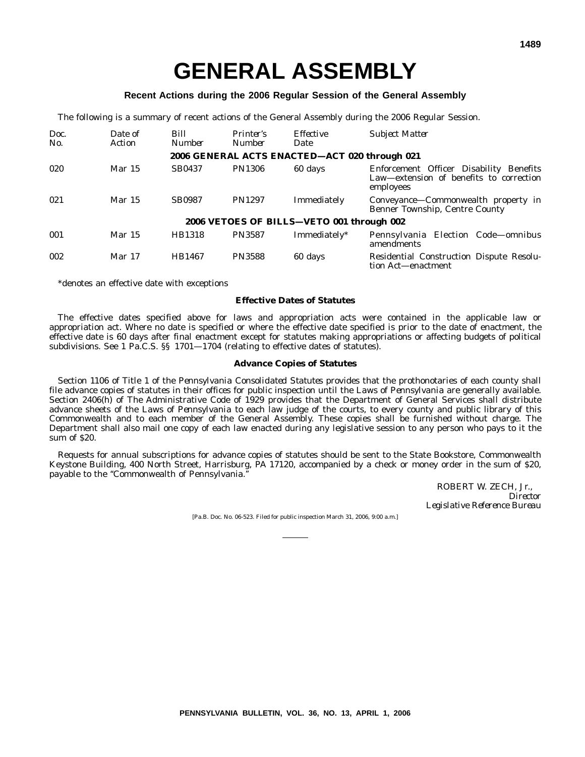# GENERAL ASSEMBLY

### Recent Actions during the 2006 Regular Session of the General Assembly

*The following is a summary of recent actions of the General Assembly during the 2006 Regular Session.*

| *Doc. No.* | *Date of Action* | *Bill Number* | *Printer's Number* | *Effective Date* | *Subject Matter* |
|---|---|---|---|---|---|
| | | **2006 GENERAL ACTS ENACTED—ACT 020 through 021** | | | |
| 020 | Mar 15 | SB0437 | PN1306 | 60 days | Enforcement Officer Disability Benefits Law—extension of benefits to correction employees |
| 021 | Mar 15 | SB0987 | PN1297 | Immediately | Conveyance—Commonwealth property in Benner Township, Centre County |
| | | **2006 VETOES OF BILLS—VETO 001 through 002** | | | |
| 001 | Mar 15 | HB1318 | PN3587 | Immediately* | Pennsylvania Election Code—omnibus amendments |
| 002 | Mar 17 | HB1467 | PN3588 | 60 days | Residential Construction Dispute Resolution Act—enactment |

*denotes an effective date with exceptions

#### Effective Dates of Statutes

The effective dates specified above for laws and appropriation acts were contained in the applicable law or appropriation act. Where no date is specified or where the effective date specified is prior to the date of enactment, the effective date is 60 days after final enactment except for statutes making appropriations or affecting budgets of political subdivisions. See 1 Pa.C.S. §§ 1701—1704 (relating to effective dates of statutes).

#### Advance Copies of Statutes

Section 1106 of Title 1 of the *Pennsylvania Consolidated Statutes* provides that the prothonotaries of each county shall file advance copies of statutes in their offices for public inspection until the *Laws of Pennsylvania* are generally available. Section 2406(h) of The Administrative Code of 1929 provides that the Department of General Services shall distribute advance sheets of the *Laws of Pennsylvania* to each law judge of the courts, to every county and public library of this Commonwealth and to each member of the General Assembly. These copies shall be furnished without charge. The Department shall also mail one copy of each law enacted during any legislative session to any person who pays to it the sum of $20.

Requests for annual subscriptions for advance copies of statutes should be sent to the State Bookstore, Commonwealth Keystone Building, 400 North Street, Harrisburg, PA 17120, accompanied by a check or money order in the sum of $20, payable to the "Commonwealth of Pennsylvania."

ROBERT W. ZECH, Jr.,
*Director*
*Legislative Reference Bureau*

[Pa.B. Doc. No. 06-523. Filed for public inspection March 31, 2006, 9:00 a.m.]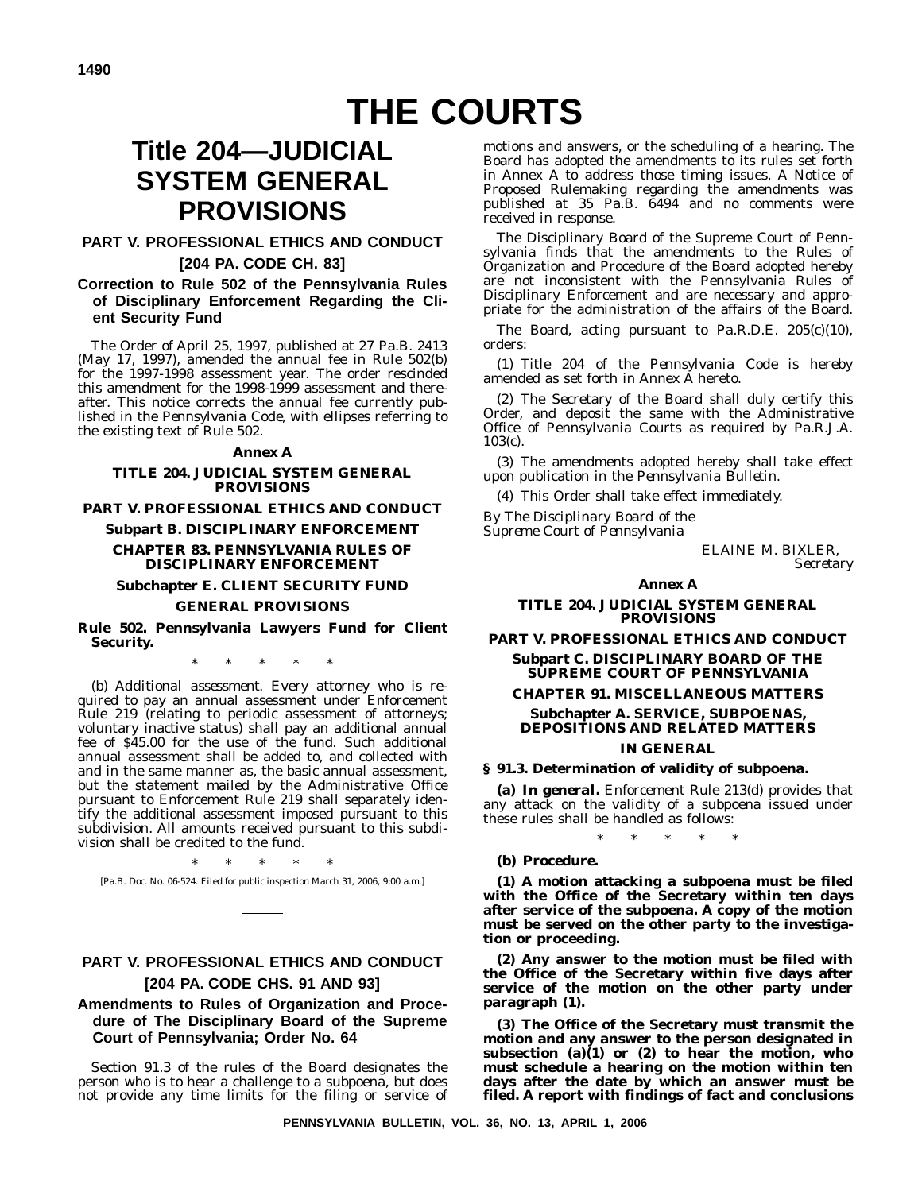# THE COURTS

# Title 204—JUDICIAL SYSTEM GENERAL PROVISIONS

## PART V. PROFESSIONAL ETHICS AND CONDUCT

## [204 PA. CODE CH. 83]

### Correction to Rule 502 of the Pennsylvania Rules of Disciplinary Enforcement Regarding the Client Security Fund

The Order of April 25, 1997, published at 27 Pa.B. 2413 (May 17, 1997), amended the annual fee in Rule 502(b) for the 1997-1998 assessment year. The order rescinded this amendment for the 1998-1999 assessment and thereafter. This notice corrects the annual fee currently published in the *Pennsylvania Code*, with ellipses referring to the existing text of Rule 502.

**Annex A**

**TITLE 204. JUDICIAL SYSTEM GENERAL PROVISIONS**

**PART V. PROFESSIONAL ETHICS AND CONDUCT**

**Subpart B. DISCIPLINARY ENFORCEMENT**

**CHAPTER 83. PENNSYLVANIA RULES OF DISCIPLINARY ENFORCEMENT**

**Subchapter E. CLIENT SECURITY FUND**

**GENERAL PROVISIONS**

**Rule 502. Pennsylvania Lawyers Fund for Client Security.**

\* \* \* \* \*

(b) *Additional assessment.* Every attorney who is required to pay an annual assessment under Enforcement Rule 219 (relating to periodic assessment of attorneys; voluntary inactive status) shall pay an additional annual fee of $45.00 for the use of the fund. Such additional annual assessment shall be added to, and collected with and in the same manner as, the basic annual assessment, but the statement mailed by the Administrative Office pursuant to Enforcement Rule 219 shall separately identify the additional assessment imposed pursuant to this subdivision. All amounts received pursuant to this subdivision shall be credited to the fund.

\* \* \* \* \*

[Pa.B. Doc. No. 06-524. Filed for public inspection March 31, 2006, 9:00 a.m.]

## PART V. PROFESSIONAL ETHICS AND CONDUCT

## [204 PA. CODE CHS. 91 AND 93]

### Amendments to Rules of Organization and Procedure of The Disciplinary Board of the Supreme Court of Pennsylvania; Order No. 64

Section 91.3 of the rules of the Board designates the person who is to hear a challenge to a subpoena, but does not provide any time limits for the filing or service of motions and answers, or the scheduling of a hearing. The Board has adopted the amendments to its rules set forth in Annex A to address those timing issues. A Notice of Proposed Rulemaking regarding the amendments was published at 35 Pa.B. 6494 and no comments were received in response.

The Disciplinary Board of the Supreme Court of Pennsylvania finds that the amendments to the Rules of Organization and Procedure of the Board adopted hereby are not inconsistent with the Pennsylvania Rules of Disciplinary Enforcement and are necessary and appropriate for the administration of the affairs of the Board.

The Board, acting pursuant to Pa.R.D.E. 205(c)(10), orders:

(1) Title 204 of the *Pennsylvania Code* is hereby amended as set forth in Annex A hereto.

(2) The Secretary of the Board shall duly certify this Order, and deposit the same with the Administrative Office of Pennsylvania Courts as required by Pa.R.J.A. 103(c).

(3) The amendments adopted hereby shall take effect upon publication in the *Pennsylvania Bulletin*.

(4) This Order shall take effect immediately.

*By The Disciplinary Board of the Supreme Court of Pennsylvania*

ELAINE M. BIXLER,
*Secretary*

**Annex A**

**TITLE 204. JUDICIAL SYSTEM GENERAL PROVISIONS**

**PART V. PROFESSIONAL ETHICS AND CONDUCT**

**Subpart C. DISCIPLINARY BOARD OF THE SUPREME COURT OF PENNSYLVANIA**

**CHAPTER 91. MISCELLANEOUS MATTERS**

**Subchapter A. SERVICE, SUBPOENAS, DEPOSITIONS AND RELATED MATTERS**

**IN GENERAL**

**§ 91.3. Determination of validity of subpoena.**

***(a) In general.*** Enforcement Rule 213(d) provides that any attack on the validity of a subpoena issued under these rules shall be handled as follows:

\* \* \* \* \*

**(b) Procedure.**

**(1) A motion attacking a subpoena must be filed with the Office of the Secretary within ten days after service of the subpoena. A copy of the motion must be served on the other party to the investigation or proceeding.**

**(2) Any answer to the motion must be filed with the Office of the Secretary within five days after service of the motion on the other party under paragraph (1).**

**(3) The Office of the Secretary must transmit the motion and any answer to the person designated in subsection (a)(1) or (2) to hear the motion, who must schedule a hearing on the motion within ten days after the date by which an answer must be filed. A report with findings of fact and conclusions**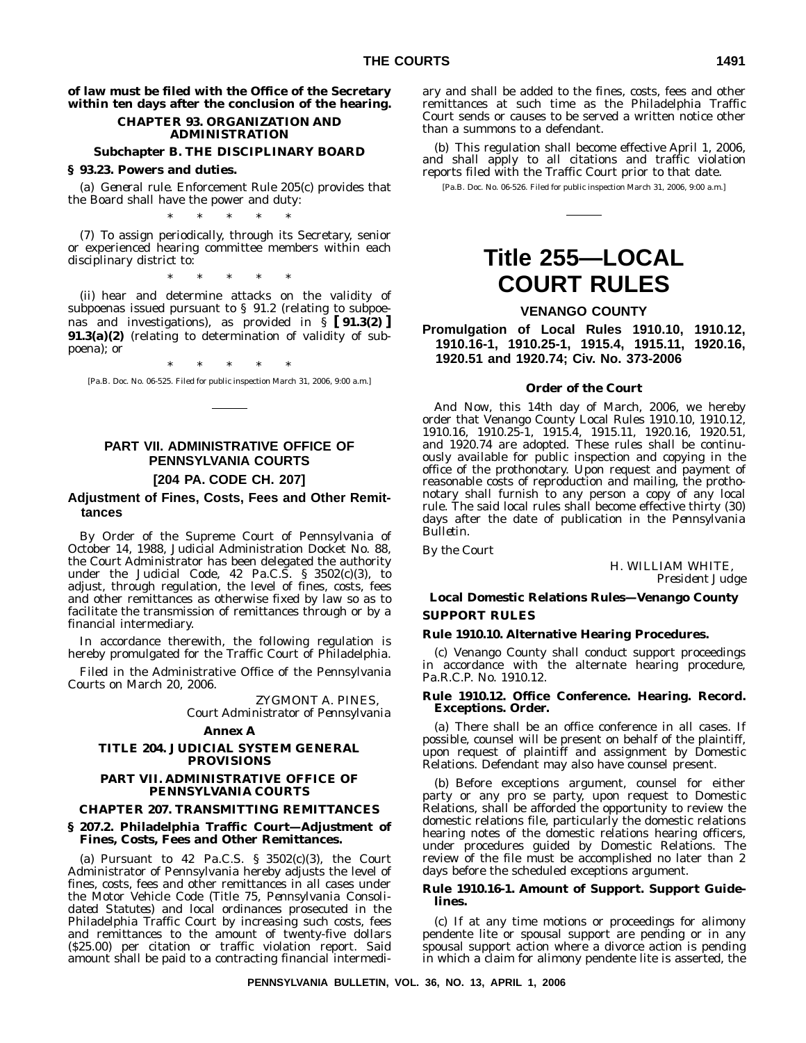**of law must be filed with the Office of the Secretary within ten days after the conclusion of the hearing.**

### CHAPTER 93. ORGANIZATION AND ADMINISTRATION

#### Subchapter B. THE DISCIPLINARY BOARD

#### § 93.23. Powers and duties.

(a) *General rule.* Enforcement Rule 205(c) provides that the Board shall have the power and duty:

\* \* \* \* \*

(7) To assign periodically, through its Secretary, senior or experienced hearing committee members within each disciplinary district to:

\* \* \* \* \*

(ii) hear and determine attacks on the validity of subpoenas issued pursuant to § 91.2 (relating to subpoenas and investigations), as provided in § **[ 91.3(2) ] 91.3(a)(2)** (relating to determination of validity of subpoena); or

\* \* \* \* \*

[Pa.B. Doc. No. 06-525. Filed for public inspection March 31, 2006, 9:00 a.m.]

---

## PART VII. ADMINISTRATIVE OFFICE OF PENNSYLVANIA COURTS

### [204 PA. CODE CH. 207]

### Adjustment of Fines, Costs, Fees and Other Remittances

By Order of the Supreme Court of Pennsylvania of October 14, 1988, Judicial Administration Docket No. 88, the Court Administrator has been delegated the authority under the Judicial Code, 42 Pa.C.S. § 3502(c)(3), to adjust, through regulation, the level of fines, costs, fees and other remittances as otherwise fixed by law so as to facilitate the transmission of remittances through or by a financial intermediary.

In accordance therewith, the following regulation is hereby promulgated for the Traffic Court of Philadelphia.

Filed in the Administrative Office of the Pennsylvania Courts on March 20, 2006.

ZYGMONT A. PINES,
*Court Administrator of Pennsylvania*

#### Annex A

#### TITLE 204. JUDICIAL SYSTEM GENERAL PROVISIONS

#### PART VII. ADMINISTRATIVE OFFICE OF PENNSYLVANIA COURTS

#### CHAPTER 207. TRANSMITTING REMITTANCES

#### § 207.2. Philadelphia Traffic Court—Adjustment of Fines, Costs, Fees and Other Remittances.

(a) Pursuant to 42 Pa.C.S. § 3502(c)(3), the Court Administrator of Pennsylvania hereby adjusts the level of fines, costs, fees and other remittances in all cases under the Motor Vehicle Code (Title 75, Pennsylvania Consolidated Statutes) and local ordinances prosecuted in the Philadelphia Traffic Court by increasing such costs, fees and remittances to the amount of twenty-five dollars ($25.00) per citation or traffic violation report. Said amount shall be paid to a contracting financial intermediary and shall be added to the fines, costs, fees and other remittances at such time as the Philadelphia Traffic Court sends or causes to be served a written notice other than a summons to a defendant.

(b) This regulation shall become effective April 1, 2006, and shall apply to all citations and traffic violation reports filed with the Traffic Court prior to that date.

[Pa.B. Doc. No. 06-526. Filed for public inspection March 31, 2006, 9:00 a.m.]

---

# Title 255—LOCAL COURT RULES

## VENANGO COUNTY

### Promulgation of Local Rules 1910.10, 1910.12, 1910.16-1, 1910.25-1, 1915.4, 1915.11, 1920.16, 1920.51 and 1920.74; Civ. No. 373-2006

#### Order of the Court

And Now, this 14th day of March, 2006, we hereby order that Venango County Local Rules 1910.10, 1910.12, 1910.16, 1910.25-1, 1915.4, 1915.11, 1920.16, 1920.51, and 1920.74 are adopted. These rules shall be continuously available for public inspection and copying in the office of the prothonotary. Upon request and payment of reasonable costs of reproduction and mailing, the prothonotary shall furnish to any person a copy of any local rule. The said local rules shall become effective thirty (30) days after the date of publication in the *Pennsylvania Bulletin*.

*By the Court*

H. WILLIAM WHITE,
*President Judge*

### Local Domestic Relations Rules—Venango County

### SUPPORT RULES

#### Rule 1910.10. Alternative Hearing Procedures.

(c) Venango County shall conduct support proceedings in accordance with the alternate hearing procedure, Pa.R.C.P. No. 1910.12.

#### Rule 1910.12. Office Conference. Hearing. Record. Exceptions. Order.

(a) There shall be an office conference in all cases. If possible, counsel will be present on behalf of the plaintiff, upon request of plaintiff and assignment by Domestic Relations. Defendant may also have counsel present.

(b) Before exceptions argument, counsel for either party or any pro se party, upon request to Domestic Relations, shall be afforded the opportunity to review the domestic relations file, particularly the domestic relations hearing notes of the domestic relations hearing officers, under procedures guided by Domestic Relations. The review of the file must be accomplished no later than 2 days before the scheduled exceptions argument.

#### Rule 1910.16-1. Amount of Support. Support Guidelines.

(c) If at any time motions or proceedings for alimony pendente lite or spousal support are pending or in any spousal support action where a divorce action is pending in which a claim for alimony pendente lite is asserted, the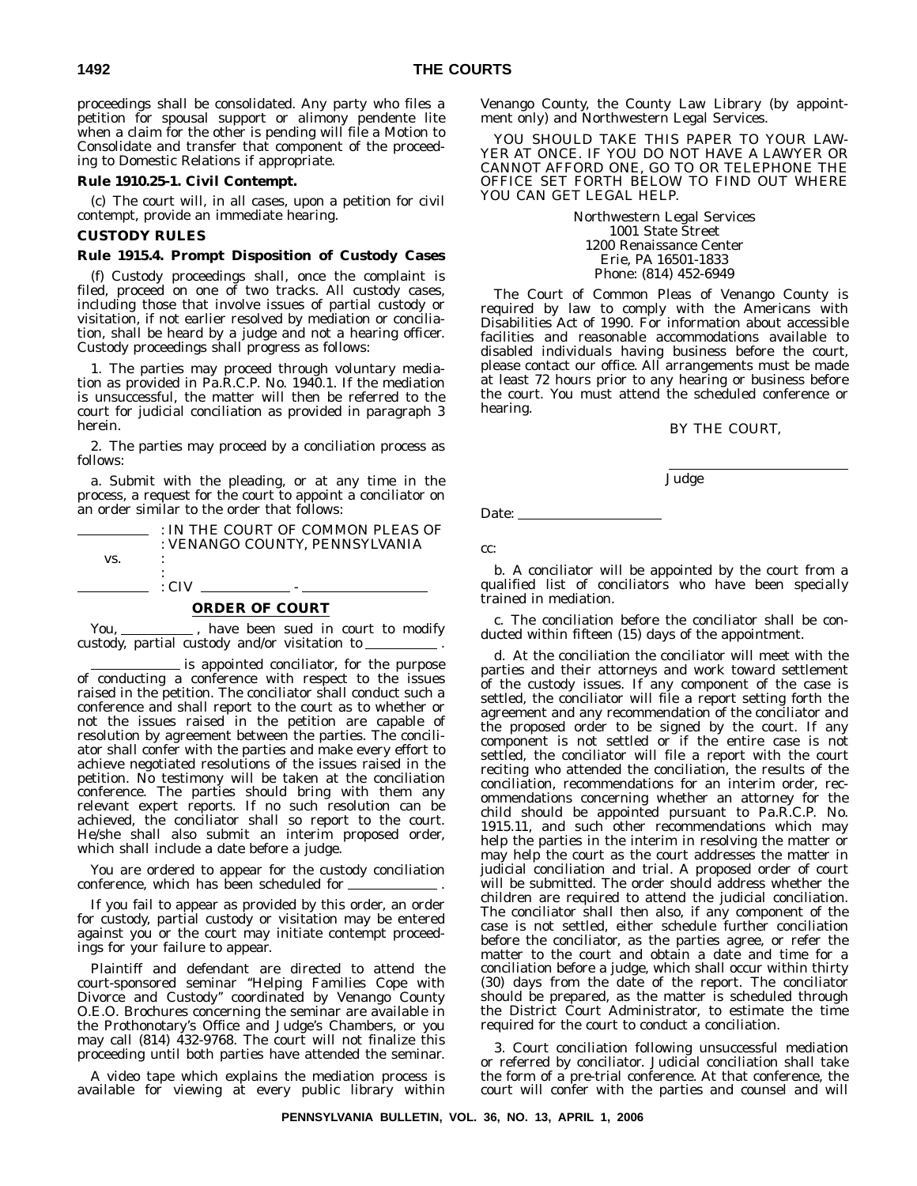proceedings shall be consolidated. Any party who files a petition for spousal support or alimony pendente lite when a claim for the other is pending will file a Motion to Consolidate and transfer that component of the proceeding to Domestic Relations if appropriate.

**Rule 1910.25-1. Civil Contempt.**

(c) The court will, in all cases, upon a petition for civil contempt, provide an immediate hearing.

**CUSTODY RULES**

**Rule 1915.4. Prompt Disposition of Custody Cases**

(f) Custody proceedings shall, once the complaint is filed, proceed on one of two tracks. All custody cases, including those that involve issues of partial custody or visitation, if not earlier resolved by mediation or conciliation, shall be heard by a judge and not a hearing officer. Custody proceedings shall progress as follows:

1. The parties may proceed through voluntary mediation as provided in Pa.R.C.P. No. 1940.1. If the mediation is unsuccessful, the matter will then be referred to the court for judicial conciliation as provided in paragraph 3 herein.

2. The parties may proceed by a conciliation process as follows:

a. Submit with the pleading, or at any time in the process, a request for the court to appoint a conciliator on an order similar to the order that follows:

```
__________  : IN THE COURT OF COMMON PLEAS OF
            : VENANGO COUNTY, PENNSYLVANIA
    vs.     :
            :
__________  : CIV __________ - ______________
```

**ORDER OF COURT**

You, __________ , have been sued in court to modify custody, partial custody and/or visitation to __________ .

__________ is appointed conciliator, for the purpose of conducting a conference with respect to the issues raised in the petition. The conciliator shall conduct such a conference and shall report to the court as to whether or not the issues raised in the petition are capable of resolution by agreement between the parties. The conciliator shall confer with the parties and make every effort to achieve negotiated resolutions of the issues raised in the petition. No testimony will be taken at the conciliation conference. The parties should bring with them any relevant expert reports. If no such resolution can be achieved, the conciliator shall so report to the court. He/she shall also submit an interim proposed order, which shall include a date before a judge.

You are ordered to appear for the custody conciliation conference, which has been scheduled for __________ .

If you fail to appear as provided by this order, an order for custody, partial custody or visitation may be entered against you or the court may initiate contempt proceedings for your failure to appear.

Plaintiff and defendant are directed to attend the court-sponsored seminar "Helping Families Cope with Divorce and Custody" coordinated by Venango County O.E.O. Brochures concerning the seminar are available in the Prothonotary's Office and Judge's Chambers, or you may call (814) 432-9768. The court will not finalize this proceeding until both parties have attended the seminar.

A video tape which explains the mediation process is available for viewing at every public library within Venango County, the County Law Library (by appointment only) and Northwestern Legal Services.

YOU SHOULD TAKE THIS PAPER TO YOUR LAWYER AT ONCE. IF YOU DO NOT HAVE A LAWYER OR CANNOT AFFORD ONE, GO TO OR TELEPHONE THE OFFICE SET FORTH BELOW TO FIND OUT WHERE YOU CAN GET LEGAL HELP.

Northwestern Legal Services
1001 State Street
1200 Renaissance Center
Erie, PA 16501-1833
Phone: (814) 452-6949

The Court of Common Pleas of Venango County is required by law to comply with the Americans with Disabilities Act of 1990. For information about accessible facilities and reasonable accommodations available to disabled individuals having business before the court, please contact our office. All arrangements must be made at least 72 hours prior to any hearing or business before the court. You must attend the scheduled conference or hearing.

BY THE COURT,

______________________
Judge

Date: ______________

cc:

b. A conciliator will be appointed by the court from a qualified list of conciliators who have been specially trained in mediation.

c. The conciliation before the conciliator shall be conducted within fifteen (15) days of the appointment.

d. At the conciliation the conciliator will meet with the parties and their attorneys and work toward settlement of the custody issues. If any component of the case is settled, the conciliator will file a report setting forth the agreement and any recommendation of the conciliator and the proposed order to be signed by the court. If any component is not settled or if the entire case is not settled, the conciliator will file a report with the court reciting who attended the conciliation, the results of the conciliation, recommendations for an interim order, recommendations concerning whether an attorney for the child should be appointed pursuant to Pa.R.C.P. No. 1915.11, and such other recommendations which may help the parties in the interim in resolving the matter or may help the court as the court addresses the matter in judicial conciliation and trial. A proposed order of court will be submitted. The order should address whether the children are required to attend the judicial conciliation. The conciliator shall then also, if any component of the case is not settled, either schedule further conciliation before the conciliator, as the parties agree, or refer the matter to the court and obtain a date and time for a conciliation before a judge, which shall occur within thirty (30) days from the date of the report. The conciliator should be prepared, as the matter is scheduled through the District Court Administrator, to estimate the time required for the court to conduct a conciliation.

3. Court conciliation following unsuccessful mediation or referred by conciliator. Judicial conciliation shall take the form of a pre-trial conference. At that conference, the court will confer with the parties and counsel and will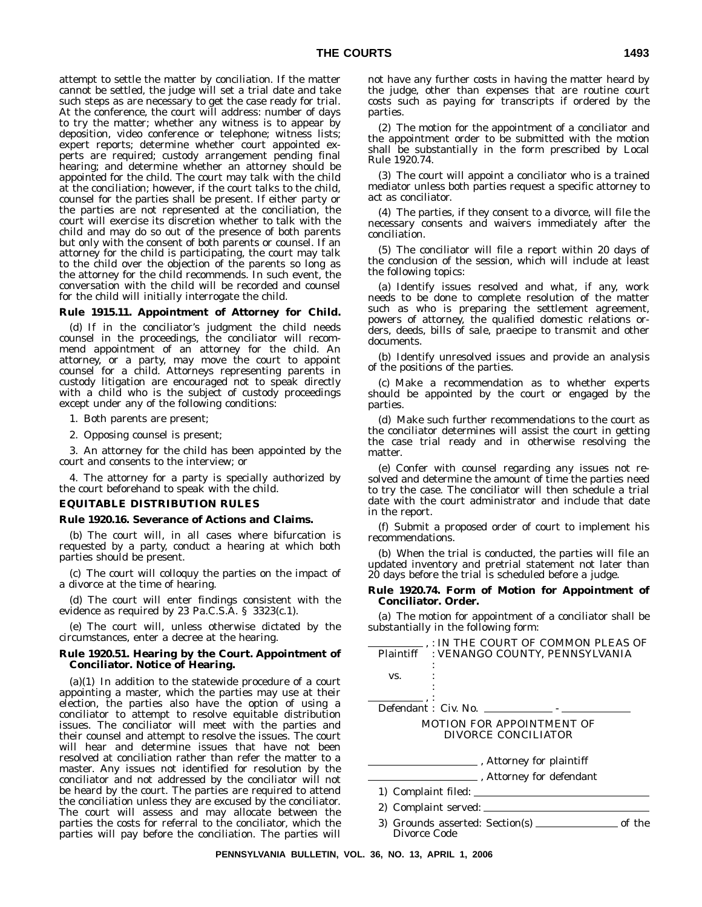attempt to settle the matter by conciliation. If the matter cannot be settled, the judge will set a trial date and take such steps as are necessary to get the case ready for trial. At the conference, the court will address: number of days to try the matter; whether any witness is to appear by deposition, video conference or telephone; witness lists; expert reports; determine whether court appointed experts are required; custody arrangement pending final hearing; and determine whether an attorney should be appointed for the child. The court may talk with the child at the conciliation; however, if the court talks to the child, counsel for the parties shall be present. If either party or the parties are not represented at the conciliation, the court will exercise its discretion whether to talk with the child and may do so out of the presence of both parents but only with the consent of both parents or counsel. If an attorney for the child is participating, the court may talk to the child over the objection of the parents so long as the attorney for the child recommends. In such event, the conversation with the child will be recorded and counsel for the child will initially interrogate the child.

**Rule 1915.11. Appointment of Attorney for Child.**

(d) If in the conciliator's judgment the child needs counsel in the proceedings, the conciliator will recommend appointment of an attorney for the child. An attorney, or a party, may move the court to appoint counsel for a child. Attorneys representing parents in custody litigation are encouraged not to speak directly with a child who is the subject of custody proceedings except under any of the following conditions:

1. Both parents are present;

2. Opposing counsel is present;

3. An attorney for the child has been appointed by the court and consents to the interview; or

4. The attorney for a party is specially authorized by the court beforehand to speak with the child.

**EQUITABLE DISTRIBUTION RULES**

**Rule 1920.16. Severance of Actions and Claims.**

(b) The court will, in all cases where bifurcation is requested by a party, conduct a hearing at which both parties should be present.

(c) The court will colloquy the parties on the impact of a divorce at the time of hearing.

(d) The court will enter findings consistent with the evidence as required by 23 Pa.C.S.A. § 3323(c.1).

(e) The court will, unless otherwise dictated by the circumstances, enter a decree at the hearing.

**Rule 1920.51. Hearing by the Court. Appointment of Conciliator. Notice of Hearing.**

(a)(1) In addition to the statewide procedure of a court appointing a master, which the parties may use at their election, the parties also have the option of using a conciliator to attempt to resolve equitable distribution issues. The conciliator will meet with the parties and their counsel and attempt to resolve the issues. The court will hear and determine issues that have not been resolved at conciliation rather than refer the matter to a master. Any issues not identified for resolution by the conciliator and not addressed by the conciliator will not be heard by the court. The parties are required to attend the conciliation unless they are excused by the conciliator. The court will assess and may allocate between the parties the costs for referral to the conciliator, which the parties will pay before the conciliation. The parties will not have any further costs in having the matter heard by the judge, other than expenses that are routine court costs such as paying for transcripts if ordered by the parties.

(2) The motion for the appointment of a conciliator and the appointment order to be submitted with the motion shall be substantially in the form prescribed by Local Rule 1920.74.

(3) The court will appoint a conciliator who is a trained mediator unless both parties request a specific attorney to act as conciliator.

(4) The parties, if they consent to a divorce, will file the necessary consents and waivers immediately after the conciliation.

(5) The conciliator will file a report within 20 days of the conclusion of the session, which will include at least the following topics:

(a) Identify issues resolved and what, if any, work needs to be done to complete resolution of the matter such as who is preparing the settlement agreement, powers of attorney, the qualified domestic relations orders, deeds, bills of sale, praecipe to transmit and other documents.

(b) Identify unresolved issues and provide an analysis of the positions of the parties.

(c) Make a recommendation as to whether experts should be appointed by the court or engaged by the parties.

(d) Make such further recommendations to the court as the conciliator determines will assist the court in getting the case trial ready and in otherwise resolving the matter.

(e) Confer with counsel regarding any issues not resolved and determine the amount of time the parties need to try the case. The conciliator will then schedule a trial date with the court administrator and include that date in the report.

(f) Submit a proposed order of court to implement his recommendations.

(b) When the trial is conducted, the parties will file an updated inventory and pretrial statement not later than 20 days before the trial is scheduled before a judge.

**Rule 1920.74. Form of Motion for Appointment of Conciliator. Order.**

(a) The motion for appointment of a conciliator shall be substantially in the following form:

```
__________ , : IN THE COURT OF COMMON PLEAS OF
Plaintiff    : VENANGO COUNTY, PENNSYLVANIA
             :
   vs.       :
             :
             :
__________ , :
Defendant    : Civ. No. ____________ - ____________
```

MOTION FOR APPOINTMENT OF DIVORCE CONCILIATOR

____________________ , Attorney for plaintiff

____________________ , Attorney for defendant

1) Complaint filed: ______________________________

2) Complaint served: ______________________________

3) Grounds asserted: Section(s) ______________ of the Divorce Code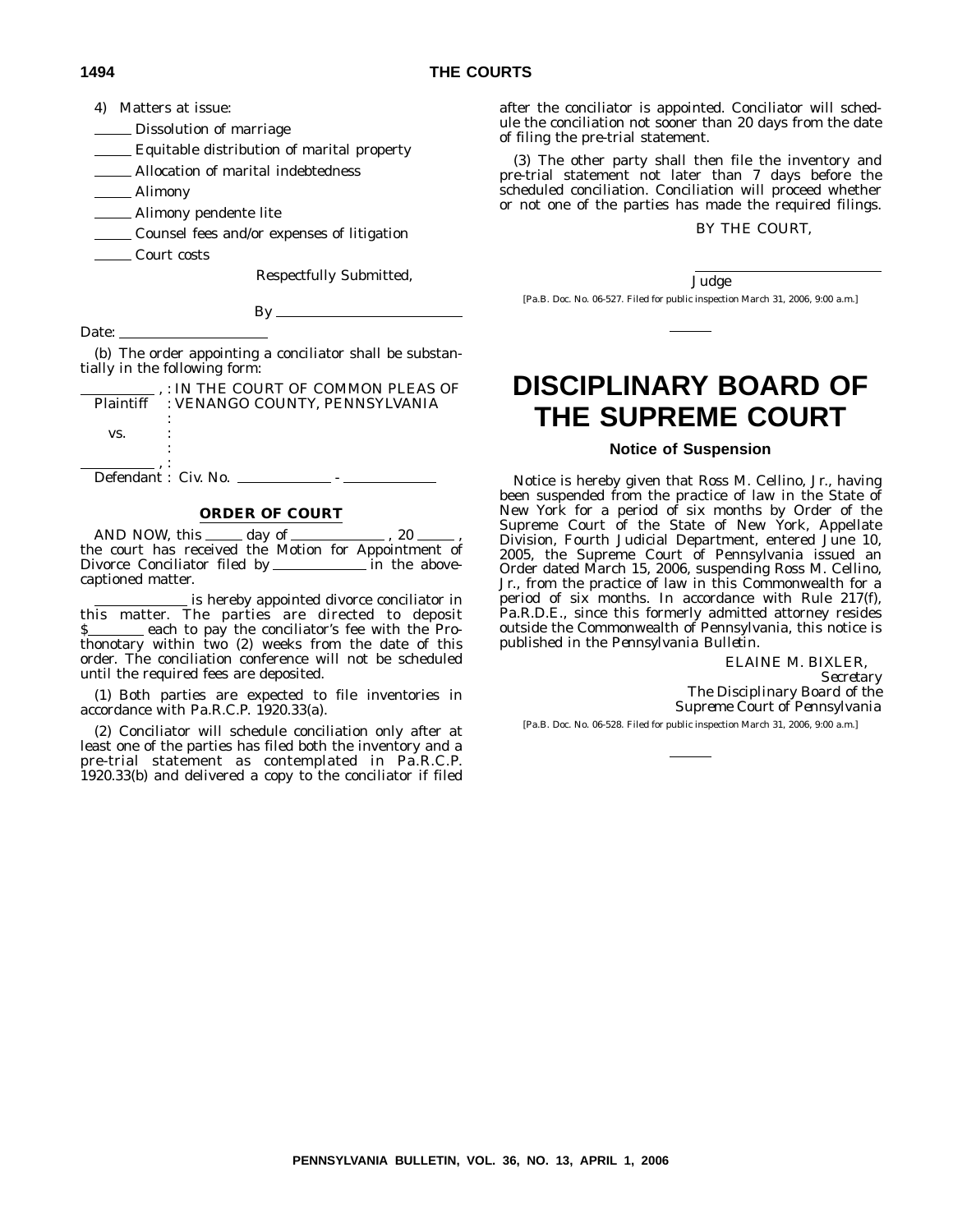4) Matters at issue:

_____ Dissolution of marriage

_____ Equitable distribution of marital property

_____ Allocation of marital indebtedness

_____ Alimony

_____ Alimony pendente lite

_____ Counsel fees and/or expenses of litigation

_____ Court costs

Respectfully Submitted,

By _______________________

Date: _______________

(b) The order appointing a conciliator shall be substantially in the following form:

```
__________ , : IN THE COURT OF COMMON PLEAS OF
 Plaintiff   : VENANGO COUNTY, PENNSYLVANIA
             :
   vs.       :
             :
__________ , :
 Defendant : Civ. No. __________ - __________
```

**ORDER OF COURT**

AND NOW, this _____ day of __________ , 20 _____ , the court has received the Motion for Appointment of Divorce Conciliator filed by __________ in the above-captioned matter.

__________ is hereby appointed divorce conciliator in this matter. The parties are directed to deposit $_______ each to pay the conciliator's fee with the Prothonotary within two (2) weeks from the date of this order. The conciliation conference will not be scheduled until the required fees are deposited.

(1) Both parties are expected to file inventories in accordance with Pa.R.C.P. 1920.33(a).

(2) Conciliator will schedule conciliation only after at least one of the parties has filed both the inventory and a pre-trial statement as contemplated in Pa.R.C.P. 1920.33(b) and delivered a copy to the conciliator if filed after the conciliator is appointed. Conciliator will schedule the conciliation not sooner than 20 days from the date of filing the pre-trial statement.

(3) The other party shall then file the inventory and pre-trial statement not later than 7 days before the scheduled conciliation. Conciliation will proceed whether or not one of the parties has made the required filings.

BY THE COURT,

_______________________
*Judge*

[Pa.B. Doc. No. 06-527. Filed for public inspection March 31, 2006, 9:00 a.m.]

# DISCIPLINARY BOARD OF THE SUPREME COURT

### Notice of Suspension

Notice is hereby given that Ross M. Cellino, Jr., having been suspended from the practice of law in the State of New York for a period of six months by Order of the Supreme Court of the State of New York, Appellate Division, Fourth Judicial Department, entered June 10, 2005, the Supreme Court of Pennsylvania issued an Order dated March 15, 2006, suspending Ross M. Cellino, Jr., from the practice of law in this Commonwealth for a period of six months. In accordance with Rule 217(f), Pa.R.D.E., since this formerly admitted attorney resides outside the Commonwealth of Pennsylvania, this notice is published in the *Pennsylvania Bulletin*.

ELAINE M. BIXLER,
*Secretary*
*The Disciplinary Board of the Supreme Court of Pennsylvania*

[Pa.B. Doc. No. 06-528. Filed for public inspection March 31, 2006, 9:00 a.m.]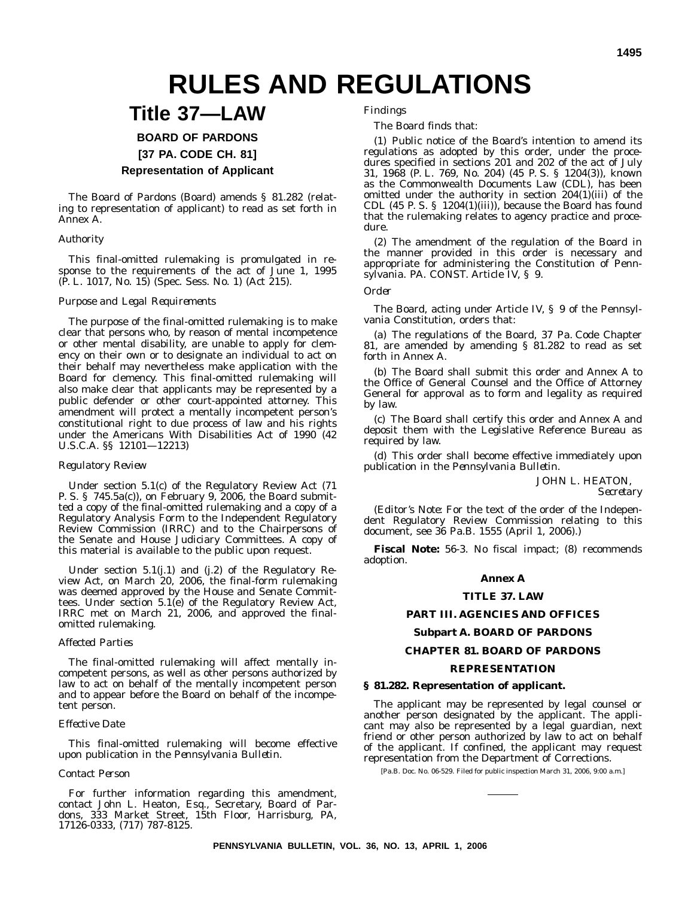# RULES AND REGULATIONS

## Title 37—LAW

### BOARD OF PARDONS

### [37 PA. CODE CH. 81]

### Representation of Applicant

The Board of Pardons (Board) amends § 81.282 (relating to representation of applicant) to read as set forth in Annex A.

*Authority*

This final-omitted rulemaking is promulgated in response to the requirements of the act of June 1, 1995 (P. L. 1017, No. 15) (Spec. Sess. No. 1) (Act 215).

*Purpose and Legal Requirements*

The purpose of the final-omitted rulemaking is to make clear that persons who, by reason of mental incompetence or other mental disability, are unable to apply for clemency on their own or to designate an individual to act on their behalf may nevertheless make application with the Board for clemency. This final-omitted rulemaking will also make clear that applicants may be represented by a public defender or other court-appointed attorney. This amendment will protect a mentally incompetent person's constitutional right to due process of law and his rights under the Americans With Disabilities Act of 1990 (42 U.S.C.A. §§ 12101—12213)

*Regulatory Review*

Under section 5.1(c) of the Regulatory Review Act (71 P. S. § 745.5a(c)), on February 9, 2006, the Board submitted a copy of the final-omitted rulemaking and a copy of a Regulatory Analysis Form to the Independent Regulatory Review Commission (IRRC) and to the Chairpersons of the Senate and House Judiciary Committees. A copy of this material is available to the public upon request.

Under section 5.1(j.1) and (j.2) of the Regulatory Review Act, on March 20, 2006, the final-form rulemaking was deemed approved by the House and Senate Committees. Under section 5.1(e) of the Regulatory Review Act, IRRC met on March 21, 2006, and approved the final-omitted rulemaking.

*Affected Parties*

The final-omitted rulemaking will affect mentally incompetent persons, as well as other persons authorized by law to act on behalf of the mentally incompetent person and to appear before the Board on behalf of the incompetent person.

*Effective Date*

This final-omitted rulemaking will become effective upon publication in the *Pennsylvania Bulletin*.

*Contact Person*

For further information regarding this amendment, contact John L. Heaton, Esq., Secretary, Board of Pardons, 333 Market Street, 15th Floor, Harrisburg, PA, 17126-0333, (717) 787-8125.

*Findings*

The Board finds that:

(1) Public notice of the Board's intention to amend its regulations as adopted by this order, under the procedures specified in sections 201 and 202 of the act of July 31, 1968 (P. L. 769, No. 204) (45 P. S. § 1204(3)), known as the Commonwealth Documents Law (CDL), has been omitted under the authority in section 204(1)(iii) of the CDL (45 P. S. § 1204(1)(iii)), because the Board has found that the rulemaking relates to agency practice and procedure.

(2) The amendment of the regulation of the Board in the manner provided in this order is necessary and appropriate for administering the Constitution of Pennsylvania. PA. CONST. Article IV, § 9.

*Order*

The Board, acting under Article IV, § 9 of the Pennsylvania Constitution, orders that:

(a) The regulations of the Board, 37 Pa. Code Chapter 81, are amended by amending § 81.282 to read as set forth in Annex A.

(b) The Board shall submit this order and Annex A to the Office of General Counsel and the Office of Attorney General for approval as to form and legality as required by law.

(c) The Board shall certify this order and Annex A and deposit them with the Legislative Reference Bureau as required by law.

(d) This order shall become effective immediately upon publication in the *Pennsylvania Bulletin*.

JOHN L. HEATON,
*Secretary*

(*Editor's Note*: For the text of the order of the Independent Regulatory Review Commission relating to this document, see 36 Pa.B. 1555 (April 1, 2006).)

**Fiscal Note:** 56-3. No fiscal impact; (8) recommends adoption.

**Annex A**

**TITLE 37. LAW**

**PART III. AGENCIES AND OFFICES**

**Subpart A. BOARD OF PARDONS**

**CHAPTER 81. BOARD OF PARDONS**

**REPRESENTATION**

**§ 81.282. Representation of applicant.**

The applicant may be represented by legal counsel or another person designated by the applicant. The applicant may also be represented by a legal guardian, next friend or other person authorized by law to act on behalf of the applicant. If confined, the applicant may request representation from the Department of Corrections.

[Pa.B. Doc. No. 06-529. Filed for public inspection March 31, 2006, 9:00 a.m.]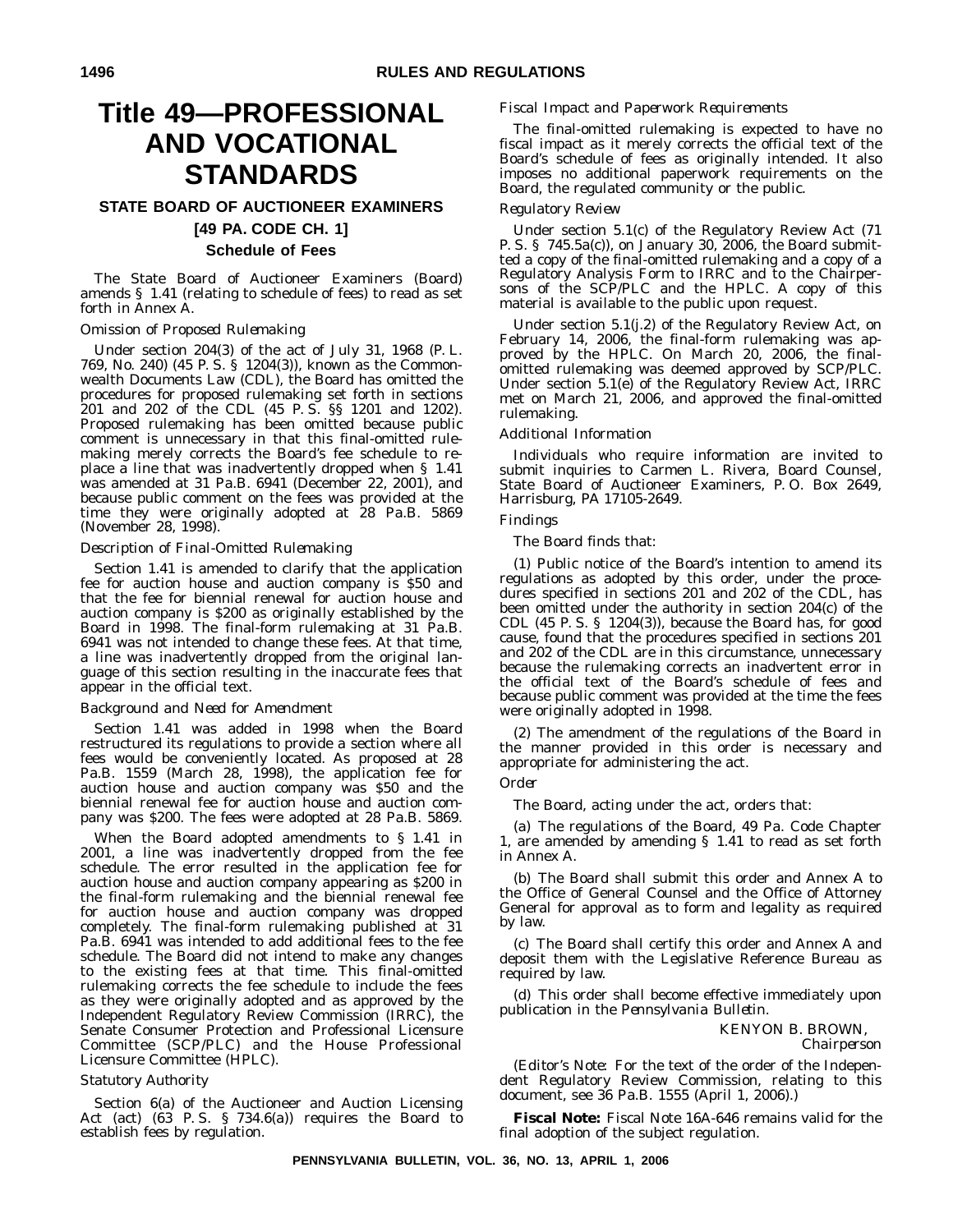# Title 49—PROFESSIONAL AND VOCATIONAL STANDARDS

## STATE BOARD OF AUCTIONEER EXAMINERS

### [49 PA. CODE CH. 1]

### Schedule of Fees

The State Board of Auctioneer Examiners (Board) amends § 1.41 (relating to schedule of fees) to read as set forth in Annex A.

*Omission of Proposed Rulemaking*

Under section 204(3) of the act of July 31, 1968 (P. L. 769, No. 240) (45 P. S. § 1204(3)), known as the Commonwealth Documents Law (CDL), the Board has omitted the procedures for proposed rulemaking set forth in sections 201 and 202 of the CDL (45 P. S. §§ 1201 and 1202). Proposed rulemaking has been omitted because public comment is unnecessary in that this final-omitted rulemaking merely corrects the Board's fee schedule to replace a line that was inadvertently dropped when § 1.41 was amended at 31 Pa.B. 6941 (December 22, 2001), and because public comment on the fees was provided at the time they were originally adopted at 28 Pa.B. 5869 (November 28, 1998).

*Description of Final-Omitted Rulemaking*

Section 1.41 is amended to clarify that the application fee for auction house and auction company is $50 and that the fee for biennial renewal for auction house and auction company is $200 as originally established by the Board in 1998. The final-form rulemaking at 31 Pa.B. 6941 was not intended to change these fees. At that time, a line was inadvertently dropped from the original language of this section resulting in the inaccurate fees that appear in the official text.

*Background and Need for Amendment*

Section 1.41 was added in 1998 when the Board restructured its regulations to provide a section where all fees would be conveniently located. As proposed at 28 Pa.B. 1559 (March 28, 1998), the application fee for auction house and auction company was $50 and the biennial renewal fee for auction house and auction company was $200. The fees were adopted at 28 Pa.B. 5869.

When the Board adopted amendments to § 1.41 in 2001, a line was inadvertently dropped from the fee schedule. The error resulted in the application fee for auction house and auction company appearing as $200 in the final-form rulemaking and the biennial renewal fee for auction house and auction company was dropped completely. The final-form rulemaking published at 31 Pa.B. 6941 was intended to add additional fees to the fee schedule. The Board did not intend to make any changes to the existing fees at that time. This final-omitted rulemaking corrects the fee schedule to include the fees as they were originally adopted and as approved by the Independent Regulatory Review Commission (IRRC), the Senate Consumer Protection and Professional Licensure Committee (SCP/PLC) and the House Professional Licensure Committee (HPLC).

*Statutory Authority*

Section 6(a) of the Auctioneer and Auction Licensing Act (act) (63 P. S. § 734.6(a)) requires the Board to establish fees by regulation.

*Fiscal Impact and Paperwork Requirements*

The final-omitted rulemaking is expected to have no fiscal impact as it merely corrects the official text of the Board's schedule of fees as originally intended. It also imposes no additional paperwork requirements on the Board, the regulated community or the public.

*Regulatory Review*

Under section 5.1(c) of the Regulatory Review Act (71 P. S. § 745.5a(c)), on January 30, 2006, the Board submitted a copy of the final-omitted rulemaking and a copy of a Regulatory Analysis Form to IRRC and to the Chairpersons of the SCP/PLC and the HPLC. A copy of this material is available to the public upon request.

Under section 5.1(j.2) of the Regulatory Review Act, on February 14, 2006, the final-form rulemaking was approved by the HPLC. On March 20, 2006, the final-omitted rulemaking was deemed approved by SCP/PLC. Under section 5.1(e) of the Regulatory Review Act, IRRC met on March 21, 2006, and approved the final-omitted rulemaking.

*Additional Information*

Individuals who require information are invited to submit inquiries to Carmen L. Rivera, Board Counsel, State Board of Auctioneer Examiners, P. O. Box 2649, Harrisburg, PA 17105-2649.

*Findings*

The Board finds that:

(1) Public notice of the Board's intention to amend its regulations as adopted by this order, under the procedures specified in sections 201 and 202 of the CDL, has been omitted under the authority in section 204(c) of the CDL (45 P. S. § 1204(3)), because the Board has, for good cause, found that the procedures specified in sections 201 and 202 of the CDL are in this circumstance, unnecessary because the rulemaking corrects an inadvertent error in the official text of the Board's schedule of fees and because public comment was provided at the time the fees were originally adopted in 1998.

(2) The amendment of the regulations of the Board in the manner provided in this order is necessary and appropriate for administering the act.

*Order*

The Board, acting under the act, orders that:

(a) The regulations of the Board, 49 Pa. Code Chapter 1, are amended by amending § 1.41 to read as set forth in Annex A.

(b) The Board shall submit this order and Annex A to the Office of General Counsel and the Office of Attorney General for approval as to form and legality as required by law.

(c) The Board shall certify this order and Annex A and deposit them with the Legislative Reference Bureau as required by law.

(d) This order shall become effective immediately upon publication in the *Pennsylvania Bulletin*.

KENYON B. BROWN,
*Chairperson*

(*Editor's Note*: For the text of the order of the Independent Regulatory Review Commission, relating to this document, see 36 Pa.B. 1555 (April 1, 2006).)

**Fiscal Note:** Fiscal Note 16A-646 remains valid for the final adoption of the subject regulation.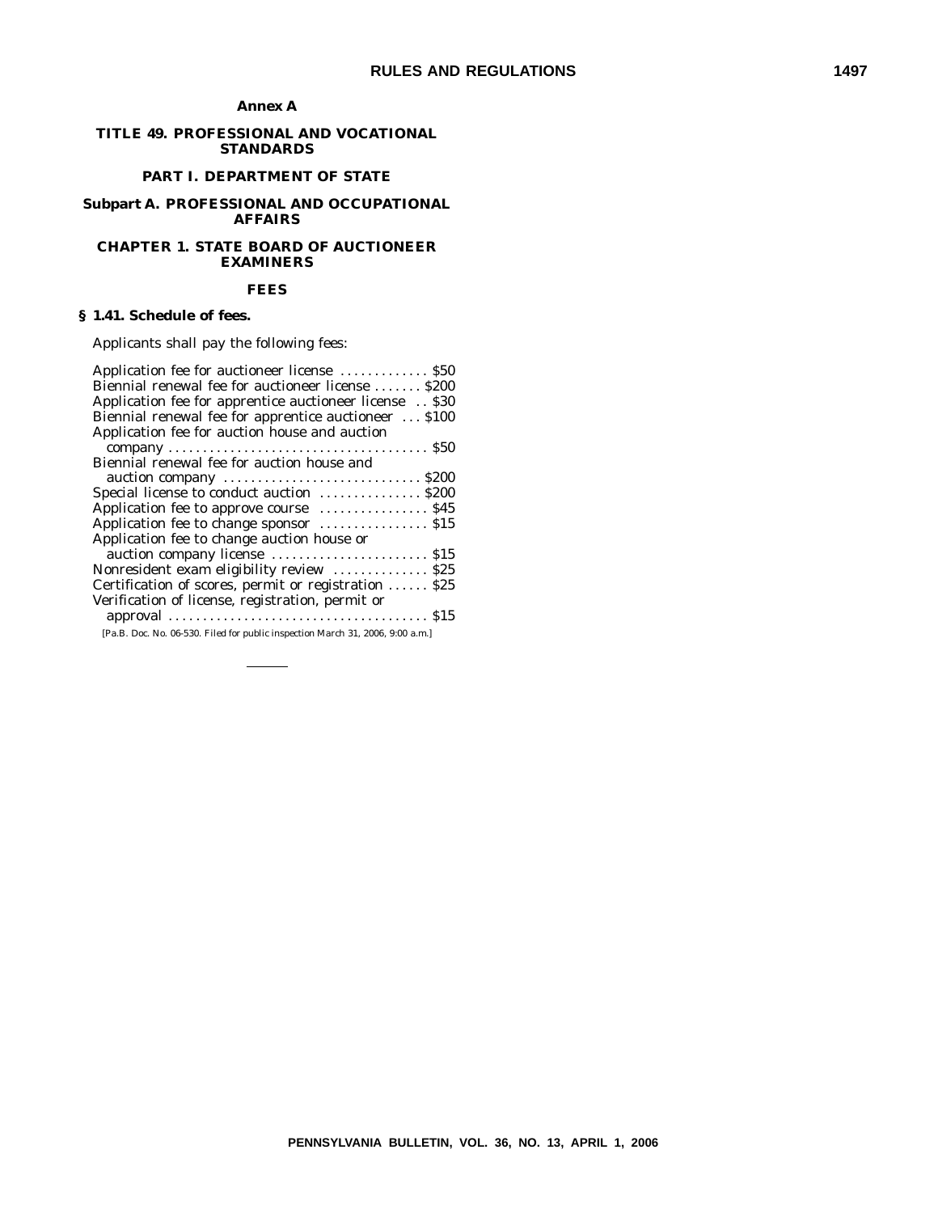## Annex A

### TITLE 49. PROFESSIONAL AND VOCATIONAL STANDARDS

### PART I. DEPARTMENT OF STATE

### Subpart A. PROFESSIONAL AND OCCUPATIONAL AFFAIRS

### CHAPTER 1. STATE BOARD OF AUCTIONEER EXAMINERS

### FEES

**§ 1.41. Schedule of fees.**

Applicants shall pay the following fees:

| Fee | Amount |
| --- | --- |
| Application fee for auctioneer license | $50 |
| Biennial renewal fee for auctioneer license | $200 |
| Application fee for apprentice auctioneer license | $30 |
| Biennial renewal fee for apprentice auctioneer | $100 |
| Application fee for auction house and auction company | $50 |
| Biennial renewal fee for auction house and auction company | $200 |
| Special license to conduct auction | $200 |
| Application fee to approve course | $45 |
| Application fee to change sponsor | $15 |
| Application fee to change auction house or auction company license | $15 |
| Nonresident exam eligibility review | $25 |
| Certification of scores, permit or registration | $25 |
| Verification of license, registration, permit or approval | $15 |

[Pa.B. Doc. No. 06-530. Filed for public inspection March 31, 2006, 9:00 a.m.]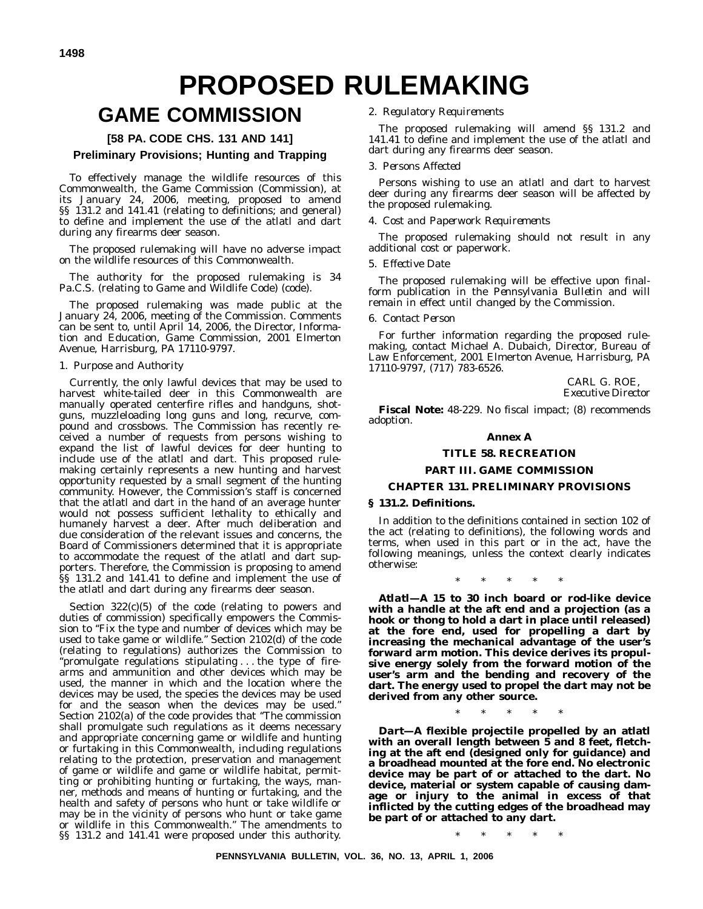# PROPOSED RULEMAKING

## GAME COMMISSION

### [58 PA. CODE CHS. 131 AND 141]

### Preliminary Provisions; Hunting and Trapping

To effectively manage the wildlife resources of this Commonwealth, the Game Commission (Commission), at its January 24, 2006, meeting, proposed to amend §§ 131.2 and 141.41 (relating to definitions; and general) to define and implement the use of the atlatl and dart during any firearms deer season.

The proposed rulemaking will have no adverse impact on the wildlife resources of this Commonwealth.

The authority for the proposed rulemaking is 34 Pa.C.S. (relating to Game and Wildlife Code) (code).

The proposed rulemaking was made public at the January 24, 2006, meeting of the Commission. Comments can be sent to, until April 14, 2006, the Director, Information and Education, Game Commission, 2001 Elmerton Avenue, Harrisburg, PA 17110-9797.

1. *Purpose and Authority*

Currently, the only lawful devices that may be used to harvest white-tailed deer in this Commonwealth are manually operated centerfire rifles and handguns, shotguns, muzzleloading long guns and long, recurve, compound and crossbows. The Commission has recently received a number of requests from persons wishing to expand the list of lawful devices for deer hunting to include use of the atlatl and dart. This proposed rulemaking certainly represents a new hunting and harvest opportunity requested by a small segment of the hunting community. However, the Commission's staff is concerned that the atlatl and dart in the hand of an average hunter would not possess sufficient lethality to ethically and humanely harvest a deer. After much deliberation and due consideration of the relevant issues and concerns, the Board of Commissioners determined that it is appropriate to accommodate the request of the atlatl and dart supporters. Therefore, the Commission is proposing to amend §§ 131.2 and 141.41 to define and implement the use of the atlatl and dart during any firearms deer season.

Section 322(c)(5) of the code (relating to powers and duties of commission) specifically empowers the Commission to "Fix the type and number of devices which may be used to take game or wildlife." Section 2102(d) of the code (relating to regulations) authorizes the Commission to "promulgate regulations stipulating . . . the type of firearms and ammunition and other devices which may be used, the manner in which and the location where the devices may be used, the species the devices may be used for and the season when the devices may be used." Section 2102(a) of the code provides that "The commission shall promulgate such regulations as it deems necessary and appropriate concerning game or wildlife and hunting or furtaking in this Commonwealth, including regulations relating to the protection, preservation and management of game or wildlife and game or wildlife habitat, permitting or prohibiting hunting or furtaking, the ways, manner, methods and means of hunting or furtaking, and the health and safety of persons who hunt or take wildlife or may be in the vicinity of persons who hunt or take game or wildlife in this Commonwealth." The amendments to §§ 131.2 and 141.41 were proposed under this authority.

2. *Regulatory Requirements*

The proposed rulemaking will amend §§ 131.2 and 141.41 to define and implement the use of the atlatl and dart during any firearms deer season.

3. *Persons Affected*

Persons wishing to use an atlatl and dart to harvest deer during any firearms deer season will be affected by the proposed rulemaking.

4. *Cost and Paperwork Requirements*

The proposed rulemaking should not result in any additional cost or paperwork.

5. *Effective Date*

The proposed rulemaking will be effective upon final-form publication in the *Pennsylvania Bulletin* and will remain in effect until changed by the Commission.

6. *Contact Person*

For further information regarding the proposed rulemaking, contact Michael A. Dubaich, Director, Bureau of Law Enforcement, 2001 Elmerton Avenue, Harrisburg, PA 17110-9797, (717) 783-6526.

CARL G. ROE,
*Executive Director*

**Fiscal Note:** 48-229. No fiscal impact; (8) recommends adoption.

**Annex A**

**TITLE 58. RECREATION**

**PART III. GAME COMMISSION**

**CHAPTER 131. PRELIMINARY PROVISIONS**

**§ 131.2. Definitions.**

In addition to the definitions contained in section 102 of the act (relating to definitions), the following words and terms, when used in this part or in the act, have the following meanings, unless the context clearly indicates otherwise:

\* \* \* \* \*

***Atlatl*—A 15 to 30 inch board or rod-like device with a handle at the aft end and a projection (as a hook or thong to hold a dart in place until released) at the fore end, used for propelling a dart by increasing the mechanical advantage of the user's forward arm motion. This device derives its propulsive energy solely from the forward motion of the user's arm and the bending and recovery of the dart. The energy used to propel the dart may not be derived from any other source.**

\* \* \* \* \*

***Dart*—A flexible projectile propelled by an atlatl with an overall length between 5 and 8 feet, fletching at the aft end (designed only for guidance) and a broadhead mounted at the fore end. No electronic device may be part of or attached to the dart. No device, material or system capable of causing damage or injury to the animal in excess of that inflicted by the cutting edges of the broadhead may be part of or attached to any dart.**

\* \* \* \* \*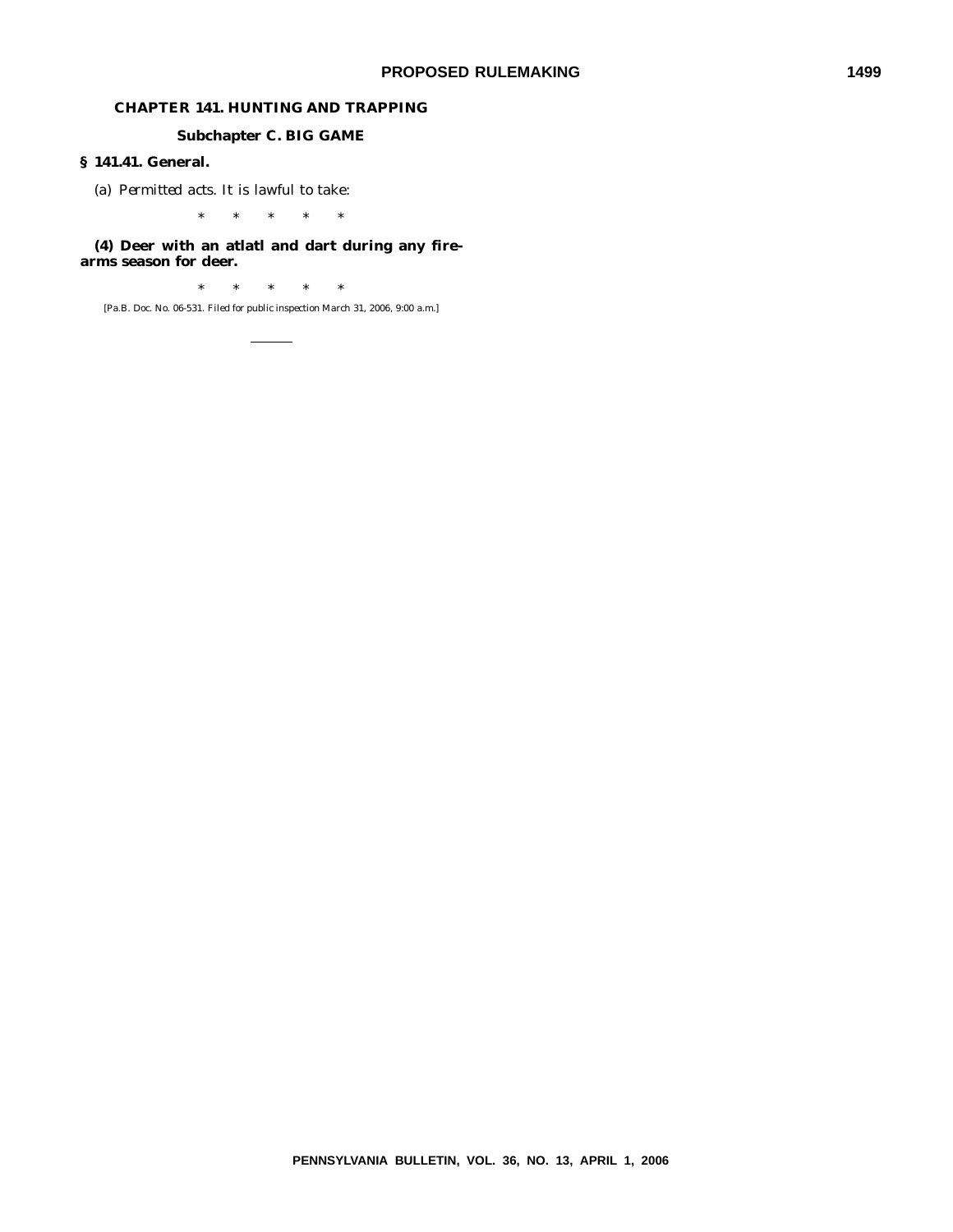**CHAPTER 141. HUNTING AND TRAPPING**

**Subchapter C. BIG GAME**

**§ 141.41. General.**

(a) *Permitted acts.* It is lawful to take:

\* \* \* \* \*

**(4) Deer with an atlatl and dart during any firearms season for deer.**

\* \* \* \* \*

[Pa.B. Doc. No. 06-531. Filed for public inspection March 31, 2006, 9:00 a.m.]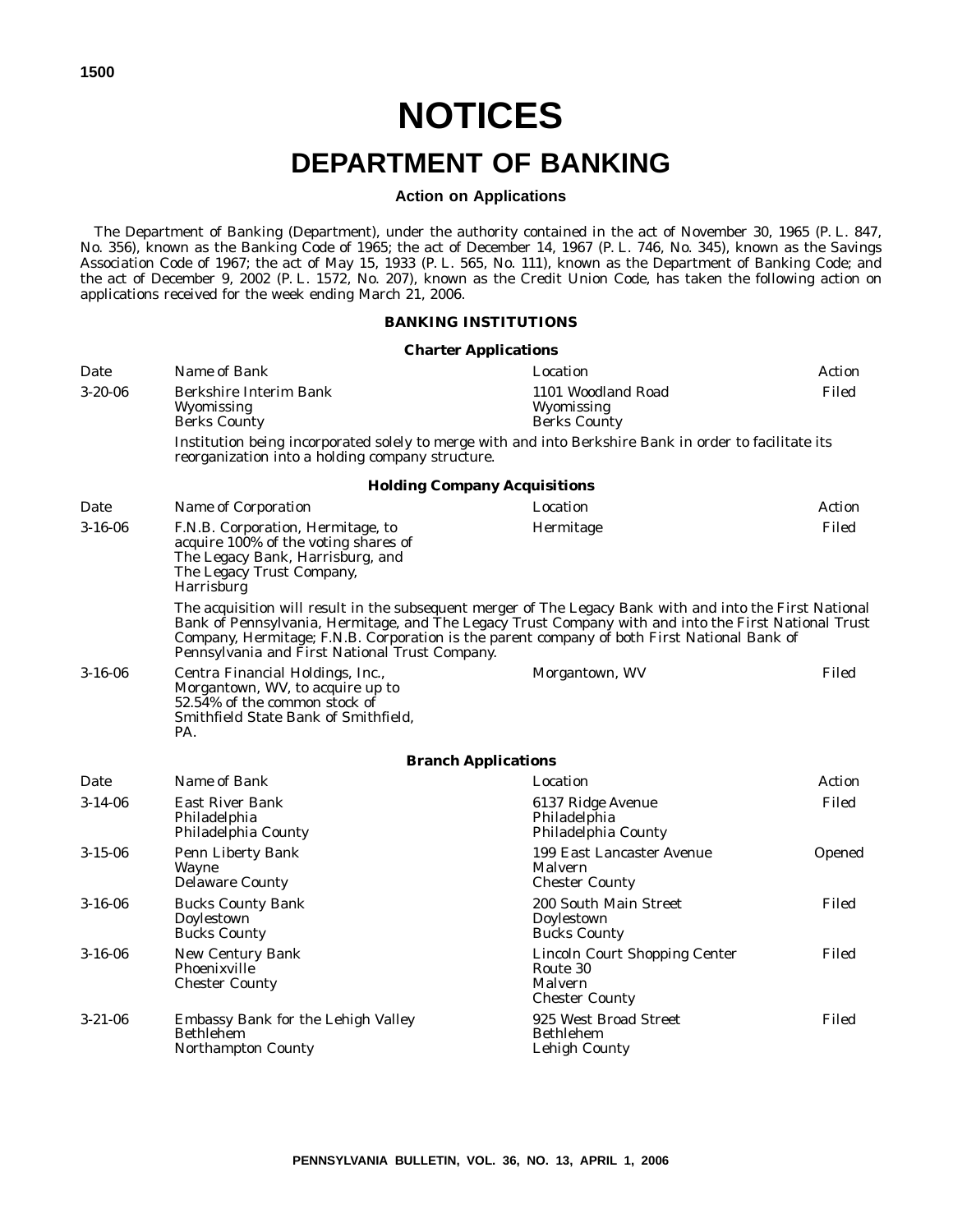# NOTICES

# DEPARTMENT OF BANKING

### Action on Applications

The Department of Banking (Department), under the authority contained in the act of November 30, 1965 (P. L. 847, No. 356), known as the Banking Code of 1965; the act of December 14, 1967 (P. L. 746, No. 345), known as the Savings Association Code of 1967; the act of May 15, 1933 (P. L. 565, No. 111), known as the Department of Banking Code; and the act of December 9, 2002 (P. L. 1572, No. 207), known as the Credit Union Code, has taken the following action on applications received for the week ending March 21, 2006.

#### BANKING INSTITUTIONS

**Charter Applications**

| Date | Name of Bank | Location | Action |
|---|---|---|---|
| 3-20-06 | Berkshire Interim Bank<br>Wyomissing<br>Berks County | 1101 Woodland Road<br>Wyomissing<br>Berks County | Filed |

Institution being incorporated solely to merge with and into Berkshire Bank in order to facilitate its reorganization into a holding company structure.

**Holding Company Acquisitions**

| Date | Name of Corporation | Location | Action |
|---|---|---|---|
| 3-16-06 | F.N.B. Corporation, Hermitage, to acquire 100% of the voting shares of The Legacy Bank, Harrisburg, and The Legacy Trust Company, Harrisburg | Hermitage | Filed |

The acquisition will result in the subsequent merger of The Legacy Bank with and into the First National Bank of Pennsylvania, Hermitage, and The Legacy Trust Company with and into the First National Trust Company, Hermitage; F.N.B. Corporation is the parent company of both First National Bank of Pennsylvania and First National Trust Company.

| Date | Name of Corporation | Location | Action |
|---|---|---|---|
| 3-16-06 | Centra Financial Holdings, Inc., Morgantown, WV, to acquire up to 52.54% of the common stock of Smithfield State Bank of Smithfield, PA. | Morgantown, WV | Filed |

**Branch Applications**

| Date | Name of Bank | Location | Action |
|---|---|---|---|
| 3-14-06 | East River Bank<br>Philadelphia<br>Philadelphia County | 6137 Ridge Avenue<br>Philadelphia<br>Philadelphia County | Filed |
| 3-15-06 | Penn Liberty Bank<br>Wayne<br>Delaware County | 199 East Lancaster Avenue<br>Malvern<br>Chester County | Opened |
| 3-16-06 | Bucks County Bank<br>Doylestown<br>Bucks County | 200 South Main Street<br>Doylestown<br>Bucks County | Filed |
| 3-16-06 | New Century Bank<br>Phoenixville<br>Chester County | Lincoln Court Shopping Center<br>Route 30<br>Malvern<br>Chester County | Filed |
| 3-21-06 | Embassy Bank for the Lehigh Valley<br>Bethlehem<br>Northampton County | 925 West Broad Street<br>Bethlehem<br>Lehigh County | Filed |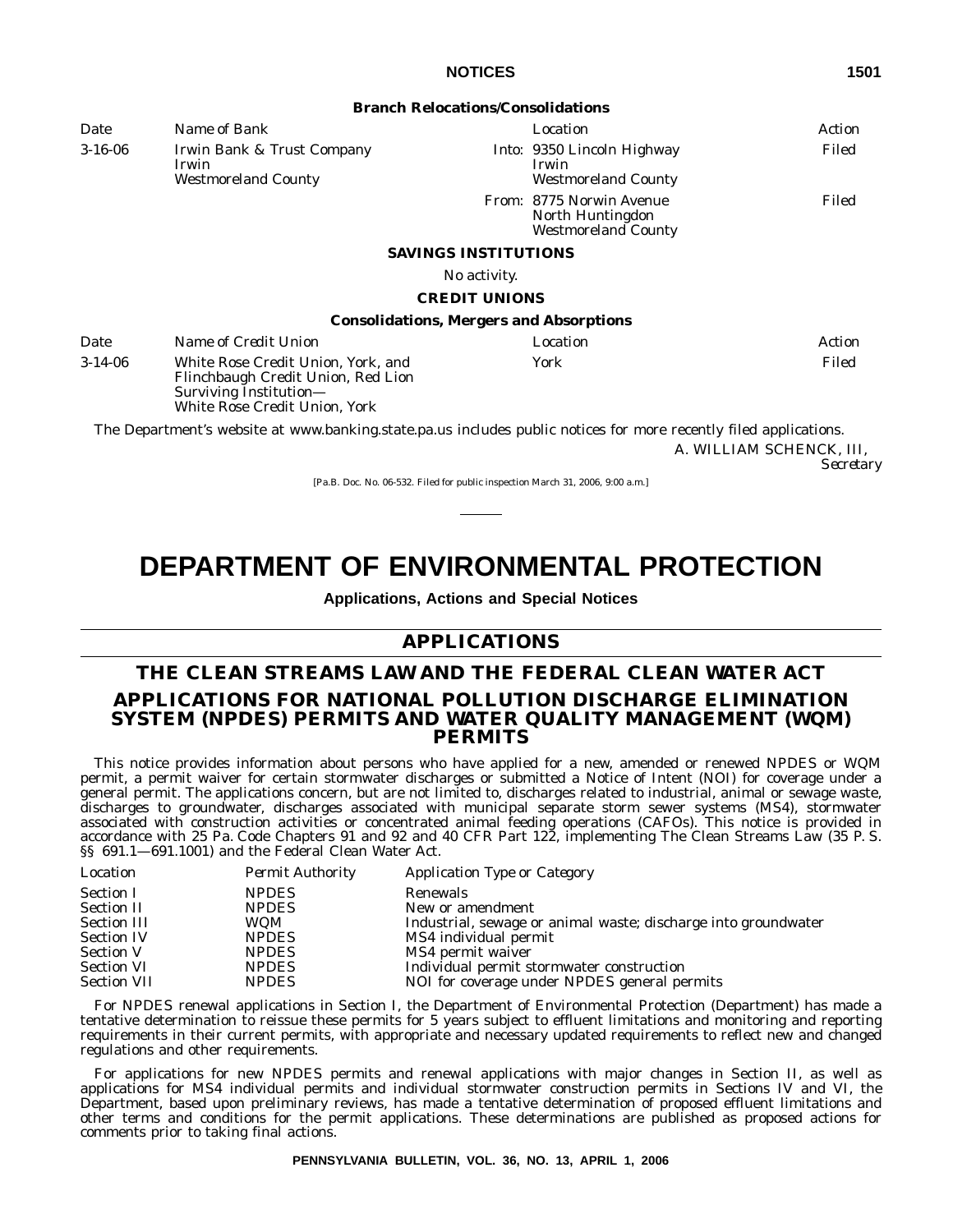**Branch Relocations/Consolidations**

| Date | Name of Bank | Location | Action |
|---|---|---|---|
| 3-16-06 | Irwin Bank & Trust Company Irwin Westmoreland County | Into: 9350 Lincoln Highway Irwin Westmoreland County | Filed |
| | | From: 8775 Norwin Avenue North Huntingdon Westmoreland County | Filed |

**SAVINGS INSTITUTIONS**

*No activity.*

**CREDIT UNIONS**

**Consolidations, Mergers and Absorptions**

| Date | Name of Credit Union | Location | Action |
|---|---|---|---|
| 3-14-06 | White Rose Credit Union, York, and Flinchbaugh Credit Union, Red Lion Surviving Institution— White Rose Credit Union, York | York | Filed |

The Department's website at www.banking.state.pa.us includes public notices for more recently filed applications.

A. WILLIAM SCHENCK, III,
*Secretary*

[Pa.B. Doc. No. 06-532. Filed for public inspection March 31, 2006, 9:00 a.m.]

# DEPARTMENT OF ENVIRONMENTAL PROTECTION

**Applications, Actions and Special Notices**

## APPLICATIONS

## THE CLEAN STREAMS LAW AND THE FEDERAL CLEAN WATER ACT

## APPLICATIONS FOR NATIONAL POLLUTION DISCHARGE ELIMINATION SYSTEM (NPDES) PERMITS AND WATER QUALITY MANAGEMENT (WQM) PERMITS

This notice provides information about persons who have applied for a new, amended or renewed NPDES or WQM permit, a permit waiver for certain stormwater discharges or submitted a Notice of Intent (NOI) for coverage under a general permit. The applications concern, but are not limited to, discharges related to industrial, animal or sewage waste, discharges to groundwater, discharges associated with municipal separate storm sewer systems (MS4), stormwater associated with construction activities or concentrated animal feeding operations (CAFOs). This notice is provided in accordance with 25 Pa. Code Chapters 91 and 92 and 40 CFR Part 122, implementing The Clean Streams Law (35 P. S. §§ 691.1—691.1001) and the Federal Clean Water Act.

| Location | Permit Authority | Application Type or Category |
|---|---|---|
| Section I | NPDES | Renewals |
| Section II | NPDES | New or amendment |
| Section III | WQM | Industrial, sewage or animal waste; discharge into groundwater |
| Section IV | NPDES | MS4 individual permit |
| Section V | NPDES | MS4 permit waiver |
| Section VI | NPDES | Individual permit stormwater construction |
| Section VII | NPDES | NOI for coverage under NPDES general permits |

For NPDES renewal applications in Section I, the Department of Environmental Protection (Department) has made a tentative determination to reissue these permits for 5 years subject to effluent limitations and monitoring and reporting requirements in their current permits, with appropriate and necessary updated requirements to reflect new and changed regulations and other requirements.

For applications for new NPDES permits and renewal applications with major changes in Section II, as well as applications for MS4 individual permits and individual stormwater construction permits in Sections IV and VI, the Department, based upon preliminary reviews, has made a tentative determination of proposed effluent limitations and other terms and conditions for the permit applications. These determinations are published as proposed actions for comments prior to taking final actions.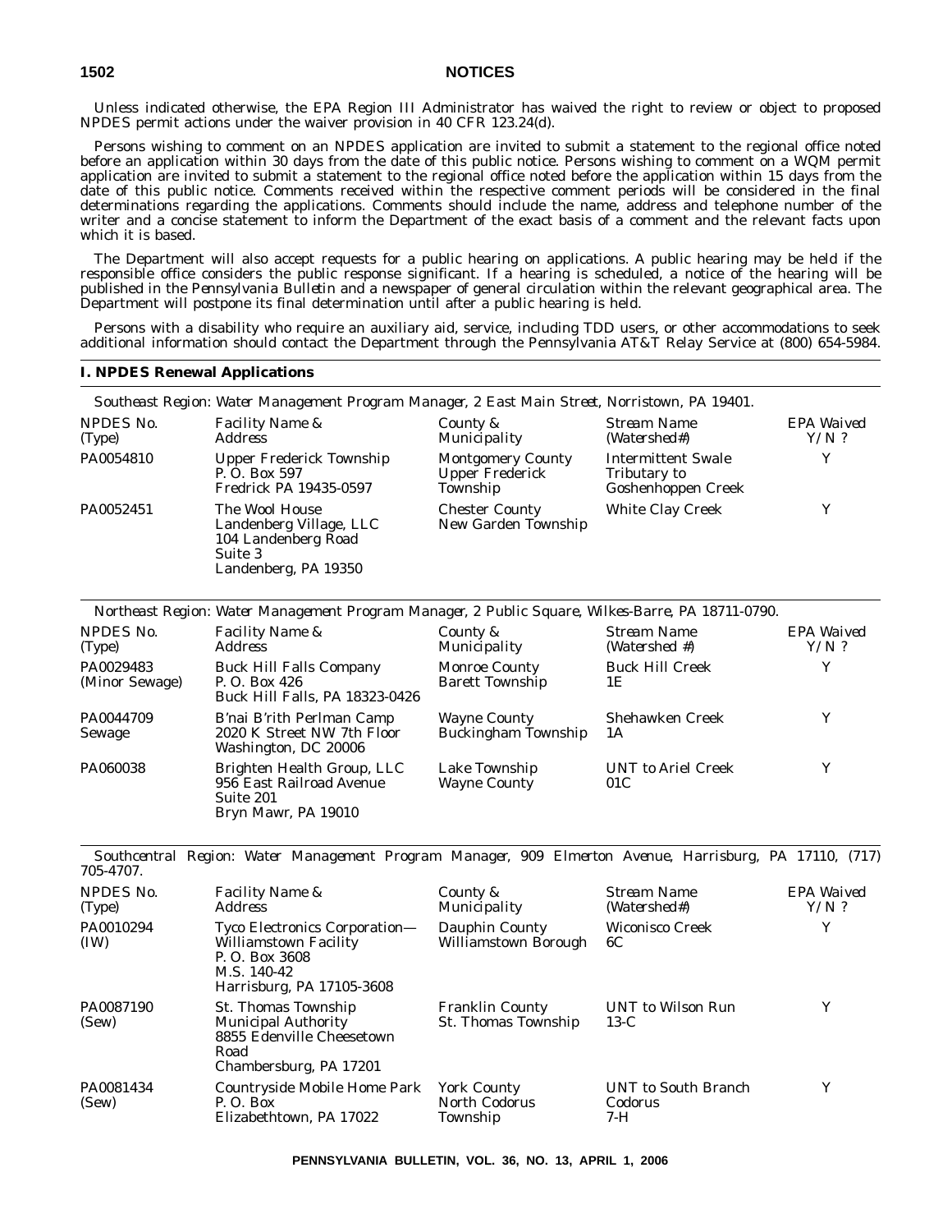Unless indicated otherwise, the EPA Region III Administrator has waived the right to review or object to proposed NPDES permit actions under the waiver provision in 40 CFR 123.24(d).

Persons wishing to comment on an NPDES application are invited to submit a statement to the regional office noted before an application within 30 days from the date of this public notice. Persons wishing to comment on a WQM permit application are invited to submit a statement to the regional office noted before the application within 15 days from the date of this public notice. Comments received within the respective comment periods will be considered in the final determinations regarding the applications. Comments should include the name, address and telephone number of the writer and a concise statement to inform the Department of the exact basis of a comment and the relevant facts upon which it is based.

The Department will also accept requests for a public hearing on applications. A public hearing may be held if the responsible office considers the public response significant. If a hearing is scheduled, a notice of the hearing will be published in the *Pennsylvania Bulletin* and a newspaper of general circulation within the relevant geographical area. The Department will postpone its final determination until after a public hearing is held.

Persons with a disability who require an auxiliary aid, service, including TDD users, or other accommodations to seek additional information should contact the Department through the Pennsylvania AT&T Relay Service at (800) 654-5984.

## I. NPDES Renewal Applications

*Southeast Region: Water Management Program Manager, 2 East Main Street, Norristown, PA 19401.*

| NPDES No. (Type) | Facility Name & Address | County & Municipality | Stream Name (Watershed#) | EPA Waived Y/N ? |
|---|---|---|---|---|
| PA0054810 | Upper Frederick Township P. O. Box 597 Fredrick PA 19435-0597 | Montgomery County Upper Frederick Township | Intermittent Swale Tributary to Goshenhoppen Creek | Y |
| PA0052451 | The Wool House Landenberg Village, LLC 104 Landenberg Road Suite 3 Landenberg, PA 19350 | Chester County New Garden Township | White Clay Creek | Y |

*Northeast Region: Water Management Program Manager, 2 Public Square, Wilkes-Barre, PA 18711-0790.*

| NPDES No. (Type) | Facility Name & Address | County & Municipality | Stream Name (Watershed #) | EPA Waived Y/N ? |
|---|---|---|---|---|
| PA0029483 (Minor Sewage) | Buck Hill Falls Company P. O. Box 426 Buck Hill Falls, PA 18323-0426 | Monroe County Barett Township | Buck Hill Creek 1E | Y |
| PA0044709 Sewage | B'nai B'rith Perlman Camp 2020 K Street NW 7th Floor Washington, DC 20006 | Wayne County Buckingham Township | Shehawken Creek 1A | Y |
| PA060038 | Brighten Health Group, LLC 956 East Railroad Avenue Suite 201 Bryn Mawr, PA 19010 | Lake Township Wayne County | UNT to Ariel Creek 01C | Y |

*Southcentral Region: Water Management Program Manager, 909 Elmerton Avenue, Harrisburg, PA 17110, (717) 705-4707.*

| NPDES No. (Type) | Facility Name & Address | County & Municipality | Stream Name (Watershed#) | EPA Waived Y/N ? |
|---|---|---|---|---|
| PA0010294 (IW) | Tyco Electronics Corporation—Williamstown Facility P. O. Box 3608 M.S. 140-42 Harrisburg, PA 17105-3608 | Dauphin County Williamstown Borough | Wiconisco Creek 6C | Y |
| PA0087190 (Sew) | St. Thomas Township Municipal Authority 8855 Edenville Cheesetown Road Chambersburg, PA 17201 | Franklin County St. Thomas Township | UNT to Wilson Run 13-C | Y |
| PA0081434 (Sew) | Countryside Mobile Home Park P. O. Box Elizabethtown, PA 17022 | York County North Codorus Township | UNT to South Branch Codorus 7-H | Y |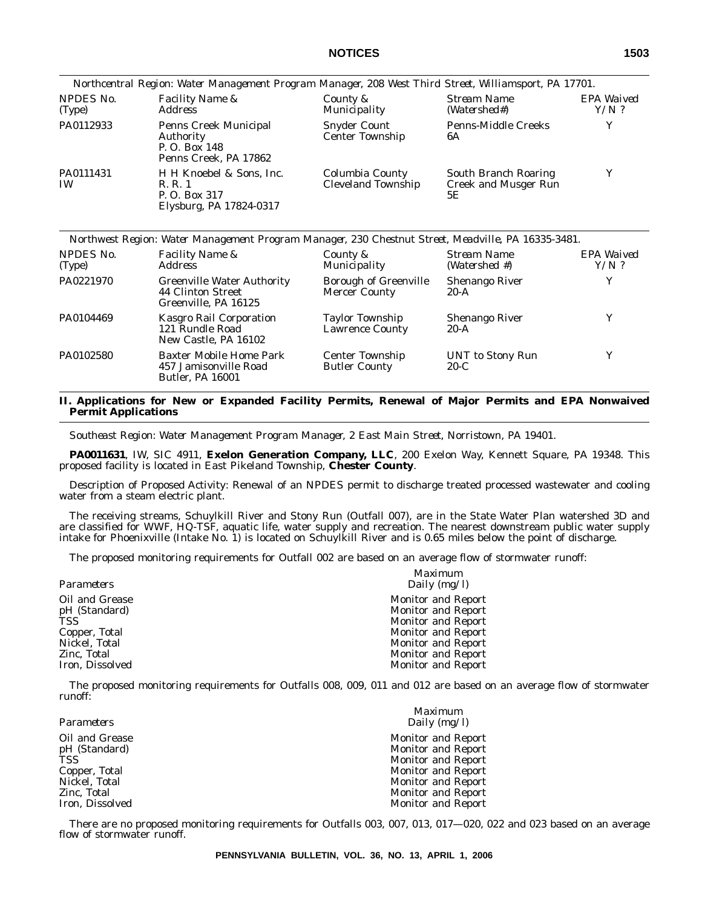*Northcentral Region: Water Management Program Manager, 208 West Third Street, Williamsport, PA 17701.*

| *NPDES No. (Type)* | *Facility Name & Address* | *County & Municipality* | *Stream Name (Watershed#)* | *EPA Waived Y/N ?* |
|---|---|---|---|---|
| PA0112933 | Penns Creek Municipal Authority P. O. Box 148 Penns Creek, PA 17862 | Snyder Count Center Township | Penns-Middle Creeks 6A | Y |
| PA0111431 IW | H H Knoebel & Sons, Inc. R. R. 1 P. O. Box 317 Elysburg, PA 17824-0317 | Columbia County Cleveland Township | South Branch Roaring Creek and Musger Run 5E | Y |

*Northwest Region: Water Management Program Manager, 230 Chestnut Street, Meadville, PA 16335-3481.*

| *NPDES No. (Type)* | *Facility Name & Address* | *County & Municipality* | *Stream Name (Watershed #)* | *EPA Waived Y/N ?* |
|---|---|---|---|---|
| PA0221970 | Greenville Water Authority 44 Clinton Street Greenville, PA 16125 | Borough of Greenville Mercer County | Shenango River 20-A | Y |
| PA0104469 | Kasgro Rail Corporation 121 Rundle Road New Castle, PA 16102 | Taylor Township Lawrence County | Shenango River 20-A | Y |
| PA0102580 | Baxter Mobile Home Park 457 Jamisonville Road Butler, PA 16001 | Center Township Butler County | UNT to Stony Run 20-C | Y |

## II. Applications for New or Expanded Facility Permits, Renewal of Major Permits and EPA Nonwaived Permit Applications

*Southeast Region: Water Management Program Manager, 2 East Main Street, Norristown, PA 19401.*

**PA0011631**, IW, SIC 4911, **Exelon Generation Company, LLC**, 200 Exelon Way, Kennett Square, PA 19348. This proposed facility is located in East Pikeland Township, **Chester County**.

Description of Proposed Activity: Renewal of an NPDES permit to discharge treated processed wastewater and cooling water from a steam electric plant.

The receiving streams, Schuylkill River and Stony Run (Outfall 007), are in the State Water Plan watershed 3D and are classified for WWF, HQ-TSF, aquatic life, water supply and recreation. The nearest downstream public water supply intake for Phoenixville (Intake No. 1) is located on Schuylkill River and is 0.65 miles below the point of discharge.

The proposed monitoring requirements for Outfall 002 are based on an average flow of stormwater runoff:

| *Parameters* | *Maximum Daily (mg/l)* |
|---|---|
| Oil and Grease | Monitor and Report |
| pH (Standard) | Monitor and Report |
| TSS | Monitor and Report |
| Copper, Total | Monitor and Report |
| Nickel, Total | Monitor and Report |
| Zinc, Total | Monitor and Report |
| Iron, Dissolved | Monitor and Report |

The proposed monitoring requirements for Outfalls 008, 009, 011 and 012 are based on an average flow of stormwater runoff:

| *Parameters* | *Maximum Daily (mg/l)* |
|---|---|
| Oil and Grease | Monitor and Report |
| pH (Standard) | Monitor and Report |
| TSS | Monitor and Report |
| Copper, Total | Monitor and Report |
| Nickel, Total | Monitor and Report |
| Zinc, Total | Monitor and Report |
| Iron, Dissolved | Monitor and Report |

There are no proposed monitoring requirements for Outfalls 003, 007, 013, 017—020, 022 and 023 based on an average flow of stormwater runoff.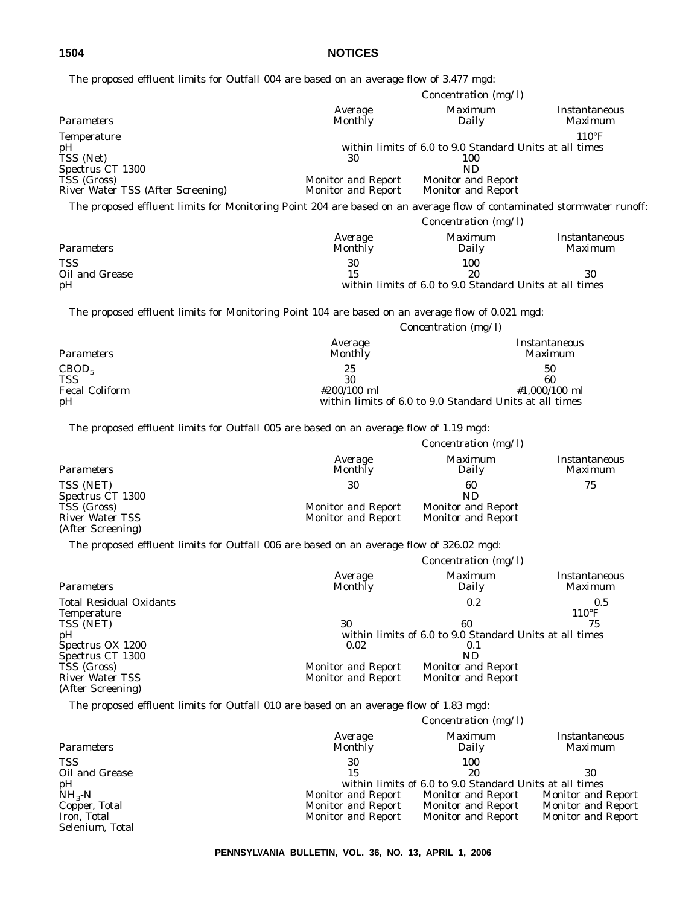The proposed effluent limits for Outfall 004 are based on an average flow of 3.477 mgd:

| Parameters | Average Monthly | Maximum Daily | Instantaneous Maximum |
|---|---|---|---|
| | Concentration (mg/l) | | |
| Temperature | | | 110°F |
| pH | within limits of 6.0 to 9.0 Standard Units at all times | | |
| TSS (Net) | 30 | 100 | |
| Spectrus CT 1300 | | ND | |
| TSS (Gross) | Monitor and Report | Monitor and Report | |
| River Water TSS (After Screening) | Monitor and Report | Monitor and Report | |

The proposed effluent limits for Monitoring Point 204 are based on an average flow of contaminated stormwater runoff:

| Parameters | Average Monthly | Maximum Daily | Instantaneous Maximum |
|---|---|---|---|
| | Concentration (mg/l) | | |
| TSS | 30 | 100 | |
| Oil and Grease | 15 | 20 | 30 |
| pH | within limits of 6.0 to 9.0 Standard Units at all times | | |

The proposed effluent limits for Monitoring Point 104 are based on an average flow of 0.021 mgd:

| Parameters | Average Monthly | Instantaneous Maximum |
|---|---|---|
| | Concentration (mg/l) | |
| $CBOD_5$ | 25 | 50 |
| TSS | 30 | 60 |
| Fecal Coliform | #200/100 ml | #1,000/100 ml |
| pH | within limits of 6.0 to 9.0 Standard Units at all times | |

The proposed effluent limits for Outfall 005 are based on an average flow of 1.19 mgd:

| Parameters | Average Monthly | Maximum Daily | Instantaneous Maximum |
|---|---|---|---|
| | Concentration (mg/l) | | |
| TSS (NET) | 30 | 60 | 75 |
| Spectrus CT 1300 | | ND | |
| TSS (Gross) | Monitor and Report | Monitor and Report | |
| River Water TSS (After Screening) | Monitor and Report | Monitor and Report | |

The proposed effluent limits for Outfall 006 are based on an average flow of 326.02 mgd:

| Parameters | Average Monthly | Maximum Daily | Instantaneous Maximum |
|---|---|---|---|
| | Concentration (mg/l) | | |
| Total Residual Oxidants | | 0.2 | 0.5 |
| Temperature | | | 110°F |
| TSS (NET) | 30 | 60 | 75 |
| pH | within limits of 6.0 to 9.0 Standard Units at all times | | |
| Spectrus OX 1200 | 0.02 | 0.1 | |
| Spectrus CT 1300 | | ND | |
| TSS (Gross) | Monitor and Report | Monitor and Report | |
| River Water TSS (After Screening) | Monitor and Report | Monitor and Report | |

The proposed effluent limits for Outfall 010 are based on an average flow of 1.83 mgd:

| Parameters | Average Monthly | Maximum Daily | Instantaneous Maximum |
|---|---|---|---|
| | Concentration (mg/l) | | |
| TSS | 30 | 100 | |
| Oil and Grease | 15 | 20 | 30 |
| pH | within limits of 6.0 to 9.0 Standard Units at all times | | |
| $NH_3$-N | Monitor and Report | Monitor and Report | Monitor and Report |
| Copper, Total | Monitor and Report | Monitor and Report | Monitor and Report |
| Iron, Total | Monitor and Report | Monitor and Report | Monitor and Report |
| Selenium, Total | | | |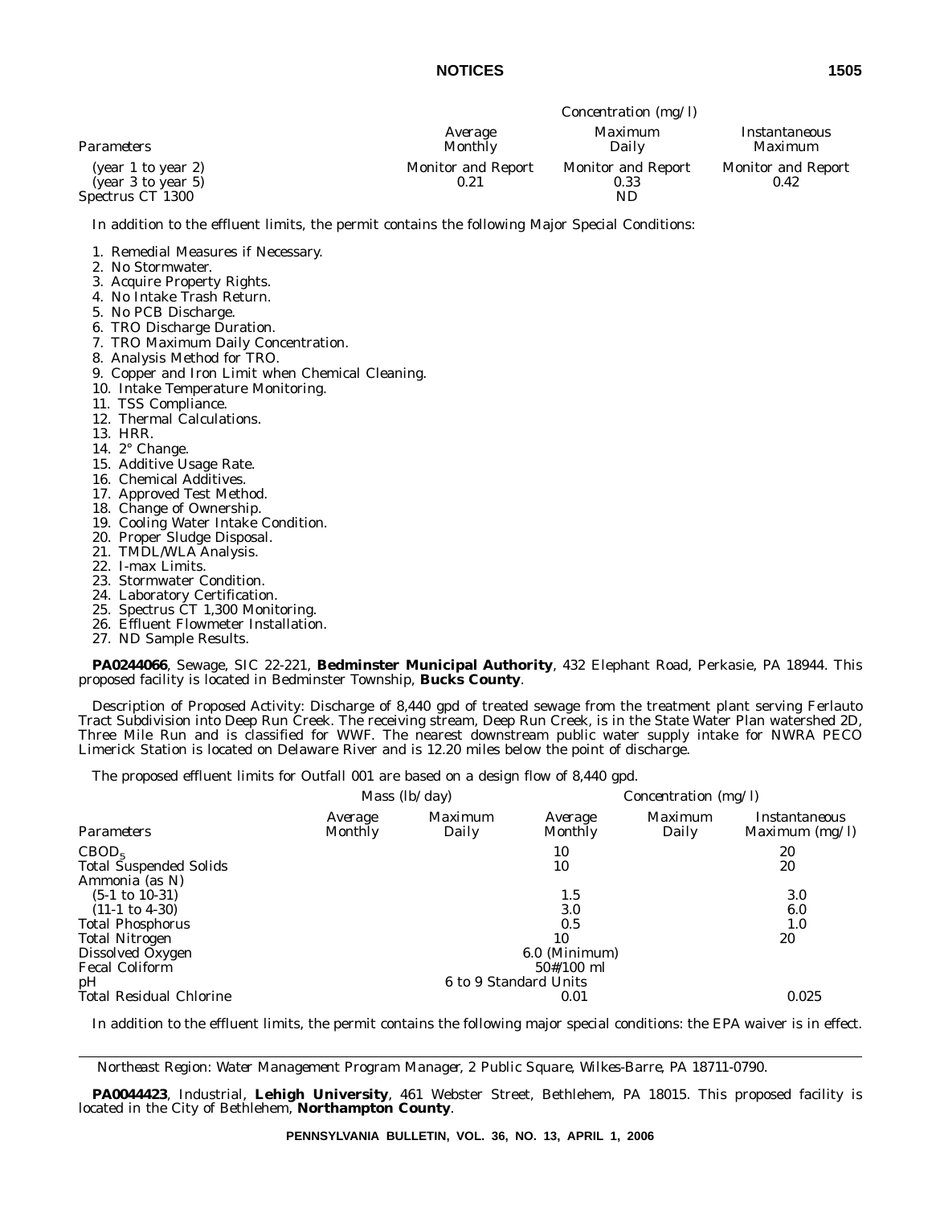| Parameters | Concentration (mg/l) Average Monthly | Maximum Daily | Instantaneous Maximum |
|---|---|---|---|
| (year 1 to year 2) | Monitor and Report | Monitor and Report | Monitor and Report |
| (year 3 to year 5) | 0.21 | 0.33 | 0.42 |
| Spectrus CT 1300 | | ND | |

In addition to the effluent limits, the permit contains the following Major Special Conditions:

1. Remedial Measures if Necessary.
2. No Stormwater.
3. Acquire Property Rights.
4. No Intake Trash Return.
5. No PCB Discharge.
6. TRO Discharge Duration.
7. TRO Maximum Daily Concentration.
8. Analysis Method for TRO.
9. Copper and Iron Limit when Chemical Cleaning.
10. Intake Temperature Monitoring.
11. TSS Compliance.
12. Thermal Calculations.
13. HRR.
14. 2° Change.
15. Additive Usage Rate.
16. Chemical Additives.
17. Approved Test Method.
18. Change of Ownership.
19. Cooling Water Intake Condition.
20. Proper Sludge Disposal.
21. TMDL/WLA Analysis.
22. I-max Limits.
23. Stormwater Condition.
24. Laboratory Certification.
25. Spectrus CT 1,300 Monitoring.
26. Effluent Flowmeter Installation.
27. ND Sample Results.

**PA0244066**, Sewage, SIC 22-221, **Bedminster Municipal Authority**, 432 Elephant Road, Perkasie, PA 18944. This proposed facility is located in Bedminster Township, **Bucks County**.

Description of Proposed Activity: Discharge of 8,440 gpd of treated sewage from the treatment plant serving Ferlauto Tract Subdivision into Deep Run Creek. The receiving stream, Deep Run Creek, is in the State Water Plan watershed 2D, Three Mile Run and is classified for WWF. The nearest downstream public water supply intake for NWRA PECO Limerick Station is located on Delaware River and is 12.20 miles below the point of discharge.

The proposed effluent limits for Outfall 001 are based on a design flow of 8,440 gpd.

| Parameters | Mass (lb/day) Average Monthly | Maximum Daily | Concentration (mg/l) Average Monthly | Maximum Daily | Instantaneous Maximum (mg/l) |
|---|---|---|---|---|---|
| $CBOD_5$ | | | 10 | | 20 |
| Total Suspended Solids | | | 10 | | 20 |
| Ammonia (as N) | | | | | |
| (5-1 to 10-31) | | | 1.5 | | 3.0 |
| (11-1 to 4-30) | | | 3.0 | | 6.0 |
| Total Phosphorus | | | 0.5 | | 1.0 |
| Total Nitrogen | | | 10 | | 20 |
| Dissolved Oxygen | | | 6.0 (Minimum) | | |
| Fecal Coliform | | | 50#/100 ml | | |
| pH | | | 6 to 9 Standard Units | | |
| Total Residual Chlorine | | | 0.01 | | 0.025 |

In addition to the effluent limits, the permit contains the following major special conditions: the EPA waiver is in effect.

*Northeast Region: Water Management Program Manager, 2 Public Square, Wilkes-Barre, PA 18711-0790.*

**PA0044423**, Industrial, **Lehigh University**, 461 Webster Street, Bethlehem, PA 18015. This proposed facility is located in the City of Bethlehem, **Northampton County**.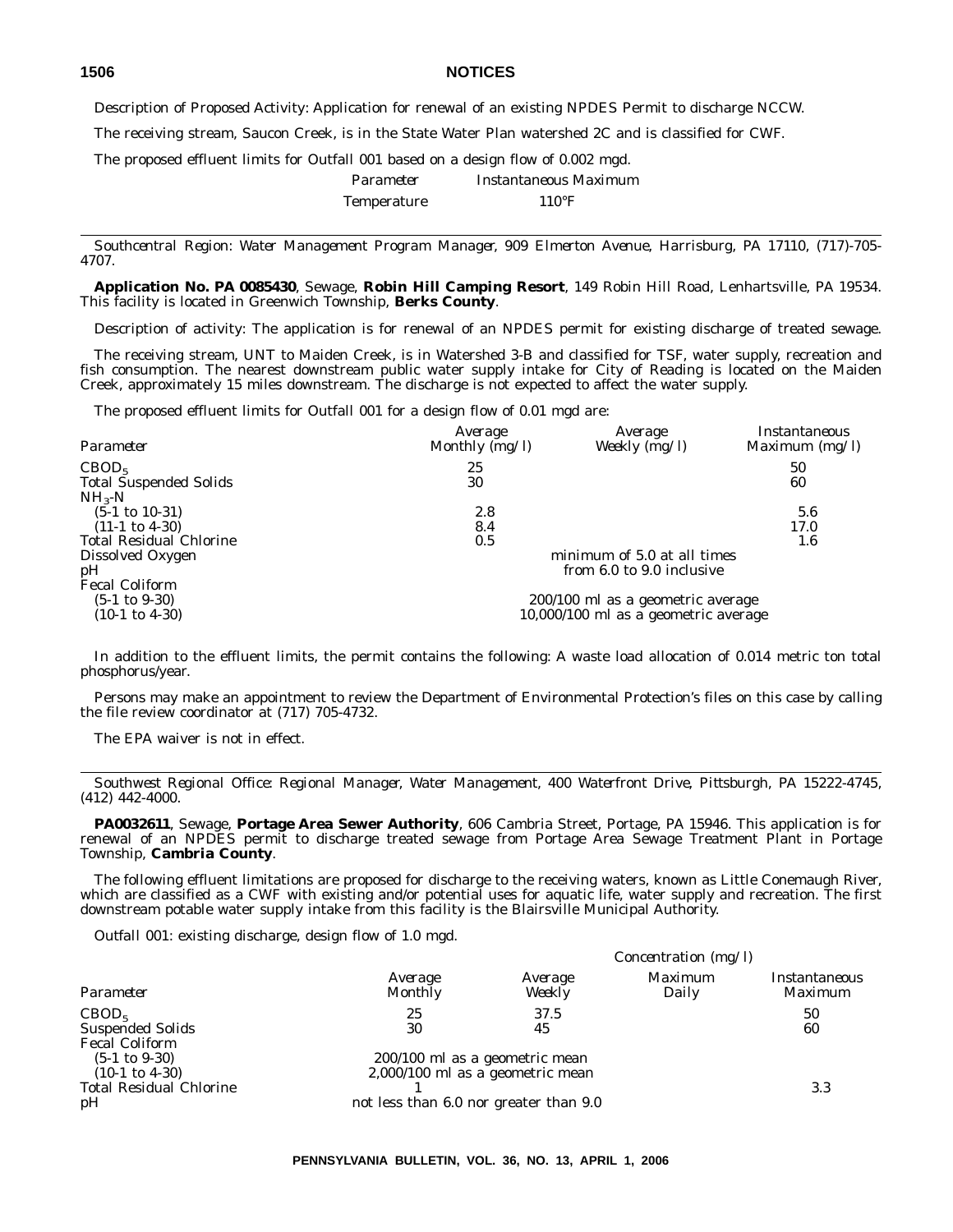Description of Proposed Activity: Application for renewal of an existing NPDES Permit to discharge NCCW.

The receiving stream, Saucon Creek, is in the State Water Plan watershed 2C and is classified for CWF.

The proposed effluent limits for Outfall 001 based on a design flow of 0.002 mgd.

| *Parameter* | *Instantaneous Maximum* |
|---|---|
| Temperature | 110°F |

---

*Southcentral Region: Water Management Program Manager, 909 Elmerton Avenue, Harrisburg, PA 17110, (717)-705-4707.*

**Application No. PA 0085430**, Sewage, **Robin Hill Camping Resort**, 149 Robin Hill Road, Lenhartsville, PA 19534. This facility is located in Greenwich Township, **Berks County**.

Description of activity: The application is for renewal of an NPDES permit for existing discharge of treated sewage.

The receiving stream, UNT to Maiden Creek, is in Watershed 3-B and classified for TSF, water supply, recreation and fish consumption. The nearest downstream public water supply intake for City of Reading is located on the Maiden Creek, approximately 15 miles downstream. The discharge is not expected to affect the water supply.

The proposed effluent limits for Outfall 001 for a design flow of 0.01 mgd are:

| *Parameter* | *Average Monthly (mg/l)* | *Average Weekly (mg/l)* | *Instantaneous Maximum (mg/l)* |
|---|---|---|---|
| $CBOD_5$ | 25 | | 50 |
| Total Suspended Solids | 30 | | 60 |
| $NH_3$-N | | | |
| (5-1 to 10-31) | 2.8 | | 5.6 |
| (11-1 to 4-30) | 8.4 | | 17.0 |
| Total Residual Chlorine | 0.5 | | 1.6 |
| Dissolved Oxygen | minimum of 5.0 at all times | | |
| pH | from 6.0 to 9.0 inclusive | | |
| Fecal Coliform | | | |
| (5-1 to 9-30) | 200/100 ml as a geometric average | | |
| (10-1 to 4-30) | 10,000/100 ml as a geometric average | | |

In addition to the effluent limits, the permit contains the following: A waste load allocation of 0.014 metric ton total phosphorus/year.

Persons may make an appointment to review the Department of Environmental Protection's files on this case by calling the file review coordinator at (717) 705-4732.

The EPA waiver is not in effect.

---

*Southwest Regional Office: Regional Manager, Water Management, 400 Waterfront Drive, Pittsburgh, PA 15222-4745, (412) 442-4000.*

**PA0032611**, Sewage, **Portage Area Sewer Authority**, 606 Cambria Street, Portage, PA 15946. This application is for renewal of an NPDES permit to discharge treated sewage from Portage Area Sewage Treatment Plant in Portage Township, **Cambria County**.

The following effluent limitations are proposed for discharge to the receiving waters, known as Little Conemaugh River, which are classified as a CWF with existing and/or potential uses for aquatic life, water supply and recreation. The first downstream potable water supply intake from this facility is the Blairsville Municipal Authority.

Outfall 001: existing discharge, design flow of 1.0 mgd.

| | *Concentration (mg/l)* | | | |
|---|---|---|---|---|
| *Parameter* | *Average Monthly* | *Average Weekly* | *Maximum Daily* | *Instantaneous Maximum* |
| $CBOD_5$ | 25 | 37.5 | | 50 |
| Suspended Solids | 30 | 45 | | 60 |
| Fecal Coliform | | | | |
| (5-1 to 9-30) | 200/100 ml as a geometric mean | | | |
| (10-1 to 4-30) | 2,000/100 ml as a geometric mean | | | |
| Total Residual Chlorine | 1 | | | 3.3 |
| pH | not less than 6.0 nor greater than 9.0 | | | |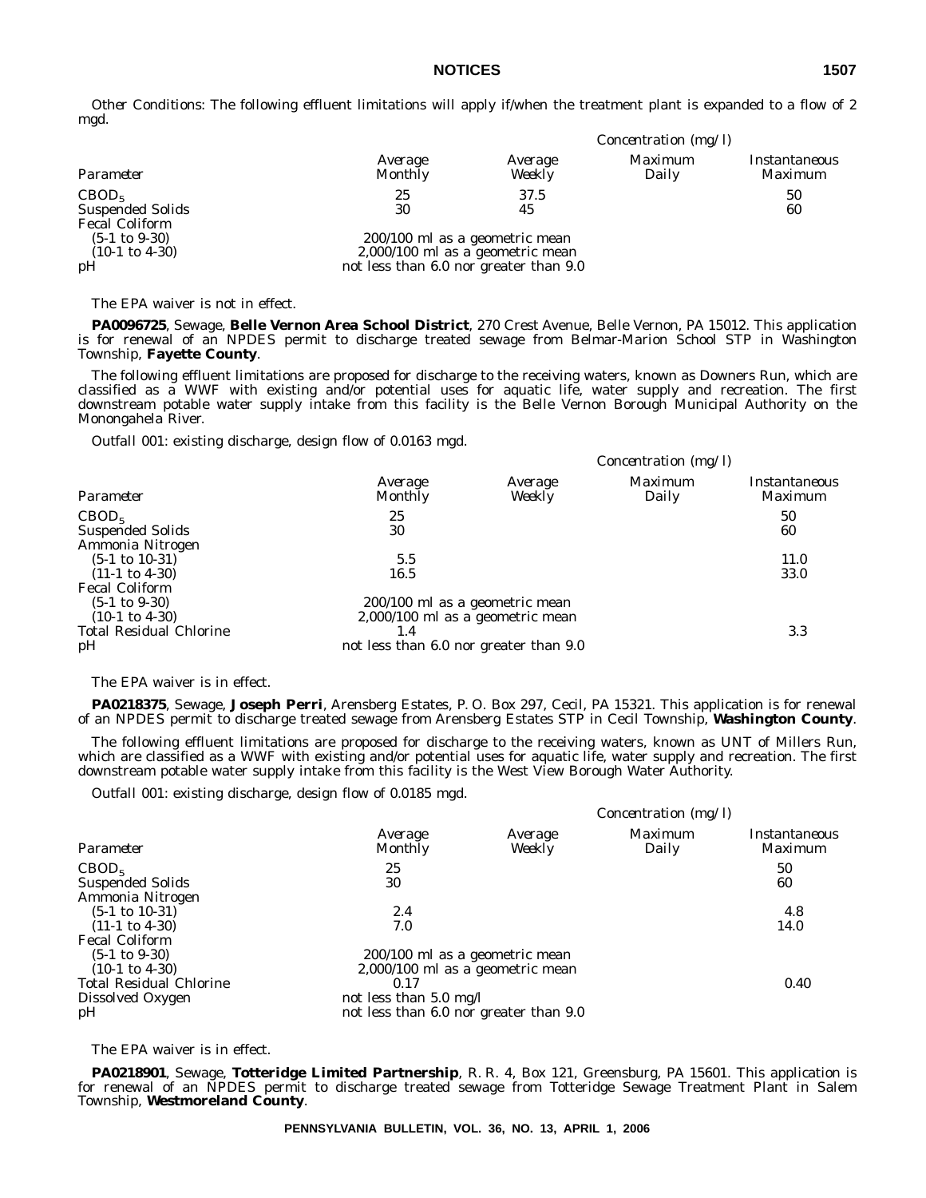*Other Conditions*: The following effluent limitations will apply if/when the treatment plant is expanded to a flow of 2 mgd.

| | *Concentration (mg/l)* | | | |
|---|---|---|---|---|
| *Parameter* | *Average Monthly* | *Average Weekly* | *Maximum Daily* | *Instantaneous Maximum* |
| $CBOD_5$ | 25 | 37.5 | | 50 |
| Suspended Solids | 30 | 45 | | 60 |
| Fecal Coliform | | | | |
| (5-1 to 9-30) | 200/100 ml as a geometric mean | | | |
| (10-1 to 4-30) | 2,000/100 ml as a geometric mean | | | |
| pH | not less than 6.0 nor greater than 9.0 | | | |

The EPA waiver is not in effect.

**PA0096725**, Sewage, **Belle Vernon Area School District**, 270 Crest Avenue, Belle Vernon, PA 15012. This application is for renewal of an NPDES permit to discharge treated sewage from Belmar-Marion School STP in Washington Township, **Fayette County**.

The following effluent limitations are proposed for discharge to the receiving waters, known as Downers Run, which are classified as a WWF with existing and/or potential uses for aquatic life, water supply and recreation. The first downstream potable water supply intake from this facility is the Belle Vernon Borough Municipal Authority on the Monongahela River.

*Outfall 001*: existing discharge, design flow of 0.0163 mgd.

| | *Concentration (mg/l)* | | | |
|---|---|---|---|---|
| *Parameter* | *Average Monthly* | *Average Weekly* | *Maximum Daily* | *Instantaneous Maximum* |
| $CBOD_5$ | 25 | | | 50 |
| Suspended Solids | 30 | | | 60 |
| Ammonia Nitrogen | | | | |
| (5-1 to 10-31) | 5.5 | | | 11.0 |
| (11-1 to 4-30) | 16.5 | | | 33.0 |
| Fecal Coliform | | | | |
| (5-1 to 9-30) | 200/100 ml as a geometric mean | | | |
| (10-1 to 4-30) | 2,000/100 ml as a geometric mean | | | |
| Total Residual Chlorine | 1.4 | | | 3.3 |
| pH | not less than 6.0 nor greater than 9.0 | | | |

The EPA waiver is in effect.

**PA0218375**, Sewage, **Joseph Perri**, Arensberg Estates, P. O. Box 297, Cecil, PA 15321. This application is for renewal of an NPDES permit to discharge treated sewage from Arensberg Estates STP in Cecil Township, **Washington County**.

The following effluent limitations are proposed for discharge to the receiving waters, known as UNT of Millers Run, which are classified as a WWF with existing and/or potential uses for aquatic life, water supply and recreation. The first downstream potable water supply intake from this facility is the West View Borough Water Authority.

*Outfall 001*: existing discharge, design flow of 0.0185 mgd.

| | *Concentration (mg/l)* | | | |
|---|---|---|---|---|
| *Parameter* | *Average Monthly* | *Average Weekly* | *Maximum Daily* | *Instantaneous Maximum* |
| $CBOD_5$ | 25 | | | 50 |
| Suspended Solids | 30 | | | 60 |
| Ammonia Nitrogen | | | | |
| (5-1 to 10-31) | 2.4 | | | 4.8 |
| (11-1 to 4-30) | 7.0 | | | 14.0 |
| Fecal Coliform | | | | |
| (5-1 to 9-30) | 200/100 ml as a geometric mean | | | |
| (10-1 to 4-30) | 2,000/100 ml as a geometric mean | | | |
| Total Residual Chlorine | 0.17 | | | 0.40 |
| Dissolved Oxygen | not less than 5.0 mg/l | | | |
| pH | not less than 6.0 nor greater than 9.0 | | | |

The EPA waiver is in effect.

**PA0218901**, Sewage, **Totteridge Limited Partnership**, R. R. 4, Box 121, Greensburg, PA 15601. This application is for renewal of an NPDES permit to discharge treated sewage from Totteridge Sewage Treatment Plant in Salem Township, **Westmoreland County**.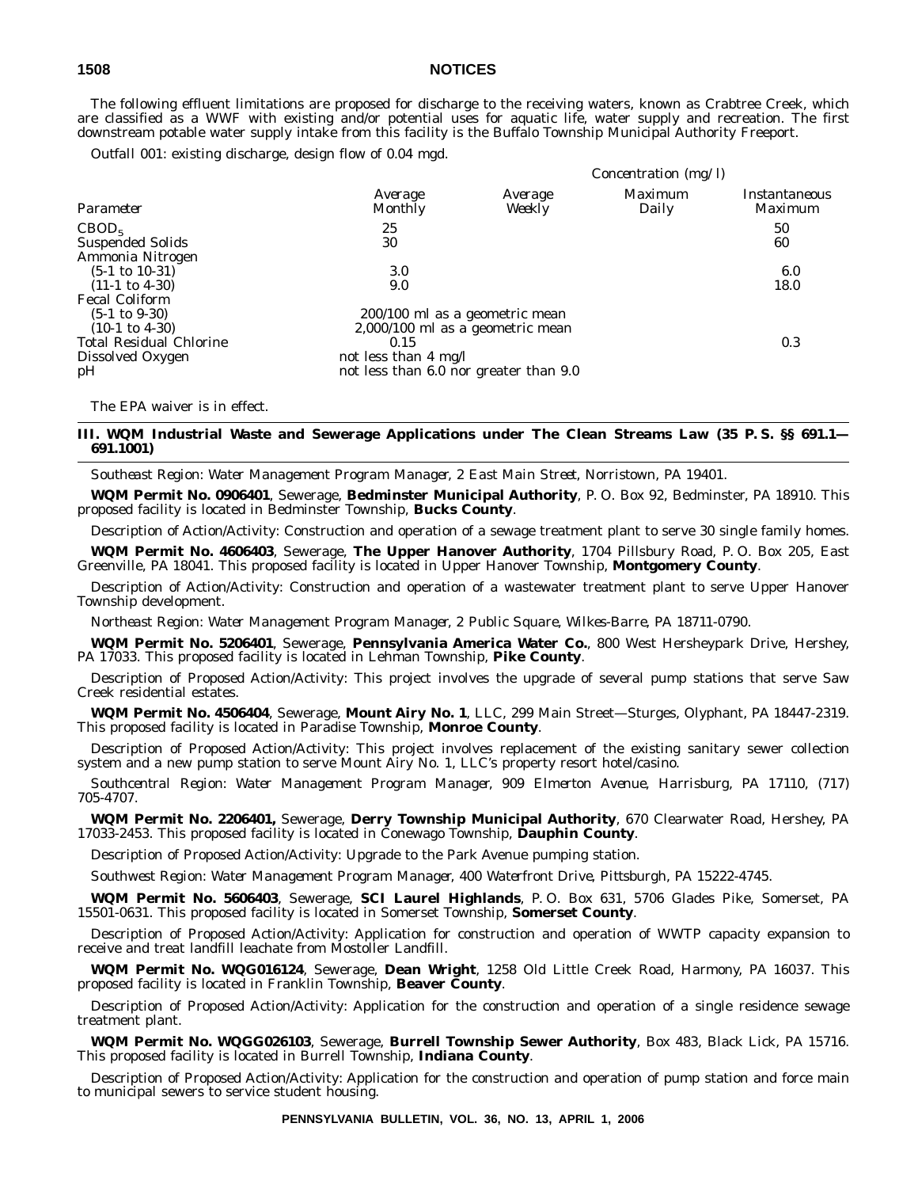The following effluent limitations are proposed for discharge to the receiving waters, known as Crabtree Creek, which are classified as a WWF with existing and/or potential uses for aquatic life, water supply and recreation. The first downstream potable water supply intake from this facility is the Buffalo Township Municipal Authority Freeport.

Outfall 001: existing discharge, design flow of 0.04 mgd.

| | Concentration (mg/l) | | | |
|---|---|---|---|---|
| *Parameter* | *Average Monthly* | *Average Weekly* | *Maximum Daily* | *Instantaneous Maximum* |
| $CBOD_5$ | 25 | | | 50 |
| Suspended Solids | 30 | | | 60 |
| Ammonia Nitrogen | | | | |
| (5-1 to 10-31) | 3.0 | | | 6.0 |
| (11-1 to 4-30) | 9.0 | | | 18.0 |
| Fecal Coliform | | | | |
| (5-1 to 9-30) | 200/100 ml as a geometric mean | | | |
| (10-1 to 4-30) | 2,000/100 ml as a geometric mean | | | |
| Total Residual Chlorine | 0.15 | | | 0.3 |
| Dissolved Oxygen | not less than 4 mg/l | | | |
| pH | not less than 6.0 nor greater than 9.0 | | | |

The EPA waiver is in effect.

## III. WQM Industrial Waste and Sewerage Applications under The Clean Streams Law (35 P. S. §§ 691.1—691.1001)

*Southeast Region: Water Management Program Manager, 2 East Main Street, Norristown, PA 19401.*

**WQM Permit No. 0906401**, Sewerage, **Bedminster Municipal Authority**, P. O. Box 92, Bedminster, PA 18910. This proposed facility is located in Bedminster Township, **Bucks County**.

Description of Action/Activity: Construction and operation of a sewage treatment plant to serve 30 single family homes.

**WQM Permit No. 4606403**, Sewerage, **The Upper Hanover Authority**, 1704 Pillsbury Road, P. O. Box 205, East Greenville, PA 18041. This proposed facility is located in Upper Hanover Township, **Montgomery County**.

Description of Action/Activity: Construction and operation of a wastewater treatment plant to serve Upper Hanover Township development.

*Northeast Region: Water Management Program Manager, 2 Public Square, Wilkes-Barre, PA 18711-0790.*

**WQM Permit No. 5206401**, Sewerage, **Pennsylvania America Water Co.**, 800 West Hersheypark Drive, Hershey, PA 17033. This proposed facility is located in Lehman Township, **Pike County**.

Description of Proposed Action/Activity: This project involves the upgrade of several pump stations that serve Saw Creek residential estates.

**WQM Permit No. 4506404**, Sewerage, **Mount Airy No. 1**, LLC, 299 Main Street—Sturges, Olyphant, PA 18447-2319. This proposed facility is located in Paradise Township, **Monroe County**.

Description of Proposed Action/Activity: This project involves replacement of the existing sanitary sewer collection system and a new pump station to serve Mount Airy No. 1, LLC's property resort hotel/casino.

*Southcentral Region: Water Management Program Manager, 909 Elmerton Avenue, Harrisburg, PA 17110, (717) 705-4707.*

**WQM Permit No. 2206401,** Sewerage, **Derry Township Municipal Authority**, 670 Clearwater Road, Hershey, PA 17033-2453. This proposed facility is located in Conewago Township, **Dauphin County**.

Description of Proposed Action/Activity: Upgrade to the Park Avenue pumping station.

*Southwest Region: Water Management Program Manager, 400 Waterfront Drive, Pittsburgh, PA 15222-4745.*

**WQM Permit No. 5606403**, Sewerage, **SCI Laurel Highlands**, P. O. Box 631, 5706 Glades Pike, Somerset, PA 15501-0631. This proposed facility is located in Somerset Township, **Somerset County**.

Description of Proposed Action/Activity: Application for construction and operation of WWTP capacity expansion to receive and treat landfill leachate from Mostoller Landfill.

**WQM Permit No. WQG016124**, Sewerage, **Dean Wright**, 1258 Old Little Creek Road, Harmony, PA 16037. This proposed facility is located in Franklin Township, **Beaver County**.

Description of Proposed Action/Activity: Application for the construction and operation of a single residence sewage treatment plant.

**WQM Permit No. WQGG026103**, Sewerage, **Burrell Township Sewer Authority**, Box 483, Black Lick, PA 15716. This proposed facility is located in Burrell Township, **Indiana County**.

Description of Proposed Action/Activity: Application for the construction and operation of pump station and force main to municipal sewers to service student housing.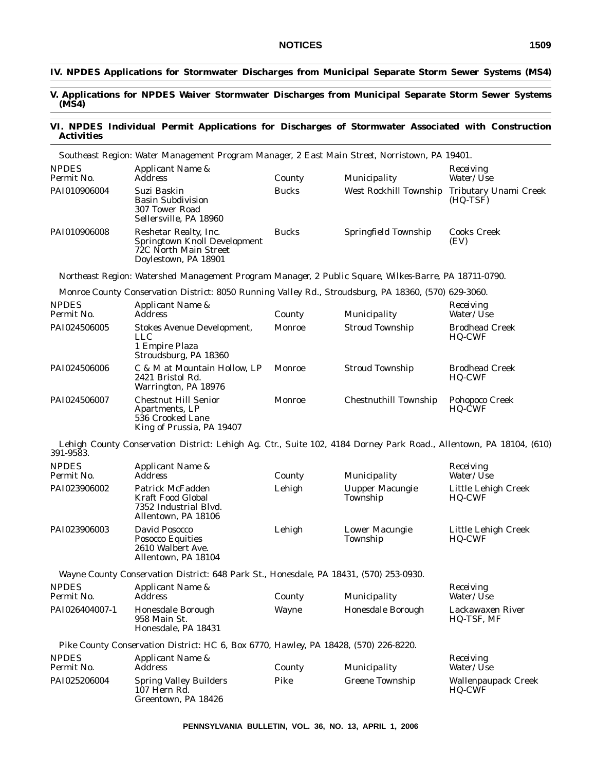## IV. NPDES Applications for Stormwater Discharges from Municipal Separate Storm Sewer Systems (MS4)

## V. Applications for NPDES Waiver Stormwater Discharges from Municipal Separate Storm Sewer Systems (MS4)

## VI. NPDES Individual Permit Applications for Discharges of Stormwater Associated with Construction Activities

*Southeast Region: Water Management Program Manager, 2 East Main Street, Norristown, PA 19401.*

| NPDES Permit No. | Applicant Name & Address | County | Municipality | Receiving Water/Use |
|---|---|---|---|---|
| PAI010906004 | Suzi Baskin<br>Basin Subdivision<br>307 Tower Road<br>Sellersville, PA 18960 | Bucks | West Rockhill Township | Tributary Unami Creek (HQ-TSF) |
| PAI010906008 | Reshetar Realty, Inc.<br>Springtown Knoll Development<br>72C North Main Street<br>Doylestown, PA 18901 | Bucks | Springfield Township | Cooks Creek (EV) |

*Northeast Region: Watershed Management Program Manager, 2 Public Square, Wilkes-Barre, PA 18711-0790.*

*Monroe County Conservation District: 8050 Running Valley Rd., Stroudsburg, PA 18360, (570) 629-3060.*

| NPDES Permit No. | Applicant Name & Address | County | Municipality | Receiving Water/Use |
|---|---|---|---|---|
| PAI024506005 | Stokes Avenue Development, LLC<br>1 Empire Plaza<br>Stroudsburg, PA 18360 | Monroe | Stroud Township | Brodhead Creek HQ-CWF |
| PAI024506006 | C & M at Mountain Hollow, LP<br>2421 Bristol Rd.<br>Warrington, PA 18976 | Monroe | Stroud Township | Brodhead Creek HQ-CWF |
| PAI024506007 | Chestnut Hill Senior Apartments, LP<br>536 Crooked Lane<br>King of Prussia, PA 19407 | Monroe | Chestnuthill Township | Pohopoco Creek HQ-CWF |

*Lehigh County Conservation District: Lehigh Ag. Ctr., Suite 102, 4184 Dorney Park Road., Allentown, PA 18104, (610) 391-9583.*

| NPDES Permit No. | Applicant Name & Address | County | Municipality | Receiving Water/Use |
|---|---|---|---|---|
| PAI023906002 | Patrick McFadden<br>Kraft Food Global<br>7352 Industrial Blvd.<br>Allentown, PA 18106 | Lehigh | Uupper Macungie Township | Little Lehigh Creek HQ-CWF |
| PAI023906003 | David Posocco<br>Posocco Equities<br>2610 Walbert Ave.<br>Allentown, PA 18104 | Lehigh | Lower Macungie Township | Little Lehigh Creek HQ-CWF |

*Wayne County Conservation District: 648 Park St., Honesdale, PA 18431, (570) 253-0930.*

| NPDES Permit No. | Applicant Name & Address | County | Municipality | Receiving Water/Use |
|---|---|---|---|---|
| PAI026404007-1 | Honesdale Borough<br>958 Main St.<br>Honesdale, PA 18431 | Wayne | Honesdale Borough | Lackawaxen River HQ-TSF, MF |

*Pike County Conservation District: HC 6, Box 6770, Hawley, PA 18428, (570) 226-8220.*

| NPDES Permit No. | Applicant Name & Address | County | Municipality | Receiving Water/Use |
|---|---|---|---|---|
| PAI025206004 | Spring Valley Builders<br>107 Hern Rd.<br>Greentown, PA 18426 | Pike | Greene Township | Wallenpaupack Creek HQ-CWF |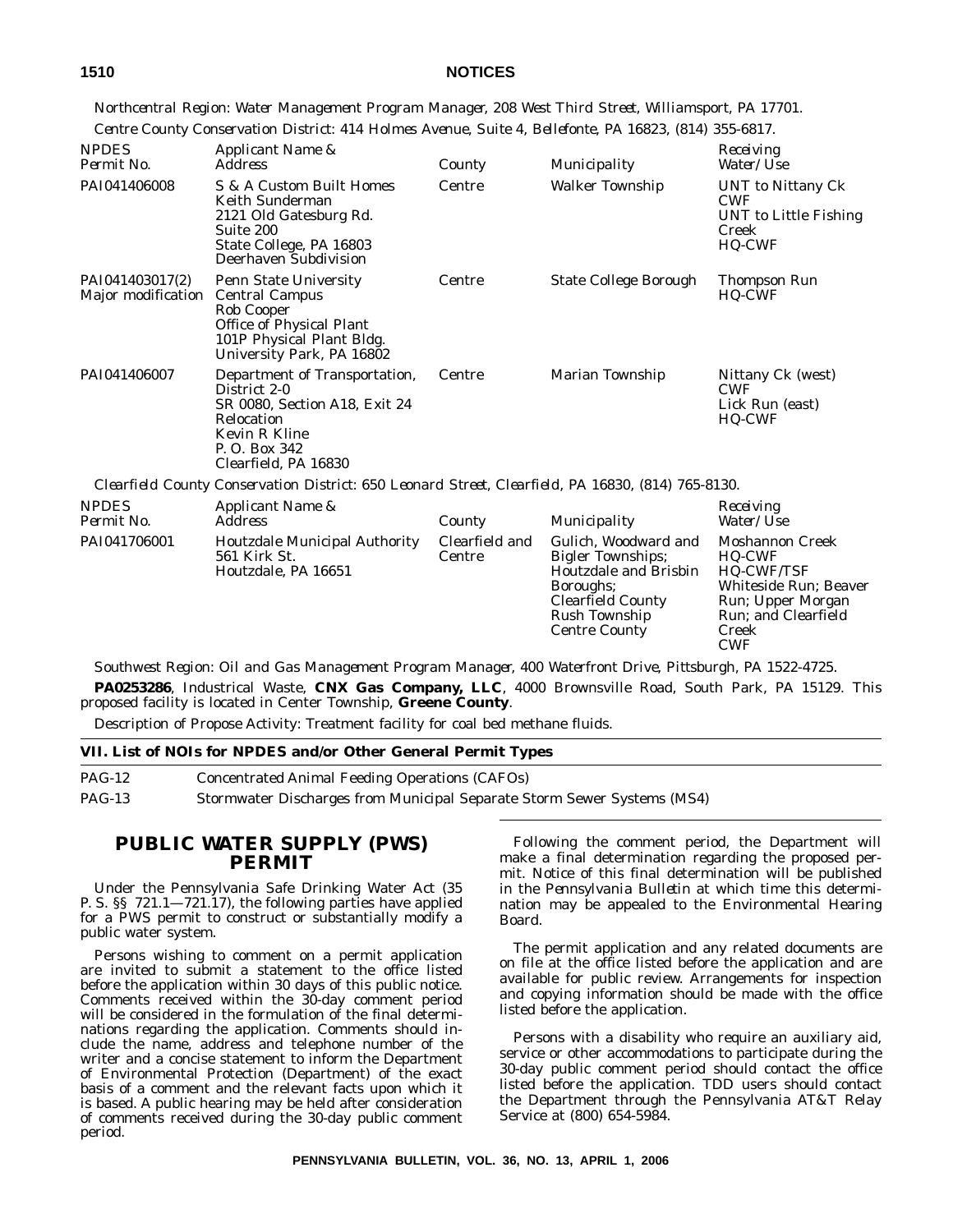*Northcentral Region: Water Management Program Manager, 208 West Third Street, Williamsport, PA 17701.*

*Centre County Conservation District: 414 Holmes Avenue, Suite 4, Bellefonte, PA 16823, (814) 355-6817.*

| *NPDES Permit No.* | *Applicant Name & Address* | *County* | *Municipality* | *Receiving Water/Use* |
|---|---|---|---|---|
| PAI041406008 | S & A Custom Built Homes<br>Keith Sunderman<br>2121 Old Gatesburg Rd.<br>Suite 200<br>State College, PA 16803<br>Deerhaven Subdivision | Centre | Walker Township | UNT to Nittany Ck<br>CWF<br>UNT to Little Fishing Creek<br>HQ-CWF |
| PAI041403017(2)<br>Major modification | Penn State University<br>Central Campus<br>Rob Cooper<br>Office of Physical Plant<br>101P Physical Plant Bldg.<br>University Park, PA 16802 | Centre | State College Borough | Thompson Run<br>HQ-CWF |
| PAI041406007 | Department of Transportation, District 2-0<br>SR 0080, Section A18, Exit 24 Relocation<br>Kevin R Kline<br>P. O. Box 342<br>Clearfield, PA 16830 | Centre | Marian Township | Nittany Ck (west)<br>CWF<br>Lick Run (east)<br>HQ-CWF |

*Clearfield County Conservation District: 650 Leonard Street, Clearfield, PA 16830, (814) 765-8130.*

| *NPDES Permit No.* | *Applicant Name & Address* | *County* | *Municipality* | *Receiving Water/Use* |
|---|---|---|---|---|
| PAI041706001 | Houtzdale Municipal Authority<br>561 Kirk St.<br>Houtzdale, PA 16651 | Clearfield and Centre | Gulich, Woodward and Bigler Townships;<br>Houtzdale and Brisbin Boroughs;<br>Clearfield County<br>Rush Township<br>Centre County | Moshannon Creek<br>HQ-CWF<br>HQ-CWF/TSF<br>Whiteside Run; Beaver Run; Upper Morgan Run; and Clearfield Creek<br>CWF |

*Southwest Region: Oil and Gas Management Program Manager, 400 Waterfront Drive, Pittsburgh, PA 1522-4725.*

**PA0253286**, Industrial Waste, **CNX Gas Company, LLC**, 4000 Brownsville Road, South Park, PA 15129. This proposed facility is located in Center Township, **Greene County**.

Description of Propose Activity: Treatment facility for coal bed methane fluids.

**VII. List of NOIs for NPDES and/or Other General Permit Types**

| | |
|---|---|
| PAG-12 | Concentrated Animal Feeding Operations (CAFOs) |
| PAG-13 | Stormwater Discharges from Municipal Separate Storm Sewer Systems (MS4) |

## PUBLIC WATER SUPPLY (PWS) PERMIT

Under the Pennsylvania Safe Drinking Water Act (35 P. S. §§ 721.1—721.17), the following parties have applied for a PWS permit to construct or substantially modify a public water system.

Persons wishing to comment on a permit application are invited to submit a statement to the office listed before the application within 30 days of this public notice. Comments received within the 30-day comment period will be considered in the formulation of the final determinations regarding the application. Comments should include the name, address and telephone number of the writer and a concise statement to inform the Department of Environmental Protection (Department) of the exact basis of a comment and the relevant facts upon which it is based. A public hearing may be held after consideration of comments received during the 30-day public comment period.

Following the comment period, the Department will make a final determination regarding the proposed permit. Notice of this final determination will be published in the *Pennsylvania Bulletin* at which time this determination may be appealed to the Environmental Hearing Board.

The permit application and any related documents are on file at the office listed before the application and are available for public review. Arrangements for inspection and copying information should be made with the office listed before the application.

Persons with a disability who require an auxiliary aid, service or other accommodations to participate during the 30-day public comment period should contact the office listed before the application. TDD users should contact the Department through the Pennsylvania AT&T Relay Service at (800) 654-5984.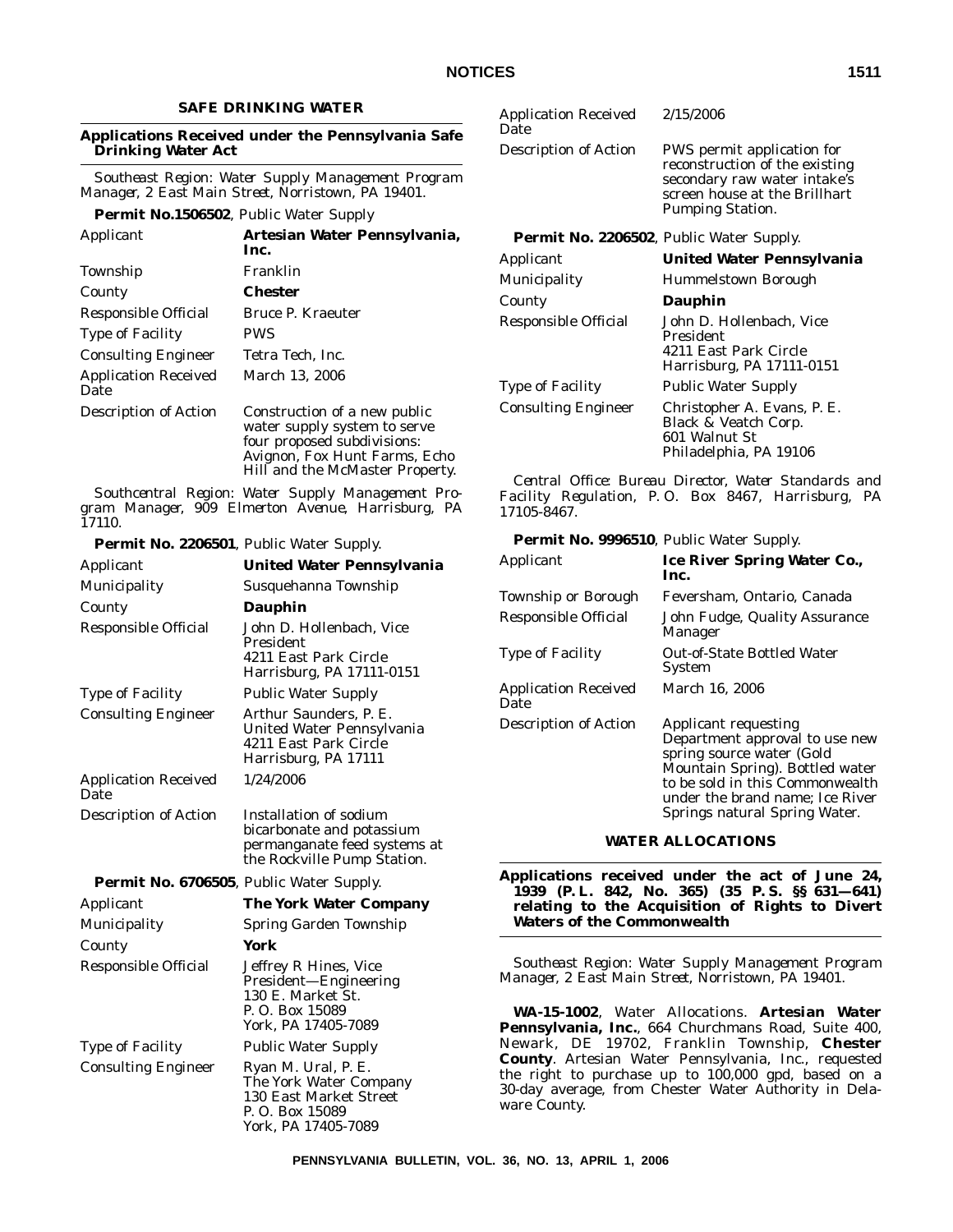## SAFE DRINKING WATER

### Applications Received under the Pennsylvania Safe Drinking Water Act

*Southeast Region: Water Supply Management Program Manager, 2 East Main Street, Norristown, PA 19401.*

**Permit No.1506502**, Public Water Supply

| | |
|---|---|
| Applicant | **Artesian Water Pennsylvania, Inc.** |
| Township | Franklin |
| County | **Chester** |
| Responsible Official | Bruce P. Kraeuter |
| Type of Facility | PWS |
| Consulting Engineer | Tetra Tech, Inc. |
| Application Received Date | March 13, 2006 |
| Description of Action | Construction of a new public water supply system to serve four proposed subdivisions: Avignon, Fox Hunt Farms, Echo Hill and the McMaster Property. |

*Southcentral Region: Water Supply Management Program Manager, 909 Elmerton Avenue, Harrisburg, PA 17110.*

**Permit No. 2206501**, Public Water Supply.

| | |
|---|---|
| Applicant | **United Water Pennsylvania** |
| Municipality | Susquehanna Township |
| County | **Dauphin** |
| Responsible Official | John D. Hollenbach, Vice President<br>4211 East Park Circle<br>Harrisburg, PA 17111-0151 |
| Type of Facility | Public Water Supply |
| Consulting Engineer | Arthur Saunders, P. E.<br>United Water Pennsylvania<br>4211 East Park Circle<br>Harrisburg, PA 17111 |
| Application Received Date | 1/24/2006 |
| Description of Action | Installation of sodium bicarbonate and potassium permanganate feed systems at the Rockville Pump Station. |

**Permit No. 6706505**, Public Water Supply.

| | |
|---|---|
| Applicant | **The York Water Company** |
| Municipality | Spring Garden Township |
| County | **York** |
| Responsible Official | Jeffrey R Hines, Vice President—Engineering<br>130 E. Market St.<br>P. O. Box 15089<br>York, PA 17405-7089 |
| Type of Facility | Public Water Supply |
| Consulting Engineer | Ryan M. Ural, P. E.<br>The York Water Company<br>130 East Market Street<br>P. O. Box 15089<br>York, PA 17405-7089 |
| Application Received Date | 2/15/2006 |
| Description of Action | PWS permit application for reconstruction of the existing secondary raw water intake's screen house at the Brillhart Pumping Station. |

**Permit No. 2206502**, Public Water Supply.

| | |
|---|---|
| Applicant | **United Water Pennsylvania** |
| Municipality | Hummelstown Borough |
| County | **Dauphin** |
| Responsible Official | John D. Hollenbach, Vice President<br>4211 East Park Circle<br>Harrisburg, PA 17111-0151 |
| Type of Facility | Public Water Supply |
| Consulting Engineer | Christopher A. Evans, P. E.<br>Black & Veatch Corp.<br>601 Walnut St<br>Philadelphia, PA 19106 |

*Central Office: Bureau Director, Water Standards and Facility Regulation, P. O. Box 8467, Harrisburg, PA 17105-8467.*

**Permit No. 9996510**, Public Water Supply.

| | |
|---|---|
| Applicant | **Ice River Spring Water Co., Inc.** |
| Township or Borough | Feversham, Ontario, Canada |
| Responsible Official | John Fudge, Quality Assurance Manager |
| Type of Facility | Out-of-State Bottled Water System |
| Application Received Date | March 16, 2006 |
| Description of Action | Applicant requesting Department approval to use new spring source water (Gold Mountain Spring). Bottled water to be sold in this Commonwealth under the brand name; Ice River Springs natural Spring Water. |

## WATER ALLOCATIONS

### Applications received under the act of June 24, 1939 (P. L. 842, No. 365) (35 P. S. §§ 631—641) relating to the Acquisition of Rights to Divert Waters of the Commonwealth

*Southeast Region: Water Supply Management Program Manager, 2 East Main Street, Norristown, PA 19401.*

**WA-15-1002**, Water Allocations. **Artesian Water Pennsylvania, Inc.**, 664 Churchmans Road, Suite 400, Newark, DE 19702, Franklin Township, **Chester County**. Artesian Water Pennsylvania, Inc., requested the right to purchase up to 100,000 gpd, based on a 30-day average, from Chester Water Authority in Delaware County.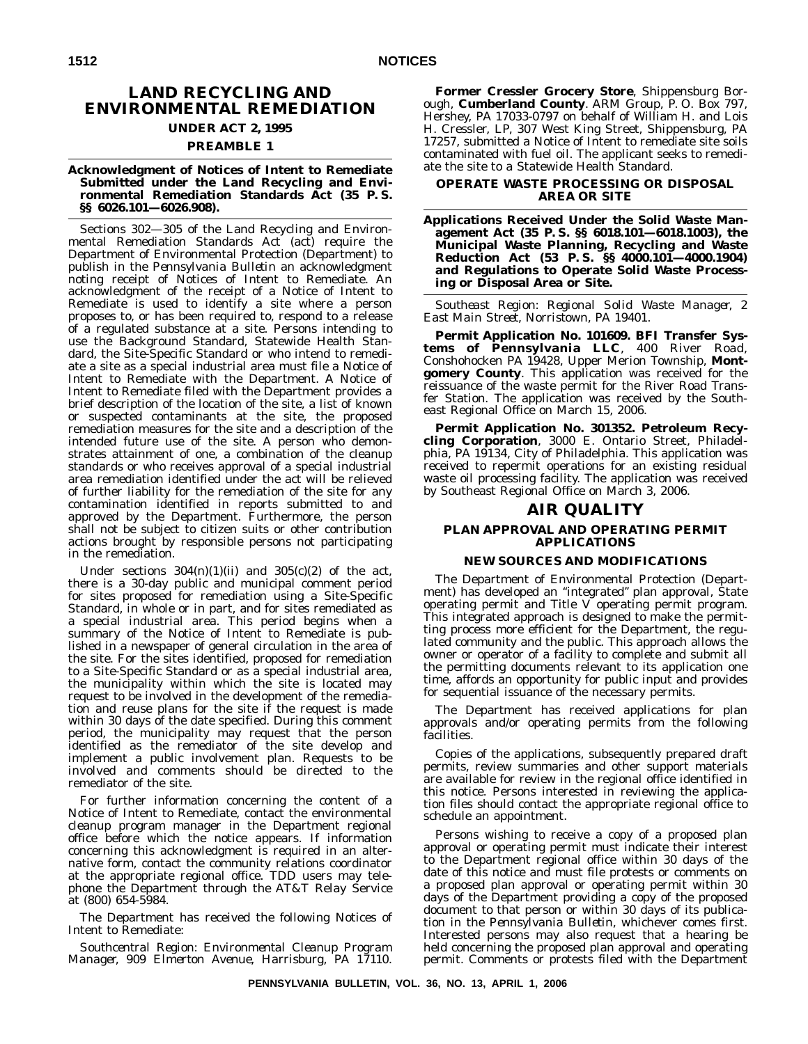## LAND RECYCLING AND ENVIRONMENTAL REMEDIATION

### UNDER ACT 2, 1995

### PREAMBLE 1

**Acknowledgment of Notices of Intent to Remediate Submitted under the Land Recycling and Environmental Remediation Standards Act (35 P. S. §§ 6026.101—6026.908).**

Sections 302—305 of the Land Recycling and Environmental Remediation Standards Act (act) require the Department of Environmental Protection (Department) to publish in the *Pennsylvania Bulletin* an acknowledgment noting receipt of Notices of Intent to Remediate. An acknowledgment of the receipt of a Notice of Intent to Remediate is used to identify a site where a person proposes to, or has been required to, respond to a release of a regulated substance at a site. Persons intending to use the Background Standard, Statewide Health Standard, the Site-Specific Standard or who intend to remediate a site as a special industrial area must file a Notice of Intent to Remediate with the Department. A Notice of Intent to Remediate filed with the Department provides a brief description of the location of the site, a list of known or suspected contaminants at the site, the proposed remediation measures for the site and a description of the intended future use of the site. A person who demonstrates attainment of one, a combination of the cleanup standards or who receives approval of a special industrial area remediation identified under the act will be relieved of further liability for the remediation of the site for any contamination identified in reports submitted to and approved by the Department. Furthermore, the person shall not be subject to citizen suits or other contribution actions brought by responsible persons not participating in the remediation.

Under sections 304(n)(1)(ii) and 305(c)(2) of the act, there is a 30-day public and municipal comment period for sites proposed for remediation using a Site-Specific Standard, in whole or in part, and for sites remediated as a special industrial area. This period begins when a summary of the Notice of Intent to Remediate is published in a newspaper of general circulation in the area of the site. For the sites identified, proposed for remediation to a Site-Specific Standard or as a special industrial area, the municipality within which the site is located may request to be involved in the development of the remediation and reuse plans for the site if the request is made within 30 days of the date specified. During this comment period, the municipality may request that the person identified as the remediator of the site develop and implement a public involvement plan. Requests to be involved and comments should be directed to the remediator of the site.

For further information concerning the content of a Notice of Intent to Remediate, contact the environmental cleanup program manager in the Department regional office before which the notice appears. If information concerning this acknowledgment is required in an alternative form, contact the community relations coordinator at the appropriate regional office. TDD users may telephone the Department through the AT&T Relay Service at (800) 654-5984.

The Department has received the following Notices of Intent to Remediate:

*Southcentral Region: Environmental Cleanup Program Manager, 909 Elmerton Avenue, Harrisburg, PA 17110.*

**Former Cressler Grocery Store**, Shippensburg Borough, **Cumberland County**. ARM Group, P. O. Box 797, Hershey, PA 17033-0797 on behalf of William H. and Lois H. Cressler, LP, 307 West King Street, Shippensburg, PA 17257, submitted a Notice of Intent to remediate site soils contaminated with fuel oil. The applicant seeks to remediate the site to a Statewide Health Standard.

### OPERATE WASTE PROCESSING OR DISPOSAL AREA OR SITE

**Applications Received Under the Solid Waste Management Act (35 P. S. §§ 6018.101—6018.1003), the Municipal Waste Planning, Recycling and Waste Reduction Act (53 P. S. §§ 4000.101—4000.1904) and Regulations to Operate Solid Waste Processing or Disposal Area or Site.**

*Southeast Region: Regional Solid Waste Manager, 2 East Main Street, Norristown, PA 19401.*

**Permit Application No. 101609. BFI Transfer Systems of Pennsylvania LLC**, 400 River Road, Conshohocken PA 19428, Upper Merion Township, **Montgomery County**. This application was received for the reissuance of the waste permit for the River Road Transfer Station. The application was received by the Southeast Regional Office on March 15, 2006.

**Permit Application No. 301352. Petroleum Recycling Corporation**, 3000 E. Ontario Street, Philadelphia, PA 19134, City of Philadelphia. This application was received to repermit operations for an existing residual waste oil processing facility. The application was received by Southeast Regional Office on March 3, 2006.

## AIR QUALITY

### PLAN APPROVAL AND OPERATING PERMIT APPLICATIONS

### NEW SOURCES AND MODIFICATIONS

The Department of Environmental Protection (Department) has developed an "integrated" plan approval, State operating permit and Title V operating permit program. This integrated approach is designed to make the permitting process more efficient for the Department, the regulated community and the public. This approach allows the owner or operator of a facility to complete and submit all the permitting documents relevant to its application one time, affords an opportunity for public input and provides for sequential issuance of the necessary permits.

The Department has received applications for plan approvals and/or operating permits from the following facilities.

Copies of the applications, subsequently prepared draft permits, review summaries and other support materials are available for review in the regional office identified in this notice. Persons interested in reviewing the application files should contact the appropriate regional office to schedule an appointment.

Persons wishing to receive a copy of a proposed plan approval or operating permit must indicate their interest to the Department regional office within 30 days of the date of this notice and must file protests or comments on a proposed plan approval or operating permit within 30 days of the Department providing a copy of the proposed document to that person or within 30 days of its publication in the *Pennsylvania Bulletin*, whichever comes first. Interested persons may also request that a hearing be held concerning the proposed plan approval and operating permit. Comments or protests filed with the Department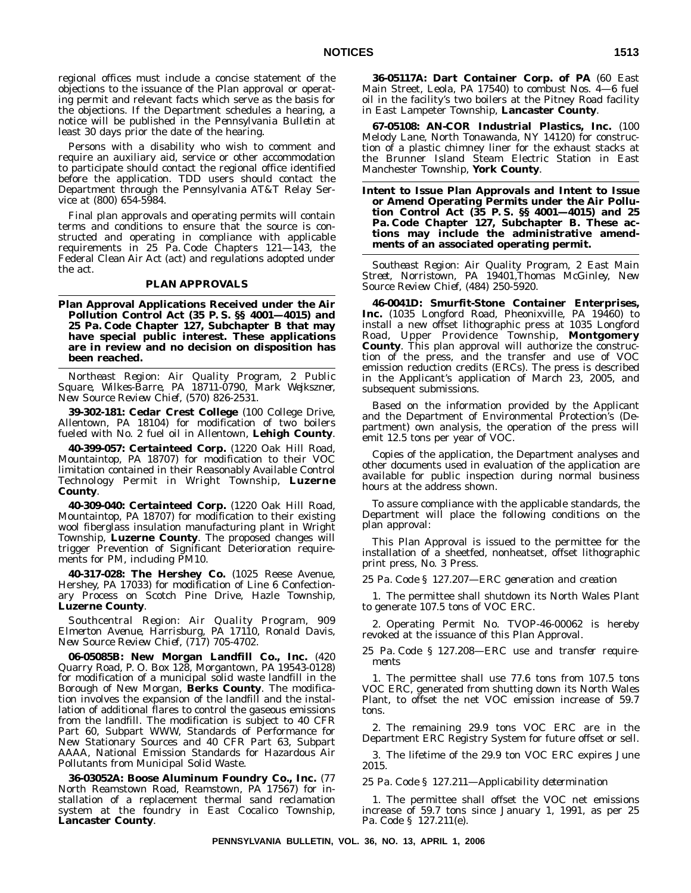regional offices must include a concise statement of the objections to the issuance of the Plan approval or operating permit and relevant facts which serve as the basis for the objections. If the Department schedules a hearing, a notice will be published in the *Pennsylvania Bulletin* at least 30 days prior the date of the hearing.

Persons with a disability who wish to comment and require an auxiliary aid, service or other accommodation to participate should contact the regional office identified before the application. TDD users should contact the Department through the Pennsylvania AT&T Relay Service at (800) 654-5984.

Final plan approvals and operating permits will contain terms and conditions to ensure that the source is constructed and operating in compliance with applicable requirements in 25 Pa. Code Chapters 121—143, the Federal Clean Air Act (act) and regulations adopted under the act.

## PLAN APPROVALS

### Plan Approval Applications Received under the Air Pollution Control Act (35 P. S. §§ 4001—4015) and 25 Pa. Code Chapter 127, Subchapter B that may have special public interest. These applications are in review and no decision on disposition has been reached.

*Northeast Region: Air Quality Program, 2 Public Square, Wilkes-Barre, PA 18711-0790, Mark Wejkszner, New Source Review Chief, (570) 826-2531.*

**39-302-181: Cedar Crest College** (100 College Drive, Allentown, PA 18104) for modification of two boilers fueled with No. 2 fuel oil in Allentown, **Lehigh County**.

**40-399-057: Certainteed Corp.** (1220 Oak Hill Road, Mountaintop, PA 18707) for modification to their VOC limitation contained in their Reasonably Available Control Technology Permit in Wright Township, **Luzerne County**.

**40-309-040: Certainteed Corp.** (1220 Oak Hill Road, Mountaintop, PA 18707) for modification to their existing wool fiberglass insulation manufacturing plant in Wright Township, **Luzerne County**. The proposed changes will trigger Prevention of Significant Deterioration requirements for PM, including PM10.

**40-317-028: The Hershey Co.** (1025 Reese Avenue, Hershey, PA 17033) for modification of Line 6 Confectionary Process on Scotch Pine Drive, Hazle Township, **Luzerne County**.

*Southcentral Region: Air Quality Program, 909 Elmerton Avenue, Harrisburg, PA 17110, Ronald Davis, New Source Review Chief, (717) 705-4702.*

**06-05085B: New Morgan Landfill Co., Inc.** (420 Quarry Road, P. O. Box 128, Morgantown, PA 19543-0128) for modification of a municipal solid waste landfill in the Borough of New Morgan, **Berks County**. The modification involves the expansion of the landfill and the installation of additional flares to control the gaseous emissions from the landfill. The modification is subject to 40 CFR Part 60, Subpart WWW, Standards of Performance for New Stationary Sources and 40 CFR Part 63, Subpart AAAA, National Emission Standards for Hazardous Air Pollutants from Municipal Solid Waste.

**36-03052A: Boose Aluminum Foundry Co., Inc.** (77 North Reamstown Road, Reamstown, PA 17567) for installation of a replacement thermal sand reclamation system at the foundry in East Cocalico Township, **Lancaster County**.

**36-05117A: Dart Container Corp. of PA** (60 East Main Street, Leola, PA 17540) to combust Nos. 4—6 fuel oil in the facility's two boilers at the Pitney Road facility in East Lampeter Township, **Lancaster County**.

**67-05108: AN-COR Industrial Plastics, Inc.** (100 Melody Lane, North Tonawanda, NY 14120) for construction of a plastic chimney liner for the exhaust stacks at the Brunner Island Steam Electric Station in East Manchester Township, **York County**.

### Intent to Issue Plan Approvals and Intent to Issue or Amend Operating Permits under the Air Pollution Control Act (35 P. S. §§ 4001—4015) and 25 Pa. Code Chapter 127, Subchapter B. These actions may include the administrative amendments of an associated operating permit.

*Southeast Region: Air Quality Program, 2 East Main Street, Norristown, PA 19401,Thomas McGinley, New Source Review Chief, (484) 250-5920.*

**46-0041D: Smurfit-Stone Container Enterprises, Inc.** (1035 Longford Road, Pheonixville, PA 19460) to install a new offset lithographic press at 1035 Longford Road, Upper Providence Township, **Montgomery County**. This plan approval will authorize the construction of the press, and the transfer and use of VOC emission reduction credits (ERCs). The press is described in the Applicant's application of March 23, 2005, and subsequent submissions.

Based on the information provided by the Applicant and the Department of Environmental Protection's (Department) own analysis, the operation of the press will emit 12.5 tons per year of VOC.

Copies of the application, the Department analyses and other documents used in evaluation of the application are available for public inspection during normal business hours at the address shown.

To assure compliance with the applicable standards, the Department will place the following conditions on the plan approval:

This Plan Approval is issued to the permittee for the installation of a sheetfed, nonheatset, offset lithographic print press, No. 3 Press.

*25 Pa. Code § 127.207—ERC generation and creation*

1. The permittee shall shutdown its North Wales Plant to generate 107.5 tons of VOC ERC.

2. Operating Permit No. TVOP-46-00062 is hereby revoked at the issuance of this Plan Approval.

*25 Pa. Code § 127.208—ERC use and transfer requirements*

1. The permittee shall use 77.6 tons from 107.5 tons VOC ERC, generated from shutting down its North Wales Plant, to offset the net VOC emission increase of 59.7 tons.

2. The remaining 29.9 tons VOC ERC are in the Department ERC Registry System for future offset or sell.

3. The lifetime of the 29.9 ton VOC ERC expires June 2015.

*25 Pa. Code § 127.211—Applicability determination*

1. The permittee shall offset the VOC net emissions increase of 59.7 tons since January 1, 1991, as per 25 Pa. Code § 127.211(e).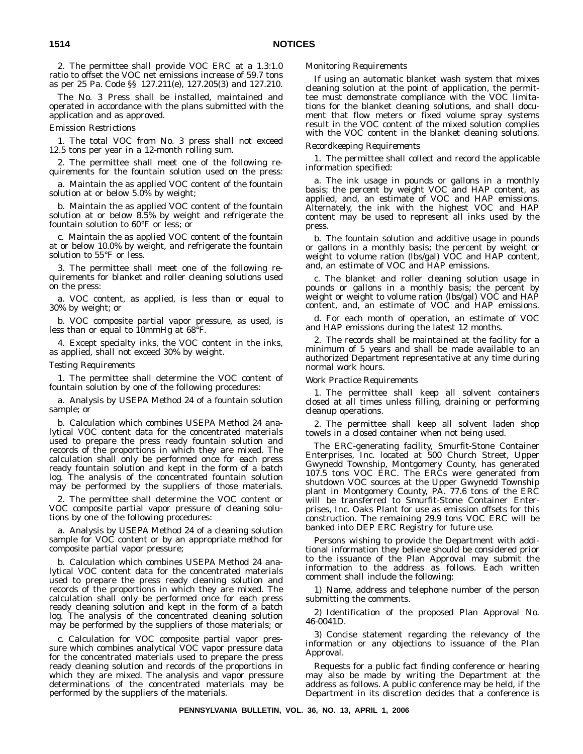2. The permittee shall provide VOC ERC at a 1.3:1.0 ratio to offset the VOC net emissions increase of 59.7 tons as per 25 Pa. Code §§ 127.211(e), 127.205(3) and 127.210.

The No. 3 Press shall be installed, maintained and operated in accordance with the plans submitted with the application and as approved.

*Emission Restrictions*

1. The total VOC from No. 3 press shall not exceed 12.5 tons per year in a 12-month rolling sum.

2. The permittee shall meet one of the following requirements for the fountain solution used on the press:

a. Maintain the as applied VOC content of the fountain solution at or below 5.0% by weight;

b. Maintain the as applied VOC content of the fountain solution at or below 8.5% by weight and refrigerate the fountain solution to 60°F or less; or

c. Maintain the as applied VOC content of the fountain at or below 10.0% by weight, and refrigerate the fountain solution to 55°F or less.

3. The permittee shall meet one of the following requirements for blanket and roller cleaning solutions used on the press:

a. VOC content, as applied, is less than or equal to 30% by weight; or

b. VOC composite partial vapor pressure, as used, is less than or equal to 10mmHg at 68°F.

4. Except specialty inks, the VOC content in the inks, as applied, shall not exceed 30% by weight.

*Testing Requirements*

1. The permittee shall determine the VOC content of fountain solution by one of the following procedures:

a. Analysis by USEPA Method 24 of a fountain solution sample; or

b. Calculation which combines USEPA Method 24 analytical VOC content data for the concentrated materials used to prepare the press ready fountain solution and records of the proportions in which they are mixed. The calculation shall only be performed once for each press ready fountain solution and kept in the form of a batch log. The analysis of the concentrated fountain solution may be performed by the suppliers of those materials.

2. The permittee shall determine the VOC content or VOC composite partial vapor pressure of cleaning solutions by one of the following procedures:

a. Analysis by USEPA Method 24 of a cleaning solution sample for VOC content or by an appropriate method for composite partial vapor pressure;

b. Calculation which combines USEPA Method 24 analytical VOC content data for the concentrated materials used to prepare the press ready cleaning solution and records of the proportions in which they are mixed. The calculation shall only be performed once for each press ready cleaning solution and kept in the form of a batch log. The analysis of the concentrated cleaning solution may be performed by the suppliers of those materials; or

c. Calculation for VOC composite partial vapor pressure which combines analytical VOC vapor pressure data for the concentrated materials used to prepare the press ready cleaning solution and records of the proportions in which they are mixed. The analysis and vapor pressure determinations of the concentrated materials may be performed by the suppliers of the materials.

*Monitoring Requirements*

If using an automatic blanket wash system that mixes cleaning solution at the point of application, the permittee must demonstrate compliance with the VOC limitations for the blanket cleaning solutions, and shall document that flow meters or fixed volume spray systems result in the VOC content of the mixed solution complies with the VOC content in the blanket cleaning solutions.

*Recordkeeping Requirements*

1. The permittee shall collect and record the applicable information specified:

a. The ink usage in pounds or gallons in a monthly basis; the percent by weight VOC and HAP content, as applied, and, an estimate of VOC and HAP emissions. Alternately, the ink with the highest VOC and HAP content may be used to represent all inks used by the press.

b. The fountain solution and additive usage in pounds or gallons in a monthly basis; the percent by weight or weight to volume ration (lbs/gal) VOC and HAP content, and, an estimate of VOC and HAP emissions.

c. The blanket and roller cleaning solution usage in pounds or gallons in a monthly basis; the percent by weight or weight to volume ration (lbs/gal) VOC and HAP content, and, an estimate of VOC and HAP emissions.

d. For each month of operation, an estimate of VOC and HAP emissions during the latest 12 months.

2. The records shall be maintained at the facility for a minimum of 5 years and shall be made available to an authorized Department representative at any time during normal work hours.

*Work Practice Requirements*

1. The permittee shall keep all solvent containers closed at all times unless filling, draining or performing cleanup operations.

2. The permittee shall keep all solvent laden shop towels in a closed container when not being used.

The ERC-generating facility, Smurfit-Stone Container Enterprises, Inc. located at 500 Church Street, Upper Gwynedd Township, Montgomery County, has generated 107.5 tons VOC ERC. The ERCs were generated from shutdown VOC sources at the Upper Gwynedd Township plant in Montgomery County, PA. 77.6 tons of the ERC will be transferred to Smurfit-Stone Container Enterprises, Inc. Oaks Plant for use as emission offsets for this construction. The remaining 29.9 tons VOC ERC will be banked into DEP ERC Registry for future use.

Persons wishing to provide the Department with additional information they believe should be considered prior to the issuance of the Plan Approval may submit the information to the address as follows. Each written comment shall include the following:

1) Name, address and telephone number of the person submitting the comments.

2) Identification of the proposed Plan Approval No. 46-0041D.

3) Concise statement regarding the relevancy of the information or any objections to issuance of the Plan Approval.

Requests for a public fact finding conference or hearing may also be made by writing the Department at the address as follows. A public conference may be held, if the Department in its discretion decides that a conference is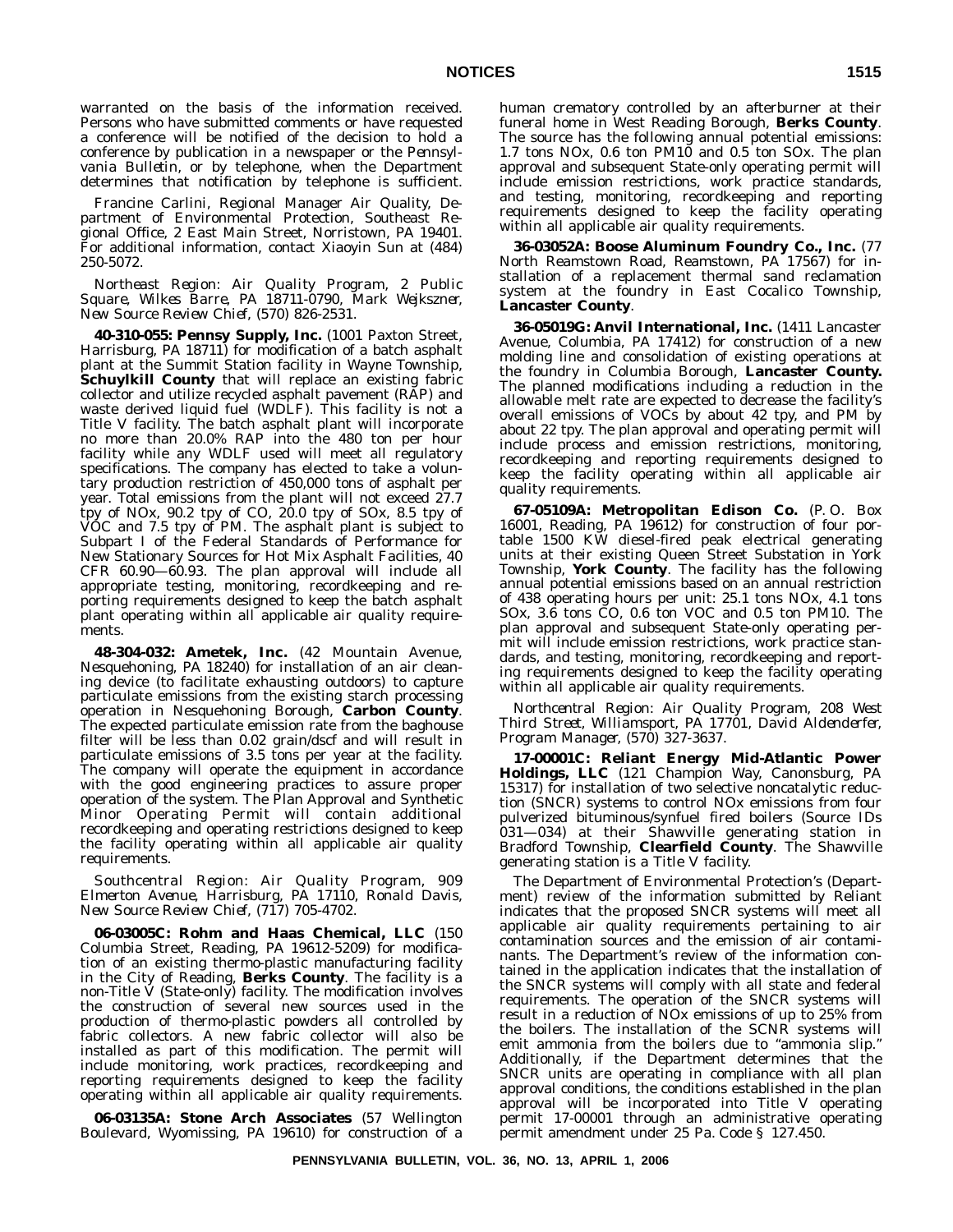warranted on the basis of the information received. Persons who have submitted comments or have requested a conference will be notified of the decision to hold a conference by publication in a newspaper or the *Pennsylvania Bulletin*, or by telephone, when the Department determines that notification by telephone is sufficient.

Francine Carlini, Regional Manager Air Quality, Department of Environmental Protection, Southeast Regional Office, 2 East Main Street, Norristown, PA 19401. For additional information, contact Xiaoyin Sun at (484) 250-5072.

*Northeast Region: Air Quality Program, 2 Public Square, Wilkes Barre, PA 18711-0790, Mark Wejkszner, New Source Review Chief, (570) 826-2531.*

**40-310-055: Pennsy Supply, Inc.** (1001 Paxton Street, Harrisburg, PA 18711) for modification of a batch asphalt plant at the Summit Station facility in Wayne Township, **Schuylkill County** that will replace an existing fabric collector and utilize recycled asphalt pavement (RAP) and waste derived liquid fuel (WDLF). This facility is not a Title V facility. The batch asphalt plant will incorporate no more than 20.0% RAP into the 480 ton per hour facility while any WDLF used will meet all regulatory specifications. The company has elected to take a voluntary production restriction of 450,000 tons of asphalt per year. Total emissions from the plant will not exceed 27.7 tpy of NOx, 90.2 tpy of CO, 20.0 tpy of SOx, 8.5 tpy of VOC and 7.5 tpy of PM. The asphalt plant is subject to Subpart I of the Federal Standards of Performance for New Stationary Sources for Hot Mix Asphalt Facilities, 40 CFR 60.90—60.93. The plan approval will include all appropriate testing, monitoring, recordkeeping and reporting requirements designed to keep the batch asphalt plant operating within all applicable air quality requirements.

**48-304-032: Ametek, Inc.** (42 Mountain Avenue, Nesquehoning, PA 18240) for installation of an air cleaning device (to facilitate exhausting outdoors) to capture particulate emissions from the existing starch processing operation in Nesquehoning Borough, **Carbon County**. The expected particulate emission rate from the baghouse filter will be less than 0.02 grain/dscf and will result in particulate emissions of 3.5 tons per year at the facility. The company will operate the equipment in accordance with the good engineering practices to assure proper operation of the system. The Plan Approval and Synthetic Minor Operating Permit will contain additional recordkeeping and operating restrictions designed to keep the facility operating within all applicable air quality requirements.

*Southcentral Region: Air Quality Program, 909 Elmerton Avenue, Harrisburg, PA 17110, Ronald Davis, New Source Review Chief, (717) 705-4702.*

**06-03005C: Rohm and Haas Chemical, LLC** (150 Columbia Street, Reading, PA 19612-5209) for modification of an existing thermo-plastic manufacturing facility in the City of Reading, **Berks County**. The facility is a non-Title V (State-only) facility. The modification involves the construction of several new sources used in the production of thermo-plastic powders all controlled by fabric collectors. A new fabric collector will also be installed as part of this modification. The permit will include monitoring, work practices, recordkeeping and reporting requirements designed to keep the facility operating within all applicable air quality requirements.

**06-03135A: Stone Arch Associates** (57 Wellington Boulevard, Wyomissing, PA 19610) for construction of a human crematory controlled by an afterburner at their funeral home in West Reading Borough, **Berks County**. The source has the following annual potential emissions: 1.7 tons NOx, 0.6 ton PM10 and 0.5 ton SOx. The plan approval and subsequent State-only operating permit will include emission restrictions, work practice standards, and testing, monitoring, recordkeeping and reporting requirements designed to keep the facility operating within all applicable air quality requirements.

**36-03052A: Boose Aluminum Foundry Co., Inc.** (77 North Reamstown Road, Reamstown, PA 17567) for installation of a replacement thermal sand reclamation system at the foundry in East Cocalico Township, **Lancaster County**.

**36-05019G: Anvil International, Inc.** (1411 Lancaster Avenue, Columbia, PA 17412) for construction of a new molding line and consolidation of existing operations at the foundry in Columbia Borough, **Lancaster County.** The planned modifications including a reduction in the allowable melt rate are expected to decrease the facility's overall emissions of VOCs by about 42 tpy, and PM by about 22 tpy. The plan approval and operating permit will include process and emission restrictions, monitoring, recordkeeping and reporting requirements designed to keep the facility operating within all applicable air quality requirements.

**67-05109A: Metropolitan Edison Co.** (P. O. Box 16001, Reading, PA 19612) for construction of four portable 1500 KW diesel-fired peak electrical generating units at their existing Queen Street Substation in York Township, **York County**. The facility has the following annual potential emissions based on an annual restriction of 438 operating hours per unit: 25.1 tons NOx, 4.1 tons SOx, 3.6 tons CO, 0.6 ton VOC and 0.5 ton PM10. The plan approval and subsequent State-only operating permit will include emission restrictions, work practice standards, and testing, monitoring, recordkeeping and reporting requirements designed to keep the facility operating within all applicable air quality requirements.

*Northcentral Region: Air Quality Program, 208 West Third Street, Williamsport, PA 17701, David Aldenderfer, Program Manager, (570) 327-3637.*

**17-00001C: Reliant Energy Mid-Atlantic Power Holdings, LLC** (121 Champion Way, Canonsburg, PA 15317) for installation of two selective noncatalytic reduction (SNCR) systems to control NOx emissions from four pulverized bituminous/synfuel fired boilers (Source IDs 031—034) at their Shawville generating station in Bradford Township, **Clearfield County**. The Shawville generating station is a Title V facility.

The Department of Environmental Protection's (Department) review of the information submitted by Reliant indicates that the proposed SNCR systems will meet all applicable air quality requirements pertaining to air contamination sources and the emission of air contaminants. The Department's review of the information contained in the application indicates that the installation of the SNCR systems will comply with all state and federal requirements. The operation of the SNCR systems will result in a reduction of NOx emissions of up to 25% from the boilers. The installation of the SCNR systems will emit ammonia from the boilers due to "ammonia slip." Additionally, if the Department determines that the SNCR units are operating in compliance with all plan approval conditions, the conditions established in the plan approval will be incorporated into Title V operating permit 17-00001 through an administrative operating permit amendment under 25 Pa. Code § 127.450.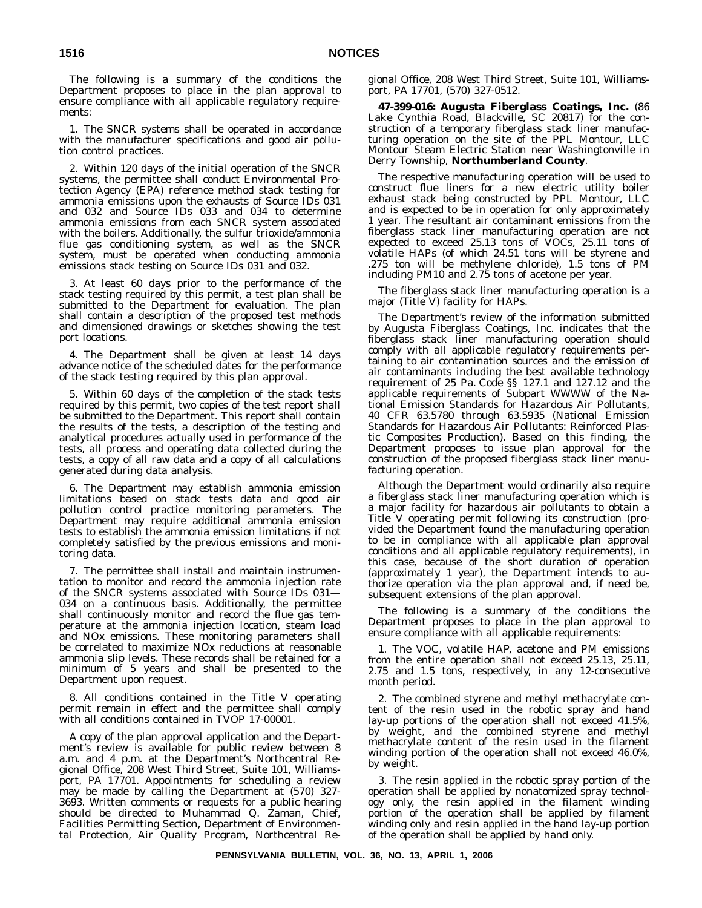The following is a summary of the conditions the Department proposes to place in the plan approval to ensure compliance with all applicable regulatory requirements:

1. The SNCR systems shall be operated in accordance with the manufacturer specifications and good air pollution control practices.

2. Within 120 days of the initial operation of the SNCR systems, the permittee shall conduct Environmental Protection Agency (EPA) reference method stack testing for ammonia emissions upon the exhausts of Source IDs 031 and 032 and Source IDs 033 and 034 to determine ammonia emissions from each SNCR system associated with the boilers. Additionally, the sulfur trioxide/ammonia flue gas conditioning system, as well as the SNCR system, must be operated when conducting ammonia emissions stack testing on Source IDs 031 and 032.

3. At least 60 days prior to the performance of the stack testing required by this permit, a test plan shall be submitted to the Department for evaluation. The plan shall contain a description of the proposed test methods and dimensioned drawings or sketches showing the test port locations.

4. The Department shall be given at least 14 days advance notice of the scheduled dates for the performance of the stack testing required by this plan approval.

5. Within 60 days of the completion of the stack tests required by this permit, two copies of the test report shall be submitted to the Department. This report shall contain the results of the tests, a description of the testing and analytical procedures actually used in performance of the tests, all process and operating data collected during the tests, a copy of all raw data and a copy of all calculations generated during data analysis.

6. The Department may establish ammonia emission limitations based on stack tests data and good air pollution control practice monitoring parameters. The Department may require additional ammonia emission tests to establish the ammonia emission limitations if not completely satisfied by the previous emissions and monitoring data.

7. The permittee shall install and maintain instrumentation to monitor and record the ammonia injection rate of the SNCR systems associated with Source IDs 031—034 on a continuous basis. Additionally, the permittee shall continuously monitor and record the flue gas temperature at the ammonia injection location, steam load and NOx emissions. These monitoring parameters shall be correlated to maximize NOx reductions at reasonable ammonia slip levels. These records shall be retained for a minimum of 5 years and shall be presented to the Department upon request.

8. All conditions contained in the Title V operating permit remain in effect and the permittee shall comply with all conditions contained in TVOP 17-00001.

A copy of the plan approval application and the Department's review is available for public review between 8 a.m. and 4 p.m. at the Department's Northcentral Regional Office, 208 West Third Street, Suite 101, Williamsport, PA 17701. Appointments for scheduling a review may be made by calling the Department at (570) 327-3693. Written comments or requests for a public hearing should be directed to Muhammad Q. Zaman, Chief, Facilities Permitting Section, Department of Environmental Protection, Air Quality Program, Northcentral Regional Office, 208 West Third Street, Suite 101, Williamsport, PA 17701, (570) 327-0512.

**47-399-016: Augusta Fiberglass Coatings, Inc.** (86 Lake Cynthia Road, Blackville, SC 20817) for the construction of a temporary fiberglass stack liner manufacturing operation on the site of the PPL Montour, LLC Montour Steam Electric Station near Washingtonville in Derry Township, **Northumberland County**.

The respective manufacturing operation will be used to construct flue liners for a new electric utility boiler exhaust stack being constructed by PPL Montour, LLC and is expected to be in operation for only approximately 1 year. The resultant air contaminant emissions from the fiberglass stack liner manufacturing operation are not expected to exceed 25.13 tons of VOCs, 25.11 tons of volatile HAPs (of which 24.51 tons will be styrene and .275 ton will be methylene chloride), 1.5 tons of PM including PM10 and 2.75 tons of acetone per year.

The fiberglass stack liner manufacturing operation is a major (Title V) facility for HAPs.

The Department's review of the information submitted by Augusta Fiberglass Coatings, Inc. indicates that the fiberglass stack liner manufacturing operation should comply with all applicable regulatory requirements pertaining to air contamination sources and the emission of air contaminants including the best available technology requirement of 25 Pa. Code §§ 127.1 and 127.12 and the applicable requirements of Subpart WWWW of the National Emission Standards for Hazardous Air Pollutants, 40 CFR 63.5780 through 63.5935 (National Emission Standards for Hazardous Air Pollutants: Reinforced Plastic Composites Production). Based on this finding, the Department proposes to issue plan approval for the construction of the proposed fiberglass stack liner manufacturing operation.

Although the Department would ordinarily also require a fiberglass stack liner manufacturing operation which is a major facility for hazardous air pollutants to obtain a Title V operating permit following its construction (provided the Department found the manufacturing operation to be in compliance with all applicable plan approval conditions and all applicable regulatory requirements), in this case, because of the short duration of operation (approximately 1 year), the Department intends to authorize operation via the plan approval and, if need be, subsequent extensions of the plan approval.

The following is a summary of the conditions the Department proposes to place in the plan approval to ensure compliance with all applicable requirements:

1. The VOC, volatile HAP, acetone and PM emissions from the entire operation shall not exceed 25.13, 25.11, 2.75 and 1.5 tons, respectively, in any 12-consecutive month period.

2. The combined styrene and methyl methacrylate content of the resin used in the robotic spray and hand lay-up portions of the operation shall not exceed 41.5%, by weight, and the combined styrene and methyl methacrylate content of the resin used in the filament winding portion of the operation shall not exceed 46.0%, by weight.

3. The resin applied in the robotic spray portion of the operation shall be applied by nonatomized spray technology only, the resin applied in the filament winding portion of the operation shall be applied by filament winding only and resin applied in the hand lay-up portion of the operation shall be applied by hand only.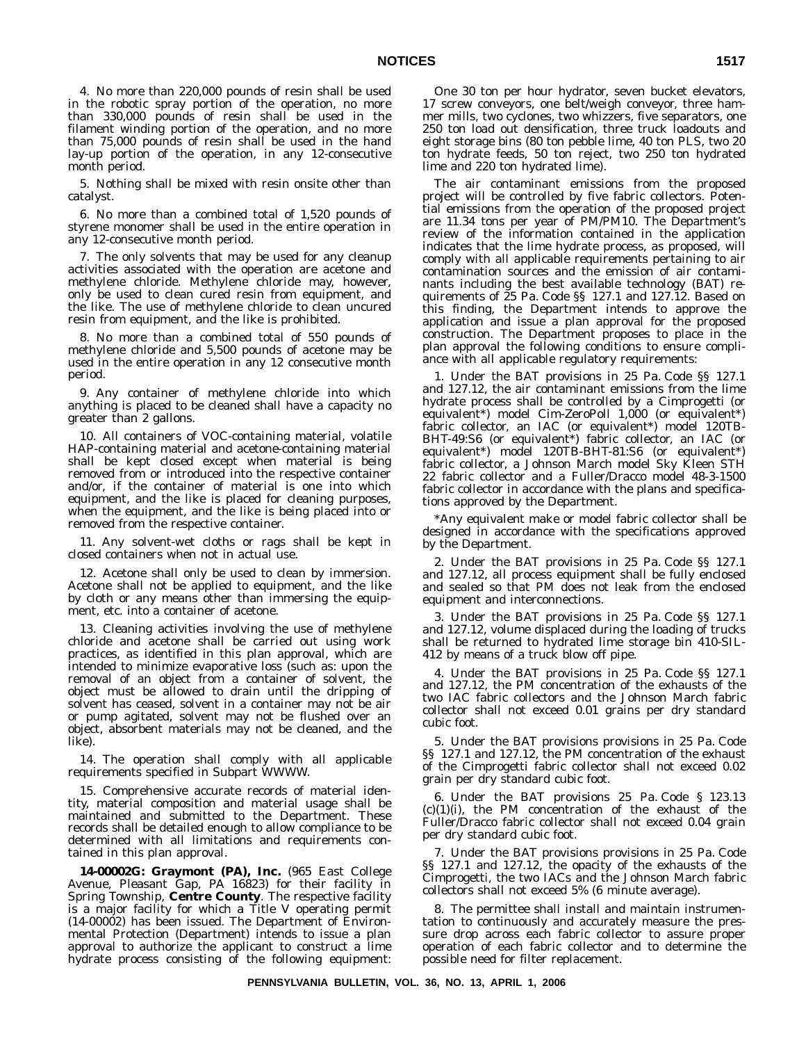4. No more than 220,000 pounds of resin shall be used in the robotic spray portion of the operation, no more than 330,000 pounds of resin shall be used in the filament winding portion of the operation, and no more than 75,000 pounds of resin shall be used in the hand lay-up portion of the operation, in any 12-consecutive month period.

5. Nothing shall be mixed with resin onsite other than catalyst.

6. No more than a combined total of 1,520 pounds of styrene monomer shall be used in the entire operation in any 12-consecutive month period.

7. The only solvents that may be used for any cleanup activities associated with the operation are acetone and methylene chloride. Methylene chloride may, however, only be used to clean cured resin from equipment, and the like. The use of methylene chloride to clean uncured resin from equipment, and the like is prohibited.

8. No more than a combined total of 550 pounds of methylene chloride and 5,500 pounds of acetone may be used in the entire operation in any 12 consecutive month period.

9. Any container of methylene chloride into which anything is placed to be cleaned shall have a capacity no greater than 2 gallons.

10. All containers of VOC-containing material, volatile HAP-containing material and acetone-containing material shall be kept closed except when material is being removed from or introduced into the respective container and/or, if the container of material is one into which equipment, and the like is placed for cleaning purposes, when the equipment, and the like is being placed into or removed from the respective container.

11. Any solvent-wet cloths or rags shall be kept in closed containers when not in actual use.

12. Acetone shall only be used to clean by immersion. Acetone shall not be applied to equipment, and the like by cloth or any means other than immersing the equipment, etc. into a container of acetone.

13. Cleaning activities involving the use of methylene chloride and acetone shall be carried out using work practices, as identified in this plan approval, which are intended to minimize evaporative loss (such as: upon the removal of an object from a container of solvent, the object must be allowed to drain until the dripping of solvent has ceased, solvent in a container may not be air or pump agitated, solvent may not be flushed over an object, absorbent materials may not be cleaned, and the like).

14. The operation shall comply with all applicable requirements specified in Subpart WWWW.

15. Comprehensive accurate records of material identity, material composition and material usage shall be maintained and submitted to the Department. These records shall be detailed enough to allow compliance to be determined with all limitations and requirements contained in this plan approval.

**14-00002G: Graymont (PA), Inc.** (965 East College Avenue, Pleasant Gap, PA 16823) for their facility in Spring Township, **Centre County**. The respective facility is a major facility for which a Title V operating permit (14-00002) has been issued. The Department of Environmental Protection (Department) intends to issue a plan approval to authorize the applicant to construct a lime hydrate process consisting of the following equipment:

One 30 ton per hour hydrator, seven bucket elevators, 17 screw conveyors, one belt/weigh conveyor, three hammer mills, two cyclones, two whizzers, five separators, one 250 ton load out densification, three truck loadouts and eight storage bins (80 ton pebble lime, 40 ton PLS, two 20 ton hydrate feeds, 50 ton reject, two 250 ton hydrated lime and 220 ton hydrated lime).

The air contaminant emissions from the proposed project will be controlled by five fabric collectors. Potential emissions from the operation of the proposed project are 11.34 tons per year of PM/PM10. The Department's review of the information contained in the application indicates that the lime hydrate process, as proposed, will comply with all applicable requirements pertaining to air contamination sources and the emission of air contaminants including the best available technology (BAT) requirements of 25 Pa. Code §§ 127.1 and 127.12. Based on this finding, the Department intends to approve the application and issue a plan approval for the proposed construction. The Department proposes to place in the plan approval the following conditions to ensure compliance with all applicable regulatory requirements:

1. Under the BAT provisions in 25 Pa. Code §§ 127.1 and 127.12, the air contaminant emissions from the lime hydrate process shall be controlled by a Cimprogetti (or equivalent*) model Cim-ZeroPoll 1,000 (or equivalent*) fabric collector, an IAC (or equivalent*) model 120TB-BHT-49:S6 (or equivalent*) fabric collector, an IAC (or equivalent*) model 120TB-BHT-81:S6 (or equivalent*) fabric collector, a Johnson March model Sky Kleen STH 22 fabric collector and a Fuller/Dracco model 48-3-1500 fabric collector in accordance with the plans and specifications approved by the Department.

*Any equivalent make or model fabric collector shall be designed in accordance with the specifications approved by the Department.

2. Under the BAT provisions in 25 Pa. Code §§ 127.1 and 127.12, all process equipment shall be fully enclosed and sealed so that PM does not leak from the enclosed equipment and interconnections.

3. Under the BAT provisions in 25 Pa. Code §§ 127.1 and 127.12, volume displaced during the loading of trucks shall be returned to hydrated lime storage bin 410-SIL-412 by means of a truck blow off pipe.

4. Under the BAT provisions in 25 Pa. Code §§ 127.1 and 127.12, the PM concentration of the exhausts of the two IAC fabric collectors and the Johnson March fabric collector shall not exceed 0.01 grains per dry standard cubic foot.

5. Under the BAT provisions provisions in 25 Pa. Code §§ 127.1 and 127.12, the PM concentration of the exhaust of the Cimprogetti fabric collector shall not exceed 0.02 grain per dry standard cubic foot.

6. Under the BAT provisions 25 Pa. Code § 123.13 (c)(1)(i), the PM concentration of the exhaust of the Fuller/Dracco fabric collector shall not exceed 0.04 grain per dry standard cubic foot.

7. Under the BAT provisions provisions in 25 Pa. Code §§ 127.1 and 127.12, the opacity of the exhausts of the Cimprogetti, the two IACs and the Johnson March fabric collectors shall not exceed 5% (6 minute average).

8. The permittee shall install and maintain instrumentation to continuously and accurately measure the pressure drop across each fabric collector to assure proper operation of each fabric collector and to determine the possible need for filter replacement.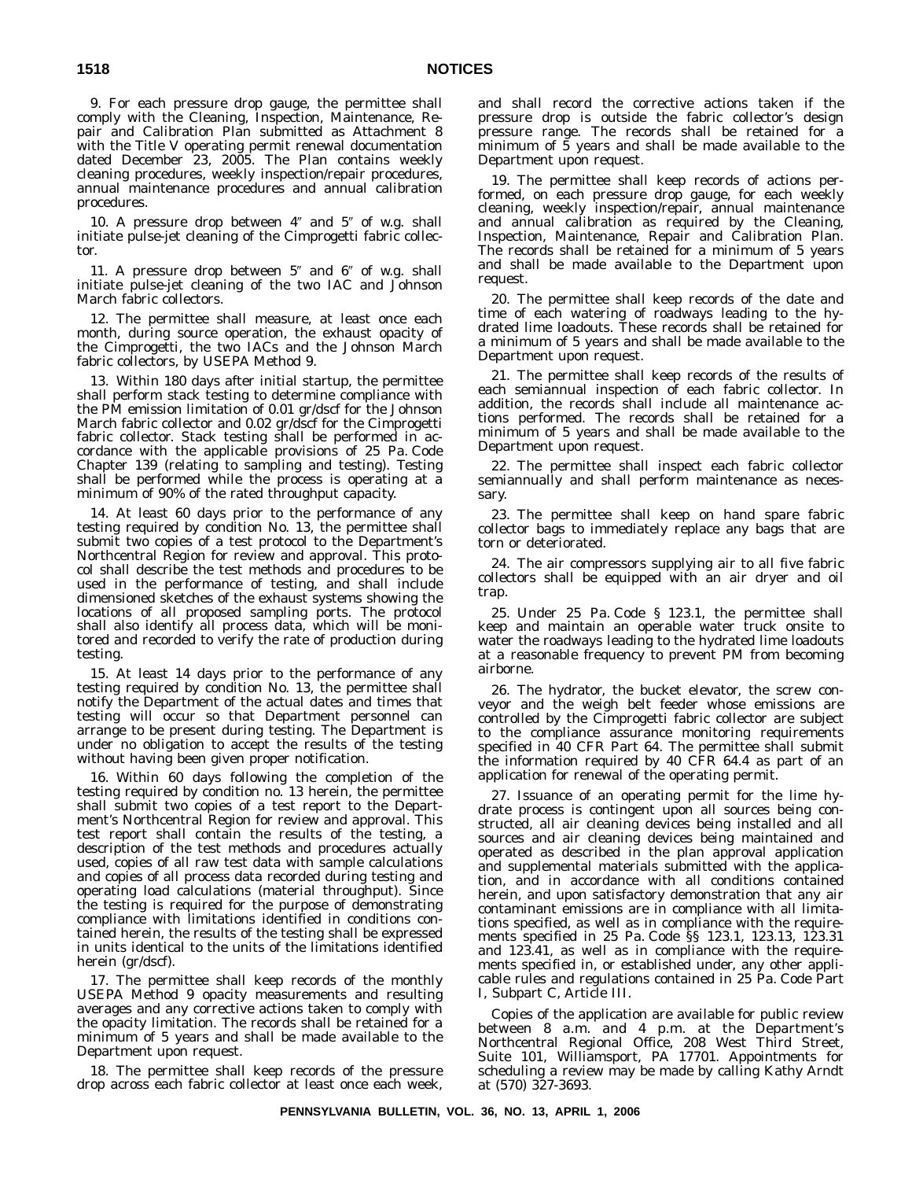9. For each pressure drop gauge, the permittee shall comply with the Cleaning, Inspection, Maintenance, Repair and Calibration Plan submitted as Attachment 8 with the Title V operating permit renewal documentation dated December 23, 2005. The Plan contains weekly cleaning procedures, weekly inspection/repair procedures, annual maintenance procedures and annual calibration procedures.

10. A pressure drop between 4″ and 5″ of w.g. shall initiate pulse-jet cleaning of the Cimprogetti fabric collector.

11. A pressure drop between 5″ and 6″ of w.g. shall initiate pulse-jet cleaning of the two IAC and Johnson March fabric collectors.

12. The permittee shall measure, at least once each month, during source operation, the exhaust opacity of the Cimprogetti, the two IACs and the Johnson March fabric collectors, by USEPA Method 9.

13. Within 180 days after initial startup, the permittee shall perform stack testing to determine compliance with the PM emission limitation of 0.01 gr/dscf for the Johnson March fabric collector and 0.02 gr/dscf for the Cimprogetti fabric collector. Stack testing shall be performed in accordance with the applicable provisions of 25 Pa. Code Chapter 139 (relating to sampling and testing). Testing shall be performed while the process is operating at a minimum of 90% of the rated throughput capacity.

14. At least 60 days prior to the performance of any testing required by condition No. 13, the permittee shall submit two copies of a test protocol to the Department's Northcentral Region for review and approval. This protocol shall describe the test methods and procedures to be used in the performance of testing, and shall include dimensioned sketches of the exhaust systems showing the locations of all proposed sampling ports. The protocol shall also identify all process data, which will be monitored and recorded to verify the rate of production during testing.

15. At least 14 days prior to the performance of any testing required by condition No. 13, the permittee shall notify the Department of the actual dates and times that testing will occur so that Department personnel can arrange to be present during testing. The Department is under no obligation to accept the results of the testing without having been given proper notification.

16. Within 60 days following the completion of the testing required by condition no. 13 herein, the permittee shall submit two copies of a test report to the Department's Northcentral Region for review and approval. This test report shall contain the results of the testing, a description of the test methods and procedures actually used, copies of all raw test data with sample calculations and copies of all process data recorded during testing and operating load calculations (material throughput). Since the testing is required for the purpose of demonstrating compliance with limitations identified in conditions contained herein, the results of the testing shall be expressed in units identical to the units of the limitations identified herein (gr/dscf).

17. The permittee shall keep records of the monthly USEPA Method 9 opacity measurements and resulting averages and any corrective actions taken to comply with the opacity limitation. The records shall be retained for a minimum of 5 years and shall be made available to the Department upon request.

18. The permittee shall keep records of the pressure drop across each fabric collector at least once each week, and shall record the corrective actions taken if the pressure drop is outside the fabric collector's design pressure range. The records shall be retained for a minimum of 5 years and shall be made available to the Department upon request.

19. The permittee shall keep records of actions performed, on each pressure drop gauge, for each weekly cleaning, weekly inspection/repair, annual maintenance and annual calibration as required by the Cleaning, Inspection, Maintenance, Repair and Calibration Plan. The records shall be retained for a minimum of 5 years and shall be made available to the Department upon request.

20. The permittee shall keep records of the date and time of each watering of roadways leading to the hydrated lime loadouts. These records shall be retained for a minimum of 5 years and shall be made available to the Department upon request.

21. The permittee shall keep records of the results of each semiannual inspection of each fabric collector. In addition, the records shall include all maintenance actions performed. The records shall be retained for a minimum of 5 years and shall be made available to the Department upon request.

22. The permittee shall inspect each fabric collector semiannually and shall perform maintenance as necessary.

23. The permittee shall keep on hand spare fabric collector bags to immediately replace any bags that are torn or deteriorated.

24. The air compressors supplying air to all five fabric collectors shall be equipped with an air dryer and oil trap.

25. Under 25 Pa. Code § 123.1, the permittee shall keep and maintain an operable water truck onsite to water the roadways leading to the hydrated lime loadouts at a reasonable frequency to prevent PM from becoming airborne.

26. The hydrator, the bucket elevator, the screw conveyor and the weigh belt feeder whose emissions are controlled by the Cimprogetti fabric collector are subject to the compliance assurance monitoring requirements specified in 40 CFR Part 64. The permittee shall submit the information required by 40 CFR 64.4 as part of an application for renewal of the operating permit.

27. Issuance of an operating permit for the lime hydrate process is contingent upon all sources being constructed, all air cleaning devices being installed and all sources and air cleaning devices being maintained and operated as described in the plan approval application and supplemental materials submitted with the application, and in accordance with all conditions contained herein, and upon satisfactory demonstration that any air contaminant emissions are in compliance with all limitations specified, as well as in compliance with the requirements specified in 25 Pa. Code §§ 123.1, 123.13, 123.31 and 123.41, as well as in compliance with the requirements specified in, or established under, any other applicable rules and regulations contained in 25 Pa. Code Part I, Subpart C, Article III.

Copies of the application are available for public review between 8 a.m. and 4 p.m. at the Department's Northcentral Regional Office, 208 West Third Street, Suite 101, Williamsport, PA 17701. Appointments for scheduling a review may be made by calling Kathy Arndt at (570) 327-3693.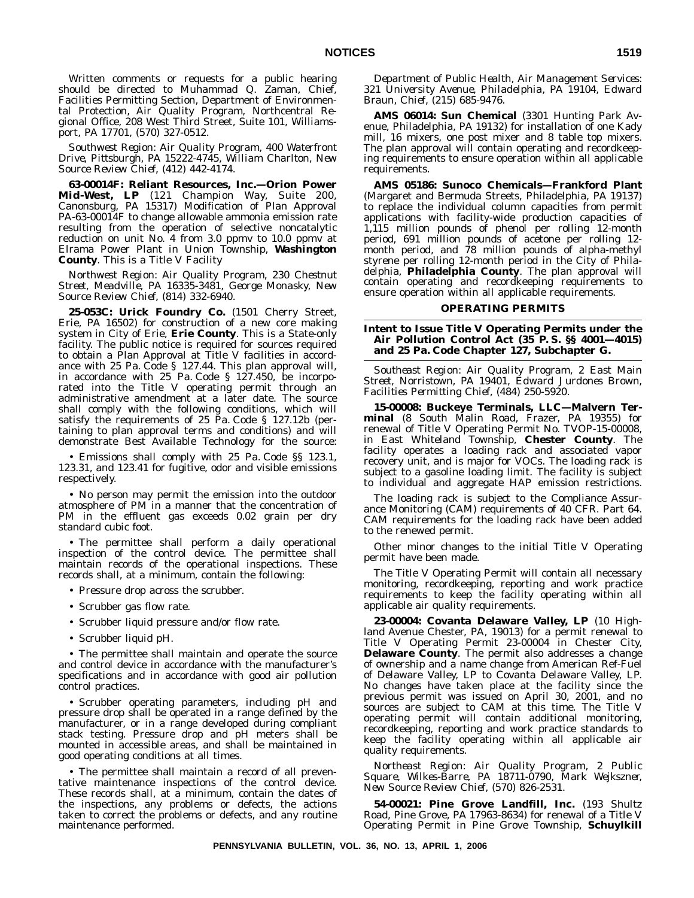Written comments or requests for a public hearing should be directed to Muhammad Q. Zaman, Chief, Facilities Permitting Section, Department of Environmental Protection, Air Quality Program, Northcentral Regional Office, 208 West Third Street, Suite 101, Williamsport, PA 17701, (570) 327-0512.

*Southwest Region: Air Quality Program, 400 Waterfront Drive, Pittsburgh, PA 15222-4745, William Charlton, New Source Review Chief, (412) 442-4174.*

**63-00014F: Reliant Resources, Inc.—Orion Power Mid-West, LP** (121 Champion Way, Suite 200, Canonsburg, PA 15317) Modification of Plan Approval PA-63-00014F to change allowable ammonia emission rate resulting from the operation of selective noncatalytic reduction on unit No. 4 from 3.0 ppmv to 10.0 ppmv at Elrama Power Plant in Union Township, **Washington County**. This is a Title V Facility

*Northwest Region: Air Quality Program, 230 Chestnut Street, Meadville, PA 16335-3481, George Monasky, New Source Review Chief, (814) 332-6940.*

**25-053C: Urick Foundry Co.** (1501 Cherry Street, Erie, PA 16502) for construction of a new core making system in City of Erie, **Erie County**. This is a State-only facility. The public notice is required for sources required to obtain a Plan Approval at Title V facilities in accordance with 25 Pa. Code § 127.44. This plan approval will, in accordance with 25 Pa. Code § 127.450, be incorporated into the Title V operating permit through an administrative amendment at a later date. The source shall comply with the following conditions, which will satisfy the requirements of 25 Pa. Code § 127.12b (pertaining to plan approval terms and conditions) and will demonstrate Best Available Technology for the source:

- Emissions shall comply with 25 Pa. Code §§ 123.1, 123.31, and 123.41 for fugitive, odor and visible emissions respectively.
- No person may permit the emission into the outdoor atmosphere of PM in a manner that the concentration of PM in the effluent gas exceeds 0.02 grain per dry standard cubic foot.
- The permittee shall perform a daily operational inspection of the control device. The permittee shall maintain records of the operational inspections. These records shall, at a minimum, contain the following:
  - Pressure drop across the scrubber.
  - Scrubber gas flow rate.
  - Scrubber liquid pressure and/or flow rate.
  - Scrubber liquid pH.
- The permittee shall maintain and operate the source and control device in accordance with the manufacturer's specifications and in accordance with good air pollution control practices.
- Scrubber operating parameters, including pH and pressure drop shall be operated in a range defined by the manufacturer, or in a range developed during compliant stack testing. Pressure drop and pH meters shall be mounted in accessible areas, and shall be maintained in good operating conditions at all times.
- The permittee shall maintain a record of all preventative maintenance inspections of the control device. These records shall, at a minimum, contain the dates of the inspections, any problems or defects, the actions taken to correct the problems or defects, and any routine maintenance performed.

*Department of Public Health, Air Management Services: 321 University Avenue, Philadelphia, PA 19104, Edward Braun, Chief, (215) 685-9476.*

**AMS 06014: Sun Chemical** (3301 Hunting Park Avenue, Philadelphia, PA 19132) for installation of one Kady mill, 16 mixers, one post mixer and 8 table top mixers. The plan approval will contain operating and recordkeeping requirements to ensure operation within all applicable requirements.

**AMS 05186: Sunoco Chemicals—Frankford Plant** (Margaret and Bermuda Streets, Philadelphia, PA 19137) to replace the individual column capacities from permit applications with facility-wide production capacities of 1,115 million pounds of phenol per rolling 12-month period, 691 million pounds of acetone per rolling 12-month period, and 78 million pounds of alpha-methyl styrene per rolling 12-month period in the City of Philadelphia, **Philadelphia County**. The plan approval will contain operating and recordkeeping requirements to ensure operation within all applicable requirements.

## OPERATING PERMITS

### Intent to Issue Title V Operating Permits under the Air Pollution Control Act (35 P. S. §§ 4001—4015) and 25 Pa. Code Chapter 127, Subchapter G.

*Southeast Region: Air Quality Program, 2 East Main Street, Norristown, PA 19401, Edward Jurdones Brown, Facilities Permitting Chief, (484) 250-5920.*

**15-00008: Buckeye Terminals, LLC—Malvern Terminal** (8 South Malin Road, Frazer, PA 19355) for renewal of Title V Operating Permit No. TVOP-15-00008, in East Whiteland Township, **Chester County**. The facility operates a loading rack and associated vapor recovery unit, and is major for VOCs. The loading rack is subject to a gasoline loading limit. The facility is subject to individual and aggregate HAP emission restrictions.

The loading rack is subject to the Compliance Assurance Monitoring (CAM) requirements of 40 CFR. Part 64. CAM requirements for the loading rack have been added to the renewed permit.

Other minor changes to the initial Title V Operating permit have been made.

The Title V Operating Permit will contain all necessary monitoring, recordkeeping, reporting and work practice requirements to keep the facility operating within all applicable air quality requirements.

**23-00004: Covanta Delaware Valley, LP** (10 Highland Avenue Chester, PA, 19013) for a permit renewal to Title V Operating Permit 23-00004 in Chester City, **Delaware County**. The permit also addresses a change of ownership and a name change from American Ref-Fuel of Delaware Valley, LP to Covanta Delaware Valley, LP. No changes have taken place at the facility since the previous permit was issued on April 30, 2001, and no sources are subject to CAM at this time. The Title V operating permit will contain additional monitoring, recordkeeping, reporting and work practice standards to keep the facility operating within all applicable air quality requirements.

*Northeast Region: Air Quality Program, 2 Public Square, Wilkes-Barre, PA 18711-0790, Mark Wejkszner, New Source Review Chief, (570) 826-2531.*

**54-00021: Pine Grove Landfill, Inc.** (193 Shultz Road, Pine Grove, PA 17963-8634) for renewal of a Title V Operating Permit in Pine Grove Township, **Schuylkill**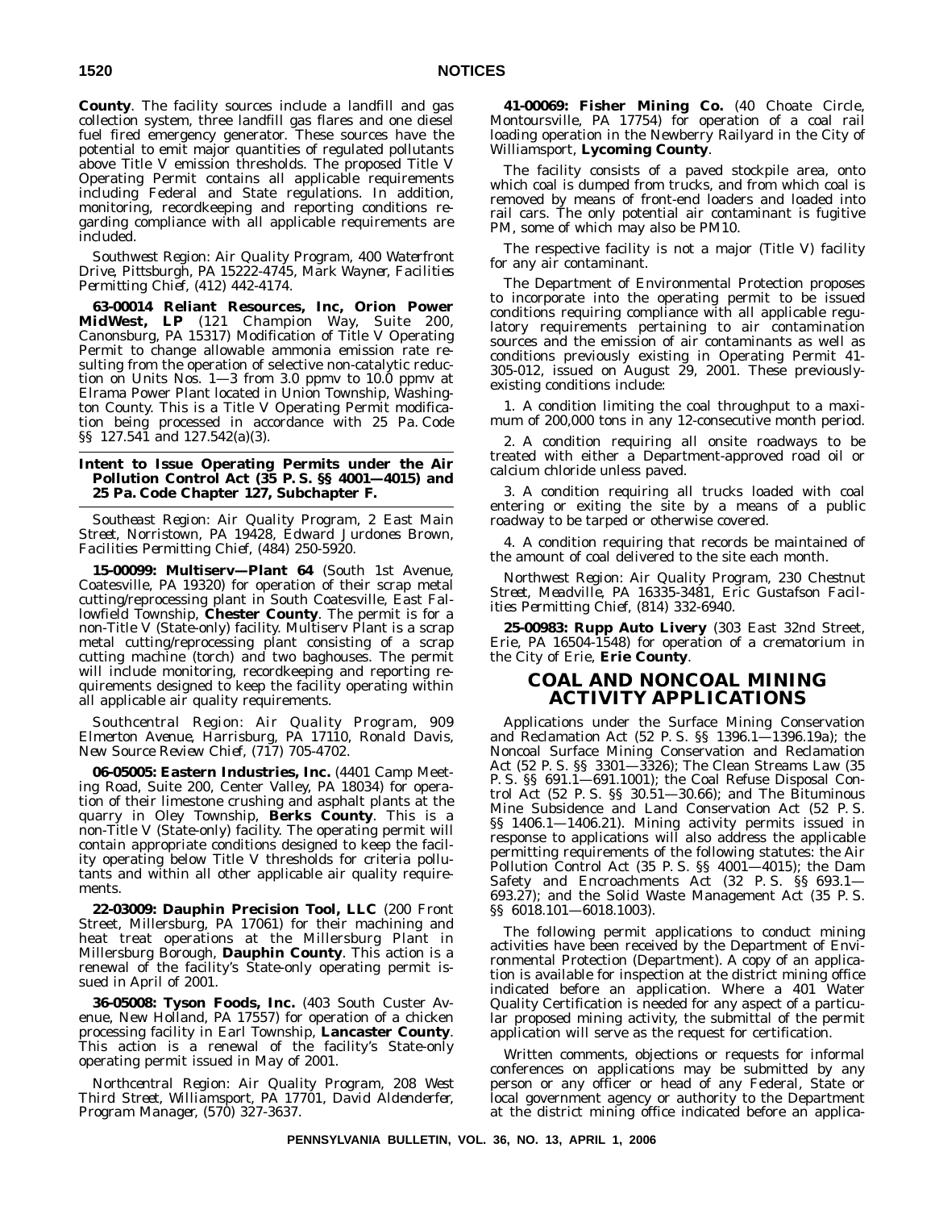**County**. The facility sources include a landfill and gas collection system, three landfill gas flares and one diesel fuel fired emergency generator. These sources have the potential to emit major quantities of regulated pollutants above Title V emission thresholds. The proposed Title V Operating Permit contains all applicable requirements including Federal and State regulations. In addition, monitoring, recordkeeping and reporting conditions regarding compliance with all applicable requirements are included.

*Southwest Region: Air Quality Program, 400 Waterfront Drive, Pittsburgh, PA 15222-4745, Mark Wayner, Facilities Permitting Chief, (412) 442-4174.*

**63-00014 Reliant Resources, Inc, Orion Power MidWest, LP** (121 Champion Way, Suite 200, Canonsburg, PA 15317) Modification of Title V Operating Permit to change allowable ammonia emission rate resulting from the operation of selective non-catalytic reduction on Units Nos. 1—3 from 3.0 ppmv to 10.0 ppmv at Elrama Power Plant located in Union Township, Washington County. This is a Title V Operating Permit modification being processed in accordance with 25 Pa. Code §§ 127.541 and 127.542(a)(3).

## Intent to Issue Operating Permits under the Air Pollution Control Act (35 P. S. §§ 4001—4015) and 25 Pa. Code Chapter 127, Subchapter F.

*Southeast Region: Air Quality Program, 2 East Main Street, Norristown, PA 19428, Edward Jurdones Brown, Facilities Permitting Chief, (484) 250-5920.*

**15-00099: Multiserv—Plant 64** (South 1st Avenue, Coatesville, PA 19320) for operation of their scrap metal cutting/reprocessing plant in South Coatesville, East Fallowfield Township, **Chester County**. The permit is for a non-Title V (State-only) facility. Multiserv Plant is a scrap metal cutting/reprocessing plant consisting of a scrap cutting machine (torch) and two baghouses. The permit will include monitoring, recordkeeping and reporting requirements designed to keep the facility operating within all applicable air quality requirements.

*Southcentral Region: Air Quality Program, 909 Elmerton Avenue, Harrisburg, PA 17110, Ronald Davis, New Source Review Chief, (717) 705-4702.*

**06-05005: Eastern Industries, Inc.** (4401 Camp Meeting Road, Suite 200, Center Valley, PA 18034) for operation of their limestone crushing and asphalt plants at the quarry in Oley Township, **Berks County**. This is a non-Title V (State-only) facility. The operating permit will contain appropriate conditions designed to keep the facility operating below Title V thresholds for criteria pollutants and within all other applicable air quality requirements.

**22-03009: Dauphin Precision Tool, LLC** (200 Front Street, Millersburg, PA 17061) for their machining and heat treat operations at the Millersburg Plant in Millersburg Borough, **Dauphin County**. This action is a renewal of the facility's State-only operating permit issued in April of 2001.

**36-05008: Tyson Foods, Inc.** (403 South Custer Avenue, New Holland, PA 17557) for operation of a chicken processing facility in Earl Township, **Lancaster County**. This action is a renewal of the facility's State-only operating permit issued in May of 2001.

*Northcentral Region: Air Quality Program, 208 West Third Street, Williamsport, PA 17701, David Aldenderfer, Program Manager, (570) 327-3637.*

**41-00069: Fisher Mining Co.** (40 Choate Circle, Montoursville, PA 17754) for operation of a coal rail loading operation in the Newberry Railyard in the City of Williamsport, **Lycoming County**.

The facility consists of a paved stockpile area, onto which coal is dumped from trucks, and from which coal is removed by means of front-end loaders and loaded into rail cars. The only potential air contaminant is fugitive PM, some of which may also be PM10.

The respective facility is not a major (Title V) facility for any air contaminant.

The Department of Environmental Protection proposes to incorporate into the operating permit to be issued conditions requiring compliance with all applicable regulatory requirements pertaining to air contamination sources and the emission of air contaminants as well as conditions previously existing in Operating Permit 41-305-012, issued on August 29, 2001. These previously-existing conditions include:

1. A condition limiting the coal throughput to a maximum of 200,000 tons in any 12-consecutive month period.

2. A condition requiring all onsite roadways to be treated with either a Department-approved road oil or calcium chloride unless paved.

3. A condition requiring all trucks loaded with coal entering or exiting the site by a means of a public roadway to be tarped or otherwise covered.

4. A condition requiring that records be maintained of the amount of coal delivered to the site each month.

*Northwest Region: Air Quality Program, 230 Chestnut Street, Meadville, PA 16335-3481, Eric Gustafson Facilities Permitting Chief, (814) 332-6940.*

**25-00983: Rupp Auto Livery** (303 East 32nd Street, Erie, PA 16504-1548) for operation of a crematorium in the City of Erie, **Erie County**.

# COAL AND NONCOAL MINING ACTIVITY APPLICATIONS

Applications under the Surface Mining Conservation and Reclamation Act (52 P. S. §§ 1396.1—1396.19a); the Noncoal Surface Mining Conservation and Reclamation Act (52 P. S. §§ 3301—3326); The Clean Streams Law (35 P. S. §§ 691.1—691.1001); the Coal Refuse Disposal Control Act (52 P. S. §§ 30.51—30.66); and The Bituminous Mine Subsidence and Land Conservation Act (52 P. S. §§ 1406.1—1406.21). Mining activity permits issued in response to applications will also address the applicable permitting requirements of the following statutes: the Air Pollution Control Act (35 P. S. §§ 4001—4015); the Dam Safety and Encroachments Act (32 P. S. §§ 693.1—693.27); and the Solid Waste Management Act (35 P. S. §§ 6018.101—6018.1003).

The following permit applications to conduct mining activities have been received by the Department of Environmental Protection (Department). A copy of an application is available for inspection at the district mining office indicated before an application. Where a 401 Water Quality Certification is needed for any aspect of a particular proposed mining activity, the submittal of the permit application will serve as the request for certification.

Written comments, objections or requests for informal conferences on applications may be submitted by any person or any officer or head of any Federal, State or local government agency or authority to the Department at the district mining office indicated before an applica-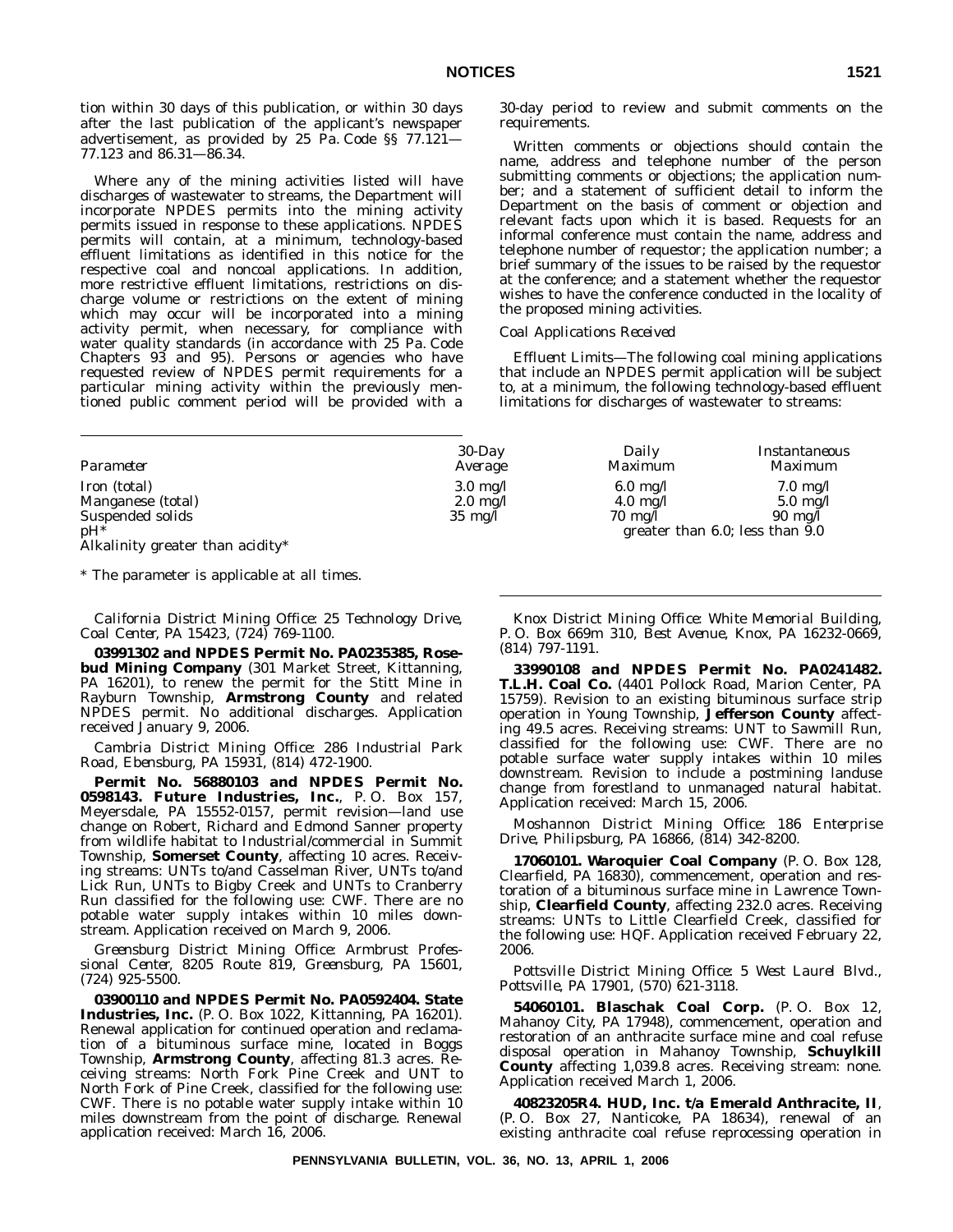tion within 30 days of this publication, or within 30 days after the last publication of the applicant's newspaper advertisement, as provided by 25 Pa. Code §§ 77.121—77.123 and 86.31—86.34.

Where any of the mining activities listed will have discharges of wastewater to streams, the Department will incorporate NPDES permits into the mining activity permits issued in response to these applications. NPDES permits will contain, at a minimum, technology-based effluent limitations as identified in this notice for the respective coal and noncoal applications. In addition, more restrictive effluent limitations, restrictions on discharge volume or restrictions on the extent of mining which may occur will be incorporated into a mining activity permit, when necessary, for compliance with water quality standards (in accordance with 25 Pa. Code Chapters 93 and 95). Persons or agencies who have requested review of NPDES permit requirements for a particular mining activity within the previously mentioned public comment period will be provided with a 30-day period to review and submit comments on the requirements.

Written comments or objections should contain the name, address and telephone number of the person submitting comments or objections; the application number; and a statement of sufficient detail to inform the Department on the basis of comment or objection and relevant facts upon which it is based. Requests for an informal conference must contain the name, address and telephone number of requestor; the application number; a brief summary of the issues to be raised by the requestor at the conference; and a statement whether the requestor wishes to have the conference conducted in the locality of the proposed mining activities.

*Coal Applications Received*

*Effluent Limits*—The following coal mining applications that include an NPDES permit application will be subject to, at a minimum, the following technology-based effluent limitations for discharges of wastewater to streams:

| *Parameter* | *30-Day Average* | *Daily Maximum* | *Instantaneous Maximum* |
|---|---|---|---|
| Iron (total) | 3.0 mg/l | 6.0 mg/l | 7.0 mg/l |
| Manganese (total) | 2.0 mg/l | 4.0 mg/l | 5.0 mg/l |
| Suspended solids | 35 mg/l | 70 mg/l | 90 mg/l |
| pH* | | greater than 6.0; less than 9.0 | |
| Alkalinity greater than acidity* | | | |

* The parameter is applicable at all times.

*California District Mining Office: 25 Technology Drive, Coal Center, PA 15423, (724) 769-1100.*

**03991302 and NPDES Permit No. PA0235385, Rosebud Mining Company** (301 Market Street, Kittanning, PA 16201), to renew the permit for the Stitt Mine in Rayburn Township, **Armstrong County** and related NPDES permit. No additional discharges. Application received January 9, 2006.

*Cambria District Mining Office: 286 Industrial Park Road, Ebensburg, PA 15931, (814) 472-1900.*

**Permit No. 56880103 and NPDES Permit No. 0598143. Future Industries, Inc.**, P. O. Box 157, Meyersdale, PA 15552-0157, permit revision—land use change on Robert, Richard and Edmond Sanner property from wildlife habitat to Industrial/commercial in Summit Township, **Somerset County**, affecting 10 acres. Receiving streams: UNTs to/and Casselman River, UNTs to/and Lick Run, UNTs to Bigby Creek and UNTs to Cranberry Run classified for the following use: CWF. There are no potable water supply intakes within 10 miles downstream. Application received on March 9, 2006.

*Greensburg District Mining Office: Armbrust Professional Center, 8205 Route 819, Greensburg, PA 15601, (724) 925-5500.*

**03900110 and NPDES Permit No. PA0592404. State Industries, Inc.** (P. O. Box 1022, Kittanning, PA 16201). Renewal application for continued operation and reclamation of a bituminous surface mine, located in Boggs Township, **Armstrong County**, affecting 81.3 acres. Receiving streams: North Fork Pine Creek and UNT to North Fork of Pine Creek, classified for the following use: CWF. There is no potable water supply intake within 10 miles downstream from the point of discharge. Renewal application received: March 16, 2006.

*Knox District Mining Office: White Memorial Building, P. O. Box 669m 310, Best Avenue, Knox, PA 16232-0669, (814) 797-1191.*

**33990108 and NPDES Permit No. PA0241482. T.L.H. Coal Co.** (4401 Pollock Road, Marion Center, PA 15759). Revision to an existing bituminous surface strip operation in Young Township, **Jefferson County** affecting 49.5 acres. Receiving streams: UNT to Sawmill Run, classified for the following use: CWF. There are no potable surface water supply intakes within 10 miles downstream. Revision to include a postmining landuse change from forestland to unmanaged natural habitat. Application received: March 15, 2006.

*Moshannon District Mining Office: 186 Enterprise Drive, Philipsburg, PA 16866, (814) 342-8200.*

**17060101. Waroquier Coal Company** (P. O. Box 128, Clearfield, PA 16830), commencement, operation and restoration of a bituminous surface mine in Lawrence Township, **Clearfield County**, affecting 232.0 acres. Receiving streams: UNTs to Little Clearfield Creek, classified for the following use: HQF. Application received February 22, 2006.

*Pottsville District Mining Office: 5 West Laurel Blvd., Pottsville, PA 17901, (570) 621-3118.*

**54060101. Blaschak Coal Corp.** (P. O. Box 12, Mahanoy City, PA 17948), commencement, operation and restoration of an anthracite surface mine and coal refuse disposal operation in Mahanoy Township, **Schuylkill County** affecting 1,039.8 acres. Receiving stream: none. Application received March 1, 2006.

**40823205R4. HUD, Inc. t/a Emerald Anthracite, II**, (P. O. Box 27, Nanticoke, PA 18634), renewal of an existing anthracite coal refuse reprocessing operation in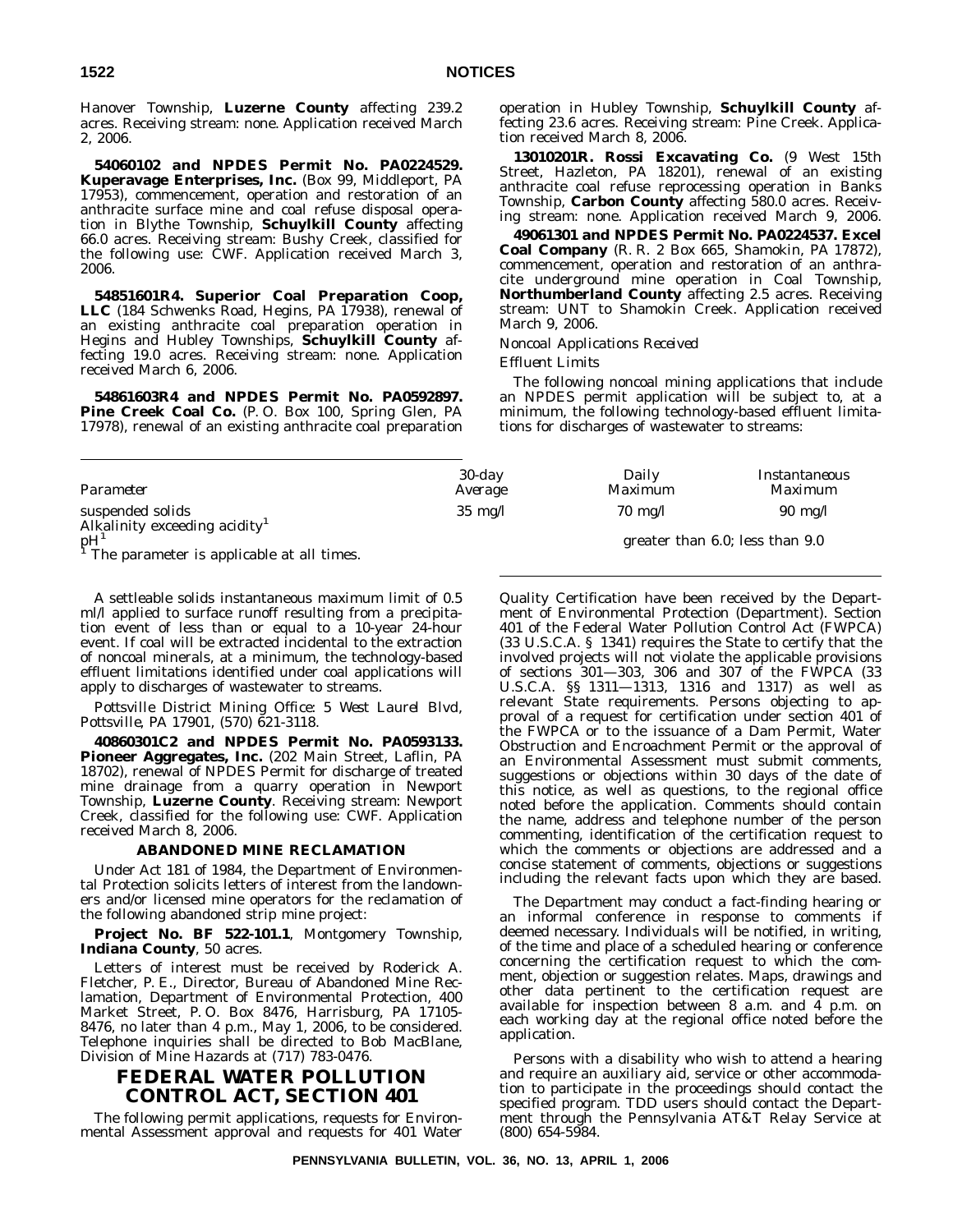Hanover Township, **Luzerne County** affecting 239.2 acres. Receiving stream: none. Application received March 2, 2006.

**54060102 and NPDES Permit No. PA0224529. Kuperavage Enterprises, Inc.** (Box 99, Middleport, PA 17953), commencement, operation and restoration of an anthracite surface mine and coal refuse disposal operation in Blythe Township, **Schuylkill County** affecting 66.0 acres. Receiving stream: Bushy Creek, classified for the following use: CWF. Application received March 3, 2006.

**54851601R4. Superior Coal Preparation Coop, LLC** (184 Schwenks Road, Hegins, PA 17938), renewal of an existing anthracite coal preparation operation in Hegins and Hubley Townships, **Schuylkill County** affecting 19.0 acres. Receiving stream: none. Application received March 6, 2006.

**54861603R4 and NPDES Permit No. PA0592897. Pine Creek Coal Co.** (P. O. Box 100, Spring Glen, PA 17978), renewal of an existing anthracite coal preparation operation in Hubley Township, **Schuylkill County** affecting 23.6 acres. Receiving stream: Pine Creek. Application received March 8, 2006.

**13010201R. Rossi Excavating Co.** (9 West 15th Street, Hazleton, PA 18201), renewal of an existing anthracite coal refuse reprocessing operation in Banks Township, **Carbon County** affecting 580.0 acres. Receiving stream: none. Application received March 9, 2006.

**49061301 and NPDES Permit No. PA0224537. Excel Coal Company** (R. R. 2 Box 665, Shamokin, PA 17872), commencement, operation and restoration of an anthracite underground mine operation in Coal Township, **Northumberland County** affecting 2.5 acres. Receiving stream: UNT to Shamokin Creek. Application received March 9, 2006.

*Noncoal Applications Received*

*Effluent Limits*

The following noncoal mining applications that include an NPDES permit application will be subject to, at a minimum, the following technology-based effluent limitations for discharges of wastewater to streams:

| *Parameter* | *30-day Average* | *Daily Maximum* | *Instantaneous Maximum* |
|---|---|---|---|
| suspended solids | 35 mg/l | 70 mg/l | 90 mg/l |
| Alkalinity exceeding acidity[1] | | | |
| pH[1] | | greater than 6.0; less than 9.0 | |

[1] The parameter is applicable at all times.

A settleable solids instantaneous maximum limit of 0.5 ml/l applied to surface runoff resulting from a precipitation event of less than or equal to a 10-year 24-hour event. If coal will be extracted incidental to the extraction of noncoal minerals, at a minimum, the technology-based effluent limitations identified under coal applications will apply to discharges of wastewater to streams.

*Pottsville District Mining Office: 5 West Laurel Blvd, Pottsville, PA 17901, (570) 621-3118.*

**40860301C2 and NPDES Permit No. PA0593133. Pioneer Aggregates, Inc.** (202 Main Street, Laflin, PA 18702), renewal of NPDES Permit for discharge of treated mine drainage from a quarry operation in Newport Township, **Luzerne County**. Receiving stream: Newport Creek, classified for the following use: CWF. Application received March 8, 2006.

### ABANDONED MINE RECLAMATION

Under Act 181 of 1984, the Department of Environmental Protection solicits letters of interest from the landowners and/or licensed mine operators for the reclamation of the following abandoned strip mine project:

**Project No. BF 522-101.1**, Montgomery Township, **Indiana County**, 50 acres.

Letters of interest must be received by Roderick A. Fletcher, P. E., Director, Bureau of Abandoned Mine Reclamation, Department of Environmental Protection, 400 Market Street, P. O. Box 8476, Harrisburg, PA 17105-8476, no later than 4 p.m., May 1, 2006, to be considered. Telephone inquiries shall be directed to Bob MacBlane, Division of Mine Hazards at (717) 783-0476.

## FEDERAL WATER POLLUTION CONTROL ACT, SECTION 401

The following permit applications, requests for Environmental Assessment approval and requests for 401 Water Quality Certification have been received by the Department of Environmental Protection (Department). Section 401 of the Federal Water Pollution Control Act (FWPCA) (33 U.S.C.A. § 1341) requires the State to certify that the involved projects will not violate the applicable provisions of sections 301—303, 306 and 307 of the FWPCA (33 U.S.C.A. §§ 1311—1313, 1316 and 1317) as well as relevant State requirements. Persons objecting to approval of a request for certification under section 401 of the FWPCA or to the issuance of a Dam Permit, Water Obstruction and Encroachment Permit or the approval of an Environmental Assessment must submit comments, suggestions or objections within 30 days of the date of this notice, as well as questions, to the regional office noted before the application. Comments should contain the name, address and telephone number of the person commenting, identification of the certification request to which the comments or objections are addressed and a concise statement of comments, objections or suggestions including the relevant facts upon which they are based.

The Department may conduct a fact-finding hearing or an informal conference in response to comments if deemed necessary. Individuals will be notified, in writing, of the time and place of a scheduled hearing or conference concerning the certification request to which the comment, objection or suggestion relates. Maps, drawings and other data pertinent to the certification request are available for inspection between 8 a.m. and 4 p.m. on each working day at the regional office noted before the application.

Persons with a disability who wish to attend a hearing and require an auxiliary aid, service or other accommodation to participate in the proceedings should contact the specified program. TDD users should contact the Department through the Pennsylvania AT&T Relay Service at (800) 654-5984.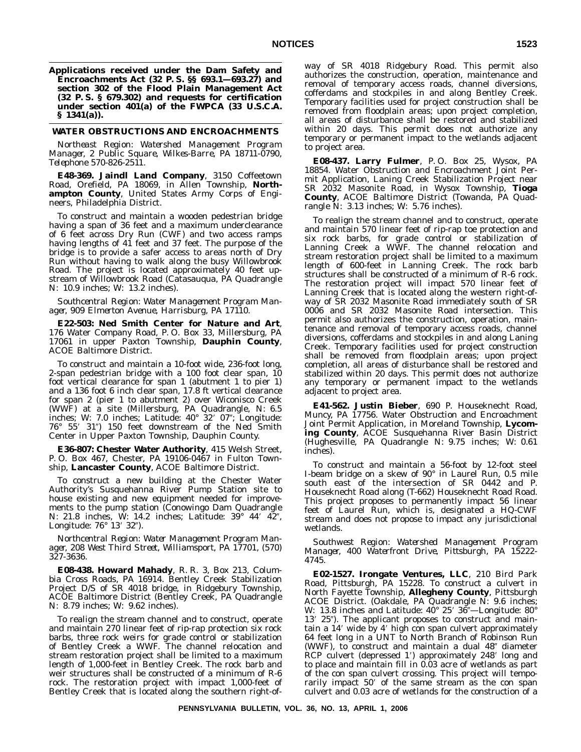**Applications received under the Dam Safety and Encroachments Act (32 P. S. §§ 693.1—693.27) and section 302 of the Flood Plain Management Act (32 P. S. § 679.302) and requests for certification under section 401(a) of the FWPCA (33 U.S.C.A. § 1341(a)).**

**WATER OBSTRUCTIONS AND ENCROACHMENTS**

*Northeast Region: Watershed Management Program Manager, 2 Public Square, Wilkes-Barre, PA 18711-0790, Telephone 570-826-2511.*

**E48-369. Jaindl Land Company**, 3150 Coffeetown Road, Orefield, PA 18069, in Allen Township, **Northampton County**, United States Army Corps of Engineers, Philadelphia District.

To construct and maintain a wooden pedestrian bridge having a span of 36 feet and a maximum underclearance of 6 feet across Dry Run (CWF) and two access ramps having lengths of 41 feet and 37 feet. The purpose of the bridge is to provide a safer access to areas north of Dry Run without having to walk along the busy Willowbrook Road. The project is located approximately 40 feet upstream of Willowbrook Road (Catasauqua, PA Quadrangle N: 10.9 inches; W: 13.2 inches).

*Southcentral Region: Water Management Program Manager, 909 Elmerton Avenue, Harrisburg, PA 17110.*

**E22-503: Ned Smith Center for Nature and Art**, 176 Water Company Road, P. O. Box 33, Millersburg, PA 17061 in upper Paxton Township, **Dauphin County**, ACOE Baltimore District.

To construct and maintain a 10-foot wide, 236-foot long, 2-span pedestrian bridge with a 100 foot clear span, 10 foot vertical clearance for span 1 (abutment 1 to pier 1) and a 136 foot 6 inch clear span, 17.8 ft vertical clearance for span 2 (pier 1 to abutment 2) over Wiconisco Creek (WWF) at a site (Millersburg, PA Quadrangle, N: 6.5 inches; W: 7.0 inches; Latitude: 40° 32′ 07″; Longitude: 76° 55′ 31″) 150 feet downstream of the Ned Smith Center in Upper Paxton Township, Dauphin County.

**E36-807: Chester Water Authority**, 415 Welsh Street, P. O. Box 467, Chester, PA 19106-0467 in Fulton Township, **Lancaster County**, ACOE Baltimore District.

To construct a new building at the Chester Water Authority's Susquehanna River Pump Station site to house existing and new equipment needed for improvements to the pump station (Conowingo Dam Quadrangle N: 21.8 inches, W: 14.2 inches; Latitude: 39° 44′ 42″, Longitude: 76° 13′ 32″).

*Northcentral Region: Water Management Program Manager, 208 West Third Street, Williamsport, PA 17701, (570) 327-3636.*

**E08-438. Howard Mahady**, R. R. 3, Box 213, Columbia Cross Roads, PA 16914. Bentley Creek Stabilization Project D/S of SR 4018 bridge, in Ridgebury Township, ACOE Baltimore District (Bentley Creek, PA Quadrangle N: 8.79 inches; W: 9.62 inches).

To realign the stream channel and to construct, operate and maintain 270 linear feet of rip-rap protection six rock barbs, three rock weirs for grade control or stabilization of Bentley Creek a WWF. The channel relocation and stream restoration project shall be limited to a maximum length of 1,000-feet in Bentley Creek. The rock barb and weir structures shall be constructed of a minimum of R-6 rock. The restoration project with impact 1,000-feet of Bentley Creek that is located along the southern right-of-way of SR 4018 Ridgebury Road. This permit also authorizes the construction, operation, maintenance and removal of temporary access roads, channel diversions, cofferdams and stockpiles in and along Bentley Creek. Temporary facilities used for project construction shall be removed from floodplain areas; upon project completion, all areas of disturbance shall be restored and stabilized within 20 days. This permit does not authorize any temporary or permanent impact to the wetlands adjacent to project area.

**E08-437. Larry Fulmer**, P. O. Box 25, Wysox, PA 18854. Water Obstruction and Encroachment Joint Permit Application, Laning Creek Stabilization Project near SR 2032 Masonite Road, in Wysox Township, **Tioga County**, ACOE Baltimore District (Towanda, PA Quadrangle N: 3.13 inches; W: 5.76 inches).

To realign the stream channel and to construct, operate and maintain 570 linear feet of rip-rap toe protection and six rock barbs, for grade control or stabilization of Lanning Creek a WWF. The channel relocation and stream restoration project shall be limited to a maximum length of 600-feet in Lanning Creek. The rock barb structures shall be constructed of a minimum of R-6 rock. The restoration project will impact 570 linear feet of Lanning Creek that is located along the western right-of-way of SR 2032 Masonite Road immediately south of SR 0006 and SR 2032 Masonite Road intersection. This permit also authorizes the construction, operation, maintenance and removal of temporary access roads, channel diversions, cofferdams and stockpiles in and along Laning Creek. Temporary facilities used for project construction shall be removed from floodplain areas; upon project completion, all areas of disturbance shall be restored and stabilized within 20 days. This permit does not authorize any temporary or permanent impact to the wetlands adjacent to project area.

**E41-562. Justin Bieber**, 690 P. Houseknecht Road, Muncy, PA 17756. Water Obstruction and Encroachment Joint Permit Application, in Moreland Township, **Lycoming County**, ACOE Susquehanna River Basin District (Hughesville, PA Quadrangle N: 9.75 inches; W: 0.61 inches).

To construct and maintain a 56-foot by 12-foot steel I-beam bridge on a skew of 90° in Laurel Run, 0.5 mile south east of the intersection of SR 0442 and P. Houseknecht Road along (T-662) Houseknecht Road Road. This project proposes to permanently impact 56 linear feet of Laurel Run, which is, designated a HQ-CWF stream and does not propose to impact any jurisdictional wetlands.

*Southwest Region: Watershed Management Program Manager, 400 Waterfront Drive, Pittsburgh, PA 15222-4745.*

**E02-1527. Irongate Ventures, LLC**, 210 Bird Park Road, Pittsburgh, PA 15228. To construct a culvert in North Fayette Township, **Allegheny County**, Pittsburgh ACOE District. (Oakdale, PA Quadrangle N: 9.6 inches; W: 13.8 inches and Latitude: 40° 25′ 36″—Longitude: 80° 13′ 25″). The applicant proposes to construct and maintain a 14′ wide by 4′ high con span culvert approximately 64 feet long in a UNT to North Branch of Robinson Run (WWF), to construct and maintain a dual 48″ diameter RCP culvert (depressed 1′) approximately 248′ long and to place and maintain fill in 0.03 acre of wetlands as part of the con span culvert crossing. This project will temporarily impact 50′ of the same stream as the con span culvert and 0.03 acre of wetlands for the construction of a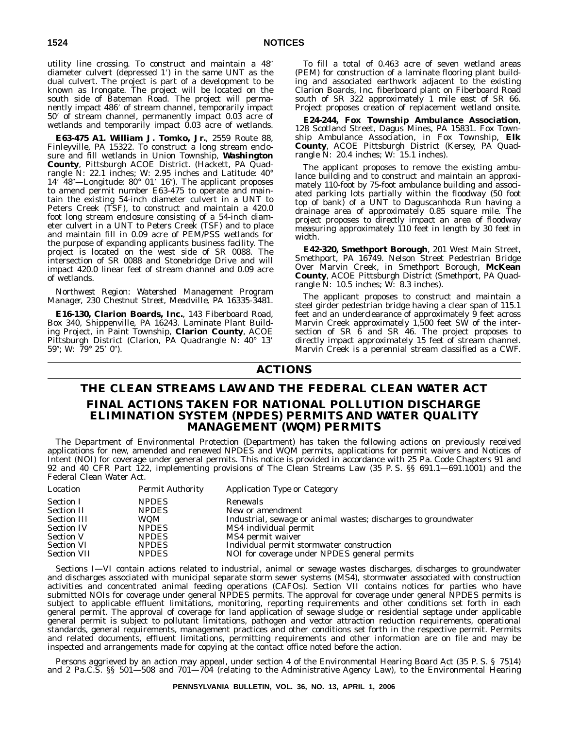utility line crossing. To construct and maintain a 48″ diameter culvert (depressed 1′) in the same UNT as the dual culvert. The project is part of a development to be known as Irongate. The project will be located on the south side of Bateman Road. The project will permanently impact 486′ of stream channel, temporarily impact 50′ of stream channel, permanently impact 0.03 acre of wetlands and temporarily impact 0.03 acre of wetlands.

**E63-475 A1. William J. Tomko, Jr.**, 2559 Route 88, Finleyville, PA 15322. To construct a long stream enclosure and fill wetlands in Union Township, **Washington County**, Pittsburgh ACOE District. (Hackett, PA Quadrangle N: 22.1 inches; W: 2.95 inches and Latitude: 40° 14′ 48″—Longitude: 80° 01′ 16″). The applicant proposes to amend permit number E63-475 to operate and maintain the existing 54-inch diameter culvert in a UNT to Peters Creek (TSF), to construct and maintain a 420.0 foot long stream enclosure consisting of a 54-inch diameter culvert in a UNT to Peters Creek (TSF) and to place and maintain fill in 0.09 acre of PEM/PSS wetlands for the purpose of expanding applicants business facility. The project is located on the west side of SR 0088. The intersection of SR 0088 and Stonebridge Drive and will impact 420.0 linear feet of stream channel and 0.09 acre of wetlands.

*Northwest Region: Watershed Management Program Manager, 230 Chestnut Street, Meadville, PA 16335-3481.*

**E16-130, Clarion Boards, Inc.**, 143 Fiberboard Road, Box 340, Shippenville, PA 16243. Laminate Plant Building Project, in Paint Township, **Clarion County**, ACOE Pittsburgh District (Clarion, PA Quadrangle N: 40° 13′ 59″; W: 79° 25′ 0″).

To fill a total of 0.463 acre of seven wetland areas (PEM) for construction of a laminate flooring plant building and associated earthwork adjacent to the existing Clarion Boards, Inc. fiberboard plant on Fiberboard Road south of SR 322 approximately 1 mile east of SR 66. Project proposes creation of replacement wetland onsite.

**E24-244, Fox Township Ambulance Association**, 128 Scotland Street, Dagus Mines, PA 15831. Fox Township Ambulance Association, in Fox Township, **Elk County**, ACOE Pittsburgh District (Kersey, PA Quadrangle N: 20.4 inches; W: 15.1 inches).

The applicant proposes to remove the existing ambulance building and to construct and maintain an approximately 110-foot by 75-foot ambulance building and associated parking lots partially within the floodway (50 foot top of bank) of a UNT to Daguscanhoda Run having a drainage area of approximately 0.85 square mile. The project proposes to directly impact an area of floodway measuring approximately 110 feet in length by 30 feet in width.

**E42-320, Smethport Borough**, 201 West Main Street, Smethport, PA 16749. Nelson Street Pedestrian Bridge Over Marvin Creek, in Smethport Borough, **McKean County**, ACOE Pittsburgh District (Smethport, PA Quadrangle N: 10.5 inches; W: 8.3 inches).

The applicant proposes to construct and maintain a steel girder pedestrian bridge having a clear span of 115.1 feet and an underclearance of approximately 9 feet across Marvin Creek approximately 1,500 feet SW of the intersection of SR 6 and SR 46. The project proposes to directly impact approximately 15 feet of stream channel. Marvin Creek is a perennial stream classified as a CWF.

# ACTIONS

## THE CLEAN STREAMS LAW AND THE FEDERAL CLEAN WATER ACT

## FINAL ACTIONS TAKEN FOR NATIONAL POLLUTION DISCHARGE ELIMINATION SYSTEM (NPDES) PERMITS AND WATER QUALITY MANAGEMENT (WQM) PERMITS

The Department of Environmental Protection (Department) has taken the following actions on previously received applications for new, amended and renewed NPDES and WQM permits, applications for permit waivers and Notices of Intent (NOI) for coverage under general permits. This notice is provided in accordance with 25 Pa. Code Chapters 91 and 92 and 40 CFR Part 122, implementing provisions of The Clean Streams Law (35 P. S. §§ 691.1—691.1001) and the Federal Clean Water Act.

| *Location* | *Permit Authority* | *Application Type or Category* |
|---|---|---|
| Section I | NPDES | Renewals |
| Section II | NPDES | New or amendment |
| Section III | WQM | Industrial, sewage or animal wastes; discharges to groundwater |
| Section IV | NPDES | MS4 individual permit |
| Section V | NPDES | MS4 permit waiver |
| Section VI | NPDES | Individual permit stormwater construction |
| Section VII | NPDES | NOI for coverage under NPDES general permits |

Sections I—VI contain actions related to industrial, animal or sewage wastes discharges, discharges to groundwater and discharges associated with municipal separate storm sewer systems (MS4), stormwater associated with construction activities and concentrated animal feeding operations (CAFOs). Section VII contains notices for parties who have submitted NOIs for coverage under general NPDES permits. The approval for coverage under general NPDES permits is subject to applicable effluent limitations, monitoring, reporting requirements and other conditions set forth in each general permit. The approval of coverage for land application of sewage sludge or residential septage under applicable general permit is subject to pollutant limitations, pathogen and vector attraction reduction requirements, operational standards, general requirements, management practices and other conditions set forth in the respective permit. Permits and related documents, effluent limitations, permitting requirements and other information are on file and may be inspected and arrangements made for copying at the contact office noted before the action.

Persons aggrieved by an action may appeal, under section 4 of the Environmental Hearing Board Act (35 P. S. § 7514) and 2 Pa.C.S. §§ 501—508 and 701—704 (relating to the Administrative Agency Law), to the Environmental Hearing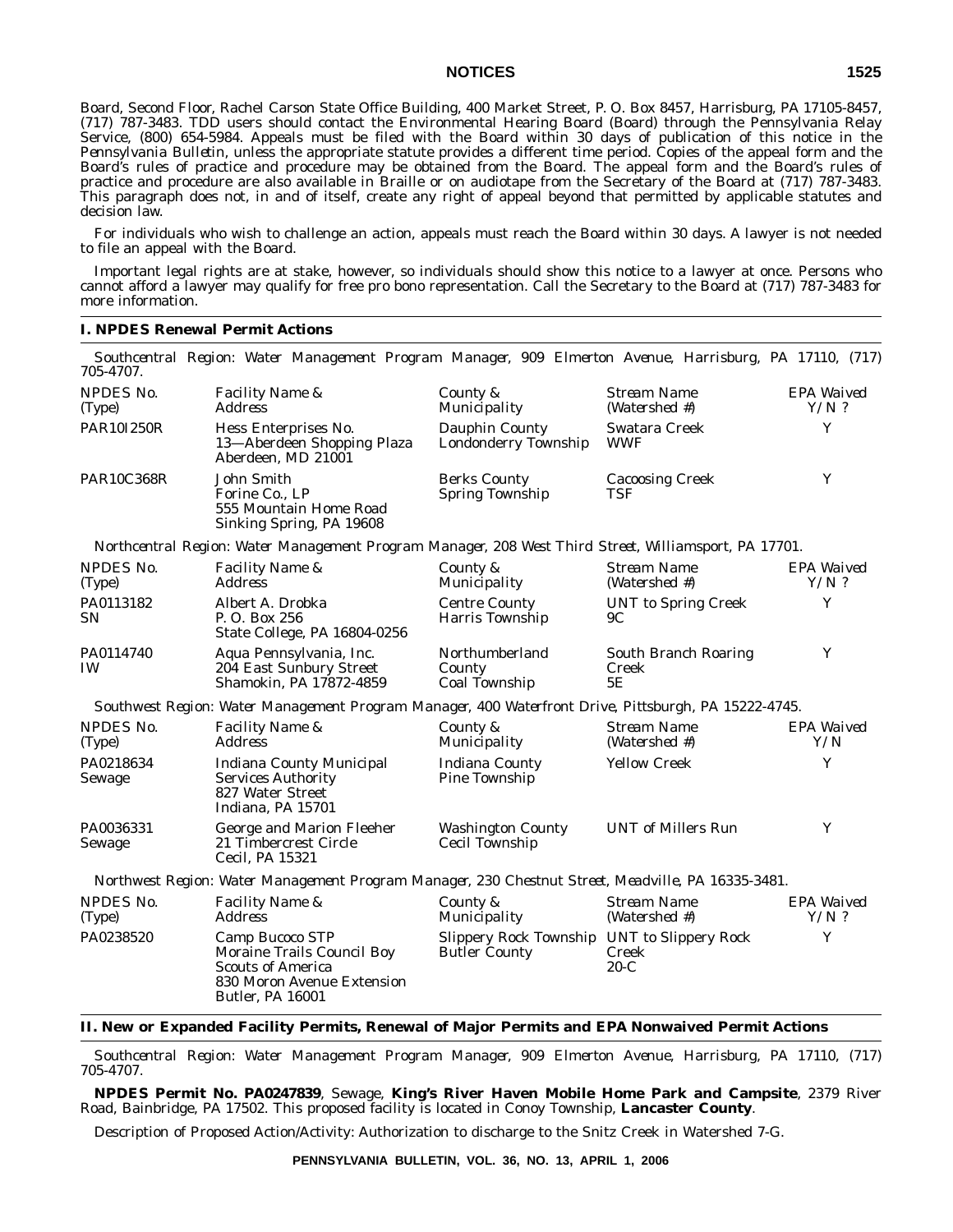Board, Second Floor, Rachel Carson State Office Building, 400 Market Street, P. O. Box 8457, Harrisburg, PA 17105-8457, (717) 787-3483. TDD users should contact the Environmental Hearing Board (Board) through the Pennsylvania Relay Service, (800) 654-5984. Appeals must be filed with the Board within 30 days of publication of this notice in the *Pennsylvania Bulletin*, unless the appropriate statute provides a different time period. Copies of the appeal form and the Board's rules of practice and procedure may be obtained from the Board. The appeal form and the Board's rules of practice and procedure are also available in Braille or on audiotape from the Secretary of the Board at (717) 787-3483. This paragraph does not, in and of itself, create any right of appeal beyond that permitted by applicable statutes and decision law.

For individuals who wish to challenge an action, appeals must reach the Board within 30 days. A lawyer is not needed to file an appeal with the Board.

Important legal rights are at stake, however, so individuals should show this notice to a lawyer at once. Persons who cannot afford a lawyer may qualify for free pro bono representation. Call the Secretary to the Board at (717) 787-3483 for more information.

## I. NPDES Renewal Permit Actions

*Southcentral Region: Water Management Program Manager, 909 Elmerton Avenue, Harrisburg, PA 17110, (717) 705-4707.*

| NPDES No. (Type) | Facility Name & Address | County & Municipality | Stream Name (Watershed #) | EPA Waived Y/N ? |
|---|---|---|---|---|
| PAR10I250R | Hess Enterprises No. 13—Aberdeen Shopping Plaza Aberdeen, MD 21001 | Dauphin County Londonderry Township | Swatara Creek WWF | Y |
| PAR10C368R | John Smith Forine Co., LP 555 Mountain Home Road Sinking Spring, PA 19608 | Berks County Spring Township | Cacoosing Creek TSF | Y |

*Northcentral Region: Water Management Program Manager, 208 West Third Street, Williamsport, PA 17701.*

| NPDES No. (Type) | Facility Name & Address | County & Municipality | Stream Name (Watershed #) | EPA Waived Y/N ? |
|---|---|---|---|---|
| PA0113182 SN | Albert A. Drobka P. O. Box 256 State College, PA 16804-0256 | Centre County Harris Township | UNT to Spring Creek 9C | Y |
| PA0114740 IW | Aqua Pennsylvania, Inc. 204 East Sunbury Street Shamokin, PA 17872-4859 | Northumberland County Coal Township | South Branch Roaring Creek 5E | Y |

*Southwest Region: Water Management Program Manager, 400 Waterfront Drive, Pittsburgh, PA 15222-4745.*

| NPDES No. (Type) | Facility Name & Address | County & Municipality | Stream Name (Watershed #) | EPA Waived Y/N |
|---|---|---|---|---|
| PA0218634 Sewage | Indiana County Municipal Services Authority 827 Water Street Indiana, PA 15701 | Indiana County Pine Township | Yellow Creek | Y |
| PA0036331 Sewage | George and Marion Fleeher 21 Timbercrest Circle Cecil, PA 15321 | Washington County Cecil Township | UNT of Millers Run | Y |

*Northwest Region: Water Management Program Manager, 230 Chestnut Street, Meadville, PA 16335-3481.*

| NPDES No. (Type) | Facility Name & Address | County & Municipality | Stream Name (Watershed #) | EPA Waived Y/N ? |
|---|---|---|---|---|
| PA0238520 | Camp Bucoco STP Moraine Trails Council Boy Scouts of America 830 Moron Avenue Extension Butler, PA 16001 | Slippery Rock Township Butler County | UNT to Slippery Rock Creek 20-C | Y |

## II. New or Expanded Facility Permits, Renewal of Major Permits and EPA Nonwaived Permit Actions

*Southcentral Region: Water Management Program Manager, 909 Elmerton Avenue, Harrisburg, PA 17110, (717) 705-4707.*

**NPDES Permit No. PA0247839**, Sewage, **King's River Haven Mobile Home Park and Campsite**, 2379 River Road, Bainbridge, PA 17502. This proposed facility is located in Conoy Township, **Lancaster County**.

Description of Proposed Action/Activity: Authorization to discharge to the Snitz Creek in Watershed 7-G.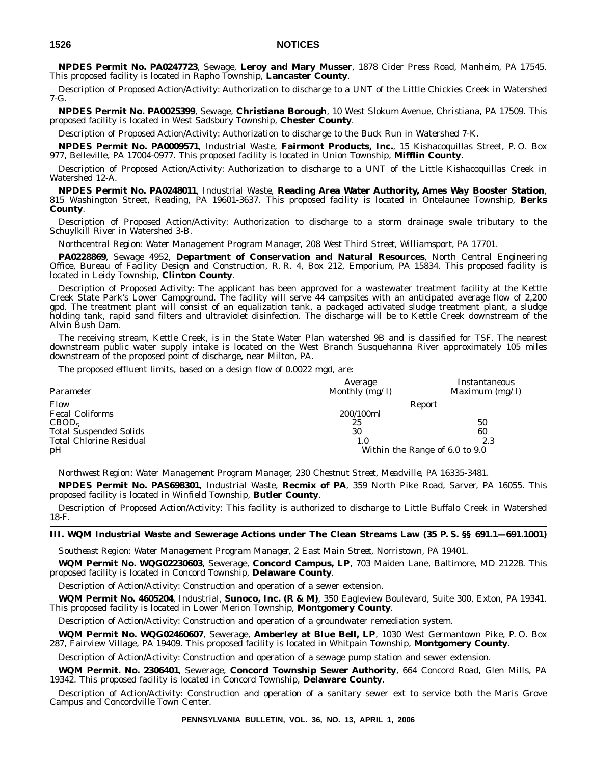**NPDES Permit No. PA0247723**, Sewage, **Leroy and Mary Musser**, 1878 Cider Press Road, Manheim, PA 17545. This proposed facility is located in Rapho Township, **Lancaster County**.

Description of Proposed Action/Activity: Authorization to discharge to a UNT of the Little Chickies Creek in Watershed 7-G.

**NPDES Permit No. PA0025399**, Sewage, **Christiana Borough**, 10 West Slokum Avenue, Christiana, PA 17509. This proposed facility is located in West Sadsbury Township, **Chester County**.

Description of Proposed Action/Activity: Authorization to discharge to the Buck Run in Watershed 7-K.

**NPDES Permit No. PA0009571**, Industrial Waste, **Fairmont Products, Inc.**, 15 Kishacoquillas Street, P. O. Box 977, Belleville, PA 17004-0977. This proposed facility is located in Union Township, **Mifflin County**.

Description of Proposed Action/Activity: Authorization to discharge to a UNT of the Little Kishacoquillas Creek in Watershed 12-A.

**NPDES Permit No. PA0248011**, Industrial Waste, **Reading Area Water Authority, Ames Way Booster Station**, 815 Washington Street, Reading, PA 19601-3637. This proposed facility is located in Ontelaunee Township, **Berks County**.

Description of Proposed Action/Activity: Authorization to discharge to a storm drainage swale tributary to the Schuylkill River in Watershed 3-B.

*Northcentral Region: Water Management Program Manager, 208 West Third Street, Williamsport, PA 17701.*

**PA0228869**, Sewage 4952, **Department of Conservation and Natural Resources**, North Central Engineering Office, Bureau of Facility Design and Construction, R. R. 4, Box 212, Emporium, PA 15834. This proposed facility is located in Leidy Township, **Clinton County**.

Description of Proposed Activity: The applicant has been approved for a wastewater treatment facility at the Kettle Creek State Park's Lower Campground. The facility will serve 44 campsites with an anticipated average flow of 2,200 gpd. The treatment plant will consist of an equalization tank, a packaged activated sludge treatment plant, a sludge holding tank, rapid sand filters and ultraviolet disinfection. The discharge will be to Kettle Creek downstream of the Alvin Bush Dam.

The receiving stream, Kettle Creek, is in the State Water Plan watershed 9B and is classified for TSF. The nearest downstream public water supply intake is located on the West Branch Susquehanna River approximately 105 miles downstream of the proposed point of discharge, near Milton, PA.

The proposed effluent limits, based on a design flow of 0.0022 mgd, are:

| *Parameter* | *Average Monthly (mg/l)* | *Instantaneous Maximum (mg/l)* |
|---|---|---|
| Flow | Report | |
| Fecal Coliforms | 200/100ml | |
| $CBOD_5$ | 25 | 50 |
| Total Suspended Solids | 30 | 60 |
| Total Chlorine Residual | 1.0 | 2.3 |
| pH | Within the Range of 6.0 to 9.0 | |

*Northwest Region: Water Management Program Manager, 230 Chestnut Street, Meadville, PA 16335-3481.*

**NPDES Permit No. PAS698301**, Industrial Waste, **Recmix of PA**, 359 North Pike Road, Sarver, PA 16055. This proposed facility is located in Winfield Township, **Butler County**.

Description of Proposed Action/Activity: This facility is authorized to discharge to Little Buffalo Creek in Watershed 18-F.

## III. WQM Industrial Waste and Sewerage Actions under The Clean Streams Law (35 P. S. §§ 691.1—691.1001)

*Southeast Region: Water Management Program Manager, 2 East Main Street, Norristown, PA 19401.*

**WQM Permit No. WQG02230603**, Sewerage, **Concord Campus, LP**, 703 Maiden Lane, Baltimore, MD 21228. This proposed facility is located in Concord Township, **Delaware County**.

Description of Action/Activity: Construction and operation of a sewer extension.

**WQM Permit No. 4605204**, Industrial, **Sunoco, Inc. (R & M)**, 350 Eagleview Boulevard, Suite 300, Exton, PA 19341. This proposed facility is located in Lower Merion Township, **Montgomery County**.

Description of Action/Activity: Construction and operation of a groundwater remediation system.

**WQM Permit No. WQG02460607**, Sewerage, **Amberley at Blue Bell, LP**, 1030 West Germantown Pike, P. O. Box 287, Fairview Village, PA 19409. This proposed facility is located in Whitpain Township, **Montgomery County**.

Description of Action/Activity: Construction and operation of a sewage pump station and sewer extension.

**WQM Permit. No. 2306401**, Sewerage, **Concord Township Sewer Authority**, 664 Concord Road, Glen Mills, PA 19342. This proposed facility is located in Concord Township, **Delaware County**.

Description of Action/Activity: Construction and operation of a sanitary sewer ext to service both the Maris Grove Campus and Concordville Town Center.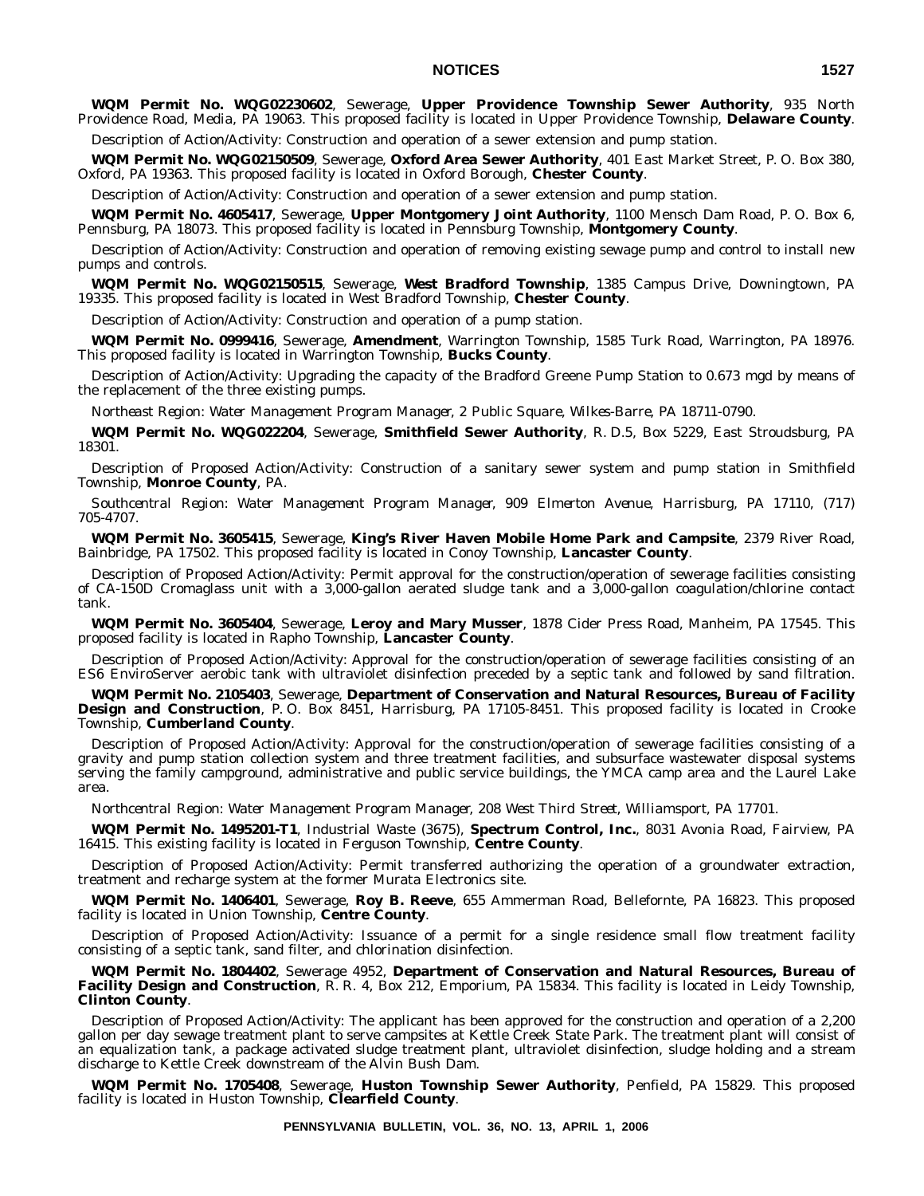**WQM Permit No. WQG02230602**, Sewerage, **Upper Providence Township Sewer Authority**, 935 North Providence Road, Media, PA 19063. This proposed facility is located in Upper Providence Township, **Delaware County**.

Description of Action/Activity: Construction and operation of a sewer extension and pump station.

**WQM Permit No. WQG02150509**, Sewerage, **Oxford Area Sewer Authority**, 401 East Market Street, P. O. Box 380, Oxford, PA 19363. This proposed facility is located in Oxford Borough, **Chester County**.

Description of Action/Activity: Construction and operation of a sewer extension and pump station.

**WQM Permit No. 4605417**, Sewerage, **Upper Montgomery Joint Authority**, 1100 Mensch Dam Road, P. O. Box 6, Pennsburg, PA 18073. This proposed facility is located in Pennsburg Township, **Montgomery County**.

Description of Action/Activity: Construction and operation of removing existing sewage pump and control to install new pumps and controls.

**WQM Permit No. WQG02150515**, Sewerage, **West Bradford Township**, 1385 Campus Drive, Downingtown, PA 19335. This proposed facility is located in West Bradford Township, **Chester County**.

Description of Action/Activity: Construction and operation of a pump station.

**WQM Permit No. 0999416**, Sewerage, **Amendment**, Warrington Township, 1585 Turk Road, Warrington, PA 18976. This proposed facility is located in Warrington Township, **Bucks County**.

Description of Action/Activity: Upgrading the capacity of the Bradford Greene Pump Station to 0.673 mgd by means of the replacement of the three existing pumps.

*Northeast Region: Water Management Program Manager, 2 Public Square, Wilkes-Barre, PA 18711-0790.*

**WQM Permit No. WQG022204**, Sewerage, **Smithfield Sewer Authority**, R. D.5, Box 5229, East Stroudsburg, PA 18301.

Description of Proposed Action/Activity: Construction of a sanitary sewer system and pump station in Smithfield Township, **Monroe County**, PA.

*Southcentral Region: Water Management Program Manager, 909 Elmerton Avenue, Harrisburg, PA 17110, (717) 705-4707.*

**WQM Permit No. 3605415**, Sewerage, **King's River Haven Mobile Home Park and Campsite**, 2379 River Road, Bainbridge, PA 17502. This proposed facility is located in Conoy Township, **Lancaster County**.

Description of Proposed Action/Activity: Permit approval for the construction/operation of sewerage facilities consisting of CA-150D Cromaglass unit with a 3,000-gallon aerated sludge tank and a 3,000-gallon coagulation/chlorine contact tank.

**WQM Permit No. 3605404**, Sewerage, **Leroy and Mary Musser**, 1878 Cider Press Road, Manheim, PA 17545. This proposed facility is located in Rapho Township, **Lancaster County**.

Description of Proposed Action/Activity: Approval for the construction/operation of sewerage facilities consisting of an ES6 EnviroServer aerobic tank with ultraviolet disinfection preceded by a septic tank and followed by sand filtration.

**WQM Permit No. 2105403**, Sewerage, **Department of Conservation and Natural Resources, Bureau of Facility Design and Construction**, P. O. Box 8451, Harrisburg, PA 17105-8451. This proposed facility is located in Crooke Township, **Cumberland County**.

Description of Proposed Action/Activity: Approval for the construction/operation of sewerage facilities consisting of a gravity and pump station collection system and three treatment facilities, and subsurface wastewater disposal systems serving the family campground, administrative and public service buildings, the YMCA camp area and the Laurel Lake area.

*Northcentral Region: Water Management Program Manager, 208 West Third Street, Williamsport, PA 17701.*

**WQM Permit No. 1495201-T1**, Industrial Waste (3675), **Spectrum Control, Inc.**, 8031 Avonia Road, Fairview, PA 16415. This existing facility is located in Ferguson Township, **Centre County**.

Description of Proposed Action/Activity: Permit transferred authorizing the operation of a groundwater extraction, treatment and recharge system at the former Murata Electronics site.

**WQM Permit No. 1406401**, Sewerage, **Roy B. Reeve**, 655 Ammerman Road, Bellefornte, PA 16823. This proposed facility is located in Union Township, **Centre County**.

Description of Proposed Action/Activity: Issuance of a permit for a single residence small flow treatment facility consisting of a septic tank, sand filter, and chlorination disinfection.

**WQM Permit No. 1804402**, Sewerage 4952, **Department of Conservation and Natural Resources, Bureau of Facility Design and Construction**, R. R. 4, Box 212, Emporium, PA 15834. This facility is located in Leidy Township, **Clinton County**.

Description of Proposed Action/Activity: The applicant has been approved for the construction and operation of a 2,200 gallon per day sewage treatment plant to serve campsites at Kettle Creek State Park. The treatment plant will consist of an equalization tank, a package activated sludge treatment plant, ultraviolet disinfection, sludge holding and a stream discharge to Kettle Creek downstream of the Alvin Bush Dam.

**WQM Permit No. 1705408**, Sewerage, **Huston Township Sewer Authority**, Penfield, PA 15829. This proposed facility is located in Huston Township, **Clearfield County**.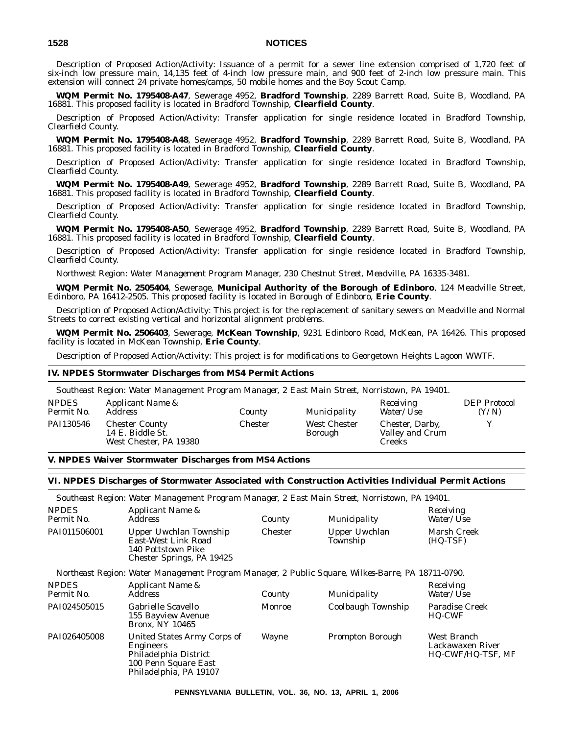*Description of Proposed Action/Activity*: Issuance of a permit for a sewer line extension comprised of 1,720 feet of six-inch low pressure main, 14,135 feet of 4-inch low pressure main, and 900 feet of 2-inch low pressure main. This extension will connect 24 private homes/camps, 50 mobile homes and the Boy Scout Camp.

**WQM Permit No. 1795408-A47**, Sewerage 4952, **Bradford Township**, 2289 Barrett Road, Suite B, Woodland, PA 16881. This proposed facility is located in Bradford Township, **Clearfield County**.

*Description of Proposed Action/Activity*: Transfer application for single residence located in Bradford Township, Clearfield County.

**WQM Permit No. 1795408-A48**, Sewerage 4952, **Bradford Township**, 2289 Barrett Road, Suite B, Woodland, PA 16881. This proposed facility is located in Bradford Township, **Clearfield County**.

*Description of Proposed Action/Activity*: Transfer application for single residence located in Bradford Township, Clearfield County.

**WQM Permit No. 1795408-A49**, Sewerage 4952, **Bradford Township**, 2289 Barrett Road, Suite B, Woodland, PA 16881. This proposed facility is located in Bradford Township, **Clearfield County**.

*Description of Proposed Action/Activity*: Transfer application for single residence located in Bradford Township, Clearfield County.

**WQM Permit No. 1795408-A50**, Sewerage 4952, **Bradford Township**, 2289 Barrett Road, Suite B, Woodland, PA 16881. This proposed facility is located in Bradford Township, **Clearfield County**.

*Description of Proposed Action/Activity*: Transfer application for single residence located in Bradford Township, Clearfield County.

*Northwest Region: Water Management Program Manager, 230 Chestnut Street, Meadville, PA 16335-3481.*

**WQM Permit No. 2505404**, Sewerage, **Municipal Authority of the Borough of Edinboro**, 124 Meadville Street, Edinboro, PA 16412-2505. This proposed facility is located in Borough of Edinboro, **Erie County**.

*Description of Proposed Action/Activity*: This project is for the replacement of sanitary sewers on Meadville and Normal Streets to correct existing vertical and horizontal alignment problems.

**WQM Permit No. 2506403**, Sewerage, **McKean Township**, 9231 Edinboro Road, McKean, PA 16426. This proposed facility is located in McKean Township, **Erie County**.

*Description of Proposed Action/Activity*: This project is for modifications to Georgetown Heights Lagoon WWTF.

## IV. NPDES Stormwater Discharges from MS4 Permit Actions

*Southeast Region: Water Management Program Manager, 2 East Main Street, Norristown, PA 19401.*

| *NPDES Permit No.* | *Applicant Name & Address* | *County* | *Municipality* | *Receiving Water/Use* | *DEP Protocol (Y/N)* |
|---|---|---|---|---|---|
| PAI130546 | Chester County 14 E. Biddle St. West Chester, PA 19380 | Chester | West Chester Borough | Chester, Darby, Valley and Crum Creeks | Y |

## V. NPDES Waiver Stormwater Discharges from MS4 Actions

## VI. NPDES Discharges of Stormwater Associated with Construction Activities Individual Permit Actions

*Southeast Region: Water Management Program Manager, 2 East Main Street, Norristown, PA 19401.*

| *NPDES Permit No.* | *Applicant Name & Address* | *County* | *Municipality* | *Receiving Water/Use* |
|---|---|---|---|---|
| PAI011506001 | Upper Uwchlan Township East-West Link Road 140 Pottstown Pike Chester Springs, PA 19425 | Chester | Upper Uwchlan Township | Marsh Creek (HQ-TSF) |

*Northeast Region: Water Management Program Manager, 2 Public Square, Wilkes-Barre, PA 18711-0790.*

| *NPDES Permit No.* | *Applicant Name & Address* | *County* | *Municipality* | *Receiving Water/Use* |
|---|---|---|---|---|
| PAI024505015 | Gabrielle Scavello 155 Bayview Avenue Bronx, NY 10465 | Monroe | Coolbaugh Township | Paradise Creek HQ-CWF |
| PAI026405008 | United States Army Corps of Engineers Philadelphia District 100 Penn Square East Philadelphia, PA 19107 | Wayne | Prompton Borough | West Branch Lackawaxen River HQ-CWF/HQ-TSF, MF |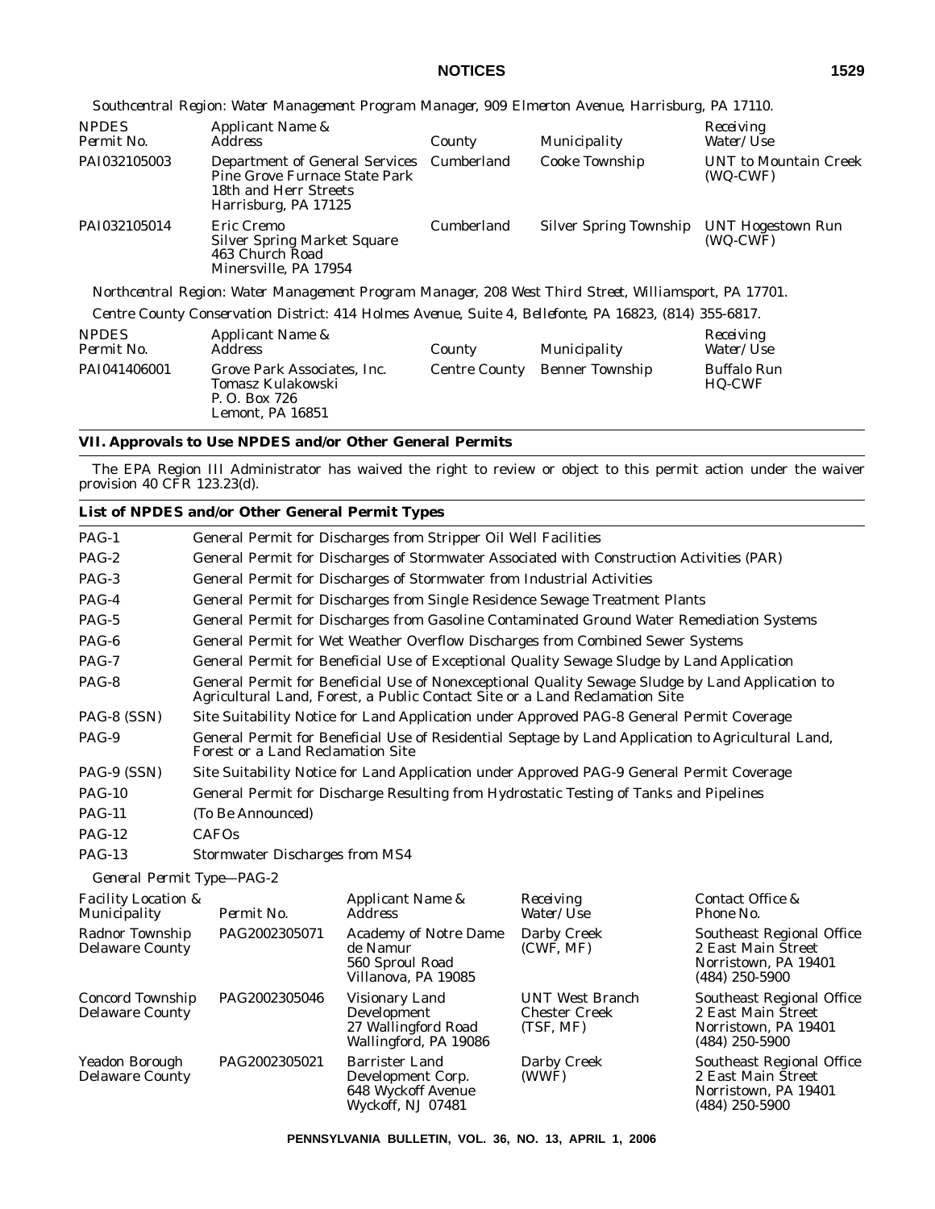*Southcentral Region: Water Management Program Manager, 909 Elmerton Avenue, Harrisburg, PA 17110.*

| NPDES Permit No. | Applicant Name & Address | County | Municipality | Receiving Water/Use |
|---|---|---|---|---|
| PAI032105003 | Department of General Services Pine Grove Furnace State Park 18th and Herr Streets Harrisburg, PA 17125 | Cumberland | Cooke Township | UNT to Mountain Creek (WQ-CWF) |
| PAI032105014 | Eric Cremo Silver Spring Market Square 463 Church Road Minersville, PA 17954 | Cumberland | Silver Spring Township | UNT Hogestown Run (WQ-CWF) |

*Northcentral Region: Water Management Program Manager, 208 West Third Street, Williamsport, PA 17701.*

*Centre County Conservation District: 414 Holmes Avenue, Suite 4, Bellefonte, PA 16823, (814) 355-6817.*

| NPDES Permit No. | Applicant Name & Address | County | Municipality | Receiving Water/Use |
|---|---|---|---|---|
| PAI041406001 | Grove Park Associates, Inc. Tomasz Kulakowski P. O. Box 726 Lemont, PA 16851 | Centre County | Benner Township | Buffalo Run HQ-CWF |

## VII. Approvals to Use NPDES and/or Other General Permits

The EPA Region III Administrator has waived the right to review or object to this permit action under the waiver provision 40 CFR 123.23(d).

### List of NPDES and/or Other General Permit Types

| | |
|---|---|
| PAG-1 | General Permit for Discharges from Stripper Oil Well Facilities |
| PAG-2 | General Permit for Discharges of Stormwater Associated with Construction Activities (PAR) |
| PAG-3 | General Permit for Discharges of Stormwater from Industrial Activities |
| PAG-4 | General Permit for Discharges from Single Residence Sewage Treatment Plants |
| PAG-5 | General Permit for Discharges from Gasoline Contaminated Ground Water Remediation Systems |
| PAG-6 | General Permit for Wet Weather Overflow Discharges from Combined Sewer Systems |
| PAG-7 | General Permit for Beneficial Use of Exceptional Quality Sewage Sludge by Land Application |
| PAG-8 | General Permit for Beneficial Use of Nonexceptional Quality Sewage Sludge by Land Application to Agricultural Land, Forest, a Public Contact Site or a Land Reclamation Site |
| PAG-8 (SSN) | Site Suitability Notice for Land Application under Approved PAG-8 General Permit Coverage |
| PAG-9 | General Permit for Beneficial Use of Residential Septage by Land Application to Agricultural Land, Forest or a Land Reclamation Site |
| PAG-9 (SSN) | Site Suitability Notice for Land Application under Approved PAG-9 General Permit Coverage |
| PAG-10 | General Permit for Discharge Resulting from Hydrostatic Testing of Tanks and Pipelines |
| PAG-11 | (To Be Announced) |
| PAG-12 | CAFOs |
| PAG-13 | Stormwater Discharges from MS4 |

*General Permit Type—PAG-2*

| Facility Location & Municipality | Permit No. | Applicant Name & Address | Receiving Water/Use | Contact Office & Phone No. |
|---|---|---|---|---|
| Radnor Township Delaware County | PAG2002305071 | Academy of Notre Dame de Namur 560 Sproul Road Villanova, PA 19085 | Darby Creek (CWF, MF) | Southeast Regional Office 2 East Main Street Norristown, PA 19401 (484) 250-5900 |
| Concord Township Delaware County | PAG2002305046 | Visionary Land Development 27 Wallingford Road Wallingford, PA 19086 | UNT West Branch Chester Creek (TSF, MF) | Southeast Regional Office 2 East Main Street Norristown, PA 19401 (484) 250-5900 |
| Yeadon Borough Delaware County | PAG2002305021 | Barrister Land Development Corp. 648 Wyckoff Avenue Wyckoff, NJ 07481 | Darby Creek (WWF) | Southeast Regional Office 2 East Main Street Norristown, PA 19401 (484) 250-5900 |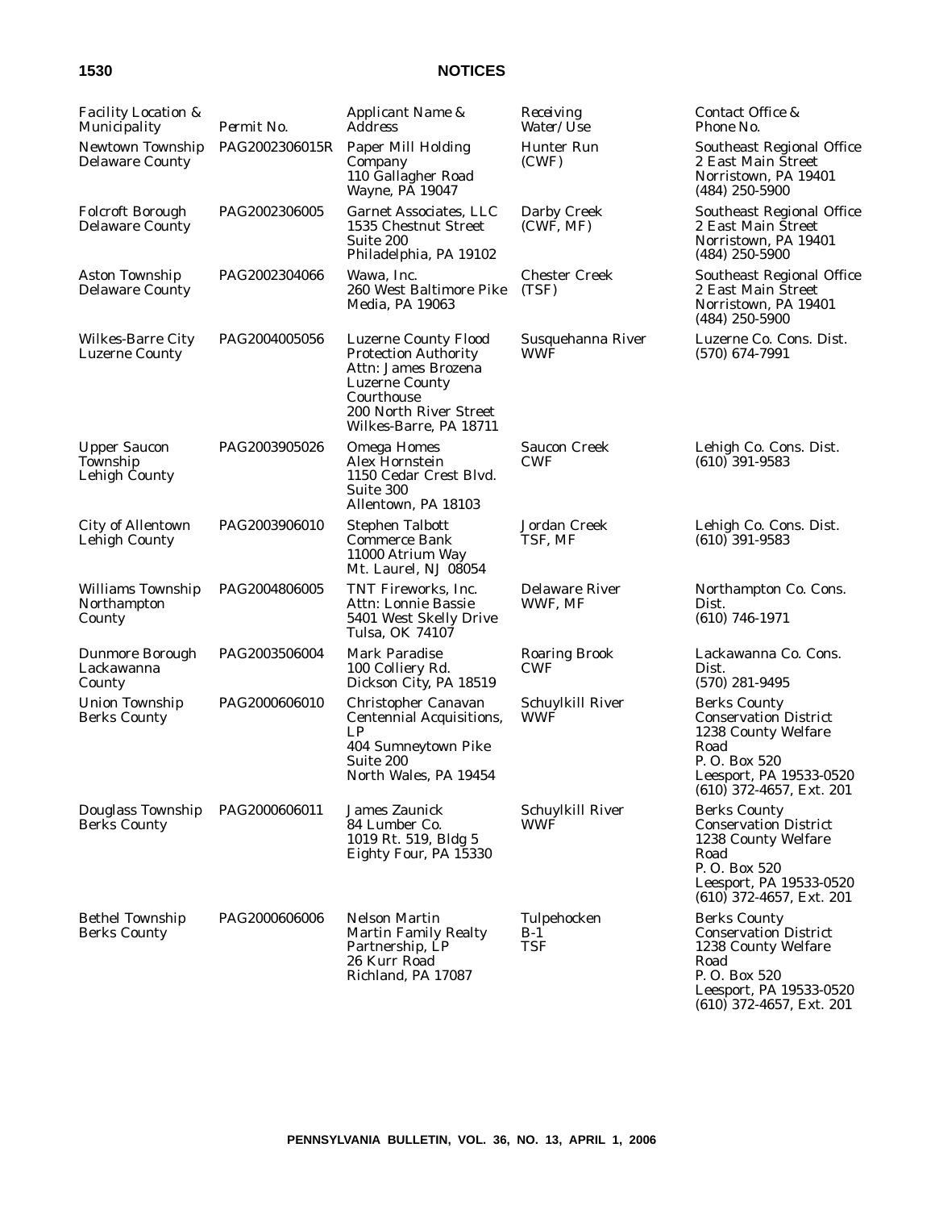| Facility Location & Municipality | Permit No. | Applicant Name & Address | Receiving Water/Use | Contact Office & Phone No. |
|---|---|---|---|---|
| Newtown Township Delaware County | PAG2002306015R | Paper Mill Holding Company 110 Gallagher Road Wayne, PA 19047 | Hunter Run (CWF) | Southeast Regional Office 2 East Main Street Norristown, PA 19401 (484) 250-5900 |
| Folcroft Borough Delaware County | PAG2002306005 | Garnet Associates, LLC 1535 Chestnut Street Suite 200 Philadelphia, PA 19102 | Darby Creek (CWF, MF) | Southeast Regional Office 2 East Main Street Norristown, PA 19401 (484) 250-5900 |
| Aston Township Delaware County | PAG2002304066 | Wawa, Inc. 260 West Baltimore Pike Media, PA 19063 | Chester Creek (TSF) | Southeast Regional Office 2 East Main Street Norristown, PA 19401 (484) 250-5900 |
| Wilkes-Barre City Luzerne County | PAG2004005056 | Luzerne County Flood Protection Authority Attn: James Brozena Luzerne County Courthouse 200 North River Street Wilkes-Barre, PA 18711 | Susquehanna River WWF | Luzerne Co. Cons. Dist. (570) 674-7991 |
| Upper Saucon Township Lehigh County | PAG2003905026 | Omega Homes Alex Hornstein 1150 Cedar Crest Blvd. Suite 300 Allentown, PA 18103 | Saucon Creek CWF | Lehigh Co. Cons. Dist. (610) 391-9583 |
| City of Allentown Lehigh County | PAG2003906010 | Stephen Talbott Commerce Bank 11000 Atrium Way Mt. Laurel, NJ 08054 | Jordan Creek TSF, MF | Lehigh Co. Cons. Dist. (610) 391-9583 |
| Williams Township Northampton County | PAG2004806005 | TNT Fireworks, Inc. Attn: Lonnie Bassie 5401 West Skelly Drive Tulsa, OK 74107 | Delaware River WWF, MF | Northampton Co. Cons. Dist. (610) 746-1971 |
| Dunmore Borough Lackawanna County | PAG2003506004 | Mark Paradise 100 Colliery Rd. Dickson City, PA 18519 | Roaring Brook CWF | Lackawanna Co. Cons. Dist. (570) 281-9495 |
| Union Township Berks County | PAG2000606010 | Christopher Canavan Centennial Acquisitions, LP 404 Sumneytown Pike Suite 200 North Wales, PA 19454 | Schuylkill River WWF | Berks County Conservation District 1238 County Welfare Road P. O. Box 520 Leesport, PA 19533-0520 (610) 372-4657, Ext. 201 |
| Douglass Township Berks County | PAG2000606011 | James Zaunick 84 Lumber Co. 1019 Rt. 519, Bldg 5 Eighty Four, PA 15330 | Schuylkill River WWF | Berks County Conservation District 1238 County Welfare Road P. O. Box 520 Leesport, PA 19533-0520 (610) 372-4657, Ext. 201 |
| Bethel Township Berks County | PAG2000606006 | Nelson Martin Martin Family Realty Partnership, LP 26 Kurr Road Richland, PA 17087 | Tulpehocken B-1 TSF | Berks County Conservation District 1238 County Welfare Road P. O. Box 520 Leesport, PA 19533-0520 (610) 372-4657, Ext. 201 |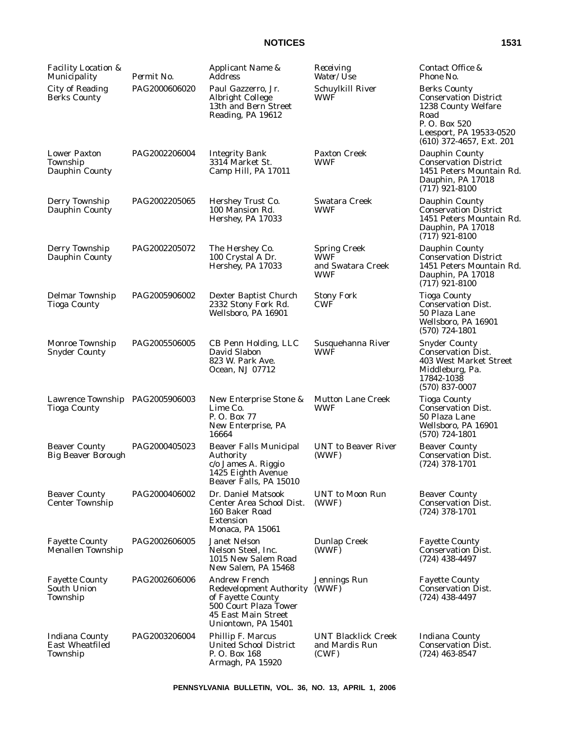| Facility Location & Municipality | Permit No. | Applicant Name & Address | Receiving Water/Use | Contact Office & Phone No. |
|---|---|---|---|---|
| City of Reading Berks County | PAG2000606020 | Paul Gazzerro, Jr. Albright College 13th and Bern Street Reading, PA 19612 | Schuylkill River WWF | Berks County Conservation District 1238 County Welfare Road P. O. Box 520 Leesport, PA 19533-0520 (610) 372-4657, Ext. 201 |
| Lower Paxton Township Dauphin County | PAG2002206004 | Integrity Bank 3314 Market St. Camp Hill, PA 17011 | Paxton Creek WWF | Dauphin County Conservation District 1451 Peters Mountain Rd. Dauphin, PA 17018 (717) 921-8100 |
| Derry Township Dauphin County | PAG2002205065 | Hershey Trust Co. 100 Mansion Rd. Hershey, PA 17033 | Swatara Creek WWF | Dauphin County Conservation District 1451 Peters Mountain Rd. Dauphin, PA 17018 (717) 921-8100 |
| Derry Township Dauphin County | PAG2002205072 | The Hershey Co. 100 Crystal A Dr. Hershey, PA 17033 | Spring Creek WWF and Swatara Creek WWF | Dauphin County Conservation District 1451 Peters Mountain Rd. Dauphin, PA 17018 (717) 921-8100 |
| Delmar Township Tioga County | PAG2005906002 | Dexter Baptist Church 2332 Stony Fork Rd. Wellsboro, PA 16901 | Stony Fork CWF | Tioga County Conservation Dist. 50 Plaza Lane Wellsboro, PA 16901 (570) 724-1801 |
| Monroe Township Snyder County | PAG2005506005 | CB Penn Holding, LLC David Slabon 823 W. Park Ave. Ocean, NJ 07712 | Susquehanna River WWF | Snyder County Conservation Dist. 403 West Market Street Middleburg, Pa. 17842-1038 (570) 837-0007 |
| Lawrence Township Tioga County | PAG2005906003 | New Enterprise Stone & Lime Co. P. O. Box 77 New Enterprise, PA 16664 | Mutton Lane Creek WWF | Tioga County Conservation Dist. 50 Plaza Lane Wellsboro, PA 16901 (570) 724-1801 |
| Beaver County Big Beaver Borough | PAG2000405023 | Beaver Falls Municipal Authority c/o James A. Riggio 1425 Eighth Avenue Beaver Falls, PA 15010 | UNT to Beaver River (WWF) | Beaver County Conservation Dist. (724) 378-1701 |
| Beaver County Center Township | PAG2000406002 | Dr. Daniel Matsook Center Area School Dist. 160 Baker Road Extension Monaca, PA 15061 | UNT to Moon Run (WWF) | Beaver County Conservation Dist. (724) 378-1701 |
| Fayette County Menallen Township | PAG2002606005 | Janet Nelson Nelson Steel, Inc. 1015 New Salem Road New Salem, PA 15468 | Dunlap Creek (WWF) | Fayette County Conservation Dist. (724) 438-4497 |
| Fayette County South Union Township | PAG2002606006 | Andrew French Redevelopment Authority of Fayette County 500 Court Plaza Tower 45 East Main Street Uniontown, PA 15401 | Jennings Run (WWF) | Fayette County Conservation Dist. (724) 438-4497 |
| Indiana County East Wheatfiled Township | PAG2003206004 | Phillip F. Marcus United School District P. O. Box 168 Armagh, PA 15920 | UNT Blacklick Creek and Mardis Run (CWF) | Indiana County Conservation Dist. (724) 463-8547 |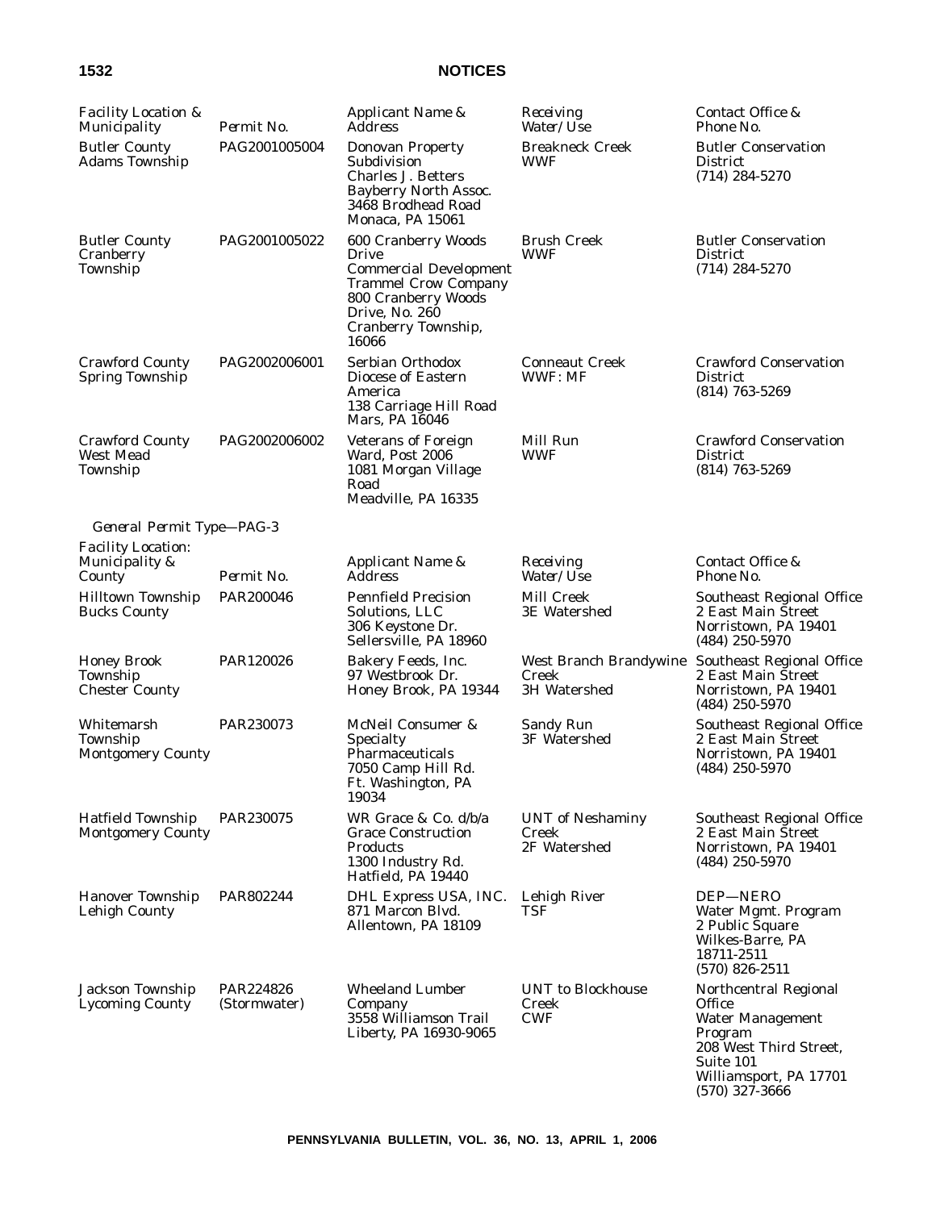| Facility Location & Municipality | Permit No. | Applicant Name & Address | Receiving Water/Use | Contact Office & Phone No. |
|---|---|---|---|---|
| Butler County Adams Township | PAG2001005004 | Donovan Property Subdivision Charles J. Betters Bayberry North Assoc. 3468 Brodhead Road Monaca, PA 15061 | Breakneck Creek WWF | Butler Conservation District (714) 284-5270 |
| Butler County Cranberry Township | PAG2001005022 | 600 Cranberry Woods Drive Commercial Development Trammel Crow Company 800 Cranberry Woods Drive, No. 260 Cranberry Township, 16066 | Brush Creek WWF | Butler Conservation District (714) 284-5270 |
| Crawford County Spring Township | PAG2002006001 | Serbian Orthodox Diocese of Eastern America 138 Carriage Hill Road Mars, PA 16046 | Conneaut Creek WWF: MF | Crawford Conservation District (814) 763-5269 |
| Crawford County West Mead Township | PAG2002006002 | Veterans of Foreign Ward, Post 2006 1081 Morgan Village Road Meadville, PA 16335 | Mill Run WWF | Crawford Conservation District (814) 763-5269 |

*General Permit Type—PAG-3*

| Facility Location: Municipality & County | Permit No. | Applicant Name & Address | Receiving Water/Use | Contact Office & Phone No. |
|---|---|---|---|---|
| Hilltown Township Bucks County | PAR200046 | Pennfield Precision Solutions, LLC 306 Keystone Dr. Sellersville, PA 18960 | Mill Creek 3E Watershed | Southeast Regional Office 2 East Main Street Norristown, PA 19401 (484) 250-5970 |
| Honey Brook Township Chester County | PAR120026 | Bakery Feeds, Inc. 97 Westbrook Dr. Honey Brook, PA 19344 | West Branch Brandywine Creek 3H Watershed | Southeast Regional Office 2 East Main Street Norristown, PA 19401 (484) 250-5970 |
| Whitemarsh Township Montgomery County | PAR230073 | McNeil Consumer & Specialty Pharmaceuticals 7050 Camp Hill Rd. Ft. Washington, PA 19034 | Sandy Run 3F Watershed | Southeast Regional Office 2 East Main Street Norristown, PA 19401 (484) 250-5970 |
| Hatfield Township Montgomery County | PAR230075 | WR Grace & Co. d/b/a Grace Construction Products 1300 Industry Rd. Hatfield, PA 19440 | UNT of Neshaminy Creek 2F Watershed | Southeast Regional Office 2 East Main Street Norristown, PA 19401 (484) 250-5970 |
| Hanover Township Lehigh County | PAR802244 | DHL Express USA, INC. 871 Marcon Blvd. Allentown, PA 18109 | Lehigh River TSF | DEP—NERO Water Mgmt. Program 2 Public Square Wilkes-Barre, PA 18711-2511 (570) 826-2511 |
| Jackson Township Lycoming County | PAR224826 (Stormwater) | Wheeland Lumber Company 3558 Williamson Trail Liberty, PA 16930-9065 | UNT to Blockhouse Creek CWF | Northcentral Regional Office Water Management Program 208 West Third Street, Suite 101 Williamsport, PA 17701 (570) 327-3666 |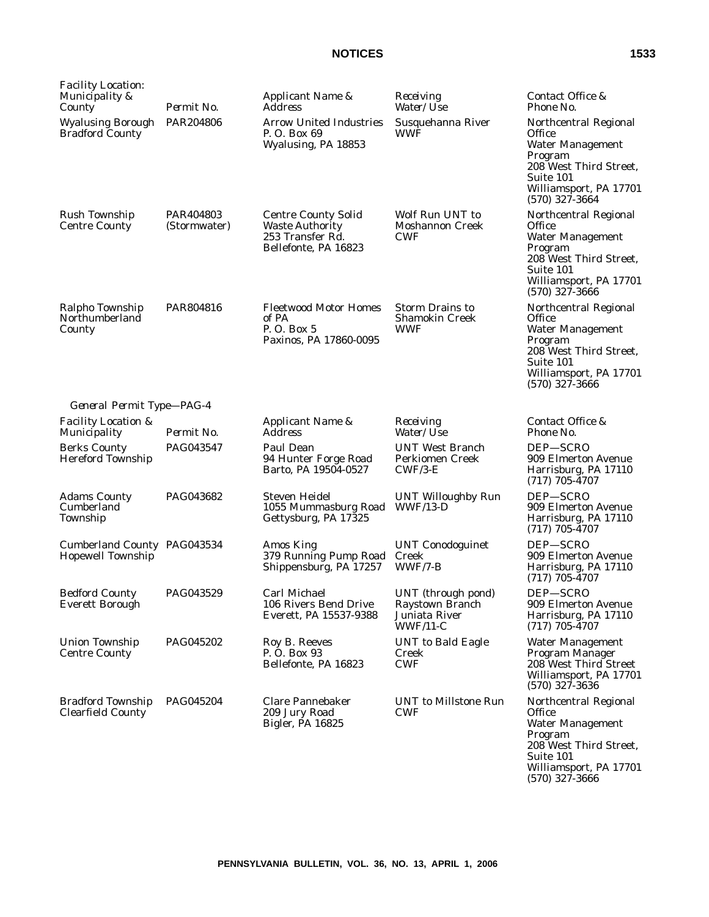| Facility Location: Municipality & County | Permit No. | Applicant Name & Address | Receiving Water/Use | Contact Office & Phone No. |
|---|---|---|---|---|
| Wyalusing Borough Bradford County | PAR204806 | Arrow United Industries P. O. Box 69 Wyalusing, PA 18853 | Susquehanna River WWF | Northcentral Regional Office Water Management Program 208 West Third Street, Suite 101 Williamsport, PA 17701 (570) 327-3664 |
| Rush Township Centre County | PAR404803 (Stormwater) | Centre County Solid Waste Authority 253 Transfer Rd. Bellefonte, PA 16823 | Wolf Run UNT to Moshannon Creek CWF | Northcentral Regional Office Water Management Program 208 West Third Street, Suite 101 Williamsport, PA 17701 (570) 327-3666 |
| Ralpho Township Northumberland County | PAR804816 | Fleetwood Motor Homes of PA P. O. Box 5 Paxinos, PA 17860-0095 | Storm Drains to Shamokin Creek WWF | Northcentral Regional Office Water Management Program 208 West Third Street, Suite 101 Williamsport, PA 17701 (570) 327-3666 |

*General Permit Type—PAG-4*

| Facility Location & Municipality | Permit No. | Applicant Name & Address | Receiving Water/Use | Contact Office & Phone No. |
|---|---|---|---|---|
| Berks County Hereford Township | PAG043547 | Paul Dean 94 Hunter Forge Road Barto, PA 19504-0527 | UNT West Branch Perkiomen Creek CWF/3-E | DEP—SCRO 909 Elmerton Avenue Harrisburg, PA 17110 (717) 705-4707 |
| Adams County Cumberland Township | PAG043682 | Steven Heidel 1055 Mummasburg Road Gettysburg, PA 17325 | UNT Willoughby Run WWF/13-D | DEP—SCRO 909 Elmerton Avenue Harrisburg, PA 17110 (717) 705-4707 |
| Cumberland County Hopewell Township | PAG043534 | Amos King 379 Running Pump Road Shippensburg, PA 17257 | UNT Conodoguinet Creek WWF/7-B | DEP—SCRO 909 Elmerton Avenue Harrisburg, PA 17110 (717) 705-4707 |
| Bedford County Everett Borough | PAG043529 | Carl Michael 106 Rivers Bend Drive Everett, PA 15537-9388 | UNT (through pond) Raystown Branch Juniata River WWF/11-C | DEP—SCRO 909 Elmerton Avenue Harrisburg, PA 17110 (717) 705-4707 |
| Union Township Centre County | PAG045202 | Roy B. Reeves P. O. Box 93 Bellefonte, PA 16823 | UNT to Bald Eagle Creek CWF | Water Management Program Manager 208 West Third Street Williamsport, PA 17701 (570) 327-3636 |
| Bradford Township Clearfield County | PAG045204 | Clare Pannebaker 209 Jury Road Bigler, PA 16825 | UNT to Millstone Run CWF | Northcentral Regional Office Water Management Program 208 West Third Street, Suite 101 Williamsport, PA 17701 (570) 327-3666 |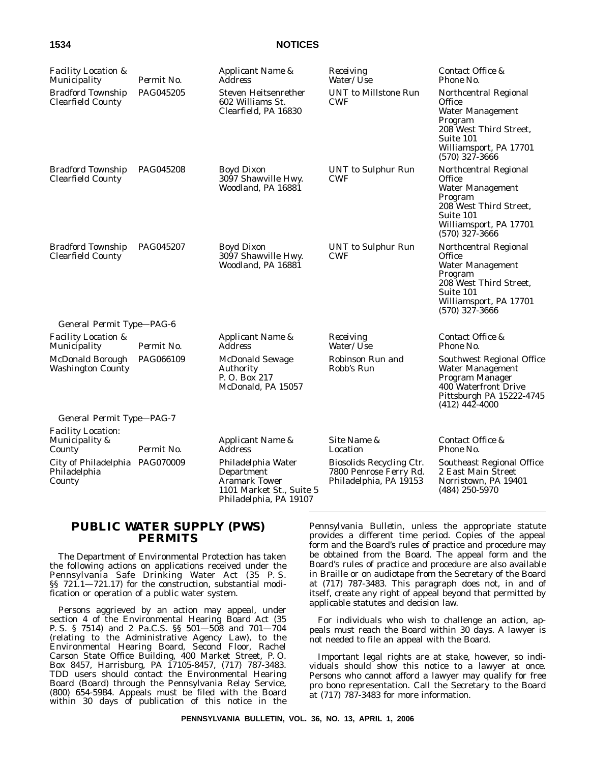| Facility Location & Municipality | Permit No. | Applicant Name & Address | Receiving Water/Use | Contact Office & Phone No. |
|---|---|---|---|---|
| Bradford Township Clearfield County | PAG045205 | Steven Heitsenrether 602 Williams St. Clearfield, PA 16830 | UNT to Millstone Run CWF | Northcentral Regional Office Water Management Program 208 West Third Street, Suite 101 Williamsport, PA 17701 (570) 327-3666 |
| Bradford Township Clearfield County | PAG045208 | Boyd Dixon 3097 Shawville Hwy. Woodland, PA 16881 | UNT to Sulphur Run CWF | Northcentral Regional Office Water Management Program 208 West Third Street, Suite 101 Williamsport, PA 17701 (570) 327-3666 |
| Bradford Township Clearfield County | PAG045207 | Boyd Dixon 3097 Shawville Hwy. Woodland, PA 16881 | UNT to Sulphur Run CWF | Northcentral Regional Office Water Management Program 208 West Third Street, Suite 101 Williamsport, PA 17701 (570) 327-3666 |

*General Permit Type—PAG-6*

| Facility Location & Municipality | Permit No. | Applicant Name & Address | Receiving Water/Use | Contact Office & Phone No. |
|---|---|---|---|---|
| McDonald Borough Washington County | PAG066109 | McDonald Sewage Authority P. O. Box 217 McDonald, PA 15057 | Robinson Run and Robb's Run | Southwest Regional Office Water Management Program Manager 400 Waterfront Drive Pittsburgh PA 15222-4745 (412) 442-4000 |

*General Permit Type—PAG-7*

| Facility Location: Municipality & County | Permit No. | Applicant Name & Address | Site Name & Location | Contact Office & Phone No. |
|---|---|---|---|---|
| City of Philadelphia Philadelphia County | PAG070009 | Philadelphia Water Department Aramark Tower 1101 Market St., Suite 5 Philadelphia, PA 19107 | Biosolids Recycling Ctr. 7800 Penrose Ferry Rd. Philadelphia, PA 19153 | Southeast Regional Office 2 East Main Street Norristown, PA 19401 (484) 250-5970 |

## PUBLIC WATER SUPPLY (PWS) PERMITS

The Department of Environmental Protection has taken the following actions on applications received under the Pennsylvania Safe Drinking Water Act (35 P. S. §§ 721.1—721.17) for the construction, substantial modification or operation of a public water system.

Persons aggrieved by an action may appeal, under section 4 of the Environmental Hearing Board Act (35 P. S. § 7514) and 2 Pa.C.S. §§ 501—508 and 701—704 (relating to the Administrative Agency Law), to the Environmental Hearing Board, Second Floor, Rachel Carson State Office Building, 400 Market Street, P. O. Box 8457, Harrisburg, PA 17105-8457, (717) 787-3483. TDD users should contact the Environmental Hearing Board (Board) through the Pennsylvania Relay Service, (800) 654-5984. Appeals must be filed with the Board within 30 days of publication of this notice in the *Pennsylvania Bulletin*, unless the appropriate statute provides a different time period. Copies of the appeal form and the Board's rules of practice and procedure may be obtained from the Board. The appeal form and the Board's rules of practice and procedure are also available in Braille or on audiotape from the Secretary of the Board at (717) 787-3483. This paragraph does not, in and of itself, create any right of appeal beyond that permitted by applicable statutes and decision law.

For individuals who wish to challenge an action, appeals must reach the Board within 30 days. A lawyer is not needed to file an appeal with the Board.

Important legal rights are at stake, however, so individuals should show this notice to a lawyer at once. Persons who cannot afford a lawyer may qualify for free pro bono representation. Call the Secretary to the Board at (717) 787-3483 for more information.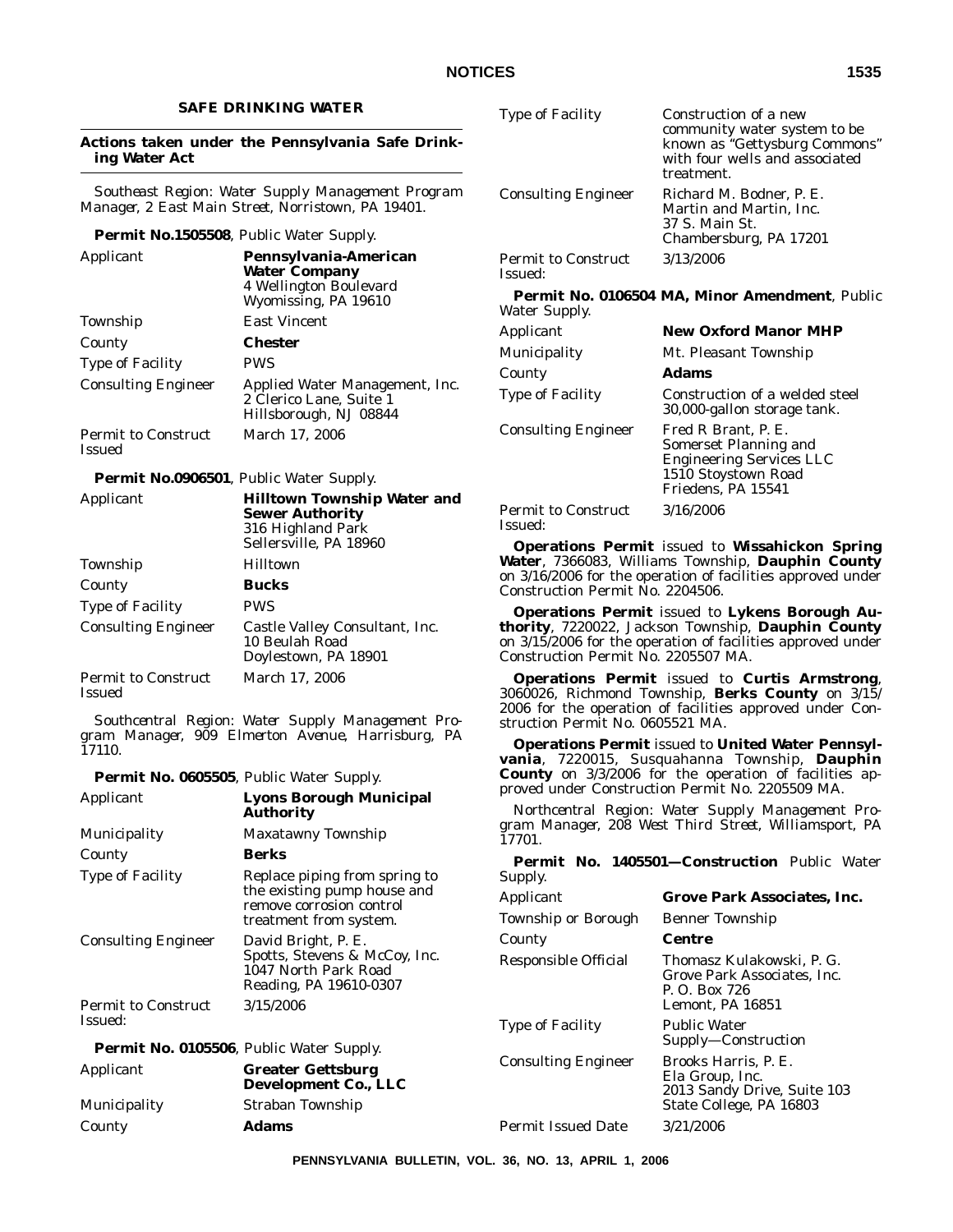## SAFE DRINKING WATER

### Actions taken under the Pennsylvania Safe Drinking Water Act

*Southeast Region: Water Supply Management Program Manager, 2 East Main Street, Norristown, PA 19401.*

**Permit No.1505508**, Public Water Supply.

| | |
|---|---|
| Applicant | **Pennsylvania-American Water Company** 4 Wellington Boulevard Wyomissing, PA 19610 |
| Township | East Vincent |
| County | **Chester** |
| Type of Facility | PWS |
| Consulting Engineer | Applied Water Management, Inc. 2 Clerico Lane, Suite 1 Hillsborough, NJ 08844 |
| Permit to Construct Issued | March 17, 2006 |

**Permit No.0906501**, Public Water Supply.

| | |
|---|---|
| Applicant | **Hilltown Township Water and Sewer Authority** 316 Highland Park Sellersville, PA 18960 |
| Township | Hilltown |
| County | **Bucks** |
| Type of Facility | PWS |
| Consulting Engineer | Castle Valley Consultant, Inc. 10 Beulah Road Doylestown, PA 18901 |
| Permit to Construct Issued | March 17, 2006 |

*Southcentral Region: Water Supply Management Program Manager, 909 Elmerton Avenue, Harrisburg, PA 17110.*

**Permit No. 0605505**, Public Water Supply.

| | |
|---|---|
| Applicant | **Lyons Borough Municipal Authority** |
| Municipality | Maxatawny Township |
| County | **Berks** |
| Type of Facility | Replace piping from spring to the existing pump house and remove corrosion control treatment from system. |
| Consulting Engineer | David Bright, P. E. Spotts, Stevens & McCoy, Inc. 1047 North Park Road Reading, PA 19610-0307 |
| Permit to Construct Issued: | 3/15/2006 |

**Permit No. 0105506**, Public Water Supply.

| | |
|---|---|
| Applicant | **Greater Gettsburg Development Co., LLC** |
| Municipality | Straban Township |
| County | **Adams** |
| Type of Facility | Construction of a new community water system to be known as "Gettysburg Commons" with four wells and associated treatment. |
| Consulting Engineer | Richard M. Bodner, P. E. Martin and Martin, Inc. 37 S. Main St. Chambersburg, PA 17201 |
| Permit to Construct Issued: | 3/13/2006 |

**Permit No. 0106504 MA, Minor Amendment**, Public Water Supply.

| | |
|---|---|
| Applicant | **New Oxford Manor MHP** |
| Municipality | Mt. Pleasant Township |
| County | **Adams** |
| Type of Facility | Construction of a welded steel 30,000-gallon storage tank. |
| Consulting Engineer | Fred R Brant, P. E. Somerset Planning and Engineering Services LLC 1510 Stoystown Road Friedens, PA 15541 |
| Permit to Construct Issued: | 3/16/2006 |

**Operations Permit** issued to **Wissahickon Spring Water**, 7366083, Williams Township, **Dauphin County** on 3/16/2006 for the operation of facilities approved under Construction Permit No. 2204506.

**Operations Permit** issued to **Lykens Borough Authority**, 7220022, Jackson Township, **Dauphin County** on 3/15/2006 for the operation of facilities approved under Construction Permit No. 2205507 MA.

**Operations Permit** issued to **Curtis Armstrong**, 3060026, Richmond Township, **Berks County** on 3/15/2006 for the operation of facilities approved under Construction Permit No. 0605521 MA.

**Operations Permit** issued to **United Water Pennsylvania**, 7220015, Susquahanna Township, **Dauphin County** on 3/3/2006 for the operation of facilities approved under Construction Permit No. 2205509 MA.

*Northcentral Region: Water Supply Management Program Manager, 208 West Third Street, Williamsport, PA 17701.*

**Permit No. 1405501—Construction** Public Water Supply.

| | |
|---|---|
| Applicant | **Grove Park Associates, Inc.** |
| Township or Borough | Benner Township |
| County | **Centre** |
| Responsible Official | Thomasz Kulakowski, P. G. Grove Park Associates, Inc. P. O. Box 726 Lemont, PA 16851 |
| Type of Facility | Public Water Supply—Construction |
| Consulting Engineer | Brooks Harris, P. E. Ela Group, Inc. 2013 Sandy Drive, Suite 103 State College, PA 16803 |
| Permit Issued Date | 3/21/2006 |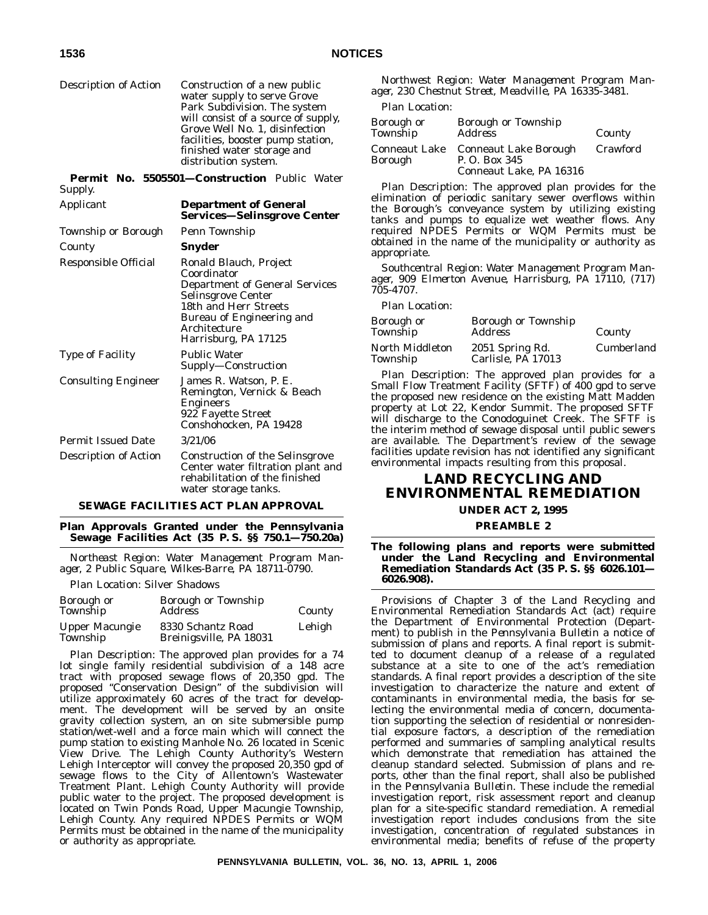| | |
|---|---|
| Description of Action | Construction of a new public water supply to serve Grove Park Subdivision. The system will consist of a source of supply, Grove Well No. 1, disinfection facilities, booster pump station, finished water storage and distribution system. |

**Permit No. 5505501—Construction** Public Water Supply.

| | |
|---|---|
| Applicant | **Department of General Services—Selinsgrove Center** |
| Township or Borough | Penn Township |
| County | **Snyder** |
| Responsible Official | Ronald Blauch, Project Coordinator<br>Department of General Services<br>Selinsgrove Center<br>18th and Herr Streets<br>Bureau of Engineering and Architecture<br>Harrisburg, PA 17125 |
| Type of Facility | Public Water Supply—Construction |
| Consulting Engineer | James R. Watson, P. E.<br>Remington, Vernick & Beach Engineers<br>922 Fayette Street<br>Conshohocken, PA 19428 |
| Permit Issued Date | 3/21/06 |
| Description of Action | Construction of the Selinsgrove Center water filtration plant and rehabilitation of the finished water storage tanks. |

## SEWAGE FACILITIES ACT PLAN APPROVAL

### Plan Approvals Granted under the Pennsylvania Sewage Facilities Act (35 P. S. §§ 750.1—750.20a)

*Northeast Region: Water Management Program Manager, 2 Public Square, Wilkes-Barre, PA 18711-0790.*

*Plan Location:* Silver Shadows

| Borough or Township | Borough or Township Address | County |
|---|---|---|
| Upper Macungie Township | 8330 Schantz Road<br>Breinigsville, PA 18031 | Lehigh |

*Plan Description:* The approved plan provides for a 74 lot single family residential subdivision of a 148 acre tract with proposed sewage flows of 20,350 gpd. The proposed "Conservation Design" of the subdivision will utilize approximately 60 acres of the tract for development. The development will be served by an onsite gravity collection system, an on site submersible pump station/wet-well and a force main which will connect the pump station to existing Manhole No. 26 located in Scenic View Drive. The Lehigh County Authority's Western Lehigh Interceptor will convey the proposed 20,350 gpd of sewage flows to the City of Allentown's Wastewater Treatment Plant. Lehigh County Authority will provide public water to the project. The proposed development is located on Twin Ponds Road, Upper Macungie Township, Lehigh County. Any required NPDES Permits or WQM Permits must be obtained in the name of the municipality or authority as appropriate.

*Northwest Region: Water Management Program Manager, 230 Chestnut Street, Meadville, PA 16335-3481.*

*Plan Location:*

| Borough or Township | Borough or Township Address | County |
|---|---|---|
| Conneaut Lake Borough | Conneaut Lake Borough<br>P. O. Box 345<br>Conneaut Lake, PA 16316 | Crawford |

*Plan Description:* The approved plan provides for the elimination of periodic sanitary sewer overflows within the Borough's conveyance system by utilizing existing tanks and pumps to equalize wet weather flows. Any required NPDES Permits or WQM Permits must be obtained in the name of the municipality or authority as appropriate.

*Southcentral Region: Water Management Program Manager, 909 Elmerton Avenue, Harrisburg, PA 17110, (717) 705-4707.*

*Plan Location:*

| Borough or Township | Borough or Township Address | County |
|---|---|---|
| North Middleton Township | 2051 Spring Rd.<br>Carlisle, PA 17013 | Cumberland |

*Plan Description:* The approved plan provides for a Small Flow Treatment Facility (SFTF) of 400 gpd to serve the proposed new residence on the existing Matt Madden property at Lot 22, Kendor Summit. The proposed SFTF will discharge to the Conodoguinet Creek. The SFTF is the interim method of sewage disposal until public sewers are available. The Department's review of the sewage facilities update revision has not identified any significant environmental impacts resulting from this proposal.

# LAND RECYCLING AND ENVIRONMENTAL REMEDIATION

## UNDER ACT 2, 1995

## PREAMBLE 2

### The following plans and reports were submitted under the Land Recycling and Environmental Remediation Standards Act (35 P. S. §§ 6026.101—6026.908).

Provisions of Chapter 3 of the Land Recycling and Environmental Remediation Standards Act (act) require the Department of Environmental Protection (Department) to publish in the *Pennsylvania Bulletin* a notice of submission of plans and reports. A final report is submitted to document cleanup of a release of a regulated substance at a site to one of the act's remediation standards. A final report provides a description of the site investigation to characterize the nature and extent of contaminants in environmental media, the basis for selecting the environmental media of concern, documentation supporting the selection of residential or nonresidential exposure factors, a description of the remediation performed and summaries of sampling analytical results which demonstrate that remediation has attained the cleanup standard selected. Submission of plans and reports, other than the final report, shall also be published in the *Pennsylvania Bulletin*. These include the remedial investigation report, risk assessment report and cleanup plan for a site-specific standard remediation. A remedial investigation report includes conclusions from the site investigation, concentration of regulated substances in environmental media; benefits of refuse of the property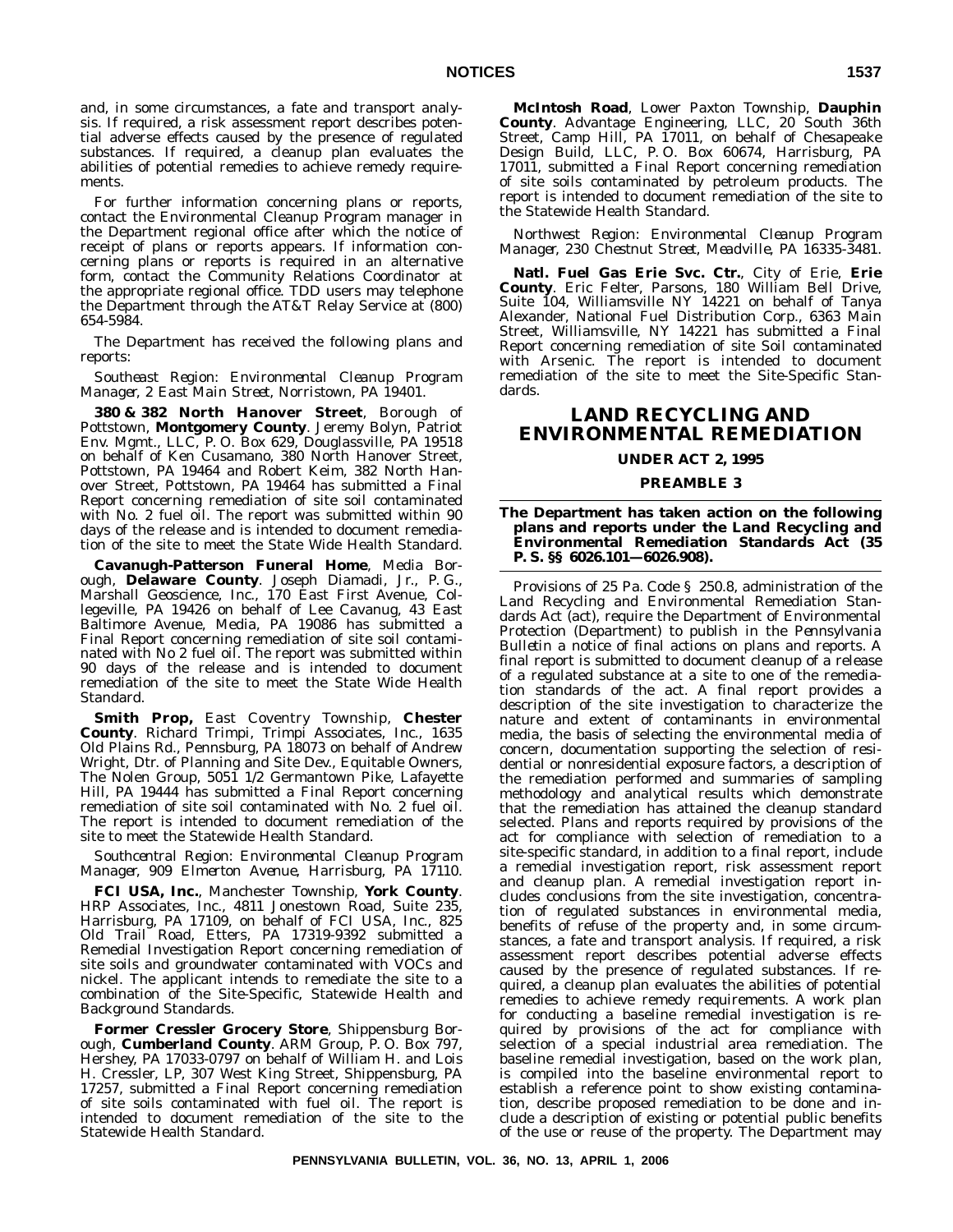and, in some circumstances, a fate and transport analysis. If required, a risk assessment report describes potential adverse effects caused by the presence of regulated substances. If required, a cleanup plan evaluates the abilities of potential remedies to achieve remedy requirements.

For further information concerning plans or reports, contact the Environmental Cleanup Program manager in the Department regional office after which the notice of receipt of plans or reports appears. If information concerning plans or reports is required in an alternative form, contact the Community Relations Coordinator at the appropriate regional office. TDD users may telephone the Department through the AT&T Relay Service at (800) 654-5984.

The Department has received the following plans and reports:

*Southeast Region: Environmental Cleanup Program Manager, 2 East Main Street, Norristown, PA 19401.*

**380 & 382 North Hanover Street**, Borough of Pottstown, **Montgomery County**. Jeremy Bolyn, Patriot Env. Mgmt., LLC, P. O. Box 629, Douglassville, PA 19518 on behalf of Ken Cusamano, 380 North Hanover Street, Pottstown, PA 19464 and Robert Keim, 382 North Hanover Street, Pottstown, PA 19464 has submitted a Final Report concerning remediation of site soil contaminated with No. 2 fuel oil. The report was submitted within 90 days of the release and is intended to document remediation of the site to meet the State Wide Health Standard.

**Cavanugh-Patterson Funeral Home**, Media Borough, **Delaware County**. Joseph Diamadi, Jr., P. G., Marshall Geoscience, Inc., 170 East First Avenue, Collegeville, PA 19426 on behalf of Lee Cavanug, 43 East Baltimore Avenue, Media, PA 19086 has submitted a Final Report concerning remediation of site soil contaminated with No 2 fuel oil. The report was submitted within 90 days of the release and is intended to document remediation of the site to meet the State Wide Health Standard.

**Smith Prop,** East Coventry Township, **Chester County**. Richard Trimpi, Trimpi Associates, Inc., 1635 Old Plains Rd., Pennsburg, PA 18073 on behalf of Andrew Wright, Dtr. of Planning and Site Dev., Equitable Owners, The Nolen Group, 5051 1/2 Germantown Pike, Lafayette Hill, PA 19444 has submitted a Final Report concerning remediation of site soil contaminated with No. 2 fuel oil. The report is intended to document remediation of the site to meet the Statewide Health Standard.

*Southcentral Region: Environmental Cleanup Program Manager, 909 Elmerton Avenue, Harrisburg, PA 17110.*

**FCI USA, Inc.**, Manchester Township, **York County**. HRP Associates, Inc., 4811 Jonestown Road, Suite 235, Harrisburg, PA 17109, on behalf of FCI USA, Inc., 825 Old Trail Road, Etters, PA 17319-9392 submitted a Remedial Investigation Report concerning remediation of site soils and groundwater contaminated with VOCs and nickel. The applicant intends to remediate the site to a combination of the Site-Specific, Statewide Health and Background Standards.

**Former Cressler Grocery Store**, Shippensburg Borough, **Cumberland County**. ARM Group, P. O. Box 797, Hershey, PA 17033-0797 on behalf of William H. and Lois H. Cressler, LP, 307 West King Street, Shippensburg, PA 17257, submitted a Final Report concerning remediation of site soils contaminated with fuel oil. The report is intended to document remediation of the site to the Statewide Health Standard.

**McIntosh Road**, Lower Paxton Township, **Dauphin County**. Advantage Engineering, LLC, 20 South 36th Street, Camp Hill, PA 17011, on behalf of Chesapeake Design Build, LLC, P. O. Box 60674, Harrisburg, PA 17011, submitted a Final Report concerning remediation of site soils contaminated by petroleum products. The report is intended to document remediation of the site to the Statewide Health Standard.

*Northwest Region: Environmental Cleanup Program Manager, 230 Chestnut Street, Meadville, PA 16335-3481.*

**Natl. Fuel Gas Erie Svc. Ctr.**, City of Erie, **Erie County**. Eric Felter, Parsons, 180 William Bell Drive, Suite 104, Williamsville NY 14221 on behalf of Tanya Alexander, National Fuel Distribution Corp., 6363 Main Street, Williamsville, NY 14221 has submitted a Final Report concerning remediation of site Soil contaminated with Arsenic. The report is intended to document remediation of the site to meet the Site-Specific Standards.

# LAND RECYCLING AND ENVIRONMENTAL REMEDIATION

## UNDER ACT 2, 1995

## PREAMBLE 3

**The Department has taken action on the following plans and reports under the Land Recycling and Environmental Remediation Standards Act (35 P. S. §§ 6026.101—6026.908).**

Provisions of 25 Pa. Code § 250.8, administration of the Land Recycling and Environmental Remediation Standards Act (act), require the Department of Environmental Protection (Department) to publish in the *Pennsylvania Bulletin* a notice of final actions on plans and reports. A final report is submitted to document cleanup of a release of a regulated substance at a site to one of the remediation standards of the act. A final report provides a description of the site investigation to characterize the nature and extent of contaminants in environmental media, the basis of selecting the environmental media of concern, documentation supporting the selection of residential or nonresidential exposure factors, a description of the remediation performed and summaries of sampling methodology and analytical results which demonstrate that the remediation has attained the cleanup standard selected. Plans and reports required by provisions of the act for compliance with selection of remediation to a site-specific standard, in addition to a final report, include a remedial investigation report, risk assessment report and cleanup plan. A remedial investigation report includes conclusions from the site investigation, concentration of regulated substances in environmental media, benefits of refuse of the property and, in some circumstances, a fate and transport analysis. If required, a risk assessment report describes potential adverse effects caused by the presence of regulated substances. If required, a cleanup plan evaluates the abilities of potential remedies to achieve remedy requirements. A work plan for conducting a baseline remedial investigation is required by provisions of the act for compliance with selection of a special industrial area remediation. The baseline remedial investigation, based on the work plan, is compiled into the baseline environmental report to establish a reference point to show existing contamination, describe proposed remediation to be done and include a description of existing or potential public benefits of the use or reuse of the property. The Department may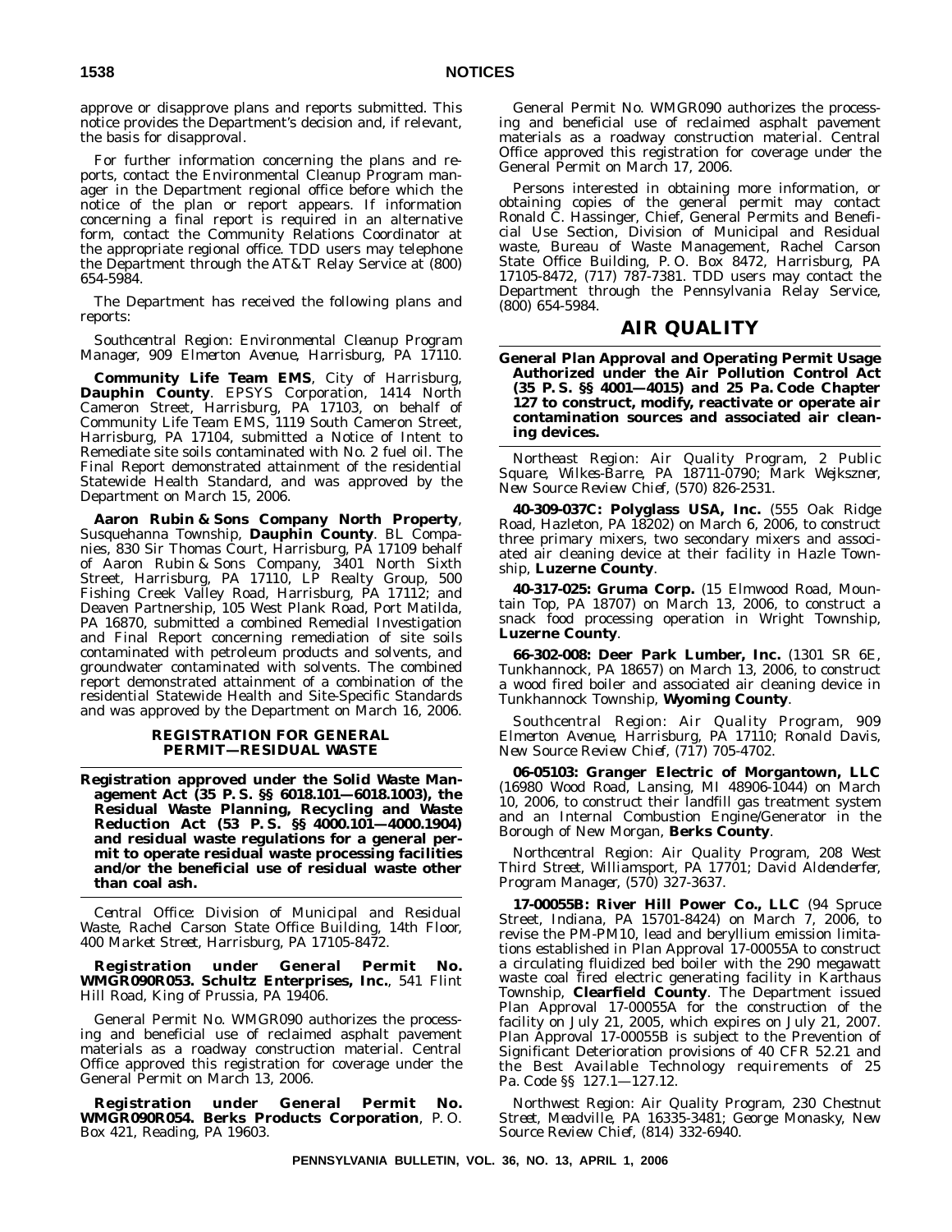approve or disapprove plans and reports submitted. This notice provides the Department's decision and, if relevant, the basis for disapproval.

For further information concerning the plans and reports, contact the Environmental Cleanup Program manager in the Department regional office before which the notice of the plan or report appears. If information concerning a final report is required in an alternative form, contact the Community Relations Coordinator at the appropriate regional office. TDD users may telephone the Department through the AT&T Relay Service at (800) 654-5984.

The Department has received the following plans and reports:

*Southcentral Region: Environmental Cleanup Program Manager, 909 Elmerton Avenue, Harrisburg, PA 17110.*

**Community Life Team EMS**, City of Harrisburg, **Dauphin County**. EPSYS Corporation, 1414 North Cameron Street, Harrisburg, PA 17103, on behalf of Community Life Team EMS, 1119 South Cameron Street, Harrisburg, PA 17104, submitted a Notice of Intent to Remediate site soils contaminated with No. 2 fuel oil. The Final Report demonstrated attainment of the residential Statewide Health Standard, and was approved by the Department on March 15, 2006.

**Aaron Rubin & Sons Company North Property**, Susquehanna Township, **Dauphin County**. BL Companies, 830 Sir Thomas Court, Harrisburg, PA 17109 behalf of Aaron Rubin & Sons Company, 3401 North Sixth Street, Harrisburg, PA 17110, LP Realty Group, 500 Fishing Creek Valley Road, Harrisburg, PA 17112; and Deaven Partnership, 105 West Plank Road, Port Matilda, PA 16870, submitted a combined Remedial Investigation and Final Report concerning remediation of site soils contaminated with petroleum products and solvents, and groundwater contaminated with solvents. The combined report demonstrated attainment of a combination of the residential Statewide Health and Site-Specific Standards and was approved by the Department on March 16, 2006.

### REGISTRATION FOR GENERAL PERMIT—RESIDUAL WASTE

**Registration approved under the Solid Waste Management Act (35 P. S. §§ 6018.101—6018.1003), the Residual Waste Planning, Recycling and Waste Reduction Act (53 P. S. §§ 4000.101—4000.1904) and residual waste regulations for a general permit to operate residual waste processing facilities and/or the beneficial use of residual waste other than coal ash.**

*Central Office: Division of Municipal and Residual Waste, Rachel Carson State Office Building, 14th Floor, 400 Market Street, Harrisburg, PA 17105-8472.*

**Registration under General Permit No. WMGR090R053. Schultz Enterprises, Inc.**, 541 Flint Hill Road, King of Prussia, PA 19406.

General Permit No. WMGR090 authorizes the processing and beneficial use of reclaimed asphalt pavement materials as a roadway construction material. Central Office approved this registration for coverage under the General Permit on March 13, 2006.

**Registration under General Permit No. WMGR090R054. Berks Products Corporation**, P. O. Box 421, Reading, PA 19603.

General Permit No. WMGR090 authorizes the processing and beneficial use of reclaimed asphalt pavement materials as a roadway construction material. Central Office approved this registration for coverage under the General Permit on March 17, 2006.

Persons interested in obtaining more information, or obtaining copies of the general permit may contact Ronald C. Hassinger, Chief, General Permits and Beneficial Use Section, Division of Municipal and Residual waste, Bureau of Waste Management, Rachel Carson State Office Building, P. O. Box 8472, Harrisburg, PA 17105-8472, (717) 787-7381. TDD users may contact the Department through the Pennsylvania Relay Service, (800) 654-5984.

## AIR QUALITY

**General Plan Approval and Operating Permit Usage Authorized under the Air Pollution Control Act (35 P. S. §§ 4001—4015) and 25 Pa. Code Chapter 127 to construct, modify, reactivate or operate air contamination sources and associated air cleaning devices.**

*Northeast Region: Air Quality Program, 2 Public Square, Wilkes-Barre, PA 18711-0790; Mark Wejkszner, New Source Review Chief, (570) 826-2531.*

**40-309-037C: Polyglass USA, Inc.** (555 Oak Ridge Road, Hazleton, PA 18202) on March 6, 2006, to construct three primary mixers, two secondary mixers and associated air cleaning device at their facility in Hazle Township, **Luzerne County**.

**40-317-025: Gruma Corp.** (15 Elmwood Road, Mountain Top, PA 18707) on March 13, 2006, to construct a snack food processing operation in Wright Township, **Luzerne County**.

**66-302-008: Deer Park Lumber, Inc.** (1301 SR 6E, Tunkhannock, PA 18657) on March 13, 2006, to construct a wood fired boiler and associated air cleaning device in Tunkhannock Township, **Wyoming County**.

*Southcentral Region: Air Quality Program, 909 Elmerton Avenue, Harrisburg, PA 17110; Ronald Davis, New Source Review Chief, (717) 705-4702.*

**06-05103: Granger Electric of Morgantown, LLC** (16980 Wood Road, Lansing, MI 48906-1044) on March 10, 2006, to construct their landfill gas treatment system and an Internal Combustion Engine/Generator in the Borough of New Morgan, **Berks County**.

*Northcentral Region: Air Quality Program, 208 West Third Street, Williamsport, PA 17701; David Aldenderfer, Program Manager, (570) 327-3637.*

**17-00055B: River Hill Power Co., LLC** (94 Spruce Street, Indiana, PA 15701-8424) on March 7, 2006, to revise the PM-PM10, lead and beryllium emission limitations established in Plan Approval 17-00055A to construct a circulating fluidized bed boiler with the 290 megawatt waste coal fired electric generating facility in Karthaus Township, **Clearfield County**. The Department issued Plan Approval 17-00055A for the construction of the facility on July 21, 2005, which expires on July 21, 2007. Plan Approval 17-00055B is subject to the Prevention of Significant Deterioration provisions of 40 CFR 52.21 and the Best Available Technology requirements of 25 Pa. Code §§ 127.1—127.12.

*Northwest Region: Air Quality Program, 230 Chestnut Street, Meadville, PA 16335-3481; George Monasky, New Source Review Chief, (814) 332-6940.*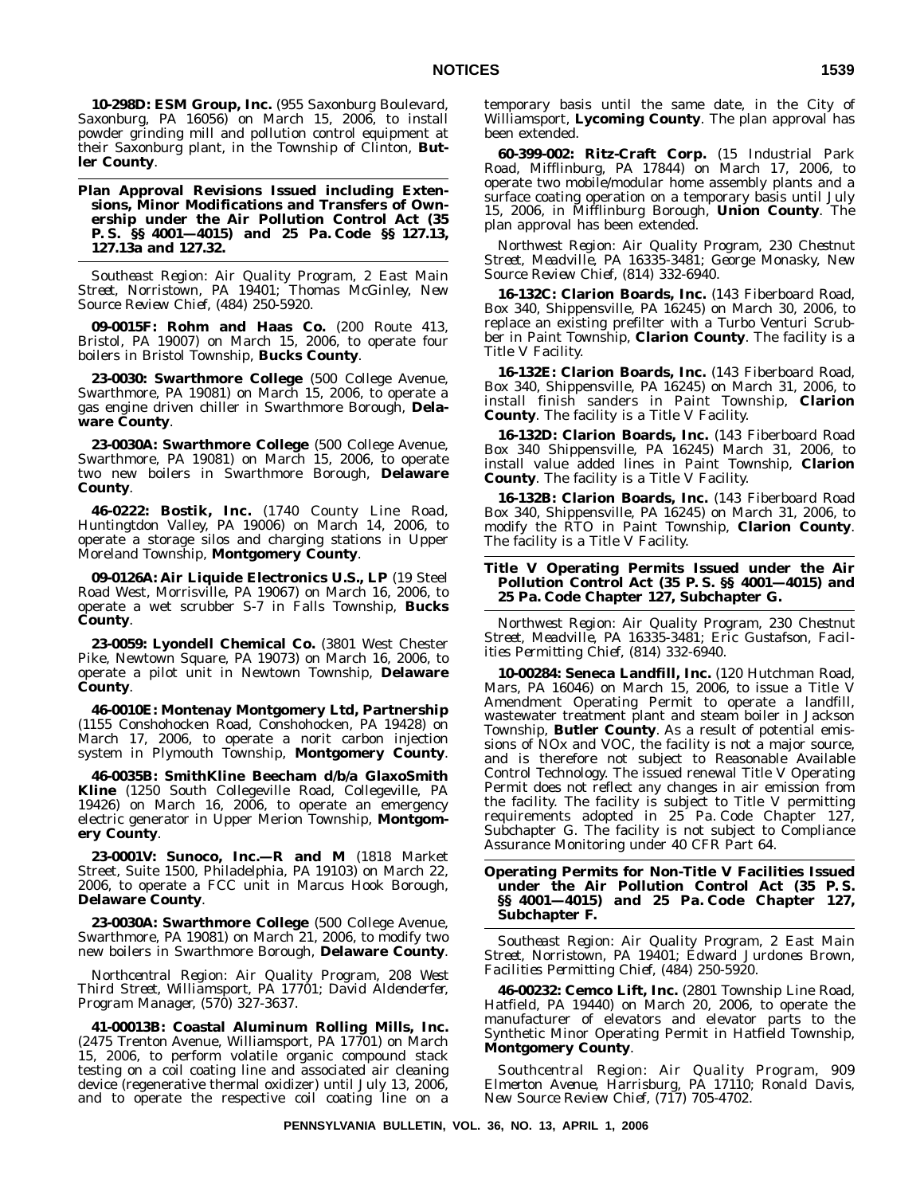**10-298D: ESM Group, Inc.** (955 Saxonburg Boulevard, Saxonburg, PA 16056) on March 15, 2006, to install powder grinding mill and pollution control equipment at their Saxonburg plant, in the Township of Clinton, **Butler County**.

**Plan Approval Revisions Issued including Extensions, Minor Modifications and Transfers of Ownership under the Air Pollution Control Act (35 P. S. §§ 4001—4015) and 25 Pa. Code §§ 127.13, 127.13a and 127.32.**

*Southeast Region: Air Quality Program, 2 East Main Street, Norristown, PA 19401; Thomas McGinley, New Source Review Chief, (484) 250-5920.*

**09-0015F: Rohm and Haas Co.** (200 Route 413, Bristol, PA 19007) on March 15, 2006, to operate four boilers in Bristol Township, **Bucks County**.

**23-0030: Swarthmore College** (500 College Avenue, Swarthmore, PA 19081) on March 15, 2006, to operate a gas engine driven chiller in Swarthmore Borough, **Delaware County**.

**23-0030A: Swarthmore College** (500 College Avenue, Swarthmore, PA 19081) on March 15, 2006, to operate two new boilers in Swarthmore Borough, **Delaware County**.

**46-0222: Bostik, Inc.** (1740 County Line Road, Huntingtdon Valley, PA 19006) on March 14, 2006, to operate a storage silos and charging stations in Upper Moreland Township, **Montgomery County**.

**09-0126A: Air Liquide Electronics U.S., LP** (19 Steel Road West, Morrisville, PA 19067) on March 16, 2006, to operate a wet scrubber S-7 in Falls Township, **Bucks County**.

**23-0059: Lyondell Chemical Co.** (3801 West Chester Pike, Newtown Square, PA 19073) on March 16, 2006, to operate a pilot unit in Newtown Township, **Delaware County**.

**46-0010E: Montenay Montgomery Ltd, Partnership** (1155 Conshohocken Road, Conshohocken, PA 19428) on March 17, 2006, to operate a norit carbon injection system in Plymouth Township, **Montgomery County**.

**46-0035B: SmithKline Beecham d/b/a GlaxoSmith Kline** (1250 South Collegeville Road, Collegeville, PA 19426) on March 16, 2006, to operate an emergency electric generator in Upper Merion Township, **Montgomery County**.

**23-0001V: Sunoco, Inc.—R and M** (1818 Market Street, Suite 1500, Philadelphia, PA 19103) on March 22, 2006, to operate a FCC unit in Marcus Hook Borough, **Delaware County**.

**23-0030A: Swarthmore College** (500 College Avenue, Swarthmore, PA 19081) on March 21, 2006, to modify two new boilers in Swarthmore Borough, **Delaware County**.

*Northcentral Region: Air Quality Program, 208 West Third Street, Williamsport, PA 17701; David Aldenderfer, Program Manager, (570) 327-3637.*

**41-00013B: Coastal Aluminum Rolling Mills, Inc.** (2475 Trenton Avenue, Williamsport, PA 17701) on March 15, 2006, to perform volatile organic compound stack testing on a coil coating line and associated air cleaning device (regenerative thermal oxidizer) until July 13, 2006, and to operate the respective coil coating line on a temporary basis until the same date, in the City of Williamsport, **Lycoming County**. The plan approval has been extended.

**60-399-002: Ritz-Craft Corp.** (15 Industrial Park Road, Mifflinburg, PA 17844) on March 17, 2006, to operate two mobile/modular home assembly plants and a surface coating operation on a temporary basis until July 15, 2006, in Mifflinburg Borough, **Union County**. The plan approval has been extended.

*Northwest Region: Air Quality Program, 230 Chestnut Street, Meadville, PA 16335-3481; George Monasky, New Source Review Chief, (814) 332-6940.*

**16-132C: Clarion Boards, Inc.** (143 Fiberboard Road, Box 340, Shippensville, PA 16245) on March 30, 2006, to replace an existing prefilter with a Turbo Venturi Scrubber in Paint Township, **Clarion County**. The facility is a Title V Facility.

**16-132E: Clarion Boards, Inc.** (143 Fiberboard Road, Box 340, Shippensville, PA 16245) on March 31, 2006, to install finish sanders in Paint Township, **Clarion County**. The facility is a Title V Facility.

**16-132D: Clarion Boards, Inc.** (143 Fiberboard Road Box 340 Shippensville, PA 16245) March 31, 2006, to install value added lines in Paint Township, **Clarion County**. The facility is a Title V Facility.

**16-132B: Clarion Boards, Inc.** (143 Fiberboard Road Box 340, Shippensville, PA 16245) on March 31, 2006, to modify the RTO in Paint Township, **Clarion County**. The facility is a Title V Facility.

**Title V Operating Permits Issued under the Air Pollution Control Act (35 P. S. §§ 4001—4015) and 25 Pa. Code Chapter 127, Subchapter G.**

*Northwest Region: Air Quality Program, 230 Chestnut Street, Meadville, PA 16335-3481; Eric Gustafson, Facilities Permitting Chief, (814) 332-6940.*

**10-00284: Seneca Landfill, Inc.** (120 Hutchman Road, Mars, PA 16046) on March 15, 2006, to issue a Title V Amendment Operating Permit to operate a landfill, wastewater treatment plant and steam boiler in Jackson Township, **Butler County**. As a result of potential emissions of NOx and VOC, the facility is not a major source, and is therefore not subject to Reasonable Available Control Technology. The issued renewal Title V Operating Permit does not reflect any changes in air emission from the facility. The facility is subject to Title V permitting requirements adopted in 25 Pa. Code Chapter 127, Subchapter G. The facility is not subject to Compliance Assurance Monitoring under 40 CFR Part 64.

**Operating Permits for Non-Title V Facilities Issued under the Air Pollution Control Act (35 P. S. §§ 4001—4015) and 25 Pa. Code Chapter 127, Subchapter F.**

*Southeast Region: Air Quality Program, 2 East Main Street, Norristown, PA 19401; Edward Jurdones Brown, Facilities Permitting Chief, (484) 250-5920.*

**46-00232: Cemco Lift, Inc.** (2801 Township Line Road, Hatfield, PA 19440) on March 20, 2006, to operate the manufacturer of elevators and elevator parts to the Synthetic Minor Operating Permit in Hatfield Township, **Montgomery County**.

*Southcentral Region: Air Quality Program, 909 Elmerton Avenue, Harrisburg, PA 17110; Ronald Davis, New Source Review Chief, (717) 705-4702.*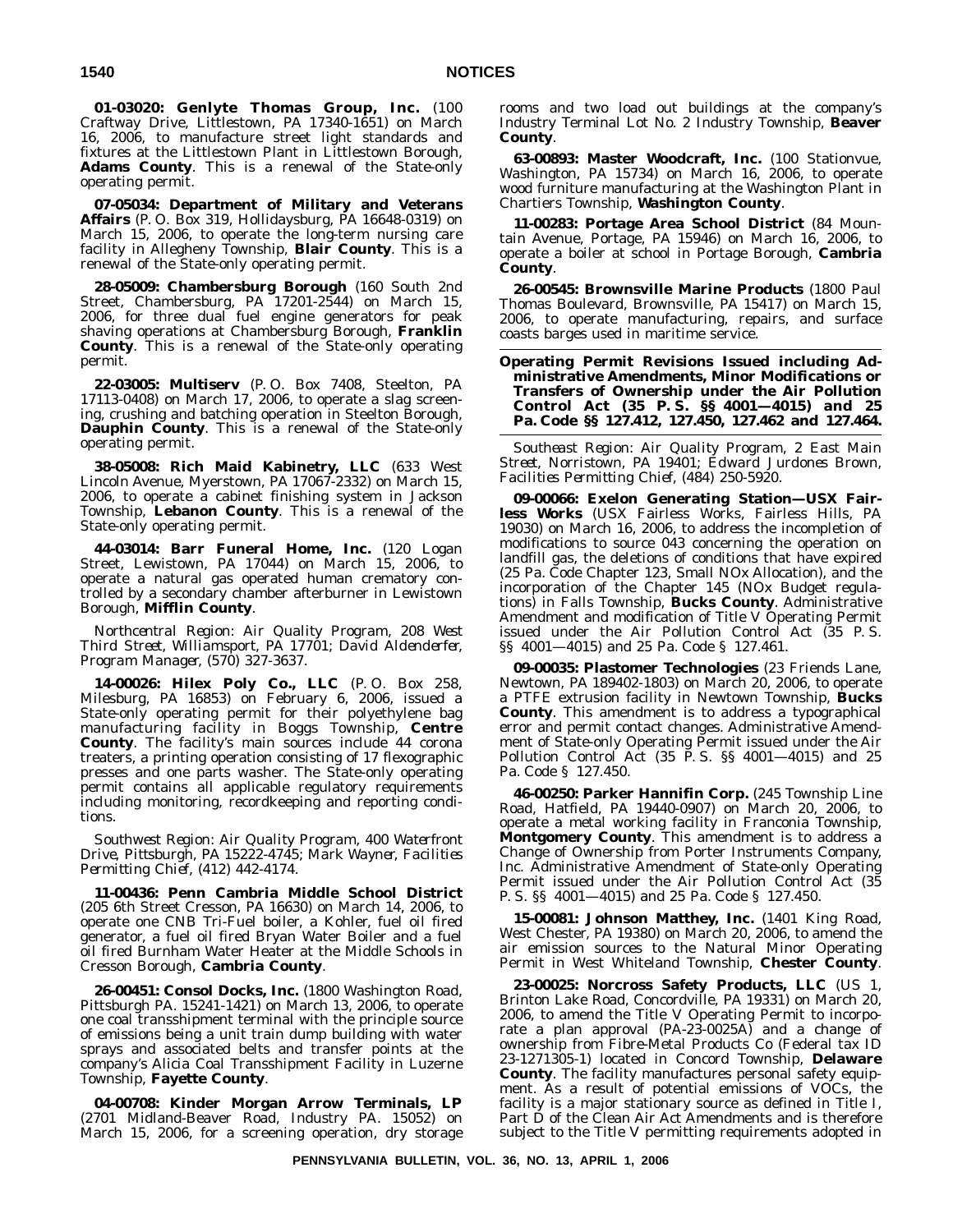**01-03020: Genlyte Thomas Group, Inc.** (100 Craftway Drive, Littlestown, PA 17340-1651) on March 16, 2006, to manufacture street light standards and fixtures at the Littlestown Plant in Littlestown Borough, **Adams County**. This is a renewal of the State-only operating permit.

**07-05034: Department of Military and Veterans Affairs** (P. O. Box 319, Hollidaysburg, PA 16648-0319) on March 15, 2006, to operate the long-term nursing care facility in Allegheny Township, **Blair County**. This is a renewal of the State-only operating permit.

**28-05009: Chambersburg Borough** (160 South 2nd Street, Chambersburg, PA 17201-2544) on March 15, 2006, for three dual fuel engine generators for peak shaving operations at Chambersburg Borough, **Franklin County**. This is a renewal of the State-only operating permit.

**22-03005: Multiserv** (P. O. Box 7408, Steelton, PA 17113-0408) on March 17, 2006, to operate a slag screening, crushing and batching operation in Steelton Borough, **Dauphin County**. This is a renewal of the State-only operating permit.

**38-05008: Rich Maid Kabinetry, LLC** (633 West Lincoln Avenue, Myerstown, PA 17067-2332) on March 15, 2006, to operate a cabinet finishing system in Jackson Township, **Lebanon County**. This is a renewal of the State-only operating permit.

**44-03014: Barr Funeral Home, Inc.** (120 Logan Street, Lewistown, PA 17044) on March 15, 2006, to operate a natural gas operated human crematory controlled by a secondary chamber afterburner in Lewistown Borough, **Mifflin County**.

*Northcentral Region: Air Quality Program, 208 West Third Street, Williamsport, PA 17701; David Aldenderfer, Program Manager, (570) 327-3637.*

**14-00026: Hilex Poly Co., LLC** (P. O. Box 258, Milesburg, PA 16853) on February 6, 2006, issued a State-only operating permit for their polyethylene bag manufacturing facility in Boggs Township, **Centre County**. The facility's main sources include 44 corona treaters, a printing operation consisting of 17 flexographic presses and one parts washer. The State-only operating permit contains all applicable regulatory requirements including monitoring, recordkeeping and reporting conditions.

*Southwest Region: Air Quality Program, 400 Waterfront Drive, Pittsburgh, PA 15222-4745; Mark Wayner, Facilities Permitting Chief, (412) 442-4174.*

**11-00436: Penn Cambria Middle School District** (205 6th Street Cresson, PA 16630) on March 14, 2006, to operate one CNB Tri-Fuel boiler, a Kohler, fuel oil fired generator, a fuel oil fired Bryan Water Boiler and a fuel oil fired Burnham Water Heater at the Middle Schools in Cresson Borough, **Cambria County**.

**26-00451: Consol Docks, Inc.** (1800 Washington Road, Pittsburgh PA. 15241-1421) on March 13, 2006, to operate one coal transshipment terminal with the principle source of emissions being a unit train dump building with water sprays and associated belts and transfer points at the company's Alicia Coal Transshipment Facility in Luzerne Township, **Fayette County**.

**04-00708: Kinder Morgan Arrow Terminals, LP** (2701 Midland-Beaver Road, Industry PA. 15052) on March 15, 2006, for a screening operation, dry storage rooms and two load out buildings at the company's Industry Terminal Lot No. 2 Industry Township, **Beaver County**.

**63-00893: Master Woodcraft, Inc.** (100 Stationvue, Washington, PA 15734) on March 16, 2006, to operate wood furniture manufacturing at the Washington Plant in Chartiers Township, **Washington County**.

**11-00283: Portage Area School District** (84 Mountain Avenue, Portage, PA 15946) on March 16, 2006, to operate a boiler at school in Portage Borough, **Cambria County**.

**26-00545: Brownsville Marine Products** (1800 Paul Thomas Boulevard, Brownsville, PA 15417) on March 15, 2006, to operate manufacturing, repairs, and surface coasts barges used in maritime service.

## Operating Permit Revisions Issued including Administrative Amendments, Minor Modifications or Transfers of Ownership under the Air Pollution Control Act (35 P. S. §§ 4001—4015) and 25 Pa. Code §§ 127.412, 127.450, 127.462 and 127.464.

*Southeast Region: Air Quality Program, 2 East Main Street, Norristown, PA 19401; Edward Jurdones Brown, Facilities Permitting Chief, (484) 250-5920.*

**09-00066: Exelon Generating Station—USX Fairless Works** (USX Fairless Works, Fairless Hills, PA 19030) on March 16, 2006, to address the incompletion of modifications to source 043 concerning the operation on landfill gas, the deletions of conditions that have expired (25 Pa. Code Chapter 123, Small NOx Allocation), and the incorporation of the Chapter 145 (NOx Budget regulations) in Falls Township, **Bucks County**. Administrative Amendment and modification of Title V Operating Permit issued under the Air Pollution Control Act (35 P. S. §§ 4001—4015) and 25 Pa. Code § 127.461.

**09-00035: Plastomer Technologies** (23 Friends Lane, Newtown, PA 189402-1803) on March 20, 2006, to operate a PTFE extrusion facility in Newtown Township, **Bucks County**. This amendment is to address a typographical error and permit contact changes. Administrative Amendment of State-only Operating Permit issued under the Air Pollution Control Act (35 P. S. §§ 4001—4015) and 25 Pa. Code § 127.450.

**46-00250: Parker Hannifin Corp.** (245 Township Line Road, Hatfield, PA 19440-0907) on March 20, 2006, to operate a metal working facility in Franconia Township, **Montgomery County**. This amendment is to address a Change of Ownership from Porter Instruments Company, Inc. Administrative Amendment of State-only Operating Permit issued under the Air Pollution Control Act (35 P. S. §§ 4001—4015) and 25 Pa. Code § 127.450.

**15-00081: Johnson Matthey, Inc.** (1401 King Road, West Chester, PA 19380) on March 20, 2006, to amend the air emission sources to the Natural Minor Operating Permit in West Whiteland Township, **Chester County**.

**23-00025: Norcross Safety Products, LLC** (US 1, Brinton Lake Road, Concordville, PA 19331) on March 20, 2006, to amend the Title V Operating Permit to incorporate a plan approval (PA-23-0025A) and a change of ownership from Fibre-Metal Products Co (Federal tax ID 23-1271305-1) located in Concord Township, **Delaware County**. The facility manufactures personal safety equipment. As a result of potential emissions of VOCs, the facility is a major stationary source as defined in Title I, Part D of the Clean Air Act Amendments and is therefore subject to the Title V permitting requirements adopted in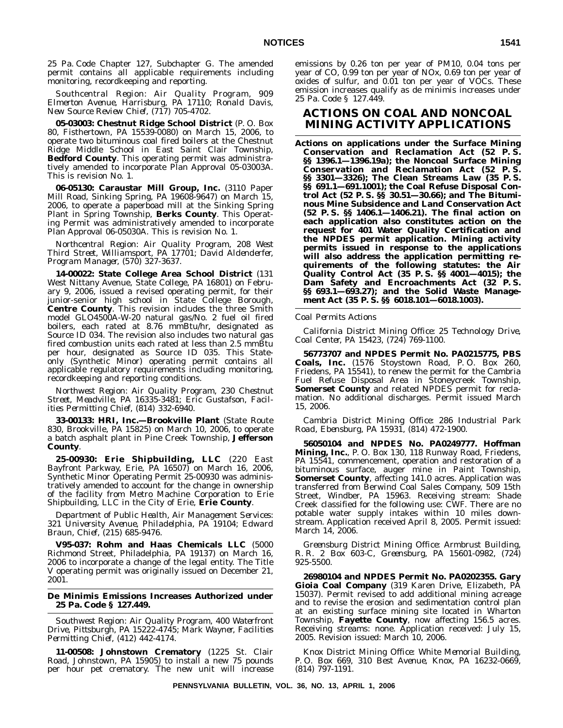25 Pa. Code Chapter 127, Subchapter G. The amended permit contains all applicable requirements including monitoring, recordkeeping and reporting.

*Southcentral Region: Air Quality Program, 909 Elmerton Avenue, Harrisburg, PA 17110; Ronald Davis, New Source Review Chief, (717) 705-4702.*

**05-03003: Chestnut Ridge School District** (P. O. Box 80, Fisthertown, PA 15539-0080) on March 15, 2006, to operate two bituminous coal fired boilers at the Chestnut Ridge Middle School in East Saint Clair Township, **Bedford County**. This operating permit was administratively amended to incorporate Plan Approval 05-03003A. This is revision No. 1.

**06-05130: Caraustar Mill Group, Inc.** (3110 Paper Mill Road, Sinking Spring, PA 19608-9647) on March 15, 2006, to operate a paperboad mill at the Sinking Spring Plant in Spring Township, **Berks County**. This Operating Permit was administratively amended to incorporate Plan Approval 06-05030A. This is revision No. 1.

*Northcentral Region: Air Quality Program, 208 West Third Street, Williamsport, PA 17701; David Aldenderfer, Program Manager, (570) 327-3637.*

**14-00022: State College Area School District** (131 West Nittany Avenue, State College, PA 16801) on February 9, 2006, issued a revised operating permit, for their junior-senior high school in State College Borough, **Centre County**. This revision includes the three Smith model GLO4500A-W-20 natural gas/No. 2 fuel oil fired boilers, each rated at 8.76 mmBtu/hr, designated as Source ID 034. The revision also includes two natural gas fired combustion units each rated at less than 2.5 mmBtu per hour, designated as Source ID 035. This State-only (Synthetic Minor) operating permit contains all applicable regulatory requirements including monitoring, recordkeeping and reporting conditions.

*Northwest Region: Air Quality Program, 230 Chestnut Street, Meadville, PA 16335-3481; Eric Gustafson, Facilities Permitting Chief, (814) 332-6940.*

**33-00133: HRI, Inc.—Brookville Plant** (State Route 830, Brookville, PA 15825) on March 10, 2006, to operate a batch asphalt plant in Pine Creek Township, **Jefferson County**.

**25-00930: Erie Shipbuilding, LLC** (220 East Bayfront Parkway, Erie, PA 16507) on March 16, 2006, Synthetic Minor Operating Permit 25-00930 was administratively amended to account for the change in ownership of the facility from Metro Machine Corporation to Erie Shipbuilding, LLC in the City of Erie, **Erie County**.

*Department of Public Health, Air Management Services: 321 University Avenue, Philadelphia, PA 19104; Edward Braun, Chief, (215) 685-9476.*

**V95-037: Rohm and Haas Chemicals LLC** (5000 Richmond Street, Philadelphia, PA 19137) on March 16, 2006 to incorporate a change of the legal entity. The Title V operating permit was originally issued on December 21, 2001.

**De Minimis Emissions Increases Authorized under 25 Pa. Code § 127.449.**

*Southwest Region: Air Quality Program, 400 Waterfront Drive, Pittsburgh, PA 15222-4745; Mark Wayner, Facilities Permitting Chief, (412) 442-4174.*

**11-00508: Johnstown Crematory** (1225 St. Clair Road, Johnstown, PA 15905) to install a new 75 pounds per hour pet crematory. The new unit will increase emissions by 0.26 ton per year of PM10, 0.04 tons per year of CO, 0.99 ton per year of NOx, 0.69 ton per year of oxides of sulfur, and 0.01 ton per year of VOCs. These emission increases qualify as de minimis increases under 25 Pa. Code § 127.449.

# ACTIONS ON COAL AND NONCOAL MINING ACTIVITY APPLICATIONS

**Actions on applications under the Surface Mining Conservation and Reclamation Act (52 P. S. §§ 1396.1—1396.19a); the Noncoal Surface Mining Conservation and Reclamation Act (52 P. S. §§ 3301—3326); The Clean Streams Law (35 P. S. §§ 691.1—691.1001); the Coal Refuse Disposal Control Act (52 P. S. §§ 30.51—30.66); and The Bituminous Mine Subsidence and Land Conservation Act (52 P. S. §§ 1406.1—1406.21). The final action on each application also constitutes action on the request for 401 Water Quality Certification and the NPDES permit application. Mining activity permits issued in response to the applications will also address the application permitting requirements of the following statutes: the Air Quality Control Act (35 P. S. §§ 4001—4015); the Dam Safety and Encroachments Act (32 P. S. §§ 693.1—693.27); and the Solid Waste Management Act (35 P. S. §§ 6018.101—6018.1003).**

*Coal Permits Actions*

*California District Mining Office: 25 Technology Drive, Coal Center, PA 15423, (724) 769-1100.*

**56773707 and NPDES Permit No. PA0215775, PBS Coals, Inc.** (1576 Stoystown Road, P. O. Box 260, Friedens, PA 15541), to renew the permit for the Cambria Fuel Refuse Disposal Area in Stoneycreek Township, **Somerset County** and related NPDES permit for reclamation. No additional discharges. Permit issued March 15, 2006.

*Cambria District Mining Office: 286 Industrial Park Road, Ebensburg, PA 15931, (814) 472-1900.*

**56050104 and NPDES No. PA0249777. Hoffman Mining, Inc.**, P. O. Box 130, 118 Runway Road, Friedens, PA 15541, commencement, operation and restoration of a bituminous surface, auger mine in Paint Township, **Somerset County**, affecting 141.0 acres. Application was transferred from Berwind Coal Sales Company, 509 15th Street, Windber, PA 15963. Receiving stream: Shade Creek classified for the following use: CWF. There are no potable water supply intakes within 10 miles downstream. Application received April 8, 2005. Permit issued: March 14, 2006.

*Greensburg District Mining Office: Armbrust Building, R. R. 2 Box 603-C, Greensburg, PA 15601-0982, (724) 925-5500.*

**26980104 and NPDES Permit No. PA0202355. Gary Gioia Coal Company** (319 Karen Drive, Elizabeth, PA 15037). Permit revised to add additional mining acreage and to revise the erosion and sedimentation control plan at an existing surface mining site located in Wharton Township, **Fayette County**, now affecting 156.5 acres. Receiving streams: none. Application received: July 15, 2005. Revision issued: March 10, 2006.

*Knox District Mining Office: White Memorial Building, P. O. Box 669, 310 Best Avenue, Knox, PA 16232-0669, (814) 797-1191.*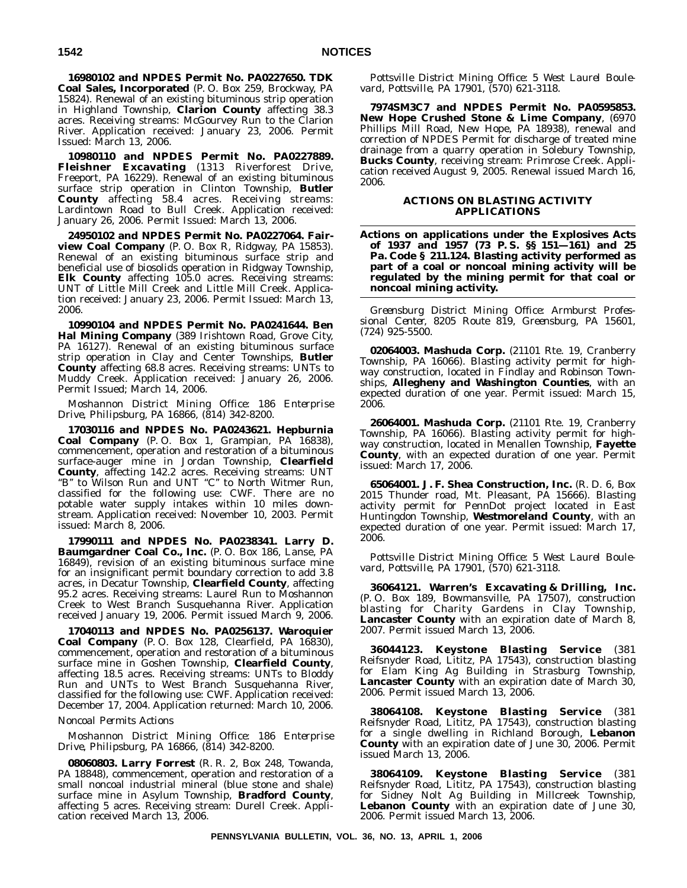**16980102 and NPDES Permit No. PA0227650. TDK Coal Sales, Incorporated** (P. O. Box 259, Brockway, PA 15824). Renewal of an existing bituminous strip operation in Highland Township, **Clarion County** affecting 38.3 acres. Receiving streams: McGourvey Run to the Clarion River. Application received: January 23, 2006. Permit Issued: March 13, 2006.

**10980110 and NPDES Permit No. PA0227889. Fleishner Excavating** (1313 Riverforest Drive, Freeport, PA 16229). Renewal of an existing bituminous surface strip operation in Clinton Township, **Butler County** affecting 58.4 acres. Receiving streams: Lardintown Road to Bull Creek. Application received: January 26, 2006. Permit Issued: March 13, 2006.

**24950102 and NPDES Permit No. PA0227064. Fairview Coal Company** (P. O. Box R, Ridgway, PA 15853). Renewal of an existing bituminous surface strip and beneficial use of biosolids operation in Ridgway Township, **Elk County** affecting 105.0 acres. Receiving streams: UNT of Little Mill Creek and Little Mill Creek. Application received: January 23, 2006. Permit Issued: March 13, 2006.

**10990104 and NPDES Permit No. PA0241644. Ben Hal Mining Company** (389 Irishtown Road, Grove City, PA 16127). Renewal of an existing bituminous surface strip operation in Clay and Center Townships, **Butler County** affecting 68.8 acres. Receiving streams: UNTs to Muddy Creek. Application received: January 26, 2006. Permit Issued; March 14, 2006.

*Moshannon District Mining Office: 186 Enterprise Drive, Philipsburg, PA 16866, (814) 342-8200.*

**17030116 and NPDES No. PA0243621. Hepburnia Coal Company** (P. O. Box 1, Grampian, PA 16838), commencement, operation and restoration of a bituminous surface-auger mine in Jordan Township, **Clearfield County**, affecting 142.2 acres. Receiving streams: UNT "B" to Wilson Run and UNT "C" to North Witmer Run, classified for the following use: CWF. There are no potable water supply intakes within 10 miles downstream. Application received: November 10, 2003. Permit issued: March 8, 2006.

**17990111 and NPDES No. PA0238341. Larry D. Baumgardner Coal Co., Inc.** (P. O. Box 186, Lanse, PA 16849), revision of an existing bituminous surface mine for an insignificant permit boundary correction to add 3.8 acres, in Decatur Township, **Clearfield County**, affecting 95.2 acres. Receiving streams: Laurel Run to Moshannon Creek to West Branch Susquehanna River. Application received January 19, 2006. Permit issued March 9, 2006.

**17040113 and NPDES No. PA0256137. Waroquier Coal Company** (P. O. Box 128, Clearfield, PA 16830), commencement, operation and restoration of a bituminous surface mine in Goshen Township, **Clearfield County**, affecting 18.5 acres. Receiving streams: UNTs to Bloddy Run and UNTs to West Branch Susquehanna River, classified for the following use: CWF. Application received: December 17, 2004. Application returned: March 10, 2006.

*Noncoal Permits Actions*

*Moshannon District Mining Office: 186 Enterprise Drive, Philipsburg, PA 16866, (814) 342-8200.*

**08060803. Larry Forrest** (R. R. 2, Box 248, Towanda, PA 18848), commencement, operation and restoration of a small noncoal industrial mineral (blue stone and shale) surface mine in Asylum Township, **Bradford County**, affecting 5 acres. Receiving stream: Durell Creek. Application received March 13, 2006.

*Pottsville District Mining Office: 5 West Laurel Boulevard, Pottsville, PA 17901, (570) 621-3118.*

**7974SM3C7 and NPDES Permit No. PA0595853. New Hope Crushed Stone & Lime Company**, (6970 Phillips Mill Road, New Hope, PA 18938), renewal and correction of NPDES Permit for discharge of treated mine drainage from a quarry operation in Solebury Township, **Bucks County**, receiving stream: Primrose Creek. Application received August 9, 2005. Renewal issued March 16, 2006.

## ACTIONS ON BLASTING ACTIVITY APPLICATIONS

**Actions on applications under the Explosives Acts of 1937 and 1957 (73 P. S. §§ 151—161) and 25 Pa. Code § 211.124. Blasting activity performed as part of a coal or noncoal mining activity will be regulated by the mining permit for that coal or noncoal mining activity.**

*Greensburg District Mining Office: Armburst Professional Center, 8205 Route 819, Greensburg, PA 15601, (724) 925-5500.*

**02064003. Mashuda Corp.** (21101 Rte. 19, Cranberry Township, PA 16066). Blasting activity permit for highway construction, located in Findlay and Robinson Townships, **Allegheny and Washington Counties**, with an expected duration of one year. Permit issued: March 15, 2006.

**26064001. Mashuda Corp.** (21101 Rte. 19, Cranberry Township, PA 16066). Blasting activity permit for highway construction, located in Menallen Township, **Fayette County**, with an expected duration of one year. Permit issued: March 17, 2006.

**65064001. J. F. Shea Construction, Inc.** (R. D. 6, Box 2015 Thunder road, Mt. Pleasant, PA 15666). Blasting activity permit for PennDot project located in East Huntingdon Township, **Westmoreland County**, with an expected duration of one year. Permit issued: March 17, 2006.

*Pottsville District Mining Office: 5 West Laurel Boulevard, Pottsville, PA 17901, (570) 621-3118.*

**36064121. Warren's Excavating & Drilling, Inc.** (P. O. Box 189, Bowmansville, PA 17507), construction blasting for Charity Gardens in Clay Township, **Lancaster County** with an expiration date of March 8, 2007. Permit issued March 13, 2006.

**36044123. Keystone Blasting Service** (381 Reifsnyder Road, Lititz, PA 17543), construction blasting for Elam King Ag Building in Strasburg Township, **Lancaster County** with an expiration date of March 30, 2006. Permit issued March 13, 2006.

**38064108. Keystone Blasting Service** (381 Reifsnyder Road, Lititz, PA 17543), construction blasting for a single dwelling in Richland Borough, **Lebanon County** with an expiration date of June 30, 2006. Permit issued March 13, 2006.

**38064109. Keystone Blasting Service** (381 Reifsnyder Road, Lititz, PA 17543), construction blasting for Sidney Nolt Ag Building in Millcreek Township, **Lebanon County** with an expiration date of June 30, 2006. Permit issued March 13, 2006.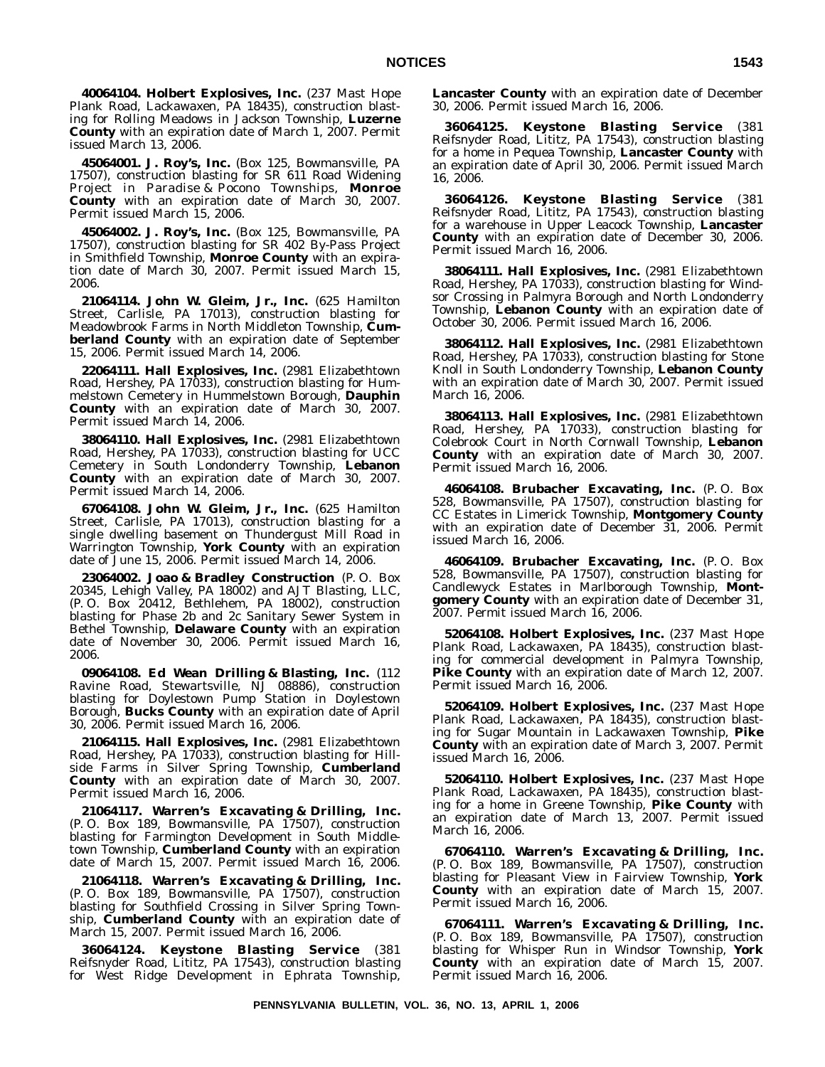**40064104. Holbert Explosives, Inc.** (237 Mast Hope Plank Road, Lackawaxen, PA 18435), construction blasting for Rolling Meadows in Jackson Township, **Luzerne County** with an expiration date of March 1, 2007. Permit issued March 13, 2006.

**45064001. J. Roy's, Inc.** (Box 125, Bowmansville, PA 17507), construction blasting for SR 611 Road Widening Project in Paradise & Pocono Townships, **Monroe County** with an expiration date of March 30, 2007. Permit issued March 15, 2006.

**45064002. J. Roy's, Inc.** (Box 125, Bowmansville, PA 17507), construction blasting for SR 402 By-Pass Project in Smithfield Township, **Monroe County** with an expiration date of March 30, 2007. Permit issued March 15, 2006.

**21064114. John W. Gleim, Jr., Inc.** (625 Hamilton Street, Carlisle, PA 17013), construction blasting for Meadowbrook Farms in North Middleton Township, **Cumberland County** with an expiration date of September 15, 2006. Permit issued March 14, 2006.

**22064111. Hall Explosives, Inc.** (2981 Elizabethtown Road, Hershey, PA 17033), construction blasting for Hummelstown Cemetery in Hummelstown Borough, **Dauphin County** with an expiration date of March 30, 2007. Permit issued March 14, 2006.

**38064110. Hall Explosives, Inc.** (2981 Elizabethtown Road, Hershey, PA 17033), construction blasting for UCC Cemetery in South Londonderry Township, **Lebanon County** with an expiration date of March 30, 2007. Permit issued March 14, 2006.

**67064108. John W. Gleim, Jr., Inc.** (625 Hamilton Street, Carlisle, PA 17013), construction blasting for a single dwelling basement on Thundergust Mill Road in Warrington Township, **York County** with an expiration date of June 15, 2006. Permit issued March 14, 2006.

**23064002. Joao & Bradley Construction** (P. O. Box 20345, Lehigh Valley, PA 18002) and AJT Blasting, LLC, (P. O. Box 20412, Bethlehem, PA 18002), construction blasting for Phase 2b and 2c Sanitary Sewer System in Bethel Township, **Delaware County** with an expiration date of November 30, 2006. Permit issued March 16, 2006.

**09064108. Ed Wean Drilling & Blasting, Inc.** (112 Ravine Road, Stewartsville, NJ 08886), construction blasting for Doylestown Pump Station in Doylestown Borough, **Bucks County** with an expiration date of April 30, 2006. Permit issued March 16, 2006.

**21064115. Hall Explosives, Inc.** (2981 Elizabethtown Road, Hershey, PA 17033), construction blasting for Hillside Farms in Silver Spring Township, **Cumberland County** with an expiration date of March 30, 2007. Permit issued March 16, 2006.

**21064117. Warren's Excavating & Drilling, Inc.** (P. O. Box 189, Bowmansville, PA 17507), construction blasting for Farmington Development in South Middletown Township, **Cumberland County** with an expiration date of March 15, 2007. Permit issued March 16, 2006.

**21064118. Warren's Excavating & Drilling, Inc.** (P. O. Box 189, Bowmansville, PA 17507), construction blasting for Southfield Crossing in Silver Spring Township, **Cumberland County** with an expiration date of March 15, 2007. Permit issued March 16, 2006.

**36064124. Keystone Blasting Service** (381 Reifsnyder Road, Lititz, PA 17543), construction blasting for West Ridge Development in Ephrata Township, **Lancaster County** with an expiration date of December 30, 2006. Permit issued March 16, 2006.

**36064125. Keystone Blasting Service** (381 Reifsnyder Road, Lititz, PA 17543), construction blasting for a home in Pequea Township, **Lancaster County** with an expiration date of April 30, 2006. Permit issued March 16, 2006.

**36064126. Keystone Blasting Service** (381 Reifsnyder Road, Lititz, PA 17543), construction blasting for a warehouse in Upper Leacock Township, **Lancaster County** with an expiration date of December 30, 2006. Permit issued March 16, 2006.

**38064111. Hall Explosives, Inc.** (2981 Elizabethtown Road, Hershey, PA 17033), construction blasting for Windsor Crossing in Palmyra Borough and North Londonderry Township, **Lebanon County** with an expiration date of October 30, 2006. Permit issued March 16, 2006.

**38064112. Hall Explosives, Inc.** (2981 Elizabethtown Road, Hershey, PA 17033), construction blasting for Stone Knoll in South Londonderry Township, **Lebanon County** with an expiration date of March 30, 2007. Permit issued March 16, 2006.

**38064113. Hall Explosives, Inc.** (2981 Elizabethtown Road, Hershey, PA 17033), construction blasting for Colebrook Court in North Cornwall Township, **Lebanon County** with an expiration date of March 30, 2007. Permit issued March 16, 2006.

**46064108. Brubacher Excavating, Inc.** (P. O. Box 528, Bowmansville, PA 17507), construction blasting for CC Estates in Limerick Township, **Montgomery County** with an expiration date of December 31, 2006. Permit issued March 16, 2006.

**46064109. Brubacher Excavating, Inc.** (P. O. Box 528, Bowmansville, PA 17507), construction blasting for Candlewyck Estates in Marlborough Township, **Montgomery County** with an expiration date of December 31, 2007. Permit issued March 16, 2006.

**52064108. Holbert Explosives, Inc.** (237 Mast Hope Plank Road, Lackawaxen, PA 18435), construction blasting for commercial development in Palmyra Township, **Pike County** with an expiration date of March 12, 2007. Permit issued March 16, 2006.

**52064109. Holbert Explosives, Inc.** (237 Mast Hope Plank Road, Lackawaxen, PA 18435), construction blasting for Sugar Mountain in Lackawaxen Township, **Pike County** with an expiration date of March 3, 2007. Permit issued March 16, 2006.

**52064110. Holbert Explosives, Inc.** (237 Mast Hope Plank Road, Lackawaxen, PA 18435), construction blasting for a home in Greene Township, **Pike County** with an expiration date of March 13, 2007. Permit issued March 16, 2006.

**67064110. Warren's Excavating & Drilling, Inc.** (P. O. Box 189, Bowmansville, PA 17507), construction blasting for Pleasant View in Fairview Township, **York County** with an expiration date of March 15, 2007. Permit issued March 16, 2006.

**67064111. Warren's Excavating & Drilling, Inc.** (P. O. Box 189, Bowmansville, PA 17507), construction blasting for Whisper Run in Windsor Township, **York County** with an expiration date of March 15, 2007. Permit issued March 16, 2006.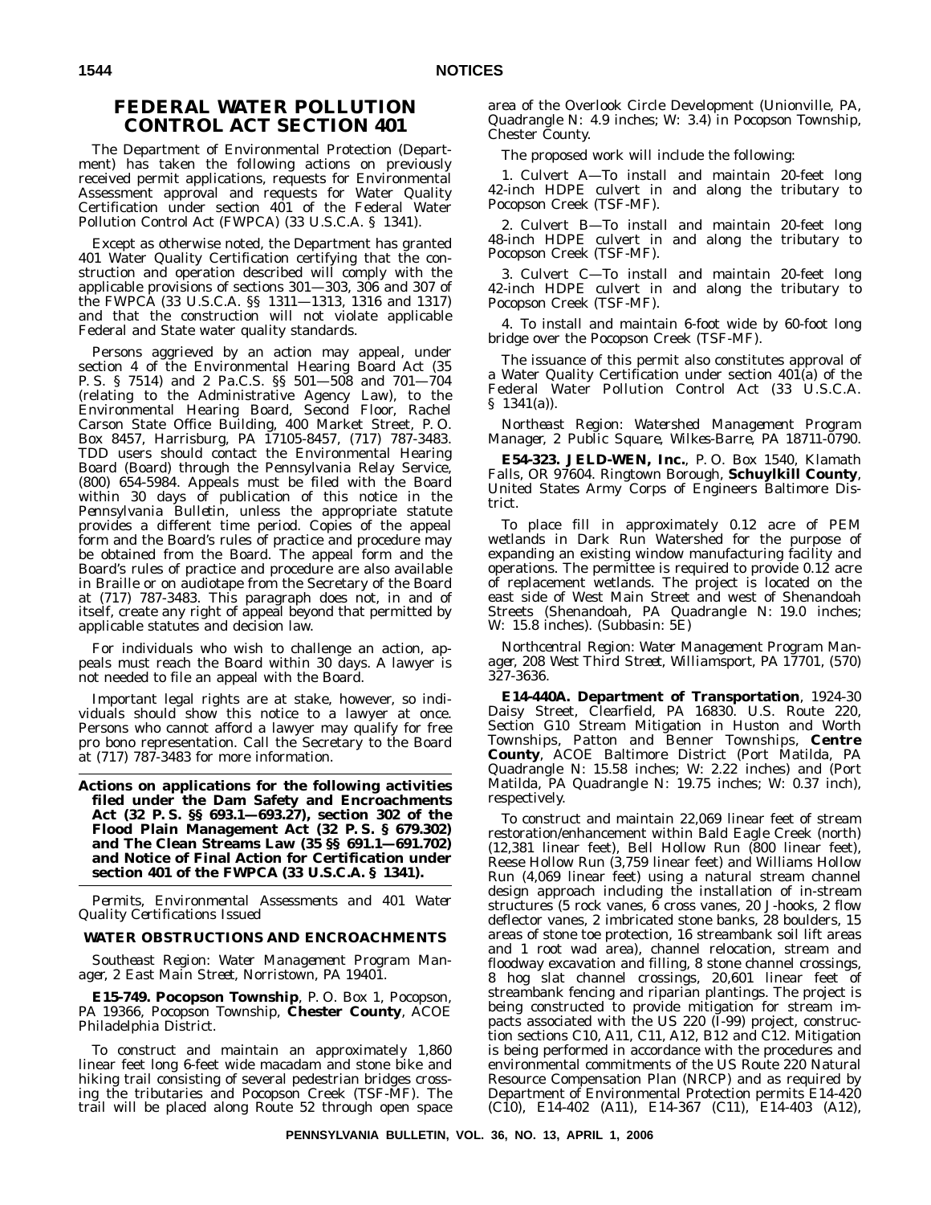# FEDERAL WATER POLLUTION CONTROL ACT SECTION 401

The Department of Environmental Protection (Department) has taken the following actions on previously received permit applications, requests for Environmental Assessment approval and requests for Water Quality Certification under section 401 of the Federal Water Pollution Control Act (FWPCA) (33 U.S.C.A. § 1341).

Except as otherwise noted, the Department has granted 401 Water Quality Certification certifying that the construction and operation described will comply with the applicable provisions of sections 301—303, 306 and 307 of the FWPCA (33 U.S.C.A. §§ 1311—1313, 1316 and 1317) and that the construction will not violate applicable Federal and State water quality standards.

Persons aggrieved by an action may appeal, under section 4 of the Environmental Hearing Board Act (35 P. S. § 7514) and 2 Pa.C.S. §§ 501—508 and 701—704 (relating to the Administrative Agency Law), to the Environmental Hearing Board, Second Floor, Rachel Carson State Office Building, 400 Market Street, P. O. Box 8457, Harrisburg, PA 17105-8457, (717) 787-3483. TDD users should contact the Environmental Hearing Board (Board) through the Pennsylvania Relay Service, (800) 654-5984. Appeals must be filed with the Board within 30 days of publication of this notice in the *Pennsylvania Bulletin*, unless the appropriate statute provides a different time period. Copies of the appeal form and the Board's rules of practice and procedure may be obtained from the Board. The appeal form and the Board's rules of practice and procedure are also available in Braille or on audiotape from the Secretary of the Board at (717) 787-3483. This paragraph does not, in and of itself, create any right of appeal beyond that permitted by applicable statutes and decision law.

For individuals who wish to challenge an action, appeals must reach the Board within 30 days. A lawyer is not needed to file an appeal with the Board.

Important legal rights are at stake, however, so individuals should show this notice to a lawyer at once. Persons who cannot afford a lawyer may qualify for free pro bono representation. Call the Secretary to the Board at (717) 787-3483 for more information.

**Actions on applications for the following activities filed under the Dam Safety and Encroachments Act (32 P. S. §§ 693.1—693.27), section 302 of the Flood Plain Management Act (32 P. S. § 679.302) and The Clean Streams Law (35 §§ 691.1—691.702) and Notice of Final Action for Certification under section 401 of the FWPCA (33 U.S.C.A. § 1341).**

*Permits, Environmental Assessments and 401 Water Quality Certifications Issued*

### WATER OBSTRUCTIONS AND ENCROACHMENTS

*Southeast Region: Water Management Program Manager, 2 East Main Street, Norristown, PA 19401.*

**E15-749. Pocopson Township**, P. O. Box 1, Pocopson, PA 19366, Pocopson Township, **Chester County**, ACOE Philadelphia District.

To construct and maintain an approximately 1,860 linear feet long 6-feet wide macadam and stone bike and hiking trail consisting of several pedestrian bridges crossing the tributaries and Pocopson Creek (TSF-MF). The trail will be placed along Route 52 through open space area of the Overlook Circle Development (Unionville, PA, Quadrangle N: 4.9 inches; W: 3.4) in Pocopson Township, Chester County.

The proposed work will include the following:

1. Culvert A—To install and maintain 20-feet long 42-inch HDPE culvert in and along the tributary to Pocopson Creek (TSF-MF).

2. Culvert B—To install and maintain 20-feet long 48-inch HDPE culvert in and along the tributary to Pocopson Creek (TSF-MF).

3. Culvert C—To install and maintain 20-feet long 42-inch HDPE culvert in and along the tributary to Pocopson Creek (TSF-MF).

4. To install and maintain 6-foot wide by 60-foot long bridge over the Pocopson Creek (TSF-MF).

The issuance of this permit also constitutes approval of a Water Quality Certification under section 401(a) of the Federal Water Pollution Control Act (33 U.S.C.A. § 1341(a)).

*Northeast Region: Watershed Management Program Manager, 2 Public Square, Wilkes-Barre, PA 18711-0790.*

**E54-323. JELD-WEN, Inc.**, P. O. Box 1540, Klamath Falls, OR 97604. Ringtown Borough, **Schuylkill County**, United States Army Corps of Engineers Baltimore District.

To place fill in approximately 0.12 acre of PEM wetlands in Dark Run Watershed for the purpose of expanding an existing window manufacturing facility and operations. The permittee is required to provide 0.12 acre of replacement wetlands. The project is located on the east side of West Main Street and west of Shenandoah Streets (Shenandoah, PA Quadrangle N: 19.0 inches; W: 15.8 inches). (Subbasin: 5E)

*Northcentral Region: Water Management Program Manager, 208 West Third Street, Williamsport, PA 17701, (570) 327-3636.*

**E14-440A. Department of Transportation**, 1924-30 Daisy Street, Clearfield, PA 16830. U.S. Route 220, Section G10 Stream Mitigation in Huston and Worth Townships, Patton and Benner Townships, **Centre County**, ACOE Baltimore District (Port Matilda, PA Quadrangle N: 15.58 inches; W: 2.22 inches) and (Port Matilda, PA Quadrangle N: 19.75 inches; W: 0.37 inch), respectively.

To construct and maintain 22,069 linear feet of stream restoration/enhancement within Bald Eagle Creek (north) (12,381 linear feet), Bell Hollow Run (800 linear feet), Reese Hollow Run (3,759 linear feet) and Williams Hollow Run (4,069 linear feet) using a natural stream channel design approach including the installation of in-stream structures (5 rock vanes, 6 cross vanes, 20 J-hooks, 2 flow deflector vanes, 2 imbricated stone banks, 28 boulders, 15 areas of stone toe protection, 16 streambank soil lift areas and 1 root wad area), channel relocation, stream and floodway excavation and filling, 8 stone channel crossings, 8 hog slat channel crossings, 20,601 linear feet of streambank fencing and riparian plantings. The project is being constructed to provide mitigation for stream impacts associated with the US 220 (I-99) project, construction sections C10, A11, C11, A12, B12 and C12. Mitigation is being performed in accordance with the procedures and environmental commitments of the US Route 220 Natural Resource Compensation Plan (NRCP) and as required by Department of Environmental Protection permits E14-420 (C10), E14-402 (A11), E14-367 (C11), E14-403 (A12),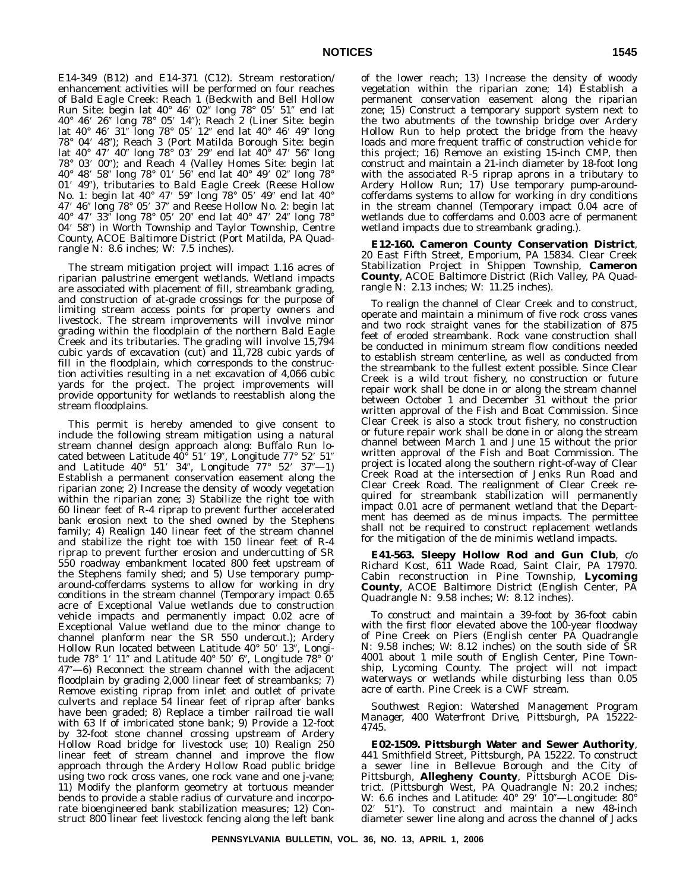E14-349 (B12) and E14-371 (C12). Stream restoration/enhancement activities will be performed on four reaches of Bald Eagle Creek: Reach 1 (Beckwith and Bell Hollow Run Site: begin lat 40° 46′ 02″ long 78° 05′ 51″ end lat 40° 46′ 26″ long 78° 05′ 14″); Reach 2 (Liner Site: begin lat 40° 46′ 31″ long 78° 05′ 12″ end lat 40° 46′ 49″ long 78° 04′ 48″); Reach 3 (Port Matilda Borough Site: begin lat 40° 47′ 40″ long 78° 03′ 29″ end lat 40° 47′ 56″ long 78° 03′ 00″); and Reach 4 (Valley Homes Site: begin lat 40° 48′ 58″ long 78° 01′ 56″ end lat 40° 49′ 02″ long 78° 01′ 49″), tributaries to Bald Eagle Creek (Reese Hollow No. 1: begin lat 40° 47′ 59″ long 78° 05′ 49″ end lat 40° 47′ 46″ long 78° 05′ 37″ and Reese Hollow No. 2: begin lat 40° 47′ 33″ long 78° 05′ 20″ end lat 40° 47′ 24″ long 78° 04′ 58″) in Worth Township and Taylor Township, Centre County, ACOE Baltimore District (Port Matilda, PA Quadrangle N: 8.6 inches; W: 7.5 inches).

The stream mitigation project will impact 1.16 acres of riparian palustrine emergent wetlands. Wetland impacts are associated with placement of fill, streambank grading, and construction of at-grade crossings for the purpose of limiting stream access points for property owners and livestock. The stream improvements will involve minor grading within the floodplain of the northern Bald Eagle Creek and its tributaries. The grading will involve 15,794 cubic yards of excavation (cut) and 11,728 cubic yards of fill in the floodplain, which corresponds to the construction activities resulting in a net excavation of 4,066 cubic yards for the project. The project improvements will provide opportunity for wetlands to reestablish along the stream floodplains.

This permit is hereby amended to give consent to include the following stream mitigation using a natural stream channel design approach along: Buffalo Run located between Latitude 40° 51′ 19″, Longitude 77° 52′ 51″ and Latitude 40° 51′ 34″, Longitude 77° 52′ 37″—1) Establish a permanent conservation easement along the riparian zone; 2) Increase the density of woody vegetation within the riparian zone; 3) Stabilize the right toe with 60 linear feet of R-4 riprap to prevent further accelerated bank erosion next to the shed owned by the Stephens family; 4) Realign 140 linear feet of the stream channel and stabilize the right toe with 150 linear feet of R-4 riprap to prevent further erosion and undercutting of SR 550 roadway embankment located 800 feet upstream of the Stephens family shed; and 5) Use temporary pump-around-cofferdams systems to allow for working in dry conditions in the stream channel (Temporary impact 0.65 acre of Exceptional Value wetlands due to construction vehicle impacts and permanently impact 0.02 acre of Exceptional Value wetland due to the minor change to channel planform near the SR 550 undercut.); Ardery Hollow Run located between Latitude 40° 50′ 13″, Longitude 78° 1′ 11″ and Latitude 40° 50′ 6″, Longitude 78° 0′ 47″—6) Reconnect the stream channel with the adjacent floodplain by grading 2,000 linear feet of streambanks; 7) Remove existing riprap from inlet and outlet of private culverts and replace 54 linear feet of riprap after banks have been graded; 8) Replace a timber railroad tie wall with 63 lf of imbricated stone bank; 9) Provide a 12-foot by 32-foot stone channel crossing upstream of Ardery Hollow Road bridge for livestock use; 10) Realign 250 linear feet of stream channel and improve the flow approach through the Ardery Hollow Road public bridge using two rock cross vanes, one rock vane and one j-vane; 11) Modify the planform geometry at tortuous meander bends to provide a stable radius of curvature and incorporate bioengineered bank stabilization measures; 12) Construct 800 linear feet livestock fencing along the left bank of the lower reach; 13) Increase the density of woody vegetation within the riparian zone; 14) Establish a permanent conservation easement along the riparian zone; 15) Construct a temporary support system next to the two abutments of the township bridge over Ardery Hollow Run to help protect the bridge from the heavy loads and more frequent traffic of construction vehicle for this project; 16) Remove an existing 15-inch CMP, then construct and maintain a 21-inch diameter by 18-foot long with the associated R-5 riprap aprons in a tributary to Ardery Hollow Run; 17) Use temporary pump-around-cofferdams systems to allow for working in dry conditions in the stream channel (Temporary impact 0.04 acre of wetlands due to cofferdams and 0.003 acre of permanent wetland impacts due to streambank grading.).

**E12-160. Cameron County Conservation District**, 20 East Fifth Street, Emporium, PA 15834. Clear Creek Stabilization Project in Shippen Township, **Cameron County**, ACOE Baltimore District (Rich Valley, PA Quadrangle N: 2.13 inches; W: 11.25 inches).

To realign the channel of Clear Creek and to construct, operate and maintain a minimum of five rock cross vanes and two rock straight vanes for the stabilization of 875 feet of eroded streambank. Rock vane construction shall be conducted in minimum stream flow conditions needed to establish stream centerline, as well as conducted from the streambank to the fullest extent possible. Since Clear Creek is a wild trout fishery, no construction or future repair work shall be done in or along the stream channel between October 1 and December 31 without the prior written approval of the Fish and Boat Commission. Since Clear Creek is also a stock trout fishery, no construction or future repair work shall be done in or along the stream channel between March 1 and June 15 without the prior written approval of the Fish and Boat Commission. The project is located along the southern right-of-way of Clear Creek Road at the intersection of Jenks Run Road and Clear Creek Road. The realignment of Clear Creek required for streambank stabilization will permanently impact 0.01 acre of permanent wetland that the Department has deemed as de minus impacts. The permittee shall not be required to construct replacement wetlands for the mitigation of the de minimis wetland impacts.

**E41-563. Sleepy Hollow Rod and Gun Club**, c/o Richard Kost, 611 Wade Road, Saint Clair, PA 17970. Cabin reconstruction in Pine Township, **Lycoming County**, ACOE Baltimore District (English Center, PA Quadrangle N: 9.58 inches; W: 8.12 inches).

To construct and maintain a 39-foot by 36-foot cabin with the first floor elevated above the 100-year floodway of Pine Creek on Piers (English center PA Quadrangle N: 9.58 inches; W: 8.12 inches) on the south side of SR 4001 about 1 mile south of English Center, Pine Township, Lycoming County. The project will not impact waterways or wetlands while disturbing less than 0.05 acre of earth. Pine Creek is a CWF stream.

*Southwest Region: Watershed Management Program Manager, 400 Waterfront Drive, Pittsburgh, PA 15222-4745.*

**E02-1509. Pittsburgh Water and Sewer Authority**, 441 Smithfield Street, Pittsburgh, PA 15222. To construct a sewer line in Bellevue Borough and the City of Pittsburgh, **Allegheny County**, Pittsburgh ACOE District. (Pittsburgh West, PA Quadrangle N: 20.2 inches; W: 6.6 inches and Latitude: 40° 29′ 10″—Longitude: 80° 02′ 51″). To construct and maintain a new 48-inch diameter sewer line along and across the channel of Jacks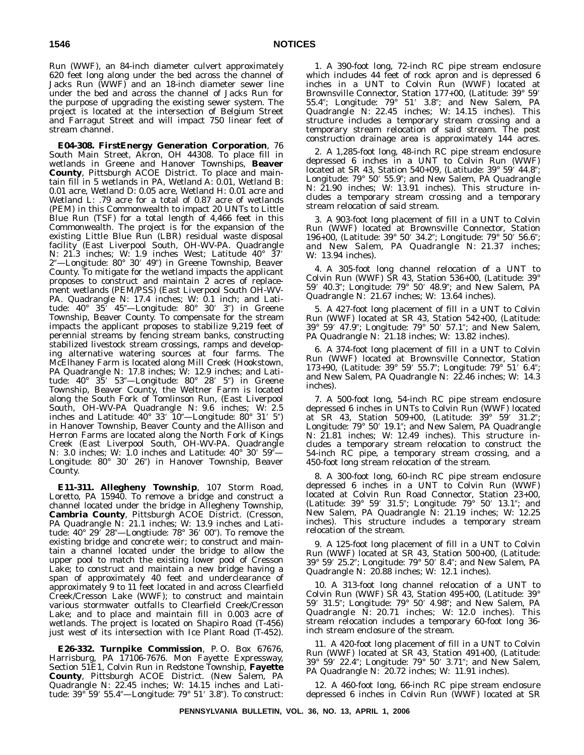Run (WWF), an 84-inch diameter culvert approximately 620 feet long along under the bed across the channel of Jacks Run (WWF) and an 18-inch diameter sewer line under the bed and across the channel of Jacks Run for the purpose of upgrading the existing sewer system. The project is located at the intersection of Belgium Street and Farragut Street and will impact 750 linear feet of stream channel.

**E04-308. FirstEnergy Generation Corporation**, 76 South Main Street, Akron, OH 44308. To place fill in wetlands in Greene and Hanover Townships, **Beaver County**, Pittsburgh ACOE District. To place and maintain fill in 5 wetlands in PA, Wetland A: 0.01, Wetland B: 0.01 acre, Wetland D: 0.05 acre, Wetland H: 0.01 acre and Wetland L: .79 acre for a total of 0.87 acre of wetlands (PEM) in this Commonwealth to impact 20 UNTs to Little Blue Run (TSF) for a total length of 4,466 feet in this Commonwealth. The project is for the expansion of the existing Little Blue Run (LBR) residual waste disposal facility (East Liverpool South, OH-WV-PA. Quadrangle N: 21.3 inches; W: 1.9 inches West; Latitude 40° 37′ 2″—Longitude: 80° 30′ 49″) in Greene Township, Beaver County. To mitigate for the wetland impacts the applicant proposes to construct and maintain 2 acres of replacement wetlands (PEM/PSS) (East Liverpool South OH-WV-PA. Quadrangle N: 17.4 inches; W: 0.1 inch; and Latitude: 40° 35′ 45″—Longitude: 80° 30′ 3″) in Greene Township, Beaver County. To compensate for the stream impacts the applicant proposes to stabilize 9,219 feet of perennial streams by fencing stream banks, constructing stabilized livestock stream crossings, ramps and developing alternative watering sources at four farms. The McElhaney Farm is located along Mill Creek (Hookstown, PA Quadrangle N: 17.8 inches; W: 12.9 inches; and Latitude: 40° 35′ 53″—Longitude: 80° 28′ 5″) in Greene Township, Beaver County, the Weltner Farm is located along the South Fork of Tomlinson Run, (East Liverpool South, OH-WV-PA Quadrangle N: 9.6 inches; W: 2.5 inches and Latitude: 40° 33′ 10″—Longitude: 80° 31′ 5″) in Hanover Township, Beaver County and the Allison and Herron Farms are located along the North Fork of Kings Creek (East Liverpool South, OH-WV-PA. Quadrangle N: 3.0 inches; W: 1.0 inches and Latitude: 40° 30′ 59″—Longitude: 80° 30′ 26″) in Hanover Township, Beaver County.

**E11-311. Allegheny Township**, 107 Storm Road, Loretto, PA 15940. To remove a bridge and construct a channel located under the bridge in Allegheny Township, **Cambria County**, Pittsburgh ACOE District. (Cresson, PA Quadrangle N: 21.1 inches; W: 13.9 inches and Latitude: 40° 29′ 28″—Longtiude: 78° 36′ 00″). To remove the existing bridge and concrete weir; to construct and maintain a channel located under the bridge to allow the upper pool to match the existing lower pool of Cresson Lake; to construct and maintain a new bridge having a span of approximately 40 feet and underclearance of approximately 9 to 11 feet located in and across Clearfield Creek/Cresson Lake (WWF); to construct and maintain various stormwater outfalls to Clearfield Creek/Cresson Lake; and to place and maintain fill in 0.003 acre of wetlands. The project is located on Shapiro Road (T-456) just west of its intersection with Ice Plant Road (T-452).

**E26-332. Turnpike Commission**, P. O. Box 67676, Harrisburg, PA 17106-7676. Mon Fayette Expressway, Section 51E1, Colvin Run in Redstone Township, **Fayette County**, Pittsburgh ACOE District. (New Salem, PA Quadrangle N: 22.45 inches; W: 14.15 inches and Latitude: 39° 59′ 55.4″—Longitude: 79° 51′ 3.8″). To construct:

1. A 390-foot long, 72-inch RC pipe stream enclosure which includes 44 feet of rock apron and is depressed 6 inches in a UNT to Colvin Run (WWF) located at Brownsville Connector, Station 177+00, (Latitude: 39° 59′ 55.4″; Longitude: 79° 51′ 3.8″; and New Salem, PA Quadrangle N: 22.45 inches; W: 14.15 inches). This structure includes a temporary stream crossing and a temporary stream relocation of said stream. The post construction drainage area is approximately 144 acres.

2. A 1,285-foot long, 48-inch RC pipe stream enclosure depressed 6 inches in a UNT to Colvin Run (WWF) located at SR 43, Station 540+09, (Latitude: 39° 59′ 44.8″; Longitude: 79° 50′ 55.9″; and New Salem, PA Quadrangle N: 21.90 inches; W: 13.91 inches). This structure includes a temporary stream crossing and a temporary stream relocation of said stream.

3. A 903-foot long placement of fill in a UNT to Colvin Run (WWF) located at Brownsville Connector, Station 196+00, (Latitude: 39° 50′ 34.2″; Longitude: 79° 50′ 56.6″; and New Salem, PA Quadrangle N: 21.37 inches; W: 13.94 inches).

4. A 305-foot long channel relocation of a UNT to Colvin Run (WWF) SR 43, Station 536+00, (Latitude: 39° 59′ 40.3″; Longitude: 79° 50′ 48.9″; and New Salem, PA Quadrangle N: 21.67 inches; W: 13.64 inches).

5. A 427-foot long placement of fill in a UNT to Colvin Run (WWF) located at SR 43, Station 542+00, (Latitude: 39° 59′ 47.9″; Longitude: 79° 50′ 57.1″; and New Salem, PA Quadrangle N: 21.18 inches; W: 13.82 inches).

6. A 374-foot long placement of fill in a UNT to Colvin Run (WWF) located at Brownsville Connector, Station 173+90, (Latitude: 39° 59′ 55.7″; Longitude: 79° 51′ 6.4″; and New Salem, PA Quadrangle N: 22.46 inches; W: 14.3 inches).

7. A 500-foot long, 54-inch RC pipe stream enclosure depressed 6 inches in UNTs to Colvin Run (WWF) located at SR 43, Station 509+00, (Latitude: 39° 59′ 31.2″; Longitude: 79° 50′ 19.1″; and New Salem, PA Quadrangle N: 21.81 inches; W: 12.49 inches). This structure includes a temporary stream relocation to construct the 54-inch RC pipe, a temporary stream crossing, and a 450-foot long stream relocation of the stream.

8. A 300-foot long, 60-inch RC pipe stream enclosure depressed 6 inches in a UNT to Colvin Run (WWF) located at Colvin Run Road Connector, Station 23+00, (Latitude: 39° 59′ 31.5″; Longitude: 79° 50′ 13.1″; and New Salem, PA Quadrangle N: 21.19 inches; W: 12.25 inches). This structure includes a temporary stream relocation of the stream.

9. A 125-foot long placement of fill in a UNT to Colvin Run (WWF) located at SR 43, Station 500+00, (Latitude: 39° 59′ 25.2″; Longitude: 79° 50′ 8.4″; and New Salem, PA Quadrangle N: 20.88 inches; W: 12.1 inches).

10. A 313-foot long channel relocation of a UNT to Colvin Run (WWF) SR 43, Station 495+00, (Latitude: 39° 59′ 31.5″; Longitude: 79° 50′ 4.98″; and New Salem, PA Quadrangle N: 20.71 inches; W: 12.0 inches). This stream relocation includes a temporary 60-foot long 36-inch stream enclosure of the stream.

11. A 420-foot long placement of fill in a UNT to Colvin Run (WWF) located at SR 43, Station 491+00, (Latitude: 39° 59′ 22.4″; Longitude: 79° 50′ 3.71″; and New Salem, PA Quadrangle N: 20.72 inches; W: 11.91 inches).

12. A 460-foot long, 66-inch RC pipe stream enclosure depressed 6 inches in Colvin Run (WWF) located at SR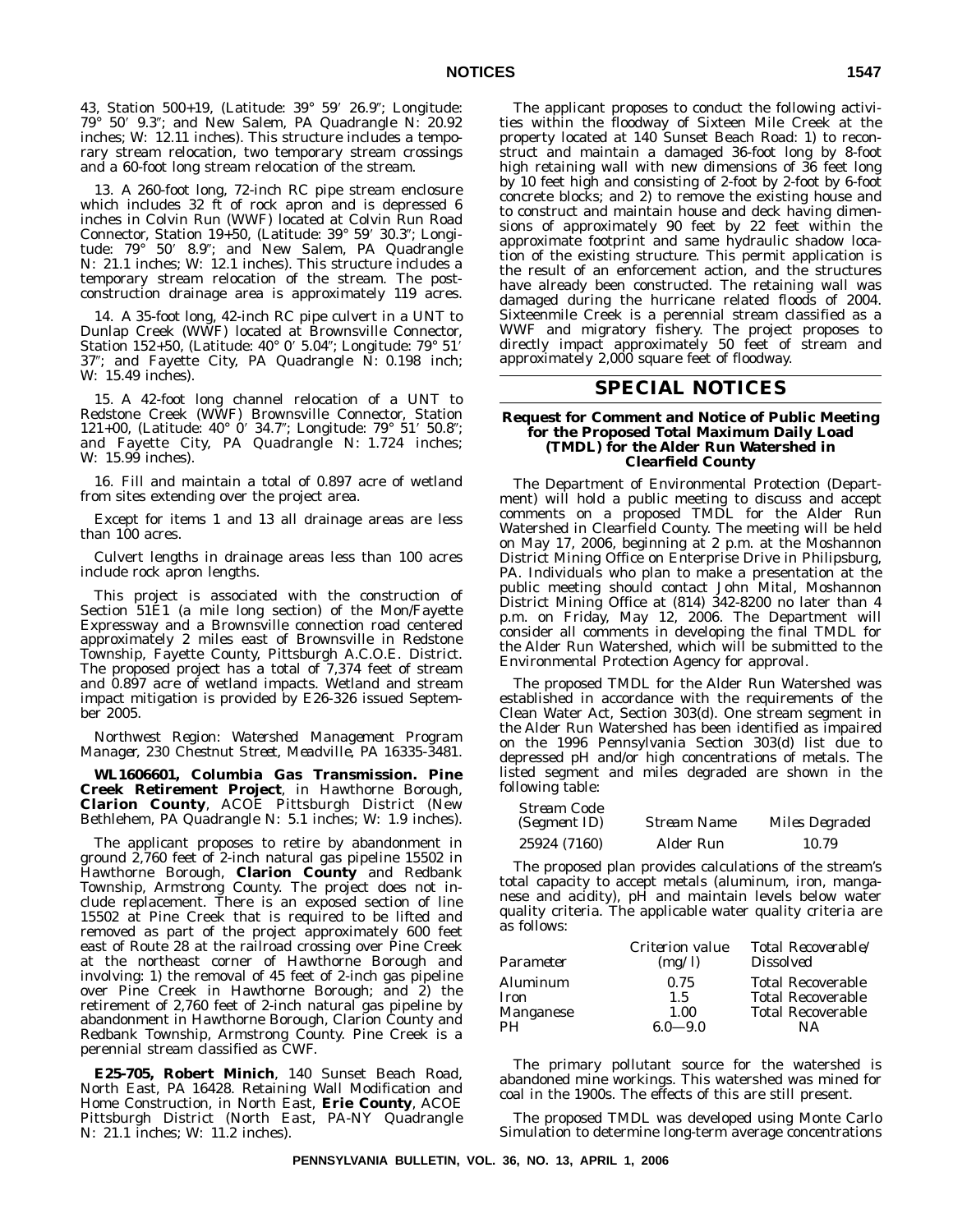43, Station 500+19, (Latitude: 39° 59′ 26.9″; Longitude: 79° 50′ 9.3″; and New Salem, PA Quadrangle N: 20.92 inches; W: 12.11 inches). This structure includes a temporary stream relocation, two temporary stream crossings and a 60-foot long stream relocation of the stream.

13. A 260-foot long, 72-inch RC pipe stream enclosure which includes 32 ft of rock apron and is depressed 6 inches in Colvin Run (WWF) located at Colvin Run Road Connector, Station 19+50, (Latitude: 39° 59′ 30.3″; Longitude: 79° 50′ 8.9″; and New Salem, PA Quadrangle N: 21.1 inches; W: 12.1 inches). This structure includes a temporary stream relocation of the stream. The post-construction drainage area is approximately 119 acres.

14. A 35-foot long, 42-inch RC pipe culvert in a UNT to Dunlap Creek (WWF) located at Brownsville Connector, Station 152+50, (Latitude: 40° 0′ 5.04″; Longitude: 79° 51′ 37″; and Fayette City, PA Quadrangle N: 0.198 inch; W: 15.49 inches).

15. A 42-foot long channel relocation of a UNT to Redstone Creek (WWF) Brownsville Connector, Station 121+00, (Latitude: 40° 0′ 34.7″; Longitude: 79° 51′ 50.8″; and Fayette City, PA Quadrangle N: 1.724 inches; W: 15.99 inches).

16. Fill and maintain a total of 0.897 acre of wetland from sites extending over the project area.

Except for items 1 and 13 all drainage areas are less than 100 acres.

Culvert lengths in drainage areas less than 100 acres include rock apron lengths.

This project is associated with the construction of Section 51E1 (a mile long section) of the Mon/Fayette Expressway and a Brownsville connection road centered approximately 2 miles east of Brownsville in Redstone Township, Fayette County, Pittsburgh A.C.O.E. District. The proposed project has a total of 7,374 feet of stream and 0.897 acre of wetland impacts. Wetland and stream impact mitigation is provided by E26-326 issued September 2005.

*Northwest Region: Watershed Management Program Manager, 230 Chestnut Street, Meadville, PA 16335-3481.*

**WL1606601, Columbia Gas Transmission. Pine Creek Retirement Project**, in Hawthorne Borough, **Clarion County**, ACOE Pittsburgh District (New Bethlehem, PA Quadrangle N: 5.1 inches; W: 1.9 inches).

The applicant proposes to retire by abandonment in ground 2,760 feet of 2-inch natural gas pipeline 15502 in Hawthorne Borough, **Clarion County** and Redbank Township, Armstrong County. The project does not include replacement. There is an exposed section of line 15502 at Pine Creek that is required to be lifted and removed as part of the project approximately 600 feet east of Route 28 at the railroad crossing over Pine Creek at the northeast corner of Hawthorne Borough and involving: 1) the removal of 45 feet of 2-inch gas pipeline over Pine Creek in Hawthorne Borough; and 2) the retirement of 2,760 feet of 2-inch natural gas pipeline by abandonment in Hawthorne Borough, Clarion County and Redbank Township, Armstrong County. Pine Creek is a perennial stream classified as CWF.

**E25-705, Robert Minich**, 140 Sunset Beach Road, North East, PA 16428. Retaining Wall Modification and Home Construction, in North East, **Erie County**, ACOE Pittsburgh District (North East, PA-NY Quadrangle N: 21.1 inches; W: 11.2 inches).

The applicant proposes to conduct the following activities within the floodway of Sixteen Mile Creek at the property located at 140 Sunset Beach Road: 1) to reconstruct and maintain a damaged 36-foot long by 8-foot high retaining wall with new dimensions of 36 feet long by 10 feet high and consisting of 2-foot by 2-foot by 6-foot concrete blocks; and 2) to remove the existing house and to construct and maintain house and deck having dimensions of approximately 90 feet by 22 feet within the approximate footprint and same hydraulic shadow location of the existing structure. This permit application is the result of an enforcement action, and the structures have already been constructed. The retaining wall was damaged during the hurricane related floods of 2004. Sixteenmile Creek is a perennial stream classified as a WWF and migratory fishery. The project proposes to directly impact approximately 50 feet of stream and approximately 2,000 square feet of floodway.

# SPECIAL NOTICES

### Request for Comment and Notice of Public Meeting for the Proposed Total Maximum Daily Load (TMDL) for the Alder Run Watershed in Clearfield County

The Department of Environmental Protection (Department) will hold a public meeting to discuss and accept comments on a proposed TMDL for the Alder Run Watershed in Clearfield County. The meeting will be held on May 17, 2006, beginning at 2 p.m. at the Moshannon District Mining Office on Enterprise Drive in Philipsburg, PA. Individuals who plan to make a presentation at the public meeting should contact John Mital, Moshannon District Mining Office at (814) 342-8200 no later than 4 p.m. on Friday, May 12, 2006. The Department will consider all comments in developing the final TMDL for the Alder Run Watershed, which will be submitted to the Environmental Protection Agency for approval.

The proposed TMDL for the Alder Run Watershed was established in accordance with the requirements of the Clean Water Act, Section 303(d). One stream segment in the Alder Run Watershed has been identified as impaired on the 1996 Pennsylvania Section 303(d) list due to depressed pH and/or high concentrations of metals. The listed segment and miles degraded are shown in the following table:

| *Stream Code (Segment ID)* | *Stream Name* | *Miles Degraded* |
|---|---|---|
| 25924 (7160) | Alder Run | 10.79 |

The proposed plan provides calculations of the stream's total capacity to accept metals (aluminum, iron, manganese and acidity), pH and maintain levels below water quality criteria. The applicable water quality criteria are as follows:

| *Parameter* | *Criterion value (mg/l)* | *Total Recoverable/ Dissolved* |
|---|---|---|
| Aluminum | 0.75 | Total Recoverable |
| Iron | 1.5 | Total Recoverable |
| Manganese | 1.00 | Total Recoverable |
| PH | 6.0—9.0 | NA |

The primary pollutant source for the watershed is abandoned mine workings. This watershed was mined for coal in the 1900s. The effects of this are still present.

The proposed TMDL was developed using Monte Carlo Simulation to determine long-term average concentrations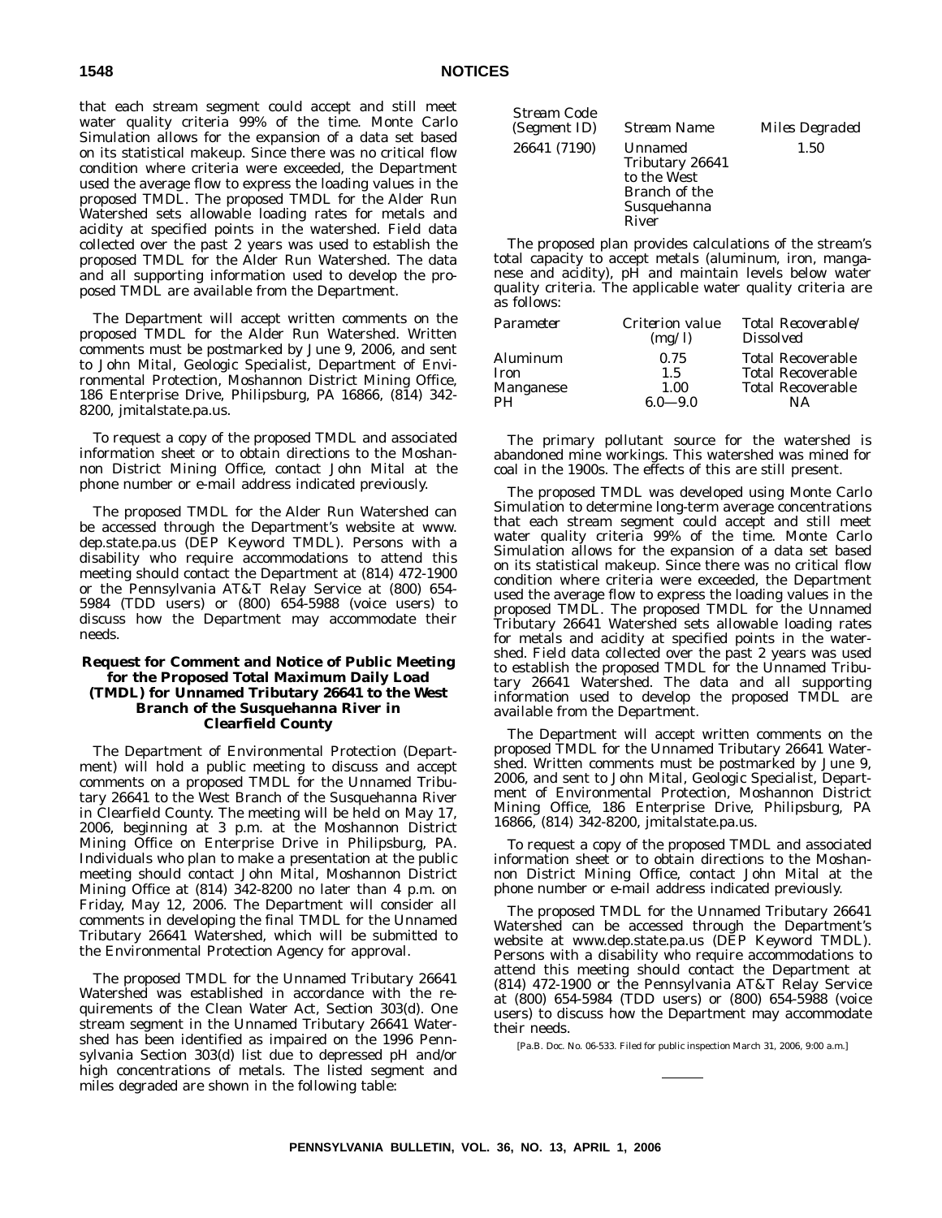that each stream segment could accept and still meet water quality criteria 99% of the time. Monte Carlo Simulation allows for the expansion of a data set based on its statistical makeup. Since there was no critical flow condition where criteria were exceeded, the Department used the average flow to express the loading values in the proposed TMDL. The proposed TMDL for the Alder Run Watershed sets allowable loading rates for metals and acidity at specified points in the watershed. Field data collected over the past 2 years was used to establish the proposed TMDL for the Alder Run Watershed. The data and all supporting information used to develop the proposed TMDL are available from the Department.

The Department will accept written comments on the proposed TMDL for the Alder Run Watershed. Written comments must be postmarked by June 9, 2006, and sent to John Mital, Geologic Specialist, Department of Environmental Protection, Moshannon District Mining Office, 186 Enterprise Drive, Philipsburg, PA 16866, (814) 342-8200, jmitalstate.pa.us.

To request a copy of the proposed TMDL and associated information sheet or to obtain directions to the Moshannon District Mining Office, contact John Mital at the phone number or e-mail address indicated previously.

The proposed TMDL for the Alder Run Watershed can be accessed through the Department's website at www.dep.state.pa.us (DEP Keyword TMDL). Persons with a disability who require accommodations to attend this meeting should contact the Department at (814) 472-1900 or the Pennsylvania AT&T Relay Service at (800) 654-5984 (TDD users) or (800) 654-5988 (voice users) to discuss how the Department may accommodate their needs.

**Request for Comment and Notice of Public Meeting for the Proposed Total Maximum Daily Load (TMDL) for Unnamed Tributary 26641 to the West Branch of the Susquehanna River in Clearfield County**

The Department of Environmental Protection (Department) will hold a public meeting to discuss and accept comments on a proposed TMDL for the Unnamed Tributary 26641 to the West Branch of the Susquehanna River in Clearfield County. The meeting will be held on May 17, 2006, beginning at 3 p.m. at the Moshannon District Mining Office on Enterprise Drive in Philipsburg, PA. Individuals who plan to make a presentation at the public meeting should contact John Mital, Moshannon District Mining Office at (814) 342-8200 no later than 4 p.m. on Friday, May 12, 2006. The Department will consider all comments in developing the final TMDL for the Unnamed Tributary 26641 Watershed, which will be submitted to the Environmental Protection Agency for approval.

The proposed TMDL for the Unnamed Tributary 26641 Watershed was established in accordance with the requirements of the Clean Water Act, Section 303(d). One stream segment in the Unnamed Tributary 26641 Watershed has been identified as impaired on the 1996 Pennsylvania Section 303(d) list due to depressed pH and/or high concentrations of metals. The listed segment and miles degraded are shown in the following table:

| *Stream Code (Segment ID)* | *Stream Name* | *Miles Degraded* |
|---|---|---|
| 26641 (7190) | Unnamed Tributary 26641 to the West Branch of the Susquehanna River | 1.50 |

The proposed plan provides calculations of the stream's total capacity to accept metals (aluminum, iron, manganese and acidity), pH and maintain levels below water quality criteria. The applicable water quality criteria are as follows:

| *Parameter* | *Criterion value (mg/l)* | *Total Recoverable/ Dissolved* |
|---|---|---|
| Aluminum | 0.75 | Total Recoverable |
| Iron | 1.5 | Total Recoverable |
| Manganese | 1.00 | Total Recoverable |
| PH | 6.0—9.0 | NA |

The primary pollutant source for the watershed is abandoned mine workings. This watershed was mined for coal in the 1900s. The effects of this are still present.

The proposed TMDL was developed using Monte Carlo Simulation to determine long-term average concentrations that each stream segment could accept and still meet water quality criteria 99% of the time. Monte Carlo Simulation allows for the expansion of a data set based on its statistical makeup. Since there was no critical flow condition where criteria were exceeded, the Department used the average flow to express the loading values in the proposed TMDL. The proposed TMDL for the Unnamed Tributary 26641 Watershed sets allowable loading rates for metals and acidity at specified points in the watershed. Field data collected over the past 2 years was used to establish the proposed TMDL for the Unnamed Tributary 26641 Watershed. The data and all supporting information used to develop the proposed TMDL are available from the Department.

The Department will accept written comments on the proposed TMDL for the Unnamed Tributary 26641 Watershed. Written comments must be postmarked by June 9, 2006, and sent to John Mital, Geologic Specialist, Department of Environmental Protection, Moshannon District Mining Office, 186 Enterprise Drive, Philipsburg, PA 16866, (814) 342-8200, jmitalstate.pa.us.

To request a copy of the proposed TMDL and associated information sheet or to obtain directions to the Moshannon District Mining Office, contact John Mital at the phone number or e-mail address indicated previously.

The proposed TMDL for the Unnamed Tributary 26641 Watershed can be accessed through the Department's website at www.dep.state.pa.us (DEP Keyword TMDL). Persons with a disability who require accommodations to attend this meeting should contact the Department at (814) 472-1900 or the Pennsylvania AT&T Relay Service at (800) 654-5984 (TDD users) or (800) 654-5988 (voice users) to discuss how the Department may accommodate their needs.

[Pa.B. Doc. No. 06-533. Filed for public inspection March 31, 2006, 9:00 a.m.]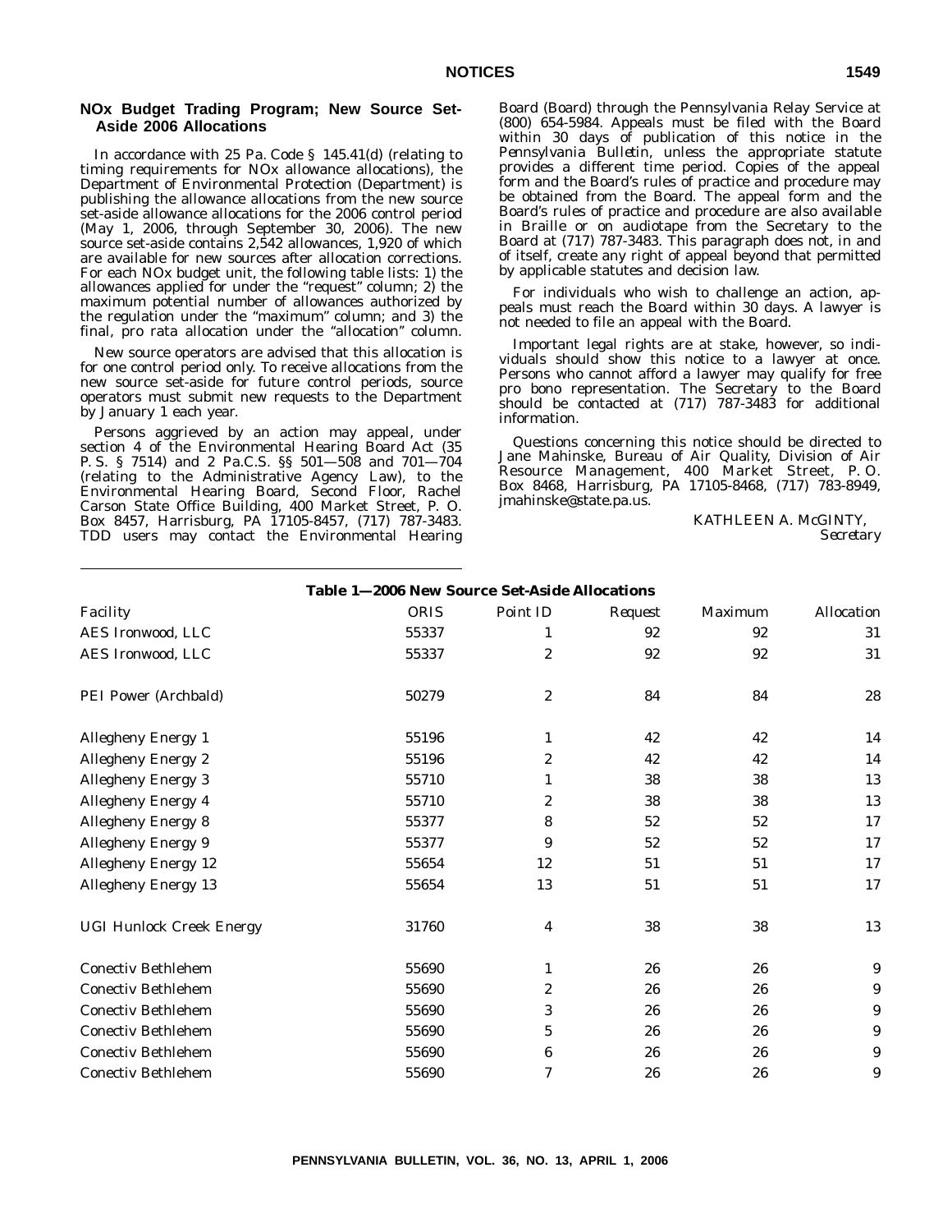## NOx Budget Trading Program; New Source Set-Aside 2006 Allocations

In accordance with 25 Pa. Code § 145.41(d) (relating to timing requirements for NOx allowance allocations), the Department of Environmental Protection (Department) is publishing the allowance allocations from the new source set-aside allowance allocations for the 2006 control period (May 1, 2006, through September 30, 2006). The new source set-aside contains 2,542 allowances, 1,920 of which are available for new sources after allocation corrections. For each NOx budget unit, the following table lists: 1) the allowances applied for under the "request" column; 2) the maximum potential number of allowances authorized by the regulation under the "maximum" column; and 3) the final, pro rata allocation under the "allocation" column.

New source operators are advised that this allocation is for one control period only. To receive allocations from the new source set-aside for future control periods, source operators must submit new requests to the Department by January 1 each year.

Persons aggrieved by an action may appeal, under section 4 of the Environmental Hearing Board Act (35 P. S. § 7514) and 2 Pa.C.S. §§ 501—508 and 701—704 (relating to the Administrative Agency Law), to the Environmental Hearing Board, Second Floor, Rachel Carson State Office Building, 400 Market Street, P. O. Box 8457, Harrisburg, PA 17105-8457, (717) 787-3483. TDD users may contact the Environmental Hearing Board (Board) through the Pennsylvania Relay Service at (800) 654-5984. Appeals must be filed with the Board within 30 days of publication of this notice in the *Pennsylvania Bulletin*, unless the appropriate statute provides a different time period. Copies of the appeal form and the Board's rules of practice and procedure may be obtained from the Board. The appeal form and the Board's rules of practice and procedure are also available in Braille or on audiotape from the Secretary to the Board at (717) 787-3483. This paragraph does not, in and of itself, create any right of appeal beyond that permitted by applicable statutes and decision law.

For individuals who wish to challenge an action, appeals must reach the Board within 30 days. A lawyer is not needed to file an appeal with the Board.

Important legal rights are at stake, however, so individuals should show this notice to a lawyer at once. Persons who cannot afford a lawyer may qualify for free pro bono representation. The Secretary to the Board should be contacted at (717) 787-3483 for additional information.

Questions concerning this notice should be directed to Jane Mahinske, Bureau of Air Quality, Division of Air Resource Management, 400 Market Street, P. O. Box 8468, Harrisburg, PA 17105-8468, (717) 783-8949, jmahinske@state.pa.us.

KATHLEEN A. McGINTY,
*Secretary*

**Table 1—2006 New Source Set-Aside Allocations**

| Facility | ORIS | Point ID | Request | Maximum | Allocation |
|---|---|---|---|---|---|
| AES Ironwood, LLC | 55337 | 1 | 92 | 92 | 31 |
| AES Ironwood, LLC | 55337 | 2 | 92 | 92 | 31 |
| PEI Power (Archbald) | 50279 | 2 | 84 | 84 | 28 |
| Allegheny Energy 1 | 55196 | 1 | 42 | 42 | 14 |
| Allegheny Energy 2 | 55196 | 2 | 42 | 42 | 14 |
| Allegheny Energy 3 | 55710 | 1 | 38 | 38 | 13 |
| Allegheny Energy 4 | 55710 | 2 | 38 | 38 | 13 |
| Allegheny Energy 8 | 55377 | 8 | 52 | 52 | 17 |
| Allegheny Energy 9 | 55377 | 9 | 52 | 52 | 17 |
| Allegheny Energy 12 | 55654 | 12 | 51 | 51 | 17 |
| Allegheny Energy 13 | 55654 | 13 | 51 | 51 | 17 |
| UGI Hunlock Creek Energy | 31760 | 4 | 38 | 38 | 13 |
| Conectiv Bethlehem | 55690 | 1 | 26 | 26 | 9 |
| Conectiv Bethlehem | 55690 | 2 | 26 | 26 | 9 |
| Conectiv Bethlehem | 55690 | 3 | 26 | 26 | 9 |
| Conectiv Bethlehem | 55690 | 5 | 26 | 26 | 9 |
| Conectiv Bethlehem | 55690 | 6 | 26 | 26 | 9 |
| Conectiv Bethlehem | 55690 | 7 | 26 | 26 | 9 |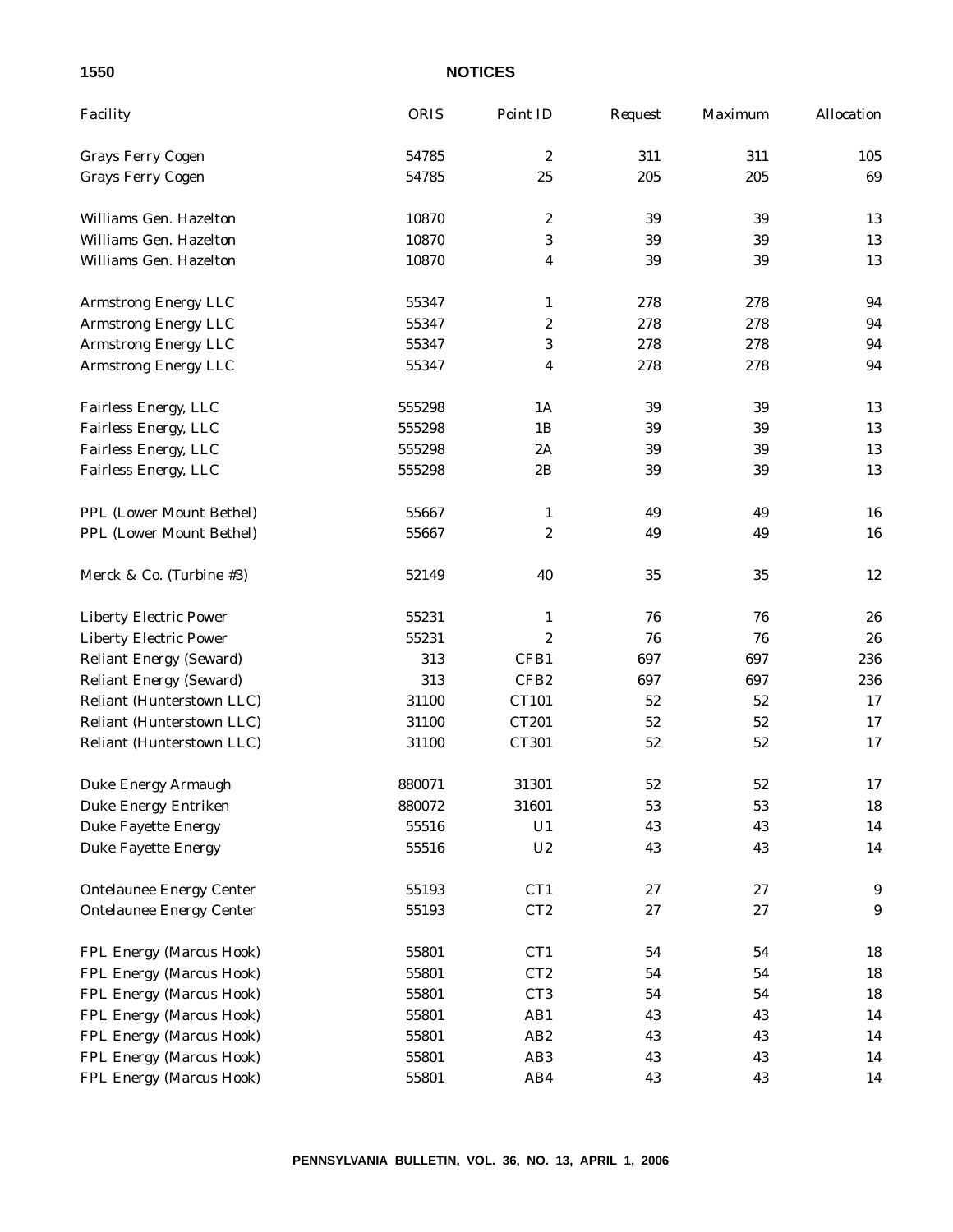| Facility | ORIS | Point ID | Request | Maximum | Allocation |
|---|---|---|---|---|---|
| Grays Ferry Cogen | 54785 | 2 | 311 | 311 | 105 |
| Grays Ferry Cogen | 54785 | 25 | 205 | 205 | 69 |
| Williams Gen. Hazelton | 10870 | 2 | 39 | 39 | 13 |
| Williams Gen. Hazelton | 10870 | 3 | 39 | 39 | 13 |
| Williams Gen. Hazelton | 10870 | 4 | 39 | 39 | 13 |
| Armstrong Energy LLC | 55347 | 1 | 278 | 278 | 94 |
| Armstrong Energy LLC | 55347 | 2 | 278 | 278 | 94 |
| Armstrong Energy LLC | 55347 | 3 | 278 | 278 | 94 |
| Armstrong Energy LLC | 55347 | 4 | 278 | 278 | 94 |
| Fairless Energy, LLC | 555298 | 1A | 39 | 39 | 13 |
| Fairless Energy, LLC | 555298 | 1B | 39 | 39 | 13 |
| Fairless Energy, LLC | 555298 | 2A | 39 | 39 | 13 |
| Fairless Energy, LLC | 555298 | 2B | 39 | 39 | 13 |
| PPL (Lower Mount Bethel) | 55667 | 1 | 49 | 49 | 16 |
| PPL (Lower Mount Bethel) | 55667 | 2 | 49 | 49 | 16 |
| Merck & Co. (Turbine #3) | 52149 | 40 | 35 | 35 | 12 |
| Liberty Electric Power | 55231 | 1 | 76 | 76 | 26 |
| Liberty Electric Power | 55231 | 2 | 76 | 76 | 26 |
| Reliant Energy (Seward) | 313 | CFB1 | 697 | 697 | 236 |
| Reliant Energy (Seward) | 313 | CFB2 | 697 | 697 | 236 |
| Reliant (Hunterstown LLC) | 31100 | CT101 | 52 | 52 | 17 |
| Reliant (Hunterstown LLC) | 31100 | CT201 | 52 | 52 | 17 |
| Reliant (Hunterstown LLC) | 31100 | CT301 | 52 | 52 | 17 |
| Duke Energy Armaugh | 880071 | 31301 | 52 | 52 | 17 |
| Duke Energy Entriken | 880072 | 31601 | 53 | 53 | 18 |
| Duke Fayette Energy | 55516 | U1 | 43 | 43 | 14 |
| Duke Fayette Energy | 55516 | U2 | 43 | 43 | 14 |
| Ontelaunee Energy Center | 55193 | CT1 | 27 | 27 | 9 |
| Ontelaunee Energy Center | 55193 | CT2 | 27 | 27 | 9 |
| FPL Energy (Marcus Hook) | 55801 | CT1 | 54 | 54 | 18 |
| FPL Energy (Marcus Hook) | 55801 | CT2 | 54 | 54 | 18 |
| FPL Energy (Marcus Hook) | 55801 | CT3 | 54 | 54 | 18 |
| FPL Energy (Marcus Hook) | 55801 | AB1 | 43 | 43 | 14 |
| FPL Energy (Marcus Hook) | 55801 | AB2 | 43 | 43 | 14 |
| FPL Energy (Marcus Hook) | 55801 | AB3 | 43 | 43 | 14 |
| FPL Energy (Marcus Hook) | 55801 | AB4 | 43 | 43 | 14 |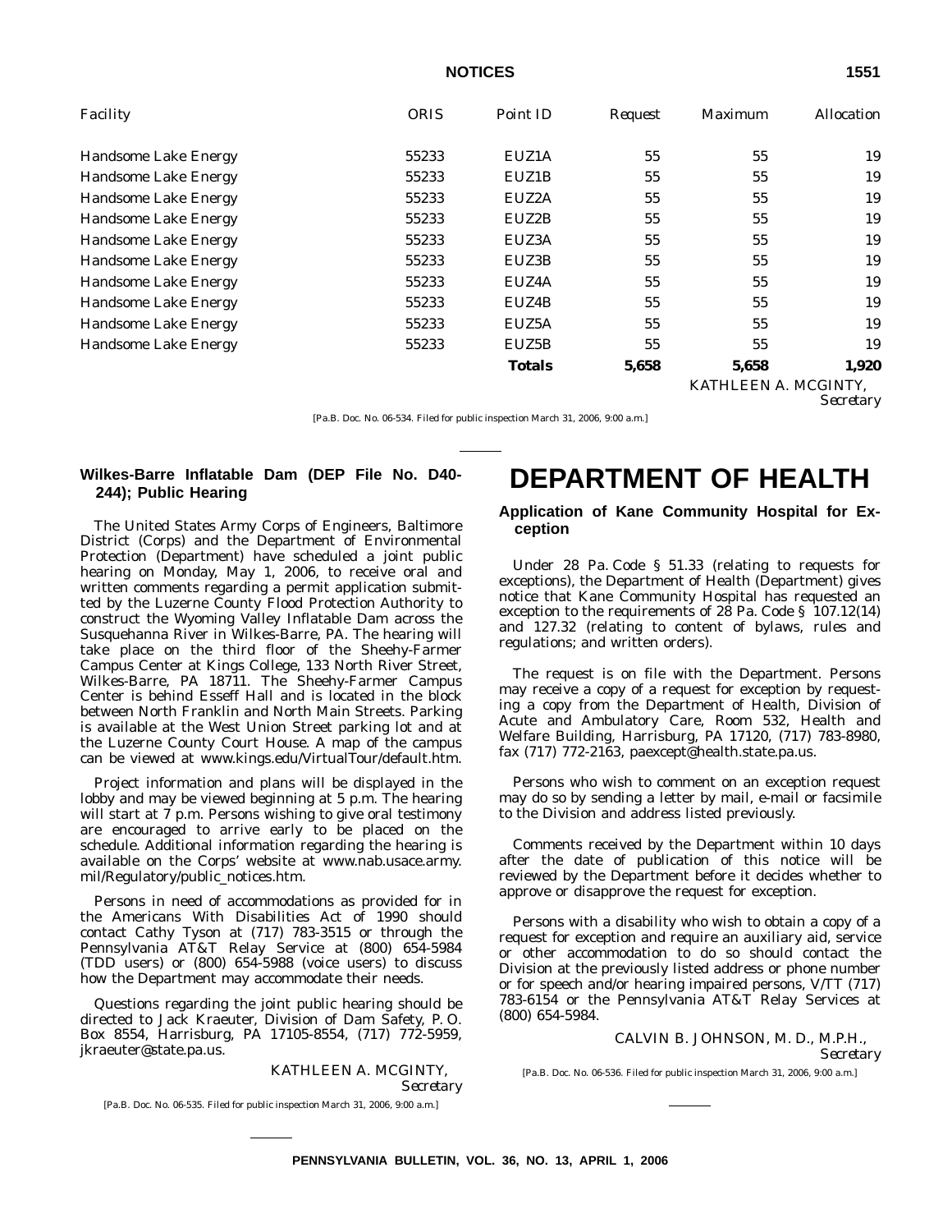| Facility | ORIS | Point ID | Request | Maximum | Allocation |
|---|---|---|---|---|---|
| Handsome Lake Energy | 55233 | EUZ1A | 55 | 55 | 19 |
| Handsome Lake Energy | 55233 | EUZ1B | 55 | 55 | 19 |
| Handsome Lake Energy | 55233 | EUZ2A | 55 | 55 | 19 |
| Handsome Lake Energy | 55233 | EUZ2B | 55 | 55 | 19 |
| Handsome Lake Energy | 55233 | EUZ3A | 55 | 55 | 19 |
| Handsome Lake Energy | 55233 | EUZ3B | 55 | 55 | 19 |
| Handsome Lake Energy | 55233 | EUZ4A | 55 | 55 | 19 |
| Handsome Lake Energy | 55233 | EUZ4B | 55 | 55 | 19 |
| Handsome Lake Energy | 55233 | EUZ5A | 55 | 55 | 19 |
| Handsome Lake Energy | 55233 | EUZ5B | 55 | 55 | 19 |
| | | **Totals** | **5,658** | **5,658** | **1,920** |

KATHLEEN A. MCGINTY,
*Secretary*

[Pa.B. Doc. No. 06-534. Filed for public inspection March 31, 2006, 9:00 a.m.]

## Wilkes-Barre Inflatable Dam (DEP File No. D40-244); Public Hearing

The United States Army Corps of Engineers, Baltimore District (Corps) and the Department of Environmental Protection (Department) have scheduled a joint public hearing on Monday, May 1, 2006, to receive oral and written comments regarding a permit application submitted by the Luzerne County Flood Protection Authority to construct the Wyoming Valley Inflatable Dam across the Susquehanna River in Wilkes-Barre, PA. The hearing will take place on the third floor of the Sheehy-Farmer Campus Center at Kings College, 133 North River Street, Wilkes-Barre, PA 18711. The Sheehy-Farmer Campus Center is behind Esseff Hall and is located in the block between North Franklin and North Main Streets. Parking is available at the West Union Street parking lot and at the Luzerne County Court House. A map of the campus can be viewed at www.kings.edu/VirtualTour/default.htm.

Project information and plans will be displayed in the lobby and may be viewed beginning at 5 p.m. The hearing will start at 7 p.m. Persons wishing to give oral testimony are encouraged to arrive early to be placed on the schedule. Additional information regarding the hearing is available on the Corps' website at www.nab.usace.army.mil/Regulatory/public_notices.htm.

Persons in need of accommodations as provided for in the Americans With Disabilities Act of 1990 should contact Cathy Tyson at (717) 783-3515 or through the Pennsylvania AT&T Relay Service at (800) 654-5984 (TDD users) or (800) 654-5988 (voice users) to discuss how the Department may accommodate their needs.

Questions regarding the joint public hearing should be directed to Jack Kraeuter, Division of Dam Safety, P. O. Box 8554, Harrisburg, PA 17105-8554, (717) 772-5959, jkraeuter@state.pa.us.

KATHLEEN A. MCGINTY,
*Secretary*

[Pa.B. Doc. No. 06-535. Filed for public inspection March 31, 2006, 9:00 a.m.]

# DEPARTMENT OF HEALTH

## Application of Kane Community Hospital for Exception

Under 28 Pa. Code § 51.33 (relating to requests for exceptions), the Department of Health (Department) gives notice that Kane Community Hospital has requested an exception to the requirements of 28 Pa. Code § 107.12(14) and 127.32 (relating to content of bylaws, rules and regulations; and written orders).

The request is on file with the Department. Persons may receive a copy of a request for exception by requesting a copy from the Department of Health, Division of Acute and Ambulatory Care, Room 532, Health and Welfare Building, Harrisburg, PA 17120, (717) 783-8980, fax (717) 772-2163, paexcept@health.state.pa.us.

Persons who wish to comment on an exception request may do so by sending a letter by mail, e-mail or facsimile to the Division and address listed previously.

Comments received by the Department within 10 days after the date of publication of this notice will be reviewed by the Department before it decides whether to approve or disapprove the request for exception.

Persons with a disability who wish to obtain a copy of a request for exception and require an auxiliary aid, service or other accommodation to do so should contact the Division at the previously listed address or phone number or for speech and/or hearing impaired persons, V/TT (717) 783-6154 or the Pennsylvania AT&T Relay Services at (800) 654-5984.

CALVIN B. JOHNSON, M. D., M.P.H.,
*Secretary*

[Pa.B. Doc. No. 06-536. Filed for public inspection March 31, 2006, 9:00 a.m.]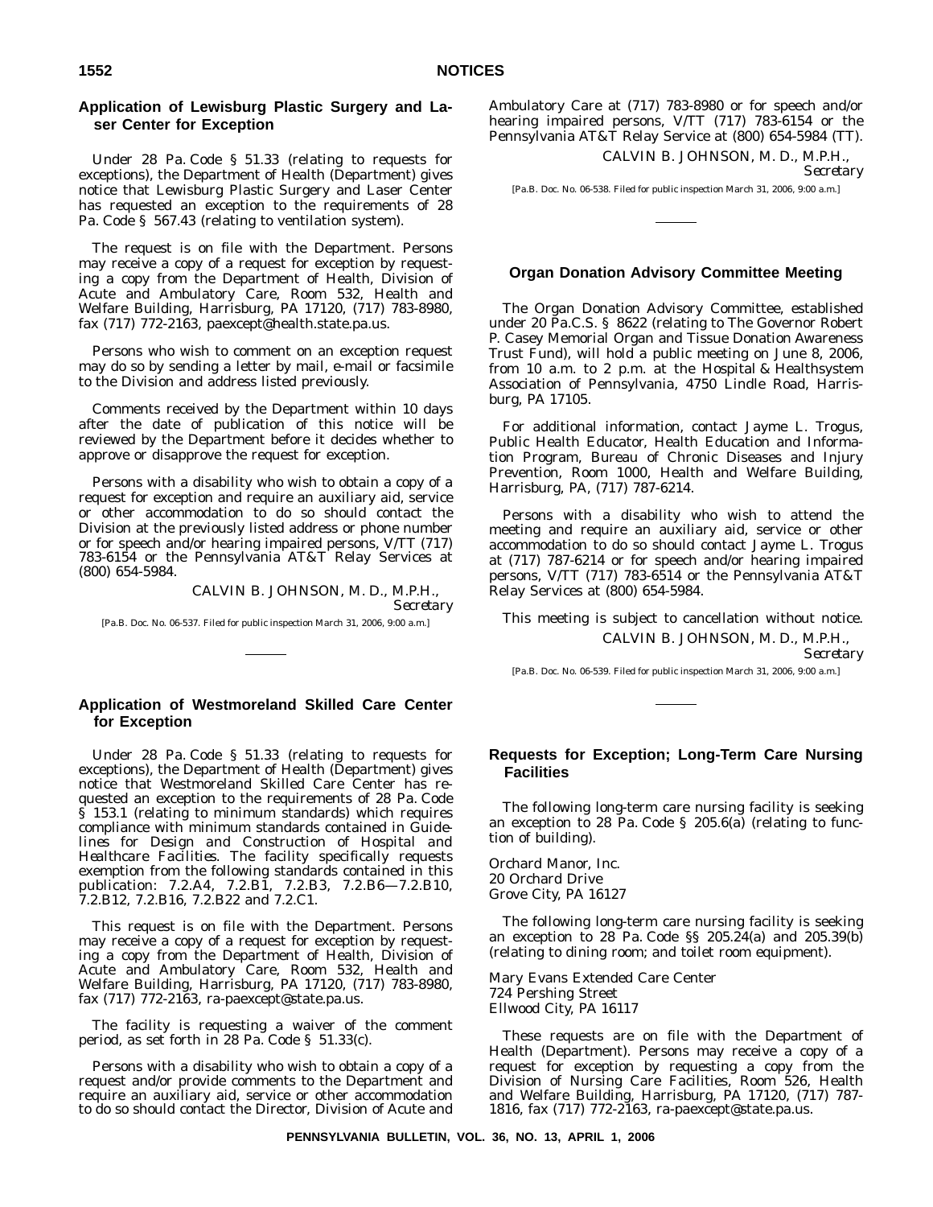## Application of Lewisburg Plastic Surgery and Laser Center for Exception

Under 28 Pa. Code § 51.33 (relating to requests for exceptions), the Department of Health (Department) gives notice that Lewisburg Plastic Surgery and Laser Center has requested an exception to the requirements of 28 Pa. Code § 567.43 (relating to ventilation system).

The request is on file with the Department. Persons may receive a copy of a request for exception by requesting a copy from the Department of Health, Division of Acute and Ambulatory Care, Room 532, Health and Welfare Building, Harrisburg, PA 17120, (717) 783-8980, fax (717) 772-2163, paexcept@health.state.pa.us.

Persons who wish to comment on an exception request may do so by sending a letter by mail, e-mail or facsimile to the Division and address listed previously.

Comments received by the Department within 10 days after the date of publication of this notice will be reviewed by the Department before it decides whether to approve or disapprove the request for exception.

Persons with a disability who wish to obtain a copy of a request for exception and require an auxiliary aid, service or other accommodation to do so should contact the Division at the previously listed address or phone number or for speech and/or hearing impaired persons, V/TT (717) 783-6154 or the Pennsylvania AT&T Relay Services at (800) 654-5984.

CALVIN B. JOHNSON, M. D., M.P.H.,
*Secretary*

[Pa.B. Doc. No. 06-537. Filed for public inspection March 31, 2006, 9:00 a.m.]

## Application of Westmoreland Skilled Care Center for Exception

Under 28 Pa. Code § 51.33 (relating to requests for exceptions), the Department of Health (Department) gives notice that Westmoreland Skilled Care Center has requested an exception to the requirements of 28 Pa. Code § 153.1 (relating to minimum standards) which requires compliance with minimum standards contained in *Guidelines for Design and Construction of Hospital and Healthcare Facilities*. The facility specifically requests exemption from the following standards contained in this publication: 7.2.A4, 7.2.B1, 7.2.B3, 7.2.B6—7.2.B10, 7.2.B12, 7.2.B16, 7.2.B22 and 7.2.C1.

This request is on file with the Department. Persons may receive a copy of a request for exception by requesting a copy from the Department of Health, Division of Acute and Ambulatory Care, Room 532, Health and Welfare Building, Harrisburg, PA 17120, (717) 783-8980, fax (717) 772-2163, ra-paexcept@state.pa.us.

The facility is requesting a waiver of the comment period, as set forth in 28 Pa. Code § 51.33(c).

Persons with a disability who wish to obtain a copy of a request and/or provide comments to the Department and require an auxiliary aid, service or other accommodation to do so should contact the Director, Division of Acute and Ambulatory Care at (717) 783-8980 or for speech and/or hearing impaired persons, V/TT (717) 783-6154 or the Pennsylvania AT&T Relay Service at (800) 654-5984 (TT).

CALVIN B. JOHNSON, M. D., M.P.H.,
*Secretary*

[Pa.B. Doc. No. 06-538. Filed for public inspection March 31, 2006, 9:00 a.m.]

## Organ Donation Advisory Committee Meeting

The Organ Donation Advisory Committee, established under 20 Pa.C.S. § 8622 (relating to The Governor Robert P. Casey Memorial Organ and Tissue Donation Awareness Trust Fund), will hold a public meeting on June 8, 2006, from 10 a.m. to 2 p.m. at the Hospital & Healthsystem Association of Pennsylvania, 4750 Lindle Road, Harrisburg, PA 17105.

For additional information, contact Jayme L. Trogus, Public Health Educator, Health Education and Information Program, Bureau of Chronic Diseases and Injury Prevention, Room 1000, Health and Welfare Building, Harrisburg, PA, (717) 787-6214.

Persons with a disability who wish to attend the meeting and require an auxiliary aid, service or other accommodation to do so should contact Jayme L. Trogus at (717) 787-6214 or for speech and/or hearing impaired persons, V/TT (717) 783-6514 or the Pennsylvania AT&T Relay Services at (800) 654-5984.

This meeting is subject to cancellation without notice.

CALVIN B. JOHNSON, M. D., M.P.H.,
*Secretary*

[Pa.B. Doc. No. 06-539. Filed for public inspection March 31, 2006, 9:00 a.m.]

## Requests for Exception; Long-Term Care Nursing Facilities

The following long-term care nursing facility is seeking an exception to 28 Pa. Code § 205.6(a) (relating to function of building).

Orchard Manor, Inc.
20 Orchard Drive
Grove City, PA 16127

The following long-term care nursing facility is seeking an exception to 28 Pa. Code §§ 205.24(a) and 205.39(b) (relating to dining room; and toilet room equipment).

Mary Evans Extended Care Center
724 Pershing Street
Ellwood City, PA 16117

These requests are on file with the Department of Health (Department). Persons may receive a copy of a request for exception by requesting a copy from the Division of Nursing Care Facilities, Room 526, Health and Welfare Building, Harrisburg, PA 17120, (717) 787-1816, fax (717) 772-2163, ra-paexcept@state.pa.us.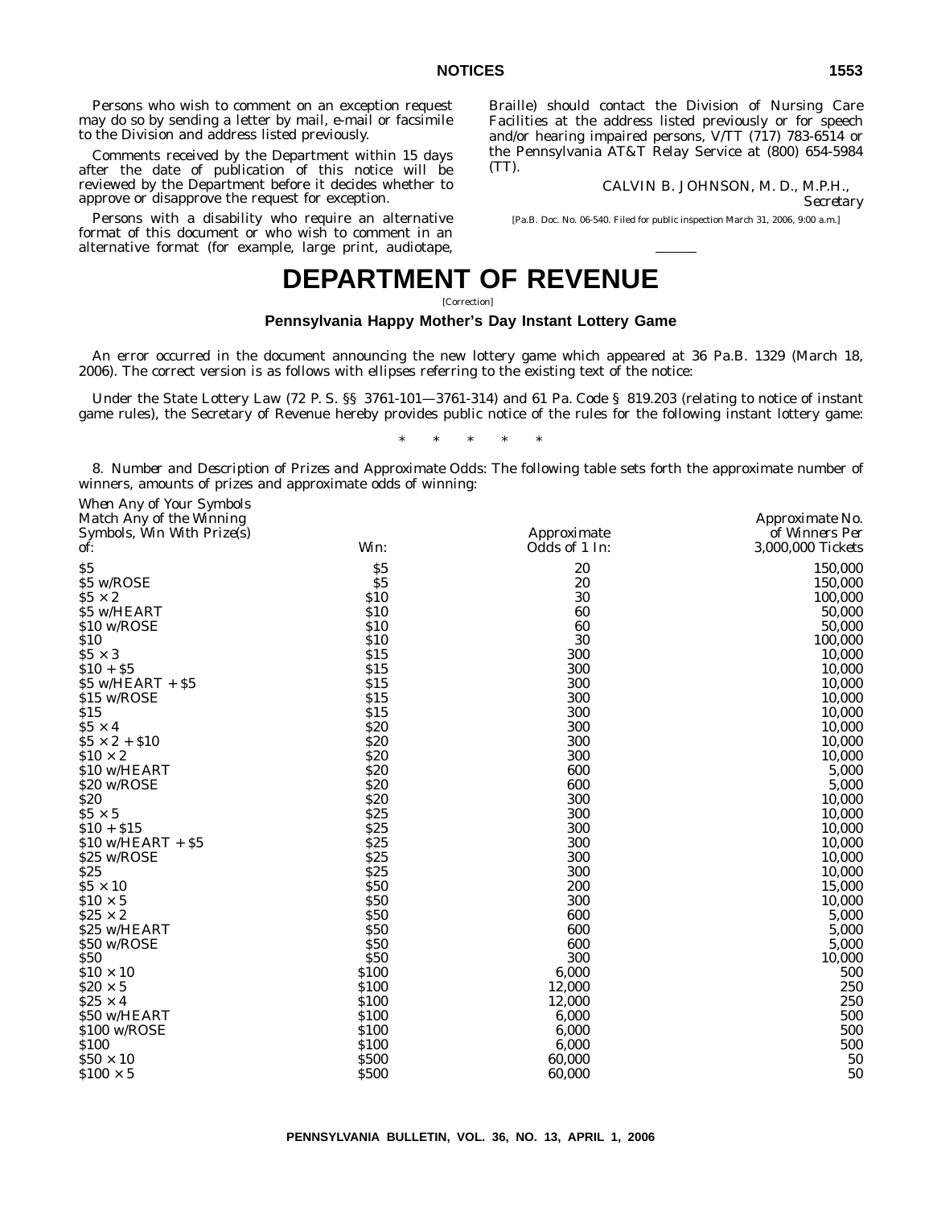Persons who wish to comment on an exception request may do so by sending a letter by mail, e-mail or facsimile to the Division and address listed previously.

Comments received by the Department within 15 days after the date of publication of this notice will be reviewed by the Department before it decides whether to approve or disapprove the request for exception.

Persons with a disability who require an alternative format of this document or who wish to comment in an alternative format (for example, large print, audiotape, Braille) should contact the Division of Nursing Care Facilities at the address listed previously or for speech and/or hearing impaired persons, V/TT (717) 783-6514 or the Pennsylvania AT&T Relay Service at (800) 654-5984 (TT).

CALVIN B. JOHNSON, M. D., M.P.H.,
*Secretary*

[Pa.B. Doc. No. 06-540. Filed for public inspection March 31, 2006, 9:00 a.m.]

# DEPARTMENT OF REVENUE

[Correction]

### Pennsylvania Happy Mother's Day Instant Lottery Game

An error occurred in the document announcing the new lottery game which appeared at 36 Pa.B. 1329 (March 18, 2006). The correct version is as follows with ellipses referring to the existing text of the notice:

Under the State Lottery Law (72 P. S. §§ 3761-101—3761-314) and 61 Pa. Code § 819.203 (relating to notice of instant game rules), the Secretary of Revenue hereby provides public notice of the rules for the following instant lottery game:

\* \* \* \* \*

8. *Number and Description of Prizes and Approximate Odds*: The following table sets forth the approximate number of winners, amounts of prizes and approximate odds of winning:

| *When Any of Your Symbols Match Any of the Winning Symbols, Win With Prize(s) of:* | *Win:* | *Approximate Odds of 1 In:* | *Approximate No. of Winners Per 3,000,000 Tickets* |
|---|---|---|---|
| $5 | $5 | 20 | 150,000 |
| $5 w/ROSE | $5 | 20 | 150,000 |
| $5 × 2 | $10 | 30 | 100,000 |
| $5 w/HEART | $10 | 60 | 50,000 |
| $10 w/ROSE | $10 | 60 | 50,000 |
| $10 | $10 | 30 | 100,000 |
| $5 × 3 | $15 | 300 | 10,000 |
| $10 + $5 | $15 | 300 | 10,000 |
| $5 w/HEART + $5 | $15 | 300 | 10,000 |
| $15 w/ROSE | $15 | 300 | 10,000 |
| $15 | $15 | 300 | 10,000 |
| $5 × 4 | $20 | 300 | 10,000 |
| $5 × 2 + $10 | $20 | 300 | 10,000 |
| $10 × 2 | $20 | 300 | 10,000 |
| $10 w/HEART | $20 | 600 | 5,000 |
| $20 w/ROSE | $20 | 600 | 5,000 |
| $20 | $20 | 300 | 10,000 |
| $5 × 5 | $25 | 300 | 10,000 |
| $10 + $15 | $25 | 300 | 10,000 |
| $10 w/HEART + $5 | $25 | 300 | 10,000 |
| $25 w/ROSE | $25 | 300 | 10,000 |
| $25 | $25 | 300 | 10,000 |
| $5 × 10 | $50 | 200 | 15,000 |
| $10 × 5 | $50 | 300 | 10,000 |
| $25 × 2 | $50 | 600 | 5,000 |
| $25 w/HEART | $50 | 600 | 5,000 |
| $50 w/ROSE | $50 | 600 | 5,000 |
| $50 | $50 | 300 | 10,000 |
| $10 × 10 | $100 | 6,000 | 500 |
| $20 × 5 | $100 | 12,000 | 250 |
| $25 × 4 | $100 | 12,000 | 250 |
| $50 w/HEART | $100 | 6,000 | 500 |
| $100 w/ROSE | $100 | 6,000 | 500 |
| $100 | $100 | 6,000 | 500 |
| $50 × 10 | $500 | 60,000 | 50 |
| $100 × 5 | $500 | 60,000 | 50 |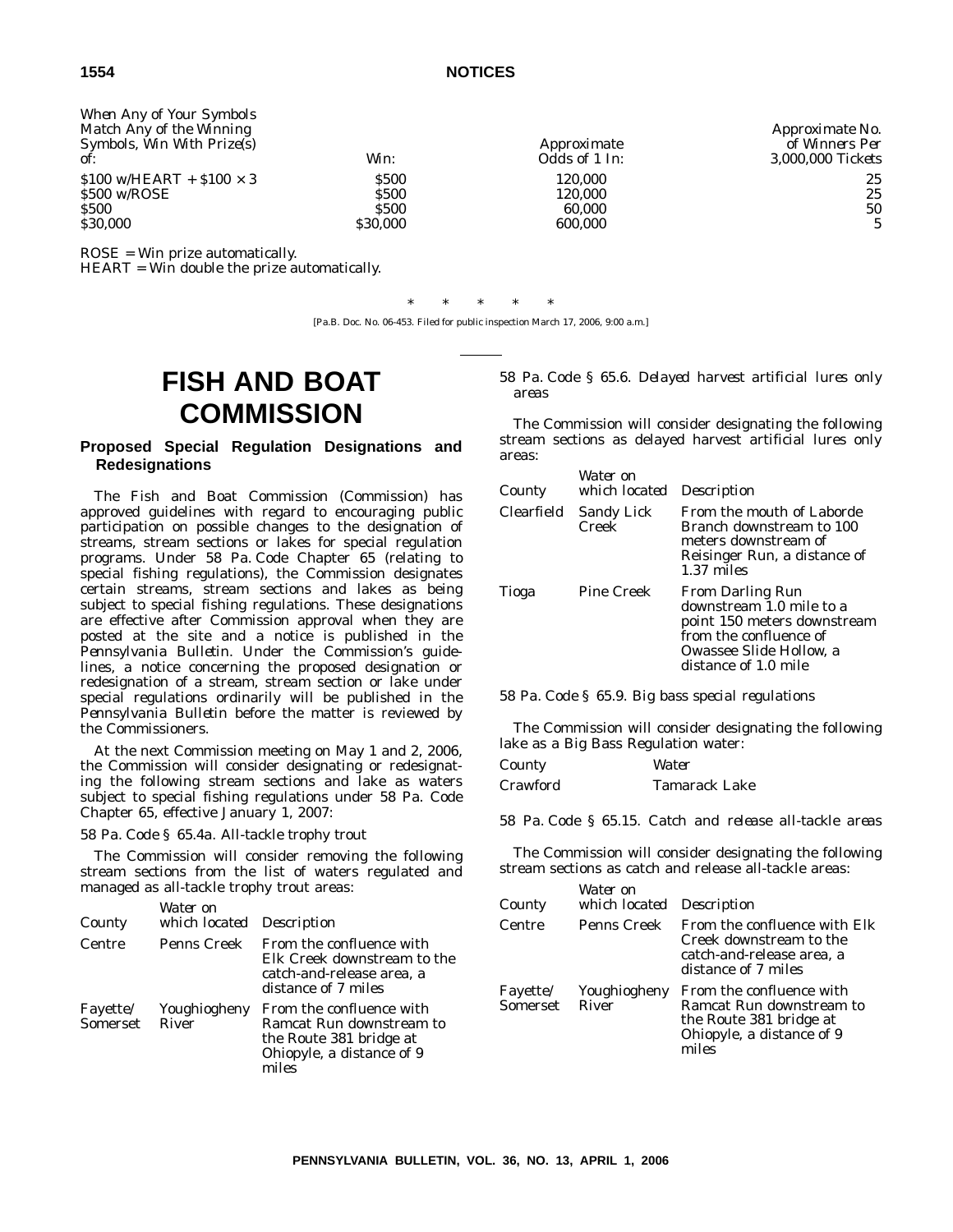| When Any of Your Symbols Match Any of the Winning Symbols, Win With Prize(s) of: | Win: | Approximate Odds of 1 In: | Approximate No. of Winners Per 3,000,000 Tickets |
|---|---|---|---|
| $100 w/HEART + $100 × 3 | $500 | 120,000 | 25 |
| $500 w/ROSE | $500 | 120,000 | 25 |
| $500 | $500 | 60,000 | 50 |
| $30,000 | $30,000 | 600,000 | 5 |

ROSE = Win prize automatically.
HEART = Win double the prize automatically.

\* \* \* \* \*

[Pa.B. Doc. No. 06-453. Filed for public inspection March 17, 2006, 9:00 a.m.]

# FISH AND BOAT COMMISSION

## Proposed Special Regulation Designations and Redesignations

The Fish and Boat Commission (Commission) has approved guidelines with regard to encouraging public participation on possible changes to the designation of streams, stream sections or lakes for special regulation programs. Under 58 Pa. Code Chapter 65 (relating to special fishing regulations), the Commission designates certain streams, stream sections and lakes as being subject to special fishing regulations. These designations are effective after Commission approval when they are posted at the site and a notice is published in the *Pennsylvania Bulletin*. Under the Commission's guidelines, a notice concerning the proposed designation or redesignation of a stream, stream section or lake under special regulations ordinarily will be published in the *Pennsylvania Bulletin* before the matter is reviewed by the Commissioners.

At the next Commission meeting on May 1 and 2, 2006, the Commission will consider designating or redesignating the following stream sections and lake as waters subject to special fishing regulations under 58 Pa. Code Chapter 65, effective January 1, 2007:

*58 Pa. Code § 65.4a. All-tackle trophy trout*

The Commission will consider removing the following stream sections from the list of waters regulated and managed as all-tackle trophy trout areas:

| County | Water on which located | Description |
|---|---|---|
| Centre | Penns Creek | From the confluence with Elk Creek downstream to the catch-and-release area, a distance of 7 miles |
| Fayette/ Somerset | Youghiogheny River | From the confluence with Ramcat Run downstream to the Route 381 bridge at Ohiopyle, a distance of 9 miles |

*58 Pa. Code § 65.6. Delayed harvest artificial lures only areas*

The Commission will consider designating the following stream sections as delayed harvest artificial lures only areas:

| County | Water on which located | Description |
|---|---|---|
| Clearfield | Sandy Lick Creek | From the mouth of Laborde Branch downstream to 100 meters downstream of Reisinger Run, a distance of 1.37 miles |
| Tioga | Pine Creek | From Darling Run downstream 1.0 mile to a point 150 meters downstream from the confluence of Owassee Slide Hollow, a distance of 1.0 mile |

*58 Pa. Code § 65.9. Big bass special regulations*

The Commission will consider designating the following lake as a Big Bass Regulation water:

| County | Water |
|---|---|
| Crawford | Tamarack Lake |

*58 Pa. Code § 65.15. Catch and release all-tackle areas*

The Commission will consider designating the following stream sections as catch and release all-tackle areas:

| County | Water on which located | Description |
|---|---|---|
| Centre | Penns Creek | From the confluence with Elk Creek downstream to the catch-and-release area, a distance of 7 miles |
| Fayette/ Somerset | Youghiogheny River | From the confluence with Ramcat Run downstream to the Route 381 bridge at Ohiopyle, a distance of 9 miles |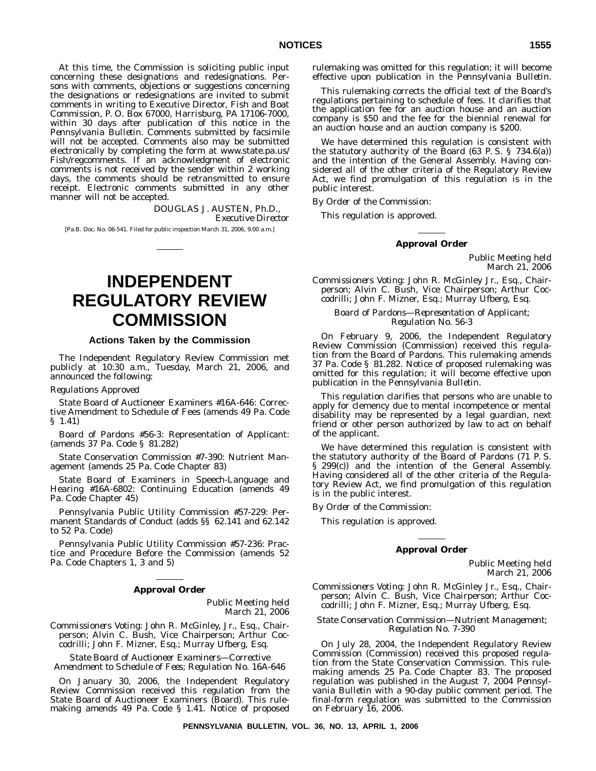At this time, the Commission is soliciting public input concerning these designations and redesignations. Persons with comments, objections or suggestions concerning the designations or redesignations are invited to submit comments in writing to Executive Director, Fish and Boat Commission, P. O. Box 67000, Harrisburg, PA 17106-7000, within 30 days after publication of this notice in the *Pennsylvania Bulletin*. Comments submitted by facsimile will not be accepted. Comments also may be submitted electronically by completing the form at www.state.pa.us/Fish/regcomments. If an acknowledgment of electronic comments is not received by the sender within 2 working days, the comments should be retransmitted to ensure receipt. Electronic comments submitted in any other manner will not be accepted.

DOUGLAS J. AUSTEN, Ph.D.,
*Executive Director*

[Pa.B. Doc. No. 06-541. Filed for public inspection March 31, 2006, 9:00 a.m.]

# INDEPENDENT REGULATORY REVIEW COMMISSION

## Actions Taken by the Commission

The Independent Regulatory Review Commission met publicly at 10:30 a.m., Tuesday, March 21, 2006, and announced the following:

*Regulations Approved*

State Board of Auctioneer Examiners #16A-646: Corrective Amendment to Schedule of Fees (amends 49 Pa. Code § 1.41)

Board of Pardons #56-3: Representation of Applicant: (amends 37 Pa. Code § 81.282)

State Conservation Commission #7-390: Nutrient Management (amends 25 Pa. Code Chapter 83)

State Board of Examiners in Speech-Language and Hearing #16A-6802: Continuing Education (amends 49 Pa. Code Chapter 45)

Pennsylvania Public Utility Commission #57-229: Permanent Standards of Conduct (adds §§ 62.141 and 62.142 to 52 Pa. Code)

Pennsylvania Public Utility Commission #57-236: Practice and Procedure Before the Commission (amends 52 Pa. Code Chapters 1, 3 and 5)

### Approval Order

*Public Meeting held March 21, 2006*

*Commissioners Voting:* John R. McGinley, Jr., Esq., Chairperson; Alvin C. Bush, Vice Chairperson; Arthur Coccodrilli; John F. Mizner, Esq.; Murray Ufberg, Esq.

*State Board of Auctioneer Examiners—Corrective Amendment to Schedule of Fees; Regulation No. 16A-646*

On January 30, 2006, the Independent Regulatory Review Commission received this regulation from the State Board of Auctioneer Examiners (Board). This rulemaking amends 49 Pa. Code § 1.41. Notice of proposed rulemaking was omitted for this regulation; it will become effective upon publication in the *Pennsylvania Bulletin*.

This rulemaking corrects the official text of the Board's regulations pertaining to schedule of fees. It clarifies that the application fee for an auction house and an auction company is $50 and the fee for the biennial renewal for an auction house and an auction company is $200.

We have determined this regulation is consistent with the statutory authority of the Board (63 P. S. § 734.6(a)) and the intention of the General Assembly. Having considered all of the other criteria of the Regulatory Review Act, we find promulgation of this regulation is in the public interest.

*By Order of the Commission:*

This regulation is approved.

### Approval Order

*Public Meeting held March 21, 2006*

*Commissioners Voting:* John R. McGinley Jr., Esq., Chairperson; Alvin C. Bush, Vice Chairperson; Arthur Coccodrilli; John F. Mizner, Esq.; Murray Ufberg, Esq.

*Board of Pardons—Representation of Applicant; Regulation No. 56-3*

On February 9, 2006, the Independent Regulatory Review Commission (Commission) received this regulation from the Board of Pardons. This rulemaking amends 37 Pa. Code § 81.282. Notice of proposed rulemaking was omitted for this regulation; it will become effective upon publication in the *Pennsylvania Bulletin*.

This regulation clarifies that persons who are unable to apply for clemency due to mental incompetence or mental disability may be represented by a legal guardian, next friend or other person authorized by law to act on behalf of the applicant.

We have determined this regulation is consistent with the statutory authority of the Board of Pardons (71 P. S. § 299(c)) and the intention of the General Assembly. Having considered all of the other criteria of the Regulatory Review Act, we find promulgation of this regulation is in the public interest.

*By Order of the Commission:*

This regulation is approved.

### Approval Order

*Public Meeting held March 21, 2006*

*Commissioners Voting:* John R. McGinley Jr., Esq., Chairperson; Alvin C. Bush, Vice Chairperson; Arthur Coccodrilli; John F. Mizner, Esq.; Murray Ufberg, Esq.

*State Conservation Commission—Nutrient Management; Regulation No. 7-390*

On July 28, 2004, the Independent Regulatory Review Commission (Commission) received this proposed regulation from the State Conservation Commission. This rulemaking amends 25 Pa. Code Chapter 83. The proposed regulation was published in the August 7, 2004 *Pennsylvania Bulletin* with a 90-day public comment period. The final-form regulation was submitted to the Commission on February 16, 2006.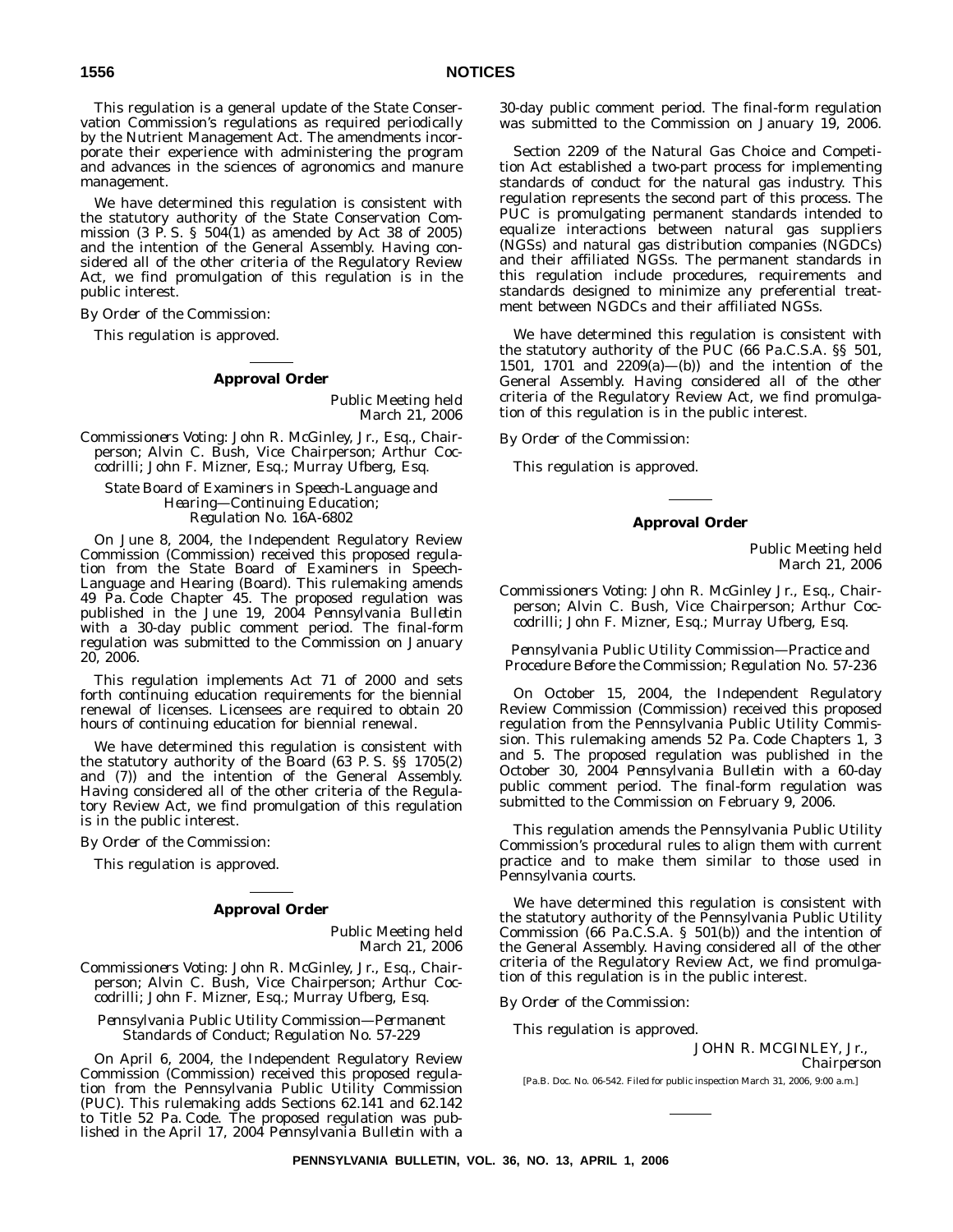This regulation is a general update of the State Conservation Commission's regulations as required periodically by the Nutrient Management Act. The amendments incorporate their experience with administering the program and advances in the sciences of agronomics and manure management.

We have determined this regulation is consistent with the statutory authority of the State Conservation Commission (3 P. S. § 504(1) as amended by Act 38 of 2005) and the intention of the General Assembly. Having considered all of the other criteria of the Regulatory Review Act, we find promulgation of this regulation is in the public interest.

*By Order of the Commission:*

This regulation is approved.

## Approval Order

*Public Meeting held*
*March 21, 2006*

*Commissioners Voting:* John R. McGinley, Jr., Esq., Chairperson; Alvin C. Bush, Vice Chairperson; Arthur Coccodrilli; John F. Mizner, Esq.; Murray Ufberg, Esq.

*State Board of Examiners in Speech-Language and Hearing—Continuing Education; Regulation No. 16A-6802*

On June 8, 2004, the Independent Regulatory Review Commission (Commission) received this proposed regulation from the State Board of Examiners in Speech-Language and Hearing (Board). This rulemaking amends 49 Pa. Code Chapter 45. The proposed regulation was published in the June 19, 2004 *Pennsylvania Bulletin* with a 30-day public comment period. The final-form regulation was submitted to the Commission on January 20, 2006.

This regulation implements Act 71 of 2000 and sets forth continuing education requirements for the biennial renewal of licenses. Licensees are required to obtain 20 hours of continuing education for biennial renewal.

We have determined this regulation is consistent with the statutory authority of the Board (63 P. S. §§ 1705(2) and (7)) and the intention of the General Assembly. Having considered all of the other criteria of the Regulatory Review Act, we find promulgation of this regulation is in the public interest.

*By Order of the Commission:*

This regulation is approved.

## Approval Order

*Public Meeting held*
*March 21, 2006*

*Commissioners Voting:* John R. McGinley, Jr., Esq., Chairperson; Alvin C. Bush, Vice Chairperson; Arthur Coccodrilli; John F. Mizner, Esq.; Murray Ufberg, Esq.

*Pennsylvania Public Utility Commission—Permanent Standards of Conduct; Regulation No. 57-229*

On April 6, 2004, the Independent Regulatory Review Commission (Commission) received this proposed regulation from the Pennsylvania Public Utility Commission (PUC). This rulemaking adds Sections 62.141 and 62.142 to Title 52 Pa. Code. The proposed regulation was published in the April 17, 2004 *Pennsylvania Bulletin* with a 30-day public comment period. The final-form regulation was submitted to the Commission on January 19, 2006.

Section 2209 of the Natural Gas Choice and Competition Act established a two-part process for implementing standards of conduct for the natural gas industry. This regulation represents the second part of this process. The PUC is promulgating permanent standards intended to equalize interactions between natural gas suppliers (NGSs) and natural gas distribution companies (NGDCs) and their affiliated NGSs. The permanent standards in this regulation include procedures, requirements and standards designed to minimize any preferential treatment between NGDCs and their affiliated NGSs.

We have determined this regulation is consistent with the statutory authority of the PUC (66 Pa.C.S.A. §§ 501, 1501, 1701 and 2209(a)—(b)) and the intention of the General Assembly. Having considered all of the other criteria of the Regulatory Review Act, we find promulgation of this regulation is in the public interest.

*By Order of the Commission:*

This regulation is approved.

## Approval Order

*Public Meeting held*
*March 21, 2006*

*Commissioners Voting:* John R. McGinley Jr., Esq., Chairperson; Alvin C. Bush, Vice Chairperson; Arthur Coccodrilli; John F. Mizner, Esq.; Murray Ufberg, Esq.

*Pennsylvania Public Utility Commission—Practice and Procedure Before the Commission; Regulation No. 57-236*

On October 15, 2004, the Independent Regulatory Review Commission (Commission) received this proposed regulation from the Pennsylvania Public Utility Commission. This rulemaking amends 52 Pa. Code Chapters 1, 3 and 5. The proposed regulation was published in the October 30, 2004 *Pennsylvania Bulletin* with a 60-day public comment period. The final-form regulation was submitted to the Commission on February 9, 2006.

This regulation amends the Pennsylvania Public Utility Commission's procedural rules to align them with current practice and to make them similar to those used in Pennsylvania courts.

We have determined this regulation is consistent with the statutory authority of the Pennsylvania Public Utility Commission (66 Pa.C.S.A. § 501(b)) and the intention of the General Assembly. Having considered all of the other criteria of the Regulatory Review Act, we find promulgation of this regulation is in the public interest.

*By Order of the Commission:*

This regulation is approved.

JOHN R. MCGINLEY, Jr.,
*Chairperson*

[Pa.B. Doc. No. 06-542. Filed for public inspection March 31, 2006, 9:00 a.m.]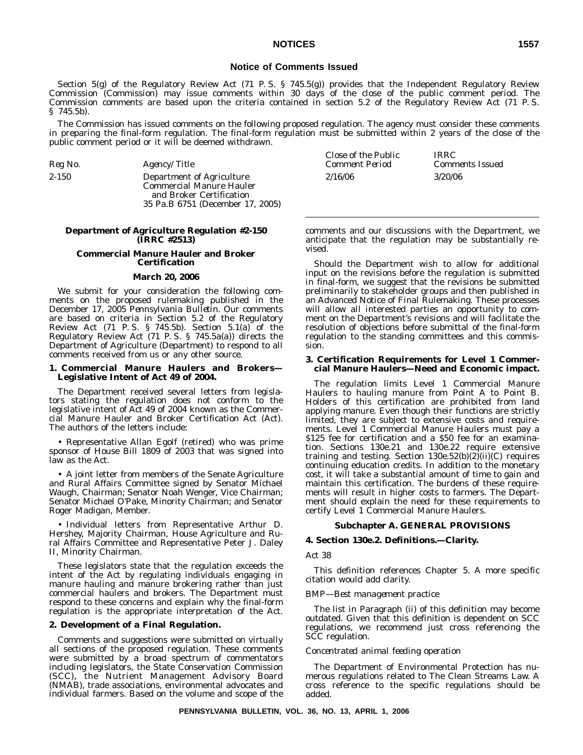## Notice of Comments Issued

Section 5(g) of the Regulatory Review Act (71 P. S. § 745.5(g)) provides that the Independent Regulatory Review Commission (Commission) may issue comments within 30 days of the close of the public comment period. The Commission comments are based upon the criteria contained in section 5.2 of the Regulatory Review Act (71 P. S. § 745.5b).

The Commission has issued comments on the following proposed regulation. The agency must consider these comments in preparing the final-form regulation. The final-form regulation must be submitted within 2 years of the close of the public comment period or it will be deemed withdrawn.

| *Reg No.* | *Agency/Title* | *Close of the Public Comment Period* | *IRRC Comments Issued* |
|---|---|---|---|
| 2-150 | Department of Agriculture Commercial Manure Hauler and Broker Certification 35 Pa.B 6751 (December 17, 2005) | 2/16/06 | 3/20/06 |

### Department of Agriculture Regulation #2-150 (IRRC #2513)

### Commercial Manure Hauler and Broker Certification

### March 20, 2006

We submit for your consideration the following comments on the proposed rulemaking published in the December 17, 2005 *Pennsylvania Bulletin*. Our comments are based on criteria in Section 5.2 of the Regulatory Review Act (71 P. S. § 745.5b). Section 5.1(a) of the Regulatory Review Act (71 P. S. § 745.5a(a)) directs the Department of Agriculture (Department) to respond to all comments received from us or any other source.

**1. Commercial Manure Haulers and Brokers—Legislative Intent of Act 49 of 2004.**

The Department received several letters from legislators stating the regulation does not conform to the legislative intent of Act 49 of 2004 known as the Commercial Manure Hauler and Broker Certification Act (Act). The authors of the letters include:

• Representative Allan Egolf (retired) who was prime sponsor of House Bill 1809 of 2003 that was signed into law as the Act.

• A joint letter from members of the Senate Agriculture and Rural Affairs Committee signed by Senator Michael Waugh, Chairman; Senator Noah Wenger, Vice Chairman; Senator Michael O'Pake, Minority Chairman; and Senator Roger Madigan, Member.

• Individual letters from Representative Arthur D. Hershey, Majority Chairman, House Agriculture and Rural Affairs Committee and Representative Peter J. Daley II, Minority Chairman.

These legislators state that the regulation exceeds the intent of the Act by regulating individuals engaging in manure hauling and manure brokering rather than just commercial haulers and brokers. The Department must respond to these concerns and explain why the final-form regulation is the appropriate interpretation of the Act.

**2. Development of a Final Regulation.**

Comments and suggestions were submitted on virtually all sections of the proposed regulation. These comments were submitted by a broad spectrum of commentators including legislators, the State Conservation Commission (SCC), the Nutrient Management Advisory Board (NMAB), trade associations, environmental advocates and individual farmers. Based on the volume and scope of the comments and our discussions with the Department, we anticipate that the regulation may be substantially revised.

Should the Department wish to allow for additional input on the revisions before the regulation is submitted in final-form, we suggest that the revisions be submitted preliminarily to stakeholder groups and then published in an Advanced Notice of Final Rulemaking. These processes will allow all interested parties an opportunity to comment on the Department's revisions and will facilitate the resolution of objections before submittal of the final-form regulation to the standing committees and this commission.

**3. Certification Requirements for Level 1 Commercial Manure Haulers—Need and Economic impact.**

The regulation limits Level 1 Commercial Manure Haulers to hauling manure from Point A to Point B. Holders of this certification are prohibited from land applying manure. Even though their functions are strictly limited, they are subject to extensive costs and requirements. Level 1 Commercial Manure Haulers must pay a $125 fee for certification and a $50 fee for an examination. Sections 130e.21 and 130e.22 require extensive training and testing. Section 130e.52(b)(2)(ii)(C) requires continuing education credits. In addition to the monetary cost, it will take a substantial amount of time to gain and maintain this certification. The burdens of these requirements will result in higher costs to farmers. The Department should explain the need for these requirements to certify Level 1 Commercial Manure Haulers.

#### Subchapter A. GENERAL PROVISIONS

**4. Section 130e.2. Definitions.—Clarity.**

*Act 38*

This definition references Chapter 5. A more specific citation would add clarity.

*BMP—Best management practice*

The list in Paragraph (ii) of this definition may become outdated. Given that this definition is dependent on SCC regulations, we recommend just cross referencing the SCC regulation.

*Concentrated animal feeding operation*

The Department of Environmental Protection has numerous regulations related to The Clean Streams Law. A cross reference to the specific regulations should be added.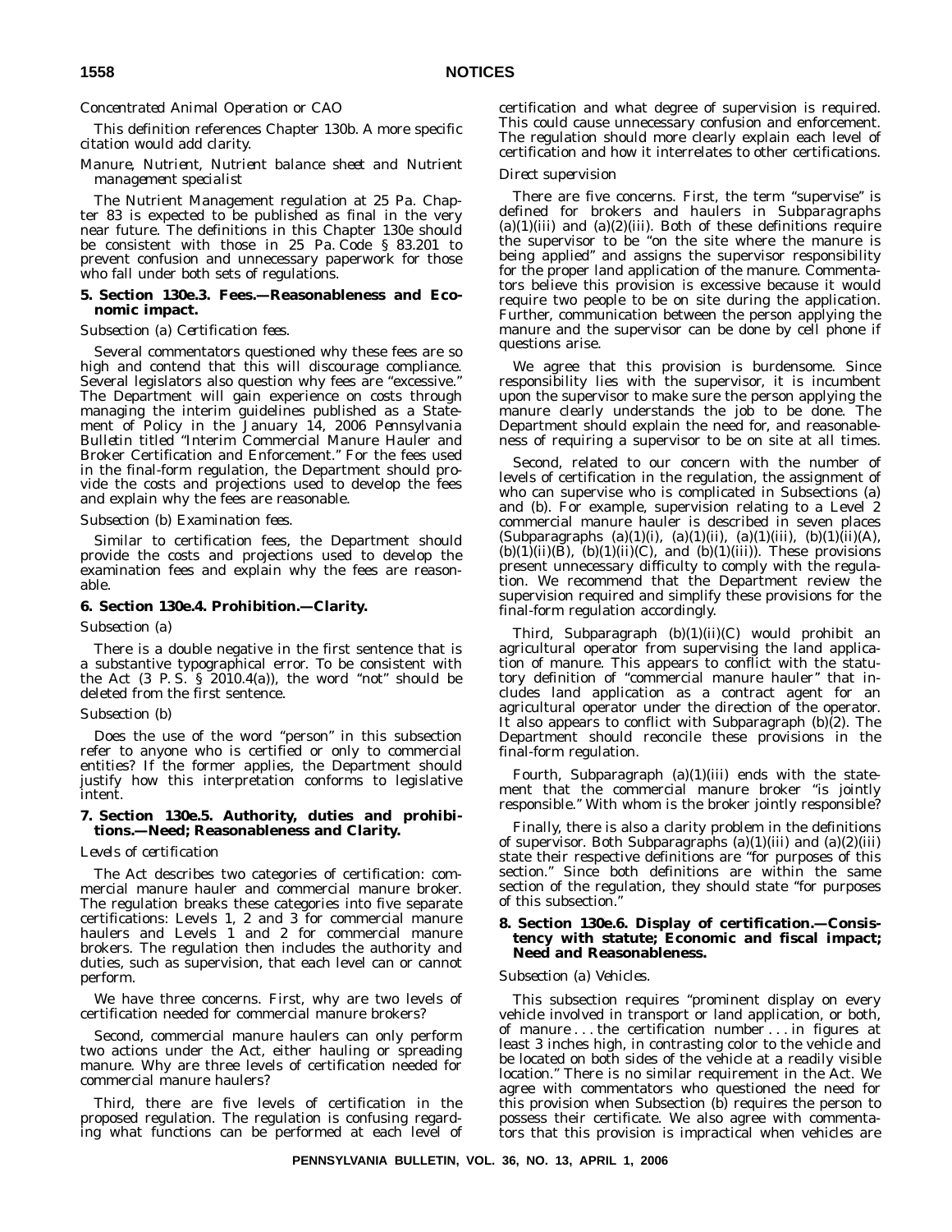*Concentrated Animal Operation or CAO*

This definition references Chapter 130b. A more specific citation would add clarity.

*Manure, Nutrient, Nutrient balance sheet and Nutrient management specialist*

The Nutrient Management regulation at 25 Pa. Chapter 83 is expected to be published as final in the very near future. The definitions in this Chapter 130e should be consistent with those in 25 Pa. Code § 83.201 to prevent confusion and unnecessary paperwork for those who fall under both sets of regulations.

**5. Section 130e.3. Fees.—Reasonableness and Economic impact.**

*Subsection (a) Certification fees.*

Several commentators questioned why these fees are so high and contend that this will discourage compliance. Several legislators also question why fees are "excessive." The Department will gain experience on costs through managing the interim guidelines published as a Statement of Policy in the January 14, 2006 *Pennsylvania Bulletin* titled "Interim Commercial Manure Hauler and Broker Certification and Enforcement." For the fees used in the final-form regulation, the Department should provide the costs and projections used to develop the fees and explain why the fees are reasonable.

*Subsection (b) Examination fees.*

Similar to certification fees, the Department should provide the costs and projections used to develop the examination fees and explain why the fees are reasonable.

**6. Section 130e.4. Prohibition.—Clarity.**

*Subsection (a)*

There is a double negative in the first sentence that is a substantive typographical error. To be consistent with the Act (3 P. S. § 2010.4(a)), the word "not" should be deleted from the first sentence.

*Subsection (b)*

Does the use of the word "person" in this subsection refer to anyone who is certified or only to commercial entities? If the former applies, the Department should justify how this interpretation conforms to legislative intent.

**7. Section 130e.5. Authority, duties and prohibitions.—Need; Reasonableness and Clarity.**

*Levels of certification*

The Act describes two categories of certification: commercial manure hauler and commercial manure broker. The regulation breaks these categories into five separate certifications: Levels 1, 2 and 3 for commercial manure haulers and Levels 1 and 2 for commercial manure brokers. The regulation then includes the authority and duties, such as supervision, that each level can or cannot perform.

We have three concerns. First, why are two levels of certification needed for commercial manure brokers?

Second, commercial manure haulers can only perform two actions under the Act, either hauling or spreading manure. Why are three levels of certification needed for commercial manure haulers?

Third, there are five levels of certification in the proposed regulation. The regulation is confusing regarding what functions can be performed at each level of certification and what degree of supervision is required. This could cause unnecessary confusion and enforcement. The regulation should more clearly explain each level of certification and how it interrelates to other certifications.

*Direct supervision*

There are five concerns. First, the term "supervise" is defined for brokers and haulers in Subparagraphs (a)(1)(iii) and (a)(2)(iii). Both of these definitions require the supervisor to be "on the site where the manure is being applied" and assigns the supervisor responsibility for the proper land application of the manure. Commentators believe this provision is excessive because it would require two people to be on site during the application. Further, communication between the person applying the manure and the supervisor can be done by cell phone if questions arise.

We agree that this provision is burdensome. Since responsibility lies with the supervisor, it is incumbent upon the supervisor to make sure the person applying the manure clearly understands the job to be done. The Department should explain the need for, and reasonableness of requiring a supervisor to be on site at all times.

Second, related to our concern with the number of levels of certification in the regulation, the assignment of who can supervise who is complicated in Subsections (a) and (b). For example, supervision relating to a Level 2 commercial manure hauler is described in seven places (Subparagraphs (a)(1)(i), (a)(1)(ii), (a)(1)(iii), (b)(1)(ii)(A), (b)(1)(ii)(B), (b)(1)(ii)(C), and (b)(1)(iii)). These provisions present unnecessary difficulty to comply with the regulation. We recommend that the Department review the supervision required and simplify these provisions for the final-form regulation accordingly.

Third, Subparagraph (b)(1)(ii)(C) would prohibit an agricultural operator from supervising the land application of manure. This appears to conflict with the statutory definition of "commercial manure hauler" that includes land application as a contract agent for an agricultural operator under the direction of the operator. It also appears to conflict with Subparagraph (b)(2). The Department should reconcile these provisions in the final-form regulation.

Fourth, Subparagraph (a)(1)(iii) ends with the statement that the commercial manure broker "is jointly responsible." With whom is the broker jointly responsible?

Finally, there is also a clarity problem in the definitions of supervisor. Both Subparagraphs (a)(1)(iii) and (a)(2)(iii) state their respective definitions are "for purposes of this section." Since both definitions are within the same section of the regulation, they should state "for purposes of this subsection."

**8. Section 130e.6. Display of certification.—Consistency with statute; Economic and fiscal impact; Need and Reasonableness.**

*Subsection (a) Vehicles.*

This subsection requires "prominent display on every vehicle involved in transport or land application, or both, of manure . . . the certification number . . . in figures at least 3 inches high, in contrasting color to the vehicle and be located on both sides of the vehicle at a readily visible location." There is no similar requirement in the Act. We agree with commentators who questioned the need for this provision when Subsection (b) requires the person to possess their certificate. We also agree with commentators that this provision is impractical when vehicles are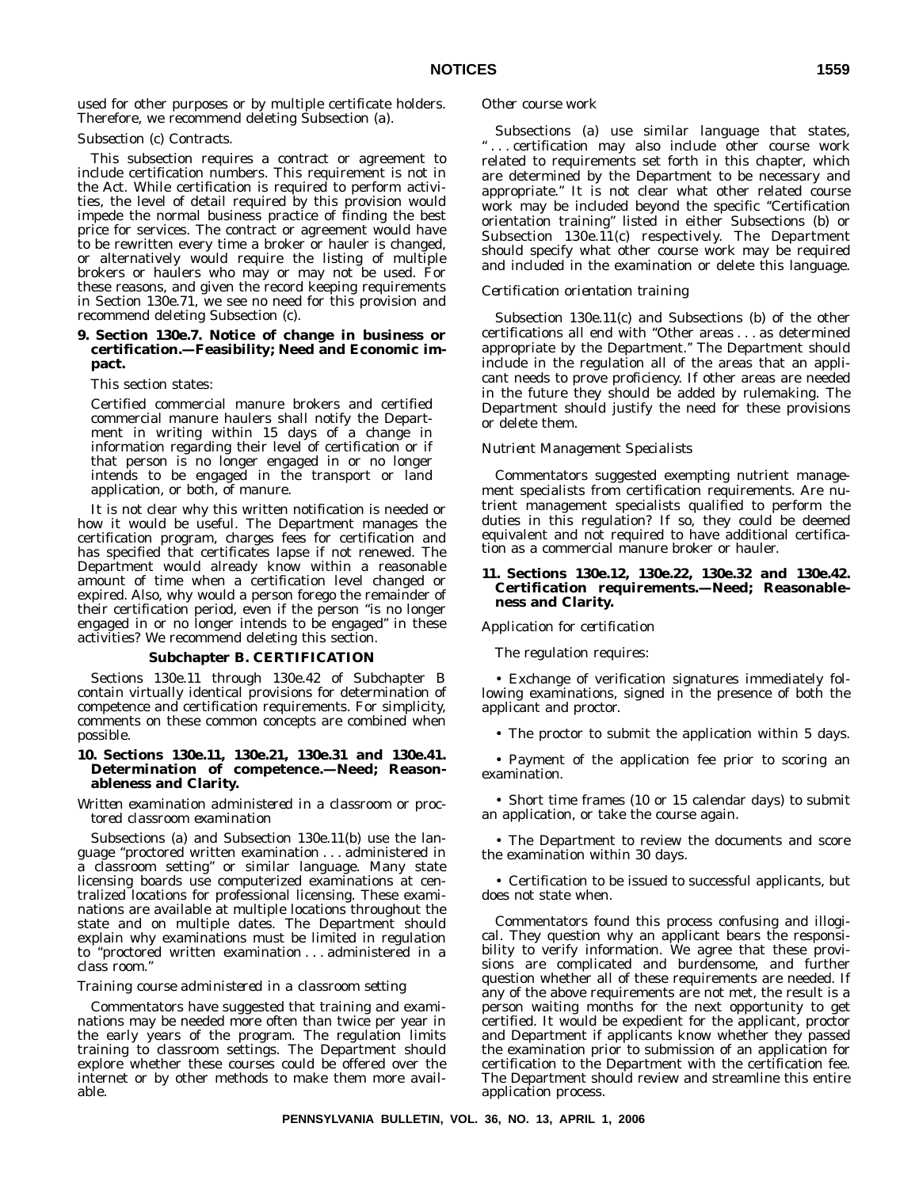used for other purposes or by multiple certificate holders. Therefore, we recommend deleting Subsection (a).

*Subsection (c) Contracts.*

This subsection requires a contract or agreement to include certification numbers. This requirement is not in the Act. While certification is required to perform activities, the level of detail required by this provision would impede the normal business practice of finding the best price for services. The contract or agreement would have to be rewritten every time a broker or hauler is changed, or alternatively would require the listing of multiple brokers or haulers who may or may not be used. For these reasons, and given the record keeping requirements in Section 130e.71, we see no need for this provision and recommend deleting Subsection (c).

**9. Section 130e.7. Notice of change in business or certification.—Feasibility; Need and Economic impact.**

This section states:

> Certified commercial manure brokers and certified commercial manure haulers shall notify the Department in writing within 15 days of a change in information regarding their level of certification or if that person is no longer engaged in or no longer intends to be engaged in the transport or land application, or both, of manure.

It is not clear why this written notification is needed or how it would be useful. The Department manages the certification program, charges fees for certification and has specified that certificates lapse if not renewed. The Department would already know within a reasonable amount of time when a certification level changed or expired. Also, why would a person forego the remainder of their certification period, even if the person "is no longer engaged in or no longer intends to be engaged" in these activities? We recommend deleting this section.

**Subchapter B. CERTIFICATION**

Sections 130e.11 through 130e.42 of Subchapter B contain virtually identical provisions for determination of competence and certification requirements. For simplicity, comments on these common concepts are combined when possible.

**10. Sections 130e.11, 130e.21, 130e.31 and 130e.41. Determination of competence.—Need; Reasonableness and Clarity.**

*Written examination administered in a classroom or proctored classroom examination*

Subsections (a) and Subsection 130e.11(b) use the language "proctored written examination . . . administered in a classroom setting" or similar language. Many state licensing boards use computerized examinations at centralized locations for professional licensing. These examinations are available at multiple locations throughout the state and on multiple dates. The Department should explain why examinations must be limited in regulation to "proctored written examination . . . administered in a class room."

*Training course administered in a classroom setting*

Commentators have suggested that training and examinations may be needed more often than twice per year in the early years of the program. The regulation limits training to classroom settings. The Department should explore whether these courses could be offered over the internet or by other methods to make them more available.

*Other course work*

Subsections (a) use similar language that states, ". . . certification may also include other course work related to requirements set forth in this chapter, which are determined by the Department to be necessary and appropriate." It is not clear what other related course work may be included beyond the specific "Certification orientation training" listed in either Subsections (b) or Subsection 130e.11(c) respectively. The Department should specify what other course work may be required and included in the examination or delete this language.

*Certification orientation training*

Subsection 130e.11(c) and Subsections (b) of the other certifications all end with "Other areas . . . as determined appropriate by the Department." The Department should include in the regulation all of the areas that an applicant needs to prove proficiency. If other areas are needed in the future they should be added by rulemaking. The Department should justify the need for these provisions or delete them.

*Nutrient Management Specialists*

Commentators suggested exempting nutrient management specialists from certification requirements. Are nutrient management specialists qualified to perform the duties in this regulation? If so, they could be deemed equivalent and not required to have additional certification as a commercial manure broker or hauler.

**11. Sections 130e.12, 130e.22, 130e.32 and 130e.42. Certification requirements.—Need; Reasonableness and Clarity.**

*Application for certification*

The regulation requires:

- Exchange of verification signatures immediately following examinations, signed in the presence of both the applicant and proctor.
- The proctor to submit the application within 5 days.
- Payment of the application fee prior to scoring an examination.
- Short time frames (10 or 15 calendar days) to submit an application, or take the course again.
- The Department to review the documents and score the examination within 30 days.
- Certification to be issued to successful applicants, but does not state when.

Commentators found this process confusing and illogical. They question why an applicant bears the responsibility to verify information. We agree that these provisions are complicated and burdensome, and further question whether all of these requirements are needed. If any of the above requirements are not met, the result is a person waiting months for the next opportunity to get certified. It would be expedient for the applicant, proctor and Department if applicants know whether they passed the examination prior to submission of an application for certification to the Department with the certification fee. The Department should review and streamline this entire application process.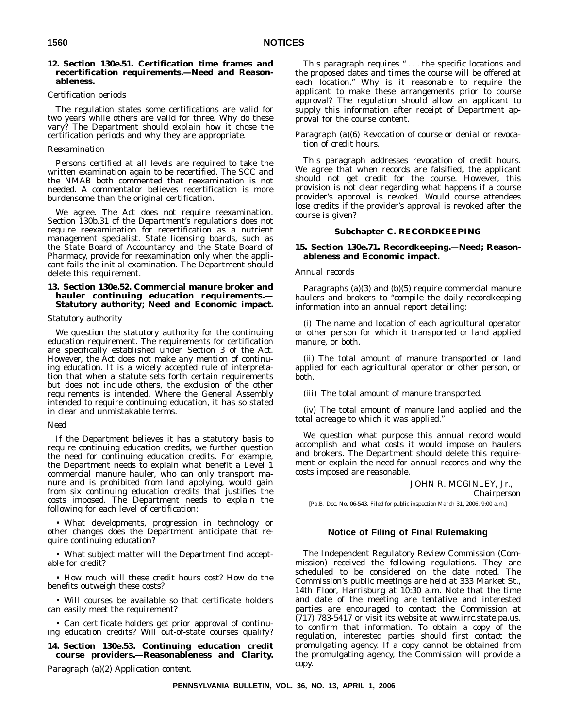**12. Section 130e.51. Certification time frames and recertification requirements.—Need and Reasonableness.**

*Certification periods*

The regulation states some certifications are valid for two years while others are valid for three. Why do these vary? The Department should explain how it chose the certification periods and why they are appropriate.

*Reexamination*

Persons certified at all levels are required to take the written examination again to be recertified. The SCC and the NMAB both commented that reexamination is not needed. A commentator believes recertification is more burdensome than the original certification.

We agree. The Act does not require reexamination. Section 130b.31 of the Department's regulations does not require reexamination for recertification as a nutrient management specialist. State licensing boards, such as the State Board of Accountancy and the State Board of Pharmacy, provide for reexamination only when the applicant fails the initial examination. The Department should delete this requirement.

**13. Section 130e.52. Commercial manure broker and hauler continuing education requirements.—Statutory authority; Need and Economic impact.**

*Statutory authority*

We question the statutory authority for the continuing education requirement. The requirements for certification are specifically established under Section 3 of the Act. However, the Act does not make any mention of continuing education. It is a widely accepted rule of interpretation that when a statute sets forth certain requirements but does not include others, the exclusion of the other requirements is intended. Where the General Assembly intended to require continuing education, it has so stated in clear and unmistakable terms.

*Need*

If the Department believes it has a statutory basis to require continuing education credits, we further question the need for continuing education credits. For example, the Department needs to explain what benefit a Level 1 commercial manure hauler, who can only transport manure and is prohibited from land applying, would gain from six continuing education credits that justifies the costs imposed. The Department needs to explain the following for each level of certification:

• What developments, progression in technology or other changes does the Department anticipate that require continuing education?

• What subject matter will the Department find acceptable for credit?

• How much will these credit hours cost? How do the benefits outweigh these costs?

• Will courses be available so that certificate holders can easily meet the requirement?

• Can certificate holders get prior approval of continuing education credits? Will out-of-state courses qualify?

**14. Section 130e.53. Continuing education credit course providers.—Reasonableness and Clarity.**

*Paragraph (a)(2) Application content.*

This paragraph requires ". . . the specific locations and the proposed dates and times the course will be offered at each location." Why is it reasonable to require the applicant to make these arrangements prior to course approval? The regulation should allow an applicant to supply this information after receipt of Department approval for the course content.

*Paragraph (a)(6) Revocation of course or denial or revocation of credit hours.*

This paragraph addresses revocation of credit hours. We agree that when records are falsified, the applicant should not get credit for the course. However, this provision is not clear regarding what happens if a course provider's approval is revoked. Would course attendees lose credits if the provider's approval is revoked after the course is given?

### Subchapter C. RECORDKEEPING

**15. Section 130e.71. Recordkeeping.—Need; Reasonableness and Economic impact.**

*Annual records*

Paragraphs (a)(3) and (b)(5) require commercial manure haulers and brokers to "compile the daily recordkeeping information into an annual report detailing:

(i) The name and location of each agricultural operator or other person for which it transported or land applied manure, or both.

(ii) The total amount of manure transported or land applied for each agricultural operator or other person, or both.

(iii) The total amount of manure transported.

(iv) The total amount of manure land applied and the total acreage to which it was applied."

We question what purpose this annual record would accomplish and what costs it would impose on haulers and brokers. The Department should delete this requirement or explain the need for annual records and why the costs imposed are reasonable.

JOHN R. MCGINLEY, Jr.,
*Chairperson*

[Pa.B. Doc. No. 06-543. Filed for public inspection March 31, 2006, 9:00 a.m.]

---

## Notice of Filing of Final Rulemaking

The Independent Regulatory Review Commission (Commission) received the following regulations. They are scheduled to be considered on the date noted. The Commission's public meetings are held at 333 Market St., 14th Floor, Harrisburg at 10:30 a.m. Note that the time and date of the meeting are tentative and interested parties are encouraged to contact the Commission at (717) 783-5417 or visit its website at www.irrc.state.pa.us. to confirm that information. To obtain a copy of the regulation, interested parties should first contact the promulgating agency. If a copy cannot be obtained from the promulgating agency, the Commission will provide a copy.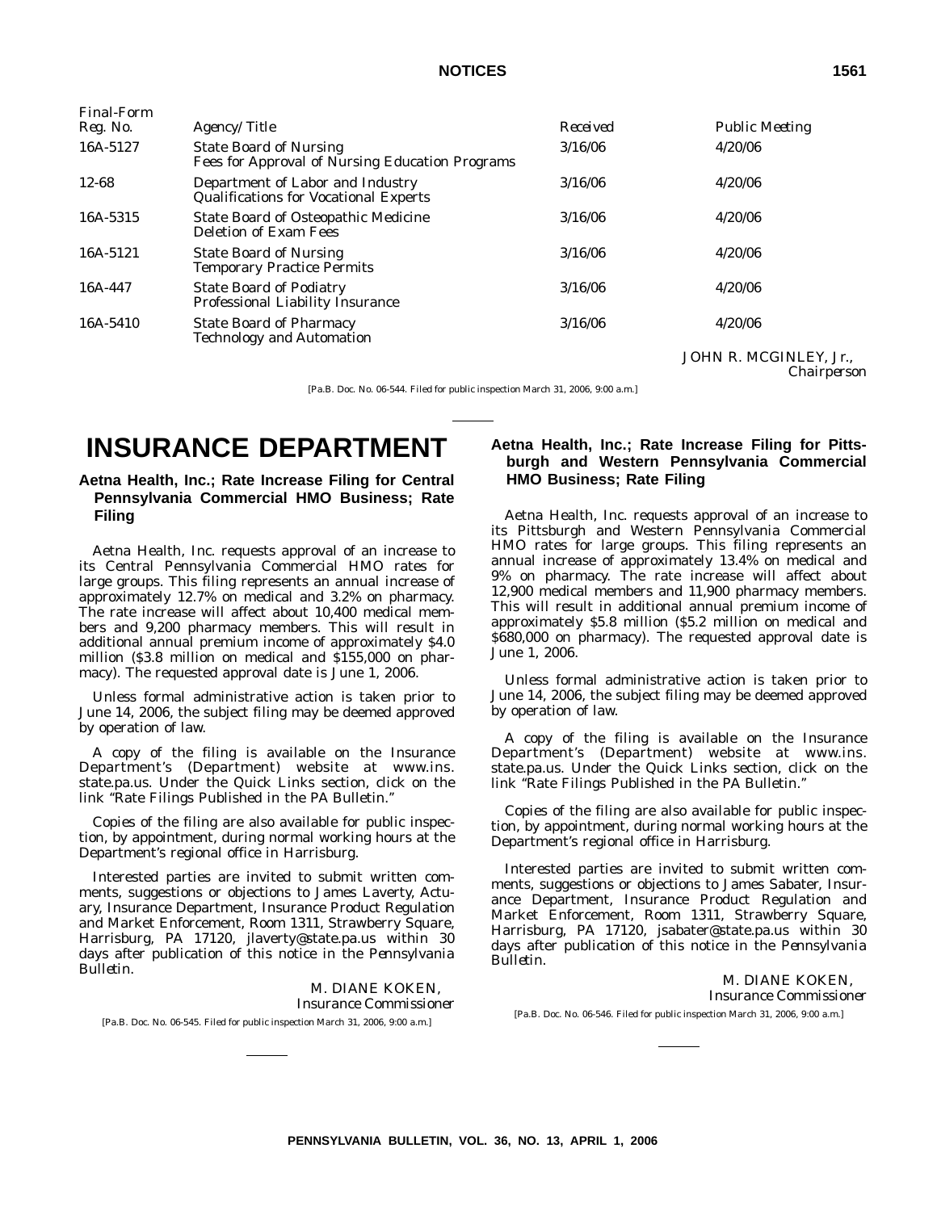| Final-Form Reg. No. | Agency/Title | Received | Public Meeting |
|---|---|---|---|
| 16A-5127 | State Board of Nursing Fees for Approval of Nursing Education Programs | 3/16/06 | 4/20/06 |
| 12-68 | Department of Labor and Industry Qualifications for Vocational Experts | 3/16/06 | 4/20/06 |
| 16A-5315 | State Board of Osteopathic Medicine Deletion of Exam Fees | 3/16/06 | 4/20/06 |
| 16A-5121 | State Board of Nursing Temporary Practice Permits | 3/16/06 | 4/20/06 |
| 16A-447 | State Board of Podiatry Professional Liability Insurance | 3/16/06 | 4/20/06 |
| 16A-5410 | State Board of Pharmacy Technology and Automation | 3/16/06 | 4/20/06 |

JOHN R. MCGINLEY, Jr.,
*Chairperson*

[Pa.B. Doc. No. 06-544. Filed for public inspection March 31, 2006, 9:00 a.m.]

# INSURANCE DEPARTMENT

## Aetna Health, Inc.; Rate Increase Filing for Central Pennsylvania Commercial HMO Business; Rate Filing

Aetna Health, Inc. requests approval of an increase to its Central Pennsylvania Commercial HMO rates for large groups. This filing represents an annual increase of approximately 12.7% on medical and 3.2% on pharmacy. The rate increase will affect about 10,400 medical members and 9,200 pharmacy members. This will result in additional annual premium income of approximately $4.0 million ($3.8 million on medical and $155,000 on pharmacy). The requested approval date is June 1, 2006.

Unless formal administrative action is taken prior to June 14, 2006, the subject filing may be deemed approved by operation of law.

A copy of the filing is available on the Insurance Department's (Department) website at www.ins.state.pa.us. Under the Quick Links section, click on the link "Rate Filings Published in the PA Bulletin."

Copies of the filing are also available for public inspection, by appointment, during normal working hours at the Department's regional office in Harrisburg.

Interested parties are invited to submit written comments, suggestions or objections to James Laverty, Actuary, Insurance Department, Insurance Product Regulation and Market Enforcement, Room 1311, Strawberry Square, Harrisburg, PA 17120, jlaverty@state.pa.us within 30 days after publication of this notice in the *Pennsylvania Bulletin*.

M. DIANE KOKEN,
*Insurance Commissioner*

[Pa.B. Doc. No. 06-545. Filed for public inspection March 31, 2006, 9:00 a.m.]

## Aetna Health, Inc.; Rate Increase Filing for Pittsburgh and Western Pennsylvania Commercial HMO Business; Rate Filing

Aetna Health, Inc. requests approval of an increase to its Pittsburgh and Western Pennsylvania Commercial HMO rates for large groups. This filing represents an annual increase of approximately 13.4% on medical and 9% on pharmacy. The rate increase will affect about 12,900 medical members and 11,900 pharmacy members. This will result in additional annual premium income of approximately $5.8 million ($5.2 million on medical and $680,000 on pharmacy). The requested approval date is June 1, 2006.

Unless formal administrative action is taken prior to June 14, 2006, the subject filing may be deemed approved by operation of law.

A copy of the filing is available on the Insurance Department's (Department) website at www.ins.state.pa.us. Under the Quick Links section, click on the link "Rate Filings Published in the PA Bulletin."

Copies of the filing are also available for public inspection, by appointment, during normal working hours at the Department's regional office in Harrisburg.

Interested parties are invited to submit written comments, suggestions or objections to James Sabater, Insurance Department, Insurance Product Regulation and Market Enforcement, Room 1311, Strawberry Square, Harrisburg, PA 17120, jsabater@state.pa.us within 30 days after publication of this notice in the *Pennsylvania Bulletin*.

M. DIANE KOKEN,
*Insurance Commissioner*

[Pa.B. Doc. No. 06-546. Filed for public inspection March 31, 2006, 9:00 a.m.]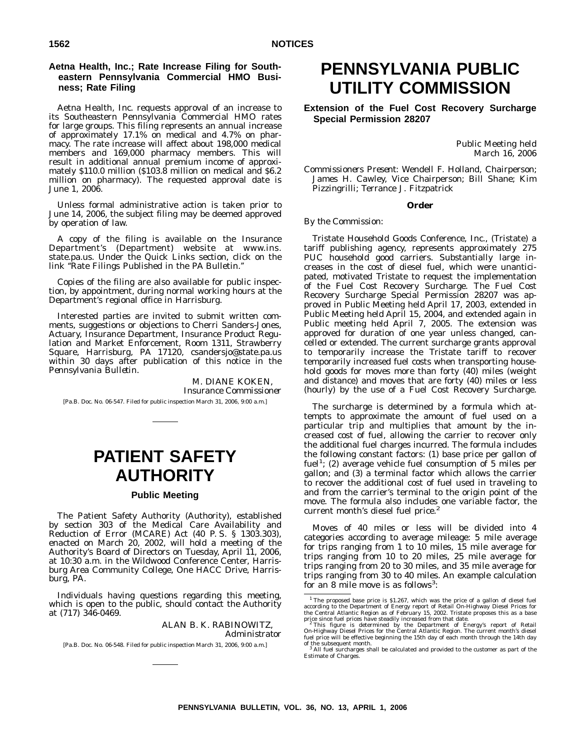### Aetna Health, Inc.; Rate Increase Filing for Southeastern Pennsylvania Commercial HMO Business; Rate Filing

Aetna Health, Inc. requests approval of an increase to its Southeastern Pennsylvania Commercial HMO rates for large groups. This filing represents an annual increase of approximately 17.1% on medical and 4.7% on pharmacy. The rate increase will affect about 198,000 medical members and 169,000 pharmacy members. This will result in additional annual premium income of approximately $110.0 million ($103.8 million on medical and $6.2 million on pharmacy). The requested approval date is June 1, 2006.

Unless formal administrative action is taken prior to June 14, 2006, the subject filing may be deemed approved by operation of law.

A copy of the filing is available on the Insurance Department's (Department) website at www.ins.state.pa.us. Under the Quick Links section, click on the link "Rate Filings Published in the PA Bulletin."

Copies of the filing are also available for public inspection, by appointment, during normal working hours at the Department's regional office in Harrisburg.

Interested parties are invited to submit written comments, suggestions or objections to Cherri Sanders-Jones, Actuary, Insurance Department, Insurance Product Regulation and Market Enforcement, Room 1311, Strawberry Square, Harrisburg, PA 17120, csandersjo@state.pa.us within 30 days after publication of this notice in the *Pennsylvania Bulletin*.

M. DIANE KOKEN,
*Insurance Commissioner*

[Pa.B. Doc. No. 06-547. Filed for public inspection March 31, 2006, 9:00 a.m.]

# PATIENT SAFETY AUTHORITY

### Public Meeting

The Patient Safety Authority (Authority), established by section 303 of the Medical Care Availability and Reduction of Error (MCARE) Act (40 P. S. § 1303.303), enacted on March 20, 2002, will hold a meeting of the Authority's Board of Directors on Tuesday, April 11, 2006, at 10:30 a.m. in the Wildwood Conference Center, Harrisburg Area Community College, One HACC Drive, Harrisburg, PA.

Individuals having questions regarding this meeting, which is open to the public, should contact the Authority at (717) 346-0469.

ALAN B. K. RABINOWITZ,
*Administrator*

[Pa.B. Doc. No. 06-548. Filed for public inspection March 31, 2006, 9:00 a.m.]

# PENNSYLVANIA PUBLIC UTILITY COMMISSION

### Extension of the Fuel Cost Recovery Surcharge Special Permission 28207

*Public Meeting held*
*March 16, 2006*

*Commissioners Present*: Wendell F. Holland, Chairperson; James H. Cawley, Vice Chairperson; Bill Shane; Kim Pizzingrilli; Terrance J. Fitzpatrick

**Order**

*By the Commission*:

Tristate Household Goods Conference, Inc., (Tristate) a tariff publishing agency, represents approximately 275 PUC household good carriers. Substantially large increases in the cost of diesel fuel, which were unanticipated, motivated Tristate to request the implementation of the Fuel Cost Recovery Surcharge. The Fuel Cost Recovery Surcharge Special Permission 28207 was approved in Public Meeting held April 17, 2003, extended in Public Meeting held April 15, 2004, and extended again in Public meeting held April 7, 2005. The extension was approved for duration of one year unless changed, cancelled or extended. The current surcharge grants approval to temporarily increase the Tristate tariff to recover temporarily increased fuel costs when transporting household goods for moves more than forty (40) miles (weight and distance) and moves that are forty (40) miles or less (hourly) by the use of a Fuel Cost Recovery Surcharge.

The surcharge is determined by a formula which attempts to approximate the amount of fuel used on a particular trip and multiplies that amount by the increased cost of fuel, allowing the carrier to recover only the additional fuel charges incurred. The formula includes the following constant factors: (1) base price per gallon of fuel[1]; (2) average vehicle fuel consumption of 5 miles per gallon; and (3) a terminal factor which allows the carrier to recover the additional cost of fuel used in traveling to and from the carrier's terminal to the origin point of the move. The formula also includes one variable factor, the current month's diesel fuel price.[2]

Moves of 40 miles or less will be divided into 4 categories according to average mileage: 5 mile average for trips ranging from 1 to 10 miles, 15 mile average for trips ranging from 10 to 20 miles, 25 mile average for trips ranging from 20 to 30 miles, and 35 mile average for trips ranging from 30 to 40 miles. An example calculation for an 8 mile move is as follows[3]:

[1] The proposed base price is $1.267, which was the price of a gallon of diesel fuel according to the Department of Energy report of Retail On-Highway Diesel Prices for the Central Atlantic Region as of February 15, 2002. Tristate proposes this as a base price since fuel prices have steadily increased from that date.

[2] This figure is determined by the Department of Energy's report of Retail On-Highway Diesel Prices for the Central Atlantic Region. The current month's diesel fuel price will be effective beginning the 15th day of each month through the 14th day of the subsequent month.

[3] All fuel surcharges shall be calculated and provided to the customer as part of the Estimate of Charges.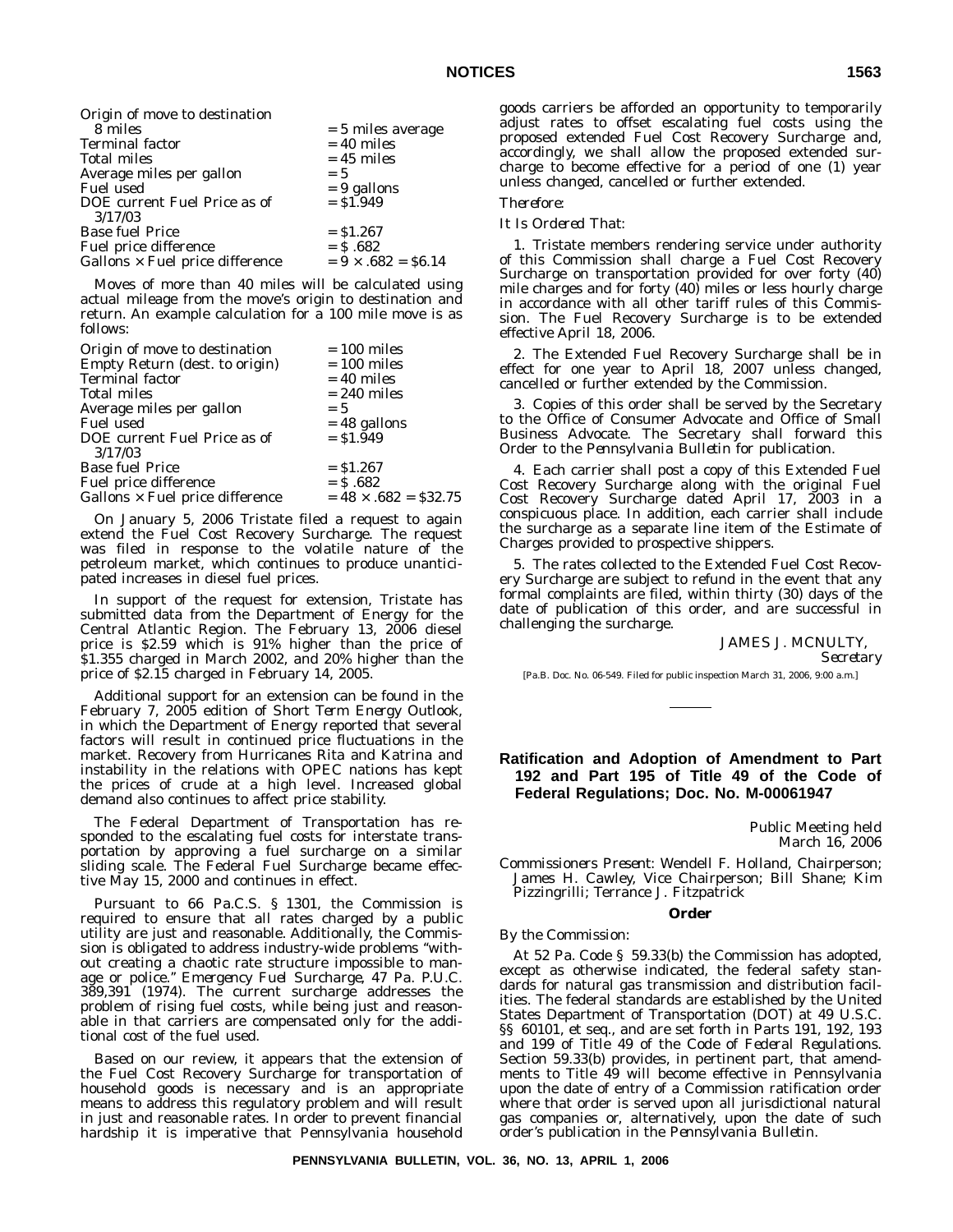| | |
|---|---|
| Origin of move to destination 8 miles | = 5 miles average |
| Terminal factor | = 40 miles |
| Total miles | = 45 miles |
| Average miles per gallon | = 5 |
| Fuel used | = 9 gallons |
| DOE current Fuel Price as of 3/17/03 | = $1.949 |
| Base fuel Price | = $1.267 |
| Fuel price difference | = $ .682 |
| Gallons × Fuel price difference | = 9 × .682 = $6.14 |

Moves of more than 40 miles will be calculated using actual mileage from the move's origin to destination and return. An example calculation for a 100 mile move is as follows:

| | |
|---|---|
| Origin of move to destination | = 100 miles |
| Empty Return (dest. to origin) | = 100 miles |
| Terminal factor | = 40 miles |
| Total miles | = 240 miles |
| Average miles per gallon | = 5 |
| Fuel used | = 48 gallons |
| DOE current Fuel Price as of 3/17/03 | = $1.949 |
| Base fuel Price | = $1.267 |
| Fuel price difference | = $ .682 |
| Gallons × Fuel price difference | = 48 × .682 = $32.75 |

On January 5, 2006 Tristate filed a request to again extend the Fuel Cost Recovery Surcharge. The request was filed in response to the volatile nature of the petroleum market, which continues to produce unanticipated increases in diesel fuel prices.

In support of the request for extension, Tristate has submitted data from the Department of Energy for the Central Atlantic Region. The February 13, 2006 diesel price is $2.59 which is 91% higher than the price of $1.355 charged in March 2002, and 20% higher than the price of $2.15 charged in February 14, 2005.

Additional support for an extension can be found in the February 7, 2005 edition of *Short Term Energy Outlook*, in which the Department of Energy reported that several factors will result in continued price fluctuations in the market. Recovery from Hurricanes Rita and Katrina and instability in the relations with OPEC nations has kept the prices of crude at a high level. Increased global demand also continues to affect price stability.

The Federal Department of Transportation has responded to the escalating fuel costs for interstate transportation by approving a fuel surcharge on a similar sliding scale. The Federal Fuel Surcharge became effective May 15, 2000 and continues in effect.

Pursuant to 66 Pa.C.S. § 1301, the Commission is required to ensure that all rates charged by a public utility are just and reasonable. Additionally, the Commission is obligated to address industry-wide problems "without creating a chaotic rate structure impossible to manage or police." *Emergency Fuel Surcharge*, 47 Pa. P.U.C. 389,391 (1974). The current surcharge addresses the problem of rising fuel costs, while being just and reasonable in that carriers are compensated only for the additional cost of the fuel used.

Based on our review, it appears that the extension of the Fuel Cost Recovery Surcharge for transportation of household goods is necessary and is an appropriate means to address this regulatory problem and will result in just and reasonable rates. In order to prevent financial hardship it is imperative that Pennsylvania household goods carriers be afforded an opportunity to temporarily adjust rates to offset escalating fuel costs using the proposed extended Fuel Cost Recovery Surcharge and, accordingly, we shall allow the proposed extended surcharge to become effective for a period of one (1) year unless changed, cancelled or further extended.

*Therefore:*

*It Is Ordered That:*

1. Tristate members rendering service under authority of this Commission shall charge a Fuel Cost Recovery Surcharge on transportation provided for over forty (40) mile charges and for forty (40) miles or less hourly charge in accordance with all other tariff rules of this Commission. The Fuel Recovery Surcharge is to be extended effective April 18, 2006.

2. The Extended Fuel Cost Recovery Surcharge shall be in effect for one year to April 18, 2007 unless changed, cancelled or further extended by the Commission.

3. Copies of this order shall be served by the Secretary to the Office of Consumer Advocate and Office of Small Business Advocate. The Secretary shall forward this Order to the *Pennsylvania Bulletin* for publication.

4. Each carrier shall post a copy of this Extended Fuel Cost Recovery Surcharge along with the original Fuel Cost Recovery Surcharge dated April 17, 2003 in a conspicuous place. In addition, each carrier shall include the surcharge as a separate line item of the Estimate of Charges provided to prospective shippers.

5. The rates collected to the Extended Fuel Cost Recovery Surcharge are subject to refund in the event that any formal complaints are filed, within thirty (30) days of the date of publication of this order, and are successful in challenging the surcharge.

JAMES J. MCNULTY,
*Secretary*

[Pa.B. Doc. No. 06-549. Filed for public inspection March 31, 2006, 9:00 a.m.]

---

## Ratification and Adoption of Amendment to Part 192 and Part 195 of Title 49 of the Code of Federal Regulations; Doc. No. M-00061947

*Public Meeting held*
*March 16, 2006*

*Commissioners Present*: Wendell F. Holland, Chairperson; James H. Cawley, Vice Chairperson; Bill Shane; Kim Pizzingrilli; Terrance J. Fitzpatrick

### Order

*By the Commission*:

At 52 Pa. Code § 59.33(b) the Commission has adopted, except as otherwise indicated, the federal safety standards for natural gas transmission and distribution facilities. The federal standards are established by the United States Department of Transportation (DOT) at 49 U.S.C. §§ 60101, et seq., and are set forth in Parts 191, 192, 193 and 199 of Title 49 of the *Code of Federal Regulations*. Section 59.33(b) provides, in pertinent part, that amendments to Title 49 will become effective in Pennsylvania upon the date of entry of a Commission ratification order where that order is served upon all jurisdictional natural gas companies or, alternatively, upon the date of such order's publication in the *Pennsylvania Bulletin*.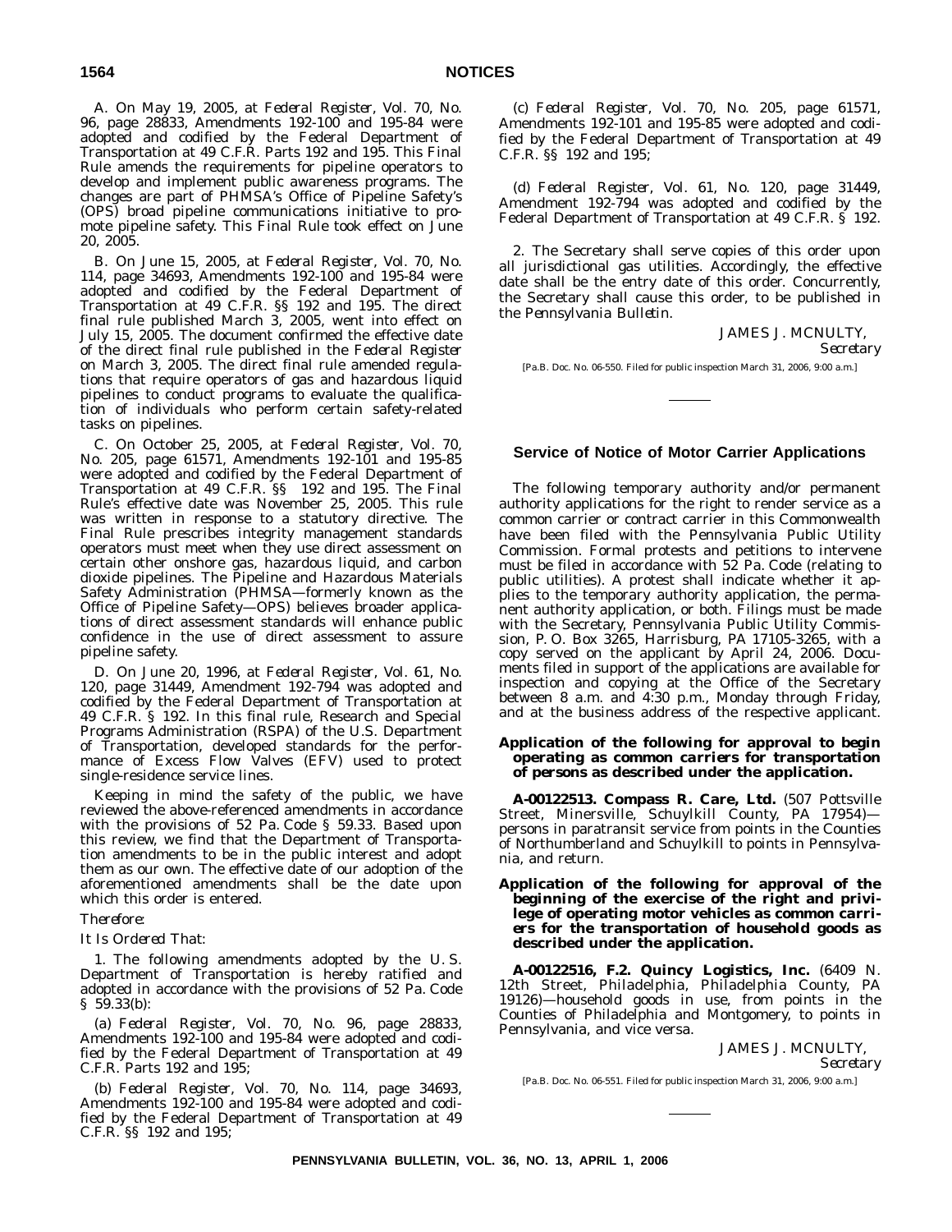A. On May 19, 2005, at *Federal Register*, Vol. 70, No. 96, page 28833, Amendments 192-100 and 195-84 were adopted and codified by the Federal Department of Transportation at 49 C.F.R. Parts 192 and 195. This Final Rule amends the requirements for pipeline operators to develop and implement public awareness programs. The changes are part of PHMSA's Office of Pipeline Safety's (OPS) broad pipeline communications initiative to promote pipeline safety. This Final Rule took effect on June 20, 2005.

B. On June 15, 2005, at *Federal Register*, Vol. 70, No. 114, page 34693, Amendments 192-100 and 195-84 were adopted and codified by the Federal Department of Transportation at 49 C.F.R. §§ 192 and 195. The direct final rule published March 3, 2005, went into effect on July 15, 2005. The document confirmed the effective date of the direct final rule published in the *Federal Register* on March 3, 2005. The direct final rule amended regulations that require operators of gas and hazardous liquid pipelines to conduct programs to evaluate the qualification of individuals who perform certain safety-related tasks on pipelines.

C. On October 25, 2005, at *Federal Register*, Vol. 70, No. 205, page 61571, Amendments 192-101 and 195-85 were adopted and codified by the Federal Department of Transportation at 49 C.F.R. §§ 192 and 195. The Final Rule's effective date was November 25, 2005. This rule was written in response to a statutory directive. The Final Rule prescribes integrity management standards operators must meet when they use direct assessment on certain other onshore gas, hazardous liquid, and carbon dioxide pipelines. The Pipeline and Hazardous Materials Safety Administration (PHMSA—formerly known as the Office of Pipeline Safety—OPS) believes broader applications of direct assessment standards will enhance public confidence in the use of direct assessment to assure pipeline safety.

D. On June 20, 1996, at *Federal Register*, Vol. 61, No. 120, page 31449, Amendment 192-794 was adopted and codified by the Federal Department of Transportation at 49 C.F.R. § 192. In this final rule, Research and Special Programs Administration (RSPA) of the U.S. Department of Transportation, developed standards for the performance of Excess Flow Valves (EFV) used to protect single-residence service lines.

Keeping in mind the safety of the public, we have reviewed the above-referenced amendments in accordance with the provisions of 52 Pa. Code § 59.33. Based upon this review, we find that the Department of Transportation amendments to be in the public interest and adopt them as our own. The effective date of our adoption of the aforementioned amendments shall be the date upon which this order is entered.

*Therefore:*

*It Is Ordered That:*

1. The following amendments adopted by the U. S. Department of Transportation is hereby ratified and adopted in accordance with the provisions of 52 Pa. Code § 59.33(b):

(a) *Federal Register*, Vol. 70, No. 96, page 28833, Amendments 192-100 and 195-84 were adopted and codified by the Federal Department of Transportation at 49 C.F.R. Parts 192 and 195;

(b) *Federal Register*, Vol. 70, No. 114, page 34693, Amendments 192-100 and 195-84 were adopted and codified by the Federal Department of Transportation at 49 C.F.R. §§ 192 and 195;

(c) *Federal Register*, Vol. 70, No. 205, page 61571, Amendments 192-101 and 195-85 were adopted and codified by the Federal Department of Transportation at 49 C.F.R. §§ 192 and 195;

(d) *Federal Register*, Vol. 61, No. 120, page 31449, Amendment 192-794 was adopted and codified by the Federal Department of Transportation at 49 C.F.R. § 192.

2. The Secretary shall serve copies of this order upon all jurisdictional gas utilities. Accordingly, the effective date shall be the entry date of this order. Concurrently, the Secretary shall cause this order, to be published in the *Pennsylvania Bulletin*.

JAMES J. MCNULTY,
*Secretary*

[Pa.B. Doc. No. 06-550. Filed for public inspection March 31, 2006, 9:00 a.m.]

## Service of Notice of Motor Carrier Applications

The following temporary authority and/or permanent authority applications for the right to render service as a common carrier or contract carrier in this Commonwealth have been filed with the Pennsylvania Public Utility Commission. Formal protests and petitions to intervene must be filed in accordance with 52 Pa. Code (relating to public utilities). A protest shall indicate whether it applies to the temporary authority application, the permanent authority application, or both. Filings must be made with the Secretary, Pennsylvania Public Utility Commission, P. O. Box 3265, Harrisburg, PA 17105-3265, with a copy served on the applicant by April 24, 2006. Documents filed in support of the applications are available for inspection and copying at the Office of the Secretary between 8 a.m. and 4:30 p.m., Monday through Friday, and at the business address of the respective applicant.

**Application of the following for approval to begin operating as *common carriers* for transportation of *persons* as described under the application.**

**A-00122513. Compass R. Care, Ltd.** (507 Pottsville Street, Minersville, Schuylkill County, PA 17954)—persons in paratransit service from points in the Counties of Northumberland and Schuylkill to points in Pennsylvania, and return.

**Application of the following for approval of the *beginning* of the exercise of the right and privilege of operating motor vehicles as *common carriers* for the transportation of *household goods* as described under the application.**

**A-00122516, F.2. Quincy Logistics, Inc.** (6409 N. 12th Street, Philadelphia, Philadelphia County, PA 19126)—household goods in use, from points in the Counties of Philadelphia and Montgomery, to points in Pennsylvania, and vice versa.

JAMES J. MCNULTY,
*Secretary*

[Pa.B. Doc. No. 06-551. Filed for public inspection March 31, 2006, 9:00 a.m.]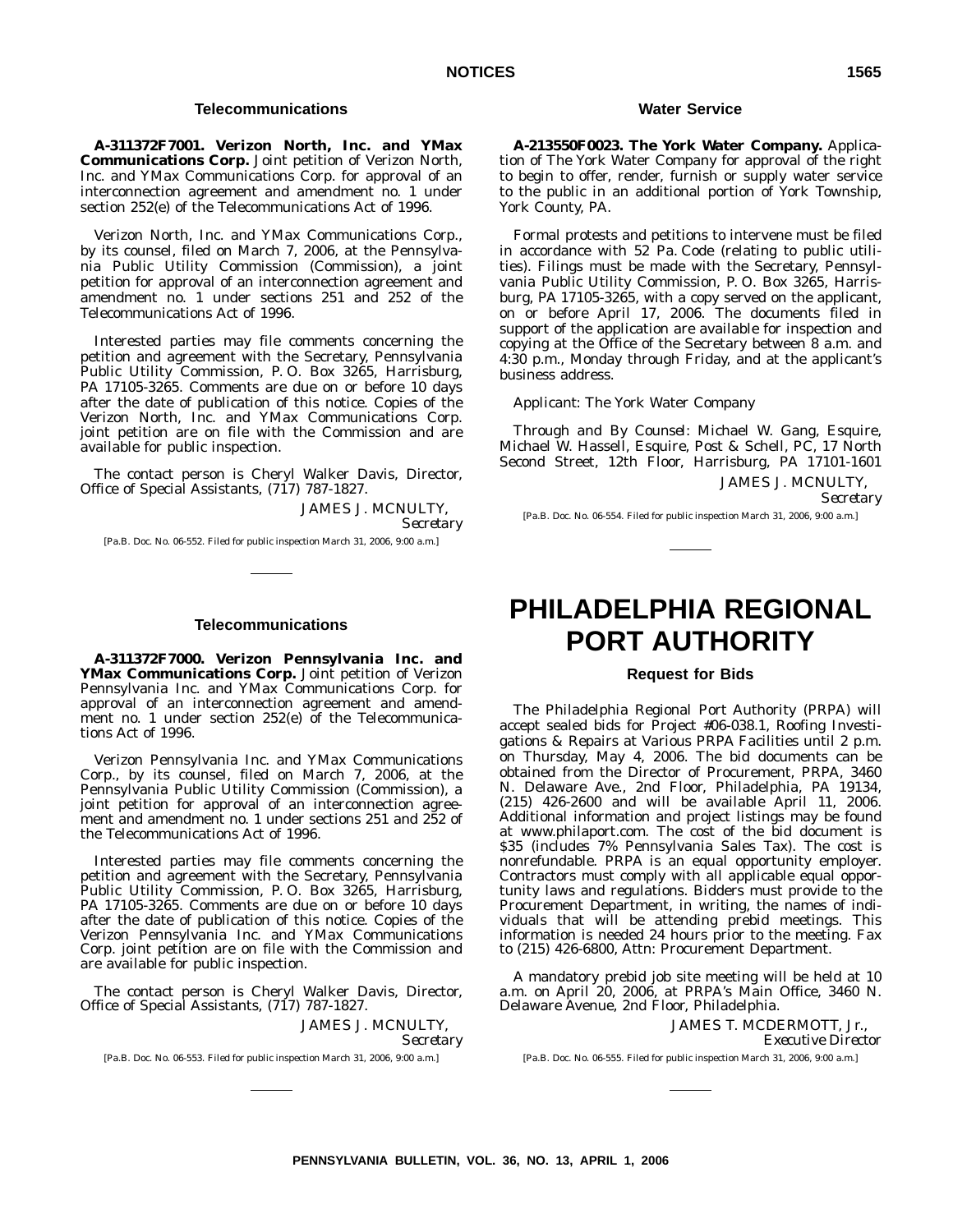### Telecommunications

**A-311372F7001. Verizon North, Inc. and YMax Communications Corp.** Joint petition of Verizon North, Inc. and YMax Communications Corp. for approval of an interconnection agreement and amendment no. 1 under section 252(e) of the Telecommunications Act of 1996.

Verizon North, Inc. and YMax Communications Corp., by its counsel, filed on March 7, 2006, at the Pennsylvania Public Utility Commission (Commission), a joint petition for approval of an interconnection agreement and amendment no. 1 under sections 251 and 252 of the Telecommunications Act of 1996.

Interested parties may file comments concerning the petition and agreement with the Secretary, Pennsylvania Public Utility Commission, P. O. Box 3265, Harrisburg, PA 17105-3265. Comments are due on or before 10 days after the date of publication of this notice. Copies of the Verizon North, Inc. and YMax Communications Corp. joint petition are on file with the Commission and are available for public inspection.

The contact person is Cheryl Walker Davis, Director, Office of Special Assistants, (717) 787-1827.

JAMES J. MCNULTY,
*Secretary*

[Pa.B. Doc. No. 06-552. Filed for public inspection March 31, 2006, 9:00 a.m.]

### Telecommunications

**A-311372F7000. Verizon Pennsylvania Inc. and YMax Communications Corp.** Joint petition of Verizon Pennsylvania Inc. and YMax Communications Corp. for approval of an interconnection agreement and amendment no. 1 under section 252(e) of the Telecommunications Act of 1996.

Verizon Pennsylvania Inc. and YMax Communications Corp., by its counsel, filed on March 7, 2006, at the Pennsylvania Public Utility Commission (Commission), a joint petition for approval of an interconnection agreement and amendment no. 1 under sections 251 and 252 of the Telecommunications Act of 1996.

Interested parties may file comments concerning the petition and agreement with the Secretary, Pennsylvania Public Utility Commission, P. O. Box 3265, Harrisburg, PA 17105-3265. Comments are due on or before 10 days after the date of publication of this notice. Copies of the Verizon Pennsylvania Inc. and YMax Communications Corp. joint petition are on file with the Commission and are available for public inspection.

The contact person is Cheryl Walker Davis, Director, Office of Special Assistants, (717) 787-1827.

JAMES J. MCNULTY,
*Secretary*

[Pa.B. Doc. No. 06-553. Filed for public inspection March 31, 2006, 9:00 a.m.]

### Water Service

**A-213550F0023. The York Water Company.** Application of The York Water Company for approval of the right to begin to offer, render, furnish or supply water service to the public in an additional portion of York Township, York County, PA.

Formal protests and petitions to intervene must be filed in accordance with 52 Pa. Code (relating to public utilities). Filings must be made with the Secretary, Pennsylvania Public Utility Commission, P. O. Box 3265, Harrisburg, PA 17105-3265, with a copy served on the applicant, on or before April 17, 2006. The documents filed in support of the application are available for inspection and copying at the Office of the Secretary between 8 a.m. and 4:30 p.m., Monday through Friday, and at the applicant's business address.

*Applicant*: The York Water Company

*Through and By Counsel*: Michael W. Gang, Esquire, Michael W. Hassell, Esquire, Post & Schell, PC, 17 North Second Street, 12th Floor, Harrisburg, PA 17101-1601

JAMES J. MCNULTY,
*Secretary*

[Pa.B. Doc. No. 06-554. Filed for public inspection March 31, 2006, 9:00 a.m.]

# PHILADELPHIA REGIONAL PORT AUTHORITY

### Request for Bids

The Philadelphia Regional Port Authority (PRPA) will accept sealed bids for Project #06-038.1, Roofing Investigations & Repairs at Various PRPA Facilities until 2 p.m. on Thursday, May 4, 2006. The bid documents can be obtained from the Director of Procurement, PRPA, 3460 N. Delaware Ave., 2nd Floor, Philadelphia, PA 19134, (215) 426-2600 and will be available April 11, 2006. Additional information and project listings may be found at www.philaport.com. The cost of the bid document is $35 (includes 7% Pennsylvania Sales Tax). The cost is nonrefundable. PRPA is an equal opportunity employer. Contractors must comply with all applicable equal opportunity laws and regulations. Bidders must provide to the Procurement Department, in writing, the names of individuals that will be attending prebid meetings. This information is needed 24 hours prior to the meeting. Fax to (215) 426-6800, Attn: Procurement Department.

A mandatory prebid job site meeting will be held at 10 a.m. on April 20, 2006, at PRPA's Main Office, 3460 N. Delaware Avenue, 2nd Floor, Philadelphia.

JAMES T. MCDERMOTT, Jr.,
*Executive Director*

[Pa.B. Doc. No. 06-555. Filed for public inspection March 31, 2006, 9:00 a.m.]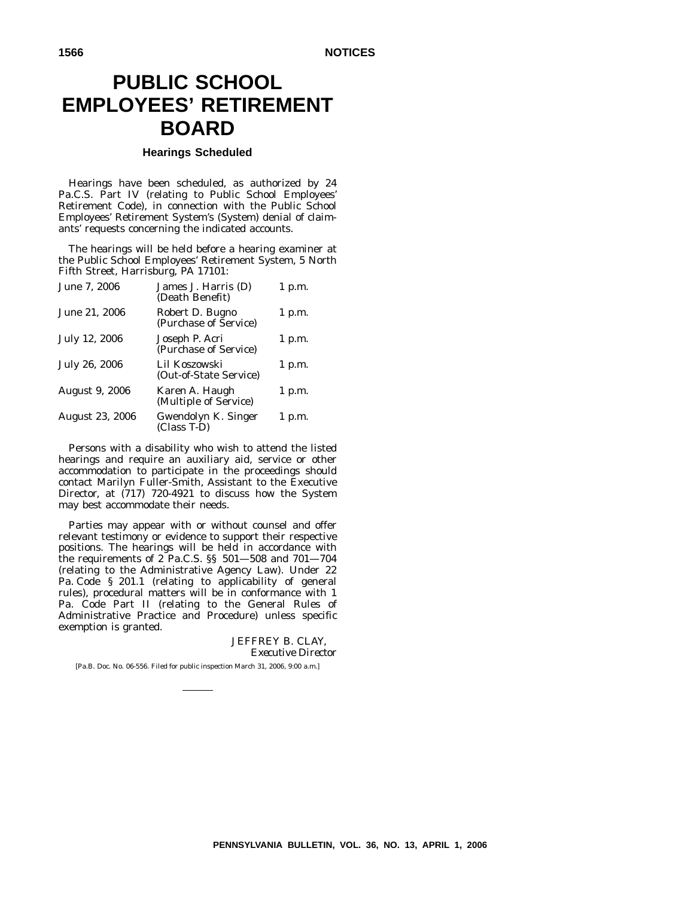# PUBLIC SCHOOL EMPLOYEES' RETIREMENT BOARD

### Hearings Scheduled

Hearings have been scheduled, as authorized by 24 Pa.C.S. Part IV (relating to Public School Employees' Retirement Code), in connection with the Public School Employees' Retirement System's (System) denial of claimants' requests concerning the indicated accounts.

The hearings will be held before a hearing examiner at the Public School Employees' Retirement System, 5 North Fifth Street, Harrisburg, PA 17101:

| | | |
|---|---|---|
| June 7, 2006 | James J. Harris (D) (Death Benefit) | 1 p.m. |
| June 21, 2006 | Robert D. Bugno (Purchase of Service) | 1 p.m. |
| July 12, 2006 | Joseph P. Acri (Purchase of Service) | 1 p.m. |
| July 26, 2006 | Lil Koszowski (Out-of-State Service) | 1 p.m. |
| August 9, 2006 | Karen A. Haugh (Multiple of Service) | 1 p.m. |
| August 23, 2006 | Gwendolyn K. Singer (Class T-D) | 1 p.m. |

Persons with a disability who wish to attend the listed hearings and require an auxiliary aid, service or other accommodation to participate in the proceedings should contact Marilyn Fuller-Smith, Assistant to the Executive Director, at (717) 720-4921 to discuss how the System may best accommodate their needs.

Parties may appear with or without counsel and offer relevant testimony or evidence to support their respective positions. The hearings will be held in accordance with the requirements of 2 Pa.C.S. §§ 501—508 and 701—704 (relating to the Administrative Agency Law). Under 22 Pa. Code § 201.1 (relating to applicability of general rules), procedural matters will be in conformance with 1 Pa. Code Part II (relating to the General Rules of Administrative Practice and Procedure) unless specific exemption is granted.

JEFFREY B. CLAY,
*Executive Director*

[Pa.B. Doc. No. 06-556. Filed for public inspection March 31, 2006, 9:00 a.m.]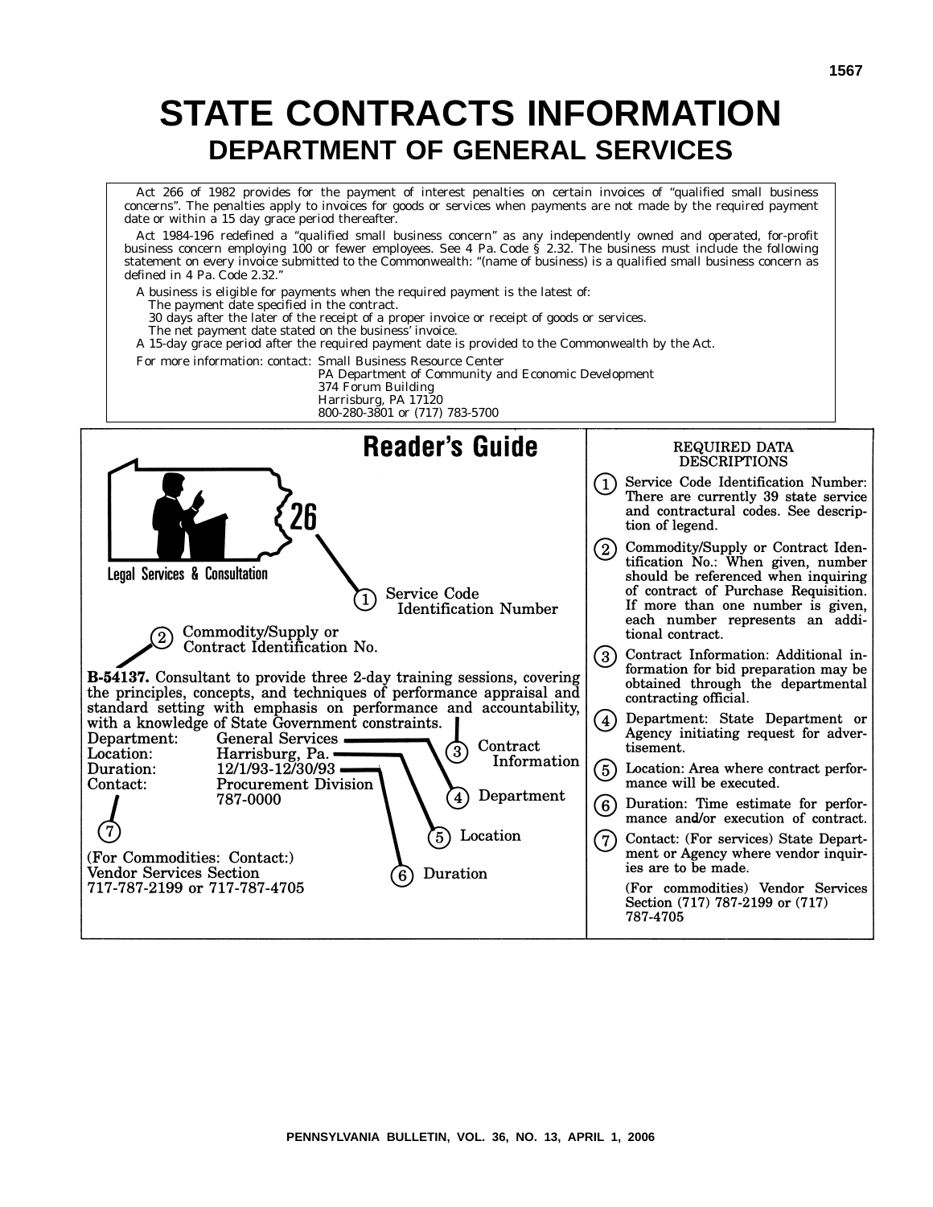# STATE CONTRACTS INFORMATION

## DEPARTMENT OF GENERAL SERVICES

Act 266 of 1982 provides for the payment of interest penalties on certain invoices of "qualified small business concerns". The penalties apply to invoices for goods or services when payments are not made by the required payment date or within a 15 day grace period thereafter.

Act 1984-196 redefined a "qualified small business concern" as any independently owned and operated, for-profit business concern employing 100 or fewer employees. See 4 Pa. Code § 2.32. The business must include the following statement on every invoice submitted to the Commonwealth: "(name of business) is a qualified small business concern as defined in 4 Pa. Code 2.32."

A business is eligible for payments when the required payment is the latest of:

The payment date specified in the contract.

30 days after the later of the receipt of a proper invoice or receipt of goods or services.

The net payment date stated on the business' invoice.

A 15-day grace period after the required payment date is provided to the Commonwealth by the Act.

For more information: contact: Small Business Resource Center
PA Department of Community and Economic Development
374 Forum Building
Harrisburg, PA 17120
800-280-3801 or (717) 783-5700

## Reader's Guide

26

Legal Services & Consultation

1 Service Code Identification Number

2 Commodity/Supply or Contract Identification No.

**B-54137.** Consultant to provide three 2-day training sessions, covering the principles, concepts, and techniques of performance appraisal and standard setting with emphasis on performance and accountability, with a knowledge of State Government constraints.

Department: General Services
Location: Harrisburg, Pa.
Duration: 12/1/93-12/30/93
Contact: Procurement Division
787-0000

3 Contract Information

4 Department

5 Location

6 Duration

7

(For Commodities: Contact:)
Vendor Services Section
717-787-2199 or 717-787-4705

### REQUIRED DATA DESCRIPTIONS

1. Service Code Identification Number: There are currently 39 state service and contractural codes. See description of legend.
2. Commodity/Supply or Contract Identification No.: When given, number should be referenced when inquiring of contract of Purchase Requisition. If more than one number is given, each number represents an additional contract.
3. Contract Information: Additional information for bid preparation may be obtained through the departmental contracting official.
4. Department: State Department or Agency initiating request for advertisement.
5. Location: Area where contract performance will be executed.
6. Duration: Time estimate for performance and/or execution of contract.
7. Contact: (For services) State Department or Agency where vendor inquiries are to be made.

   (For commodities) Vendor Services Section (717) 787-2199 or (717) 787-4705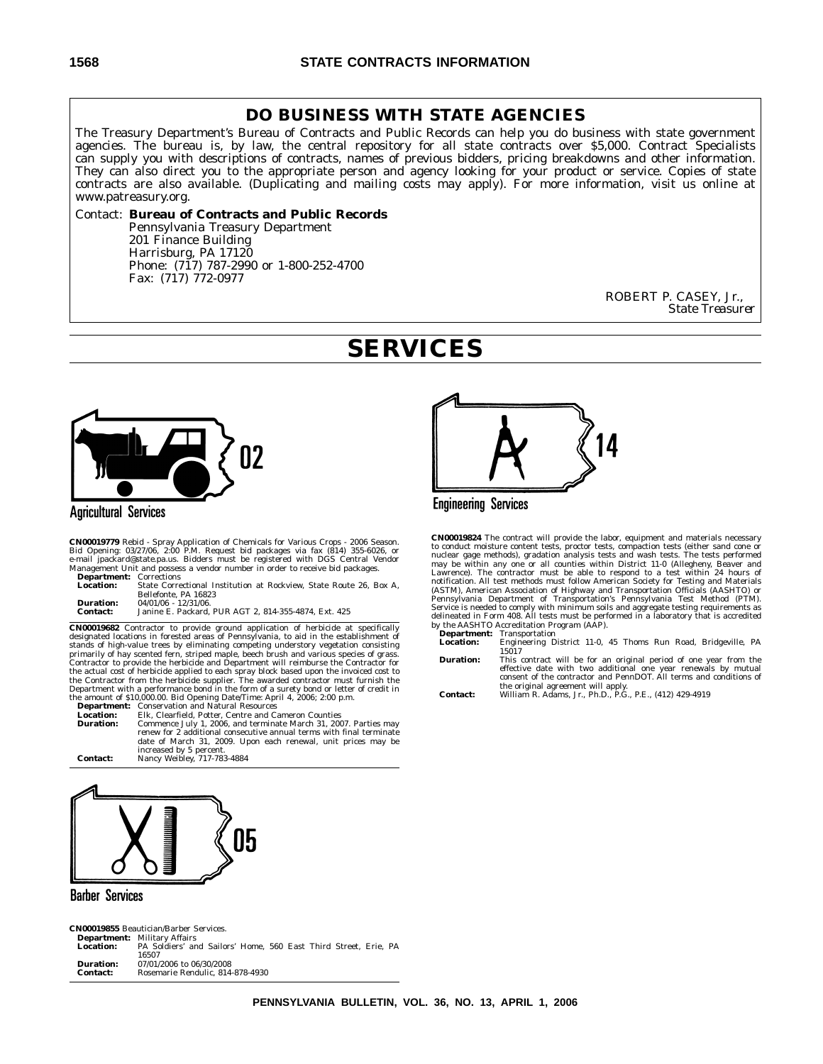## DO BUSINESS WITH STATE AGENCIES

The Treasury Department's Bureau of Contracts and Public Records can help you do business with state government agencies. The bureau is, by law, the central repository for all state contracts over $5,000. Contract Specialists can supply you with descriptions of contracts, names of previous bidders, pricing breakdowns and other information. They can also direct you to the appropriate person and agency looking for your product or service. Copies of state contracts are also available. (Duplicating and mailing costs may apply). For more information, visit us online at www.patreasury.org.

Contact: **Bureau of Contracts and Public Records**
Pennsylvania Treasury Department
201 Finance Building
Harrisburg, PA 17120
Phone: (717) 787-2990 or 1-800-252-4700
Fax: (717) 772-0977

ROBERT P. CASEY, Jr.,
*State Treasurer*

# SERVICES

## 02 Agricultural Services

**CN00019779** Rebid - Spray Application of Chemicals for Various Crops - 2006 Season. Bid Opening: 03/27/06, 2:00 P.M. Request bid packages via fax (814) 355-6026, or e-mail jpackard@state.pa.us. Bidders must be registered with DGS Central Vendor Management Unit and possess a vendor number in order to receive bid packages.

**Department:** Corrections
**Location:** State Correctional Institution at Rockview, State Route 26, Box A, Bellefonte, PA 16823
**Duration:** 04/01/06 - 12/31/06.
**Contact:** Janine E. Packard, PUR AGT 2, 814-355-4874, Ext. 425

**CN00019682** Contractor to provide ground application of herbicide at specifically designated locations in forested areas of Pennsylvania, to aid in the establishment of stands of high-value trees by eliminating competing understory vegetation consisting primarily of hay scented fern, striped maple, beech brush and various species of grass. Contractor to provide the herbicide and Department will reimburse the Contractor for the actual cost of herbicide applied to each spray block based upon the invoiced cost to the Contractor from the herbicide supplier. The awarded contractor must furnish the Department with a performance bond in the form of a surety bond or letter of credit in the amount of $10,000.00. Bid Opening Date/Time: April 4, 2006; 2:00 p.m.

**Department:** Conservation and Natural Resources
**Location:** Elk, Clearfield, Potter, Centre and Cameron Counties
**Duration:** Commence July 1, 2006, and terminate March 31, 2007. Parties may renew for 2 additional consecutive annual terms with final terminate date of March 31, 2009. Upon each renewal, unit prices may be increased by 5 percent.
**Contact:** Nancy Weibley, 717-783-4884

## 05 Barber Services

**CN00019855** Beautician/Barber Services.

**Department:** Military Affairs
**Location:** PA Soldiers' and Sailors' Home, 560 East Third Street, Erie, PA 16507
**Duration:** 07/01/2006 to 06/30/2008
**Contact:** Rosemarie Rendulic, 814-878-4930

## 14 Engineering Services

**CN00019824** The contract will provide the labor, equipment and materials necessary to conduct moisture content tests, proctor tests, compaction tests (either sand cone or nuclear gage methods), gradation analysis tests and wash tests. The tests performed may be within any one or all counties within District 11-0 (Allegheny, Beaver and Lawrence). The contractor must be able to respond to a test within 24 hours of notification. All test methods must follow American Society for Testing and Materials (ASTM), American Association of Highway and Transportation Officials (AASHTO) or Pennsylvania Department of Transportation's Pennsylvania Test Method (PTM). Service is needed to comply with minimum soils and aggregate testing requirements as delineated in Form 408. All tests must be performed in a laboratory that is accredited by the AASHTO Accreditation Program (AAP).

**Department:** Transportation
**Location:** Engineering District 11-0, 45 Thoms Run Road, Bridgeville, PA 15017
**Duration:** This contract will be for an original period of one year from the effective date with two additional one year renewals by mutual consent of the contractor and PennDOT. All terms and conditions of the original agreement will apply.
**Contact:** William R. Adams, Jr., Ph.D., P.G., P.E., (412) 429-4919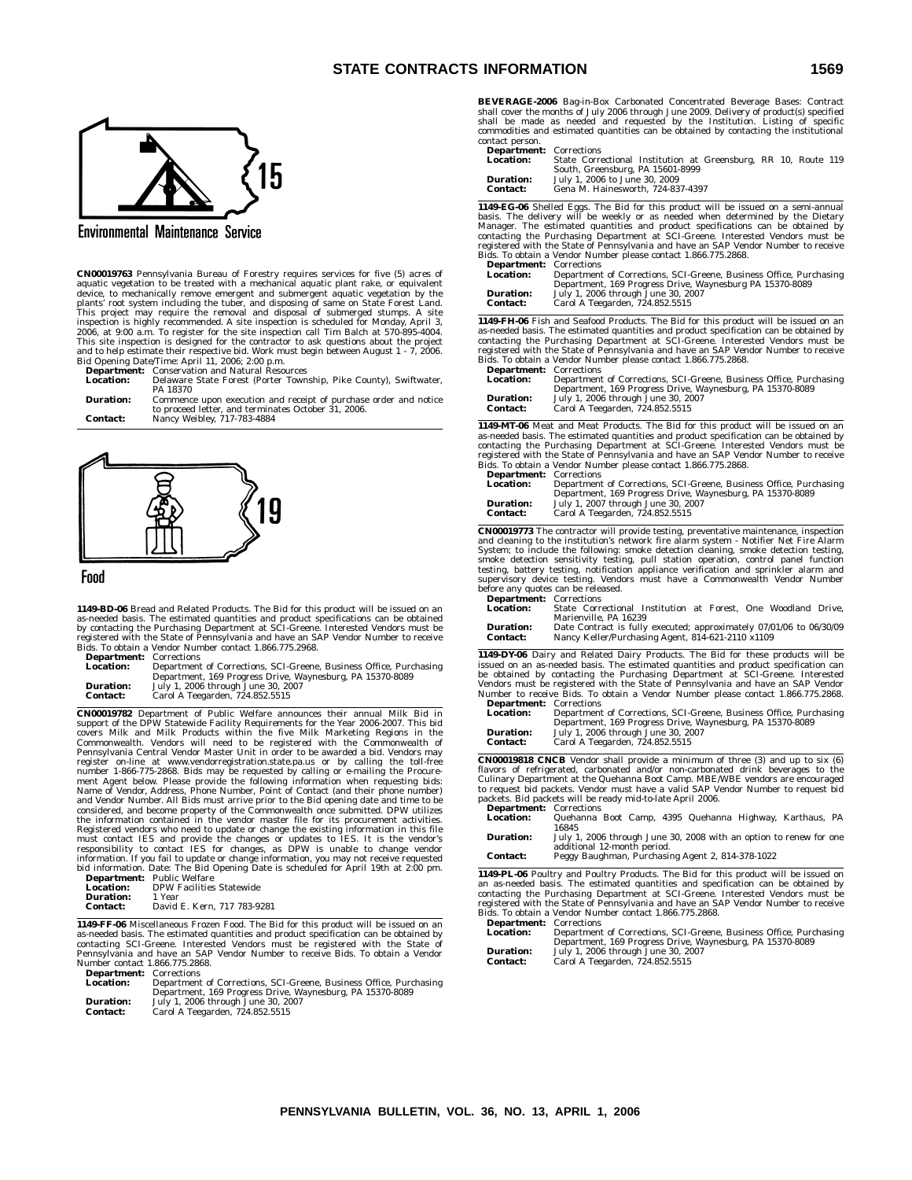## 15 Environmental Maintenance Service

**CN00019763** Pennsylvania Bureau of Forestry requires services for five (5) acres of aquatic vegetation to be treated with a mechanical aquatic plant rake, or equivalent device, to mechanically remove emergent and submergent aquatic vegetation by the plants' root system including the tuber, and disposing of same on State Forest Land. This project may require the removal and disposal of submerged stumps. A site inspection is highly recommended. A site inspection is scheduled for Monday, April 3, 2006, at 9:00 a.m. To register for the site inspection call Tim Balch at 570-895-4004. This site inspection is designed for the contractor to ask questions about the project and to help estimate their respective bid. Work must begin between August 1 - 7, 2006. Bid Opening Date/Time: April 11, 2006; 2:00 p.m.

**Department:** Conservation and Natural Resources
**Location:** Delaware State Forest (Porter Township, Pike County), Swiftwater, PA 18370
**Duration:** Commence upon execution and receipt of purchase order and notice to proceed letter, and terminates October 31, 2006.
**Contact:** Nancy Weibley, 717-783-4884

## 19 Food

**1149-BD-06** Bread and Related Products. The Bid for this product will be issued on an as-needed basis. The estimated quantities and product specifications can be obtained by contacting the Purchasing Department at SCI-Greene. Interested Vendors must be registered with the State of Pennsylvania and have an SAP Vendor Number to receive Bids. To obtain a Vendor Number contact 1.866.775.2968.

**Department:** Corrections
**Location:** Department of Corrections, SCI-Greene, Business Office, Purchasing Department, 169 Progress Drive, Waynesburg, PA 15370-8089
**Duration:** July 1, 2006 through June 30, 2007
**Contact:** Carol A Teegarden, 724.852.5515

**CN00019782** Department of Public Welfare announces their annual Milk Bid in support of the DPW Statewide Facility Requirements for the Year 2006-2007. This bid covers Milk and Milk Products within the five Milk Marketing Regions in the Commonwealth. Vendors will need to be registered with the Commonwealth of Pennsylvania Central Vendor Master Unit in order to be awarded a bid. Vendors may register on-line at www.vendorregistration.state.pa.us or by calling the toll-free number 1-866-775-2868. Bids may be requested by calling or e-mailing the Procurement Agent below. Please provide the following information when requesting bids: Name of Vendor, Address, Phone Number, Point of Contact (and their phone number) and Vendor Number. All Bids must arrive prior to the Bid opening date and time to be considered, and become property of the Commonwealth once submitted. DPW utilizes the information contained in the vendor master file for its procurement activities. Registered vendors who need to update or change the existing information in this file must contact IES and provide the changes or updates to IES. It is the vendor's responsibility to contact IES for changes, as DPW is unable to change vendor information. If you fail to update or change information, you may not receive requested bid information. Date: The Bid Opening Date is scheduled for April 19th at 2:00 pm.

**Department:** Public Welfare
**Location:** DPW Facilities Statewide
**Duration:** 1 Year
**Contact:** David E. Kern, 717 783-9281

**1149-FF-06** Miscellaneous Frozen Food. The Bid for this product will be issued on an as-needed basis. The estimated quantities and product specification can be obtained by contacting SCI-Greene. Interested Vendors must be registered with the State of Pennsylvania and have an SAP Vendor Number to receive Bids. To obtain a Vendor Number contact 1.866.775.2868.

**Department:** Corrections
**Location:** Department of Corrections, SCI-Greene, Business Office, Purchasing Department, 169 Progress Drive, Waynesburg, PA 15370-8089
**Duration:** July 1, 2006 through June 30, 2007
**Contact:** Carol A Teegarden, 724.852.5515

**BEVERAGE-2006** Bag-in-Box Carbonated Concentrated Beverage Bases: Contract shall cover the months of July 2006 through June 2009. Delivery of product(s) specified shall be made as needed and requested by the Institution. Listing of specific commodities and estimated quantities can be obtained by contacting the institutional contact person.

**Department:** Corrections
**Location:** State Correctional Institution at Greensburg, RR 10, Route 119 South, Greensburg, PA 15601-8999
**Duration:** July 1, 2006 to June 30, 2009
**Contact:** Gena M. Hainesworth, 724-837-4397

**1149-EG-06** Shelled Eggs. The Bid for this product will be issued on a semi-annual basis. The delivery will be weekly or as needed when determined by the Dietary Manager. The estimated quantities and product specifications can be obtained by contacting the Purchasing Department at SCI-Greene. Interested Vendors must be registered with the State of Pennsylvania and have an SAP Vendor Number to receive Bids. To obtain a Vendor Number please contact 1.866.775.2868.

**Department:** Corrections
**Location:** Department of Corrections, SCI-Greene, Business Office, Purchasing Department, 169 Progress Drive, Waynesburg PA 15370-8089
**Duration:** July 1, 2006 through June 30, 2007
**Contact:** Carol A Teegarden, 724.852.5515

**1149-FH-06** Fish and Seafood Products. The Bid for this product will be issued on an as-needed basis. The estimated quantities and product specification can be obtained by contacting the Purchasing Department at SCI-Greene. Interested Vendors must be registered with the State of Pennsylvania and have an SAP Vendor Number to receive Bids. To obtain a Vendor Number please contact 1.866.775.2868.

**Department:** Corrections
**Location:** Department of Corrections, SCI-Greene, Business Office, Purchasing Department, 169 Progress Drive, Waynesburg, PA 15370-8089
**Duration:** July 1, 2006 through June 30, 2007
**Contact:** Carol A Teegarden, 724.852.5515

**1149-MT-06** Meat and Meat Products. The Bid for this product will be issued on an as-needed basis. The estimated quantities and product specification can be obtained by contacting the Purchasing Department at SCI-Greene. Interested Vendors must be registered with the State of Pennsylvania and have an SAP Vendor Number to receive Bids. To obtain a Vendor Number please contact 1.866.775.2868.

**Department:** Corrections
**Location:** Department of Corrections, SCI-Greene, Business Office, Purchasing Department, 169 Progress Drive, Waynesburg, PA 15370-8089
**Duration:** July 1, 2007 through June 30, 2007
**Contact:** Carol A Teegarden, 724.852.5515

**CN00019773** The contractor will provide testing, preventative maintenance, inspection and cleaning to the institution's network fire alarm system - Notifier Net Fire Alarm System; to include the following: smoke detection cleaning, smoke detection testing, smoke detection sensitivity testing, pull station operation, control panel function testing, battery testing, notification appliance verification and sprinkler alarm and supervisory device testing. Vendors must have a Commonwealth Vendor Number before any quotes can be released.

**Department:** Corrections
**Location:** State Correctional Institution at Forest, One Woodland Drive, Marienville, PA 16239
**Duration:** Date Contract is fully executed; approximately 07/01/06 to 06/30/09
**Contact:** Nancy Keller/Purchasing Agent, 814-621-2110 x1109

**1149-DY-06** Dairy and Related Dairy Products. The Bid for these products will be issued on an as-needed basis. The estimated quantities and product specification can be obtained by contacting the Purchasing Department at SCI-Greene. Interested Vendors must be registered with the State of Pennsylvania and have an SAP Vendor Number to receive Bids. To obtain a Vendor Number please contact 1.866.775.2868.

**Department:** Corrections
**Location:** Department of Corrections, SCI-Greene, Business Office, Purchasing Department, 169 Progress Drive, Waynesburg, PA 15370-8089
**Duration:** July 1, 2006 through June 30, 2007
**Contact:** Carol A Teegarden, 724.852.5515

**CN00019818 CNCB** Vendor shall provide a minimum of three (3) and up to six (6) flavors of refrigerated, carbonated and/or non-carbonated drink beverages to the Culinary Department at the Quehanna Boot Camp. MBE/WBE vendors are encouraged to request bid packets. Vendor must have a valid SAP Vendor Number to request bid packets. Bid packets will be ready mid-to-late April 2006.

**Department:** Corrections
**Location:** Quehanna Boot Camp, 4395 Quehanna Highway, Karthaus, PA 16845
**Duration:** July 1, 2006 through June 30, 2008 with an option to renew for one additional 12-month period.
**Contact:** Peggy Baughman, Purchasing Agent 2, 814-378-1022

**1149-PL-06** Poultry and Poultry Products. The Bid for this product will be issued on an as-needed basis. The estimated quantities and specification can be obtained by contacting the Purchasing Department at SCI-Greene. Interested Vendors must be registered with the State of Pennsylvania and have an SAP Vendor Number to receive Bids. To obtain a Vendor Number contact 1.866.775.2868.

**Department:** Corrections
**Location:** Department of Corrections, SCI-Greene, Business Office, Purchasing Department, 169 Progress Drive, Waynesburg, PA 15370-8089
**Duration:** July 1, 2006 through June 30, 2007
**Contact:** Carol A Teegarden, 724.852.5515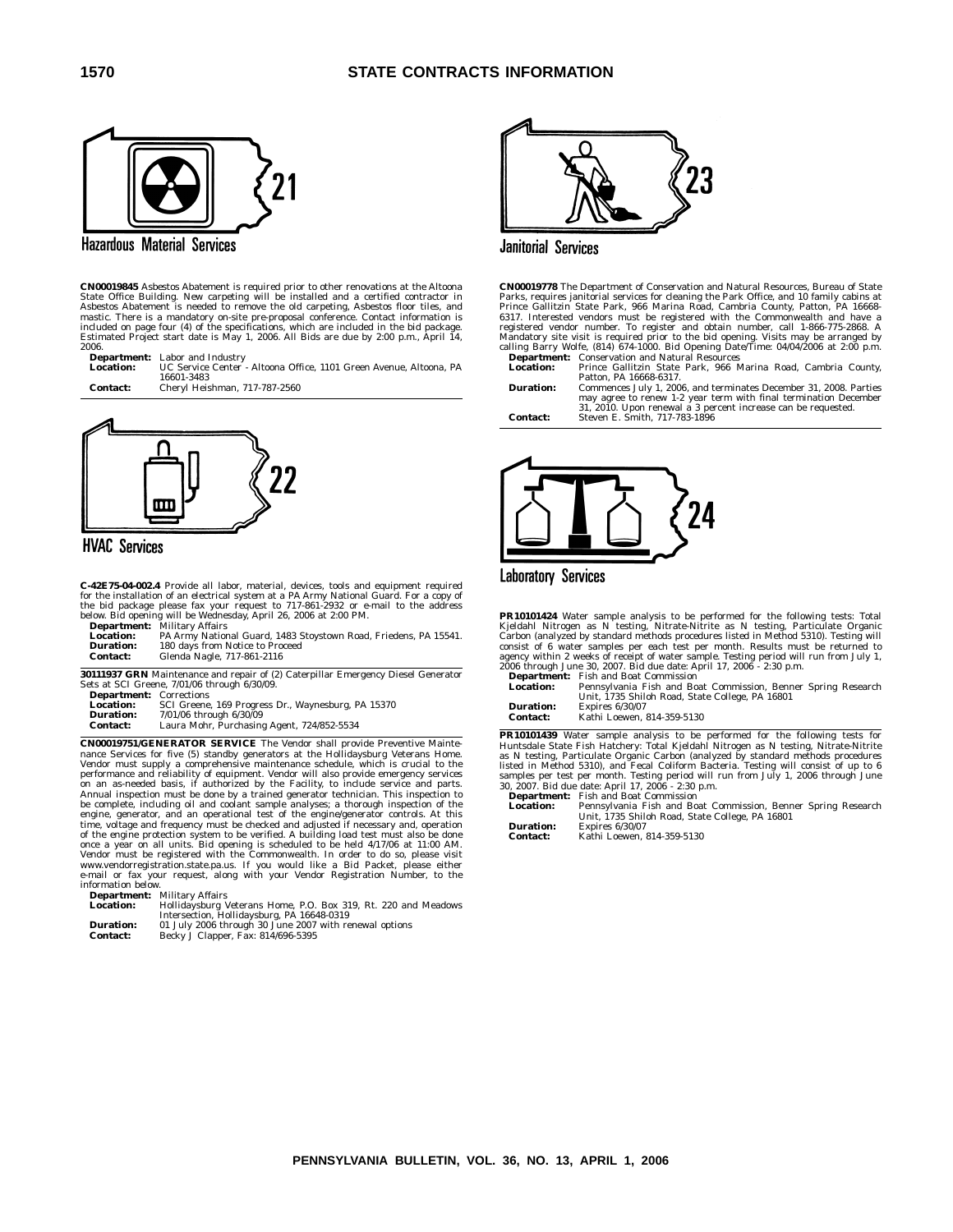## 21 Hazardous Material Services

**CN00019845** Asbestos Abatement is required prior to other renovations at the Altoona State Office Building. New carpeting will be installed and a certified contractor in Asbestos Abatement is needed to remove the old carpeting, Asbestos floor tiles, and mastic. There is a mandatory on-site pre-proposal conference. Contact information is included on page four (4) of the specifications, which are included in the bid package. Estimated Project start date is May 1, 2006. All Bids are due by 2:00 p.m., April 14, 2006.

**Department:** Labor and Industry
**Location:** UC Service Center - Altoona Office, 1101 Green Avenue, Altoona, PA 16601-3483
**Contact:** Cheryl Heishman, 717-787-2560

## 22 HVAC Services

**C-42E75-04-002.4** Provide all labor, material, devices, tools and equipment required for the installation of an electrical system at a PA Army National Guard. For a copy of the bid package please fax your request to 717-861-2932 or e-mail to the address below. Bid opening will be Wednesday, April 26, 2006 at 2:00 PM.

**Department:** Military Affairs
**Location:** PA Army National Guard, 1483 Stoystown Road, Friedens, PA 15541.
**Duration:** 180 days from Notice to Proceed
**Contact:** Glenda Nagle, 717-861-2116

**30111937 GRN** Maintenance and repair of (2) Caterpillar Emergency Diesel Generator Sets at SCI Greene, 7/01/06 through 6/30/09.

**Department:** Corrections
**Location:** SCI Greene, 169 Progress Dr., Waynesburg, PA 15370
**Duration:** 7/01/06 through 6/30/09
**Contact:** Laura Mohr, Purchasing Agent, 724/852-5534

**CN00019751/GENERATOR SERVICE** The Vendor shall provide Preventive Maintenance Services for five (5) standby generators at the Hollidaysburg Veterans Home. Vendor must supply a comprehensive maintenance schedule, which is crucial to the performance and reliability of equipment. Vendor will also provide emergency services on an as-needed basis, if authorized by the Facility, to include service and parts. Annual inspection must be done by a trained generator technician. This inspection to be complete, including oil and coolant sample analyses; a thorough inspection of the engine, generator, and an operational test of the engine/generator controls. At this time, voltage and frequency must be checked and adjusted if necessary and, operation of the engine protection system to be verified. A building load test must also be done once a year on all units. Bid opening is scheduled to be held 4/17/06 at 11:00 AM. Vendor must be registered with the Commonwealth. In order to do so, please visit www.vendorregistration.state.pa.us. If you would like a Bid Packet, please either e-mail or fax your request, along with your Vendor Registration Number, to the information below.

**Department:** Military Affairs
**Location:** Hollidaysburg Veterans Home, P.O. Box 319, Rt. 220 and Meadows Intersection, Hollidaysburg, PA 16648-0319
**Duration:** 01 July 2006 through 30 June 2007 with renewal options
**Contact:** Becky J Clapper, Fax: 814/696-5395

## 23 Janitorial Services

**CN00019778** The Department of Conservation and Natural Resources, Bureau of State Parks, requires janitorial services for cleaning the Park Office, and 10 family cabins at Prince Gallitzin State Park, 966 Marina Road, Cambria County, Patton, PA 16668-6317. Interested vendors must be registered with the Commonwealth and have a registered vendor number. To register and obtain number, call 1-866-775-2868. A Mandatory site visit is required prior to the bid opening. Visits may be arranged by calling Barry Wolfe, (814) 674-1000. Bid Opening Date/Time: 04/04/2006 at 2:00 p.m.

**Department:** Conservation and Natural Resources
**Location:** Prince Gallitzin State Park, 966 Marina Road, Cambria County, Patton, PA 16668-6317.
**Duration:** Commences July 1, 2006, and terminates December 31, 2008. Parties may agree to renew 1-2 year term with final termination December 31, 2010. Upon renewal a 3 percent increase can be requested.
**Contact:** Steven E. Smith, 717-783-1896

## 24 Laboratory Services

**PR10101424** Water sample analysis to be performed for the following tests: Total Kjeldahl Nitrogen as N testing, Nitrate-Nitrite as N testing, Particulate Organic Carbon (analyzed by standard methods procedures listed in Method 5310). Testing will consist of 6 water samples per each test per month. Results must be returned to agency within 2 weeks of receipt of water sample. Testing period will run from July 1, 2006 through June 30, 2007. Bid due date: April 17, 2006 - 2:30 p.m.

**Department:** Fish and Boat Commission
**Location:** Pennsylvania Fish and Boat Commission, Benner Spring Research Unit, 1735 Shiloh Road, State College, PA 16801
**Duration:** Expires 6/30/07
**Contact:** Kathi Loewen, 814-359-5130

**PR10101439** Water sample analysis to be performed for the following tests for Huntsdale State Fish Hatchery: Total Kjeldahl Nitrogen as N testing, Nitrate-Nitrite as N testing, Particulate Organic Carbon (analyzed by standard methods procedures listed in Method 5310), and Fecal Coliform Bacteria. Testing will consist of up to 6 samples per test per month. Testing period will run from July 1, 2006 through June 30, 2007. Bid due date: April 17, 2006 - 2:30 p.m.

**Department:** Fish and Boat Commission
**Location:** Pennsylvania Fish and Boat Commission, Benner Spring Research Unit, 1735 Shiloh Road, State College, PA 16801
**Duration:** Expires 6/30/07
**Contact:** Kathi Loewen, 814-359-5130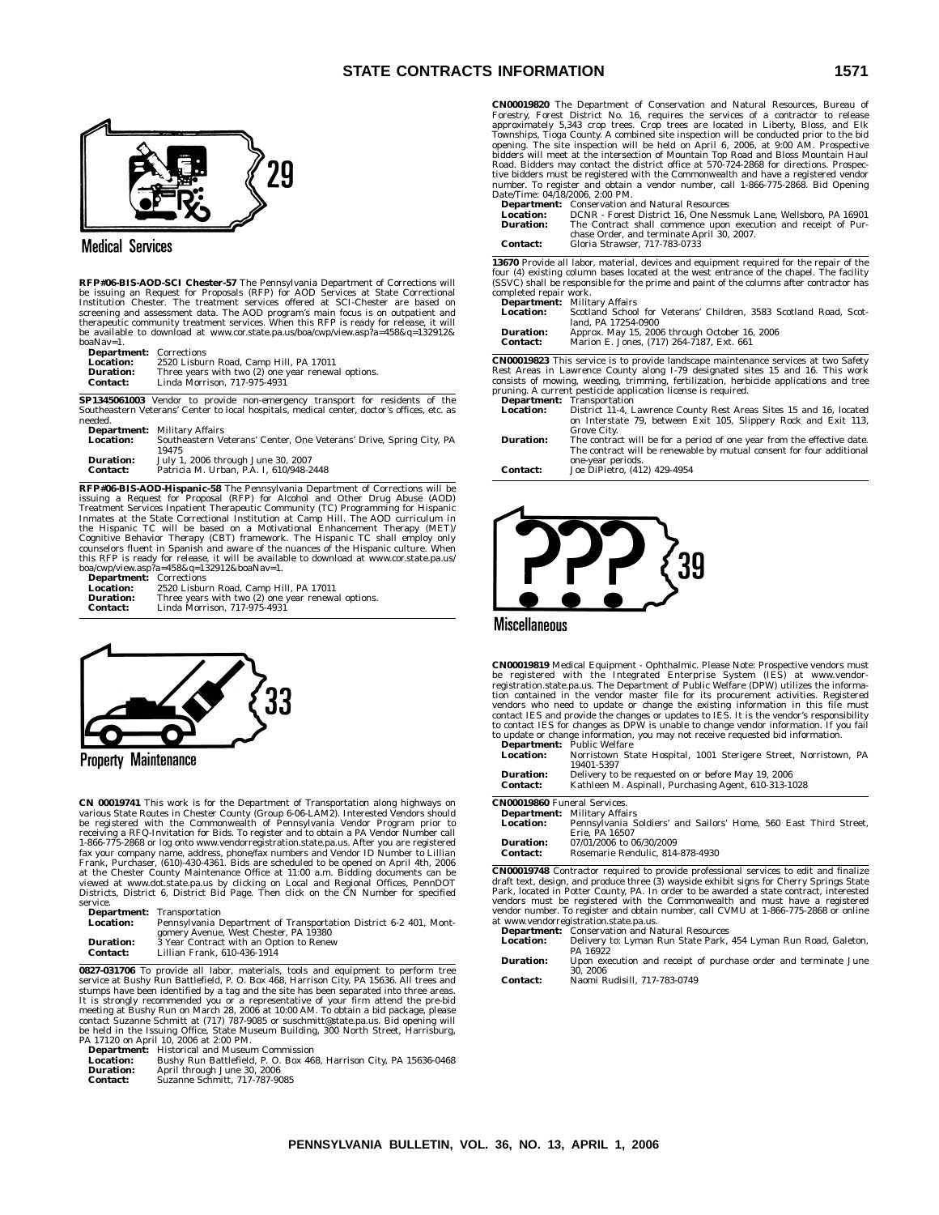## Medical Services

**RFP#06-BIS-AOD-SCI Chester-57** The Pennsylvania Department of Corrections will be issuing an Request for Proposals (RFP) for AOD Services at State Correctional Institution Chester. The treatment services offered at SCI-Chester are based on screening and assessment data. The AOD program's main focus is on outpatient and therapeutic community treatment services. When this RFP is ready for release, it will be available to download at www.cor.state.pa.us/boa/cwp/view.asp?a=458&q=132912&boaNav=1.

**Department:** Corrections
**Location:** 2520 Lisburn Road, Camp Hill, PA 17011
**Duration:** Three years with two (2) one year renewal options.
**Contact:** Linda Morrison, 717-975-4931

**SP1345061003** Vendor to provide non-emergency transport for residents of the Southeastern Veterans' Center to local hospitals, medical center, doctor's offices, etc. as needed.

**Department:** Military Affairs
**Location:** Southeastern Veterans' Center, One Veterans' Drive, Spring City, PA 19475
**Duration:** July 1, 2006 through June 30, 2007
**Contact:** Patricia M. Urban, P.A. I, 610/948-2448

**RFP#06-BIS-AOD-Hispanic-58** The Pennsylvania Department of Corrections will be issuing a Request for Proposal (RFP) for Alcohol and Other Drug Abuse (AOD) Treatment Services Inpatient Therapeutic Community (TC) Programming for Hispanic Inmates at the State Correctional Institution at Camp Hill. The AOD curriculum in the Hispanic TC will be based on a Motivational Enhancement Therapy (MET)/ Cognitive Behavior Therapy (CBT) framework. The Hispanic TC shall employ only counselors fluent in Spanish and aware of the nuances of the Hispanic culture. When this RFP is ready for release, it will be available to download at www.cor.state.pa.us/boa/cwp/view.asp?a=458&q=132912&boaNav=1.

**Department:** Corrections
**Location:** 2520 Lisburn Road, Camp Hill, PA 17011
**Duration:** Three years with two (2) one year renewal options.
**Contact:** Linda Morrison, 717-975-4931

## Property Maintenance

**CN 00019741** This work is for the Department of Transportation along highways on various State Routes in Chester County (Group 6-06-LAM2). Interested Vendors should be registered with the Commonwealth of Pennsylvania Vendor Program prior to receiving a RFQ-Invitation for Bids. To register and to obtain a PA Vendor Number call 1-866-775-2868 or log onto www.vendorregistration.state.pa.us. After you are registered fax your company name, address, phone/fax numbers and Vendor ID Number to Lillian Frank, Purchaser, (610)-430-4361. Bids are scheduled to be opened on April 4th, 2006 at the Chester County Maintenance Office at 11:00 a.m. Bidding documents can be viewed at www.dot.state.pa.us by clicking on Local and Regional Offices, PennDOT Districts, District 6, District Bid Page. Then click on the CN Number for specified service.

**Department:** Transportation
**Location:** Pennsylvania Department of Transportation District 6-2 401, Montgomery Avenue, West Chester, PA 19380
**Duration:** 3 Year Contract with an Option to Renew
**Contact:** Lillian Frank, 610-436-1914

**0827-031706** To provide all labor, materials, tools and equipment to perform tree service at Bushy Run Battlefield, P. O. Box 468, Harrison City, PA 15636. All trees and stumps have been identified by a tag and the site has been separated into three areas. It is strongly recommended you or a representative of your firm attend the pre-bid meeting at Bushy Run on March 28, 2006 at 10:00 AM. To obtain a bid package, please contact Suzanne Schmitt at (717) 787-9085 or suschmitt@state.pa.us. Bid opening will be held in the Issuing Office, State Museum Building, 300 North Street, Harrisburg, PA 17120 on April 10, 2006 at 2:00 PM.

**Department:** Historical and Museum Commission
**Location:** Bushy Run Battlefield, P. O. Box 468, Harrison City, PA 15636-0468
**Duration:** April through June 30, 2006
**Contact:** Suzanne Schmitt, 717-787-9085

**CN00019820** The Department of Conservation and Natural Resources, Bureau of Forestry, Forest District No. 16, requires the services of a contractor to release approximately 5,343 crop trees. Crop trees are located in Liberty, Bloss, and Elk Townships, Tioga County. A combined site inspection will be conducted prior to the bid opening. The site inspection will be held on April 6, 2006, at 9:00 AM. Prospective bidders will meet at the intersection of Mountain Top Road and Bloss Mountain Haul Road. Bidders may contact the district office at 570-724-2868 for directions. Prospective bidders must be registered with the Commonwealth and have a registered vendor number. To register and obtain a vendor number, call 1-866-775-2868. Bid Opening Date/Time: 04/18/2006, 2:00 PM.

**Department:** Conservation and Natural Resources
**Location:** DCNR - Forest District 16, One Nessmuk Lane, Wellsboro, PA 16901
**Duration:** The Contract shall commence upon execution and receipt of Purchase Order, and terminate April 30, 2007.
**Contact:** Gloria Strawser, 717-783-0733

**13670** Provide all labor, material, devices and equipment required for the repair of the four (4) existing column bases located at the west entrance of the chapel. The facility (SSVC) shall be responsible for the prime and paint of the columns after contractor has completed repair work.

**Department:** Military Affairs
**Location:** Scotland School for Veterans' Children, 3583 Scotland Road, Scotland, PA 17254-0900
**Duration:** Approx. May 15, 2006 through October 16, 2006
**Contact:** Marion E. Jones, (717) 264-7187, Ext. 661

**CN00019823** This service is to provide landscape maintenance services at two Safety Rest Areas in Lawrence County along I-79 designated sites 15 and 16. This work consists of mowing, weeding, trimming, fertilization, herbicide applications and tree pruning. A current pesticide application license is required.

**Department:** Transportation
**Location:** District 11-4, Lawrence County Rest Areas Sites 15 and 16, located on Interstate 79, between Exit 105, Slippery Rock and Exit 113, Grove City.
**Duration:** The contract will be for a period of one year from the effective date. The contract will be renewable by mutual consent for four additional one-year periods.
**Contact:** Joe DiPietro, (412) 429-4954

## Miscellaneous

**CN00019819** Medical Equipment - Ophthalmic. Please Note: Prospective vendors must be registered with the Integrated Enterprise System (IES) at www.vendorregistration.state.pa.us. The Department of Public Welfare (DPW) utilizes the information contained in the vendor master file for its procurement activities. Registered vendors who need to update or change the existing information in this file must contact IES and provide the changes or updates to IES. It is the vendor's responsibility to contact IES for changes as DPW is unable to change vendor information. If you fail to update or change information, you may not receive requested bid information.

**Department:** Public Welfare
**Location:** Norristown State Hospital, 1001 Sterigere Street, Norristown, PA 19401-5397
**Duration:** Delivery to be requested on or before May 19, 2006
**Contact:** Kathleen M. Aspinall, Purchasing Agent, 610-313-1028

**CN00019860** Funeral Services.

**Department:** Military Affairs
**Location:** Pennsylvania Soldiers' and Sailors' Home, 560 East Third Street, Erie, PA 16507
**Duration:** 07/01/2006 to 06/30/2009
**Contact:** Rosemarie Rendulic, 814-878-4930

**CN00019748** Contractor required to provide professional services to edit and finalize draft text, design, and produce three (3) wayside exhibit signs for Cherry Springs State Park, located in Potter County, PA. In order to be awarded a state contract, interested vendors must be registered with the Commonwealth and must have a registered vendor number. To register and obtain number, call CVMU at 1-866-775-2868 or online at www.vendorregistration.state.pa.us.

**Department:** Conservation and Natural Resources
**Location:** Delivery to: Lyman Run State Park, 454 Lyman Run Road, Galeton, PA 16922
**Duration:** Upon execution and receipt of purchase order and terminate June 30, 2006
**Contact:** Naomi Rudisill, 717-783-0749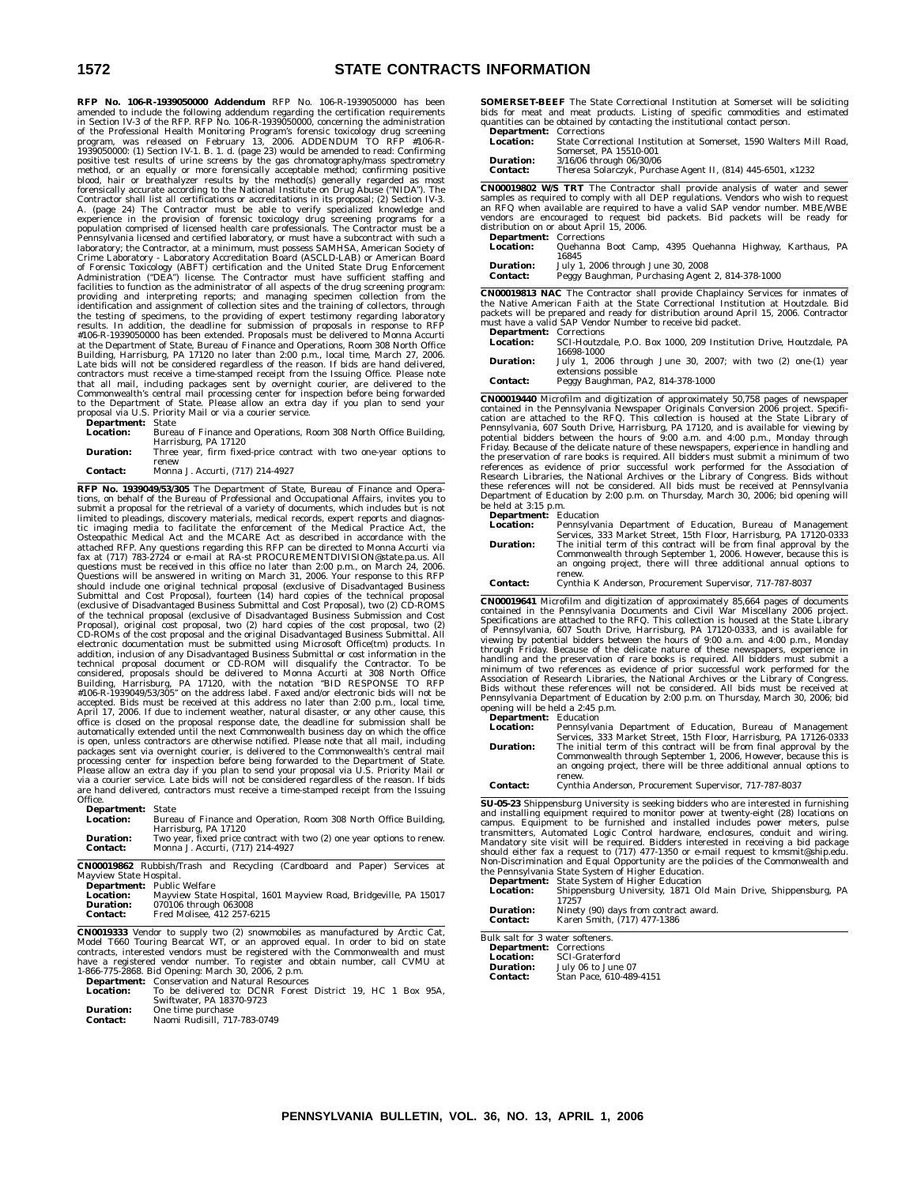**RFP No. 106-R-1939050000 Addendum** RFP No. 106-R-1939050000 has been amended to include the following addendum regarding the certification requirements in Section IV-3 of the RFP. RFP No. 106-R-1939050000, concerning the administration of the Professional Health Monitoring Program's forensic toxicology drug screening program, was released on February 13, 2006. ADDENDUM TO RFP #106-R-1939050000: (1) Section IV-1. B. 1. d. (page 23) would be amended to read: Confirming positive test results of urine screens by the gas chromatography/mass spectrometry method, or an equally or more forensically acceptable method; confirming positive blood, hair or breathalyzer results by the method(s) generally regarded as most forensically accurate according to the National Institute on Drug Abuse ("NIDA"). The Contractor shall list all certifications or accreditations in its proposal; (2) Section IV-3. A. (page 24) The Contractor must be able to verify specialized knowledge and experience in the provision of forensic toxicology drug screening programs for a population comprised of licensed health care professionals. The Contractor must be a Pennsylvania licensed and certified laboratory, or must have a subcontract with such a laboratory; the Contractor, at a minimum, must possess SAMHSA, American Society of Crime Laboratory - Laboratory Accreditation Board (ASCLD-LAB) or American Board of Forensic Toxicology (ABFT) certification and the United State Drug Enforcement Administration ("DEA") license. The Contractor must have sufficient staffing and facilities to function as the administrator of all aspects of the drug screening program: providing and interpreting reports; and managing specimen collection from the identification and assignment of collection sites and the training of collectors, through the testing of specimens, to the providing of expert testimony regarding laboratory results. In addition, the deadline for submission of proposals in response to RFP #106-R-1939050000 has been extended. Proposals must be delivered to Monna Accurti at the Department of State, Bureau of Finance and Operations, Room 308 North Office Building, Harrisburg, PA 17120 no later than 2:00 p.m., local time, March 27, 2006. Late bids will not be considered regardless of the reason. If bids are hand delivered, contractors must receive a time-stamped receipt from the Issuing Office. Please note that all mail, including packages sent by overnight courier, are delivered to the Commonwealth's central mail processing center for inspection before being forwarded to the Department of State. Please allow an extra day if you plan to send your proposal via U.S. Priority Mail or via a courier service.

**Department:** State
**Location:** Bureau of Finance and Operations, Room 308 North Office Building, Harrisburg, PA 17120
**Duration:** Three year, firm fixed-price contract with two one-year options to renew
**Contact:** Monna J. Accurti, (717) 214-4927

**RFP No. 1939049/53/305** The Department of State, Bureau of Finance and Operations, on behalf of the Bureau of Professional and Occupational Affairs, invites you to submit a proposal for the retrieval of a variety of documents, which includes but is not limited to pleadings, discovery materials, medical records, expert reports and diagnostic imaging media to facilitate the enforcement of the Medical Practice Act, the Osteopathic Medical Act and the MCARE Act as described in accordance with the attached RFP. Any questions regarding this RFP can be directed to Monna Accurti via fax at (717) 783-2724 or e-mail at RA-st PROCUREMENTDIVISION@state.pa.us. All questions must be received in this office no later than 2:00 p.m., on March 24, 2006. Questions will be answered in writing on March 31, 2006. Your response to this RFP should include one original technical proposal (exclusive of Disadvantaged Business Submittal and Cost Proposal), fourteen (14) hard copies of the technical proposal (exclusive of Disadvantaged Business Submittal and Cost Proposal), two (2) CD-ROMS of the technical proposal (exclusive of Disadvantaged Business Submission and Cost Proposal), original cost proposal, two (2) hard copies of the cost proposal, two (2) CD-ROMs of the cost proposal and the original Disadvantaged Business Submittal. All electronic documentation must be submitted using Microsoft Office(tm) products. In addition, inclusion of any Disadvantaged Business Submittal or cost information in the technical proposal document or CD-ROM will disqualify the Contractor. To be considered, proposals should be delivered to Monna Accurti at 308 North Office Building, Harrisburg, PA 17120, with the notation "BID RESPONSE TO RFP #106-R-1939049/53/305" on the address label. Faxed and/or electronic bids will not be accepted. Bids must be received at this address no later than 2:00 p.m., local time, April 17, 2006. If due to inclement weather, natural disaster, or any other cause, this office is closed on the proposal response date, the deadline for submission shall be automatically extended until the next Commonwealth business day on which the office is open, unless contractors are otherwise notified. Please note that all mail, including packages sent via overnight courier, is delivered to the Commonwealth's central mail processing center for inspection before being forwarded to the Department of State. Please allow an extra day if you plan to send your proposal via U.S. Priority Mail or via a courier service. Late bids will not be considered regardless of the reason. If bids are hand delivered, contractors must receive a time-stamped receipt from the Issuing Office.

**Department:** State
**Location:** Bureau of Finance and Operation, Room 308 North Office Building, Harrisburg, PA 17120
**Duration:** Two year, fixed price contract with two (2) one year options to renew.
**Contact:** Monna J. Accurti, (717) 214-4927

**CN00019862** Rubbish/Trash and Recycling (Cardboard and Paper) Services at Mayview State Hospital.

**Department:** Public Welfare
**Location:** Mayview State Hospital, 1601 Mayview Road, Bridgeville, PA 15017
**Duration:** 070106 through 063008
**Contact:** Fred Molisee, 412 257-6215

**CN0019333** Vendor to supply two (2) snowmobiles as manufactured by Arctic Cat, Model T660 Touring Bearcat WT, or an approved equal. In order to bid on state contracts, interested vendors must be registered with the Commonwealth and must have a registered vendor number. To register and obtain number, call CVMU at 1-866-775-2868. Bid Opening: March 30, 2006, 2 p.m.

**Department:** Conservation and Natural Resources
**Location:** To be delivered to: DCNR Forest District 19, HC 1 Box 95A, Swiftwater, PA 18370-9723
**Duration:** One time purchase
**Contact:** Naomi Rudisill, 717-783-0749

**SOMERSET-BEEF** The State Correctional Institution at Somerset will be soliciting bids for meat and meat products. Listing of specific commodities and estimated quantities can be obtained by contacting the institutional contact person.

**Department:** Corrections
**Location:** State Correctional Institution at Somerset, 1590 Walters Mill Road, Somerset, PA 15510-001
**Duration:** 3/16/06 through 06/30/06
**Contact:** Theresa Solarczyk, Purchase Agent II, (814) 445-6501, x1232

**CN00019802 W/S TRT** The Contractor shall provide analysis of water and sewer samples as required to comply with all DEP regulations. Vendors who wish to request an RFQ when available are required to have a valid SAP vendor number. MBE/WBE vendors are encouraged to request bid packets. Bid packets will be ready for distribution on or about April 15, 2006.

**Department:** Corrections
**Location:** Quehanna Boot Camp, 4395 Quehanna Highway, Karthaus, PA 16845
**Duration:** July 1, 2006 through June 30, 2008
**Contact:** Peggy Baughman, Purchasing Agent 2, 814-378-1000

**CN00019813 NAC** The Contractor shall provide Chaplaincy Services for inmates of the Native American Faith at the State Correctional Institution at Houtzdale. Bid packets will be prepared and ready for distribution around April 15, 2006. Contractor must have a valid SAP Vendor Number to receive bid packet.

**Department:** Corrections
**Location:** SCI-Houtzdale, P.O. Box 1000, 209 Institution Drive, Houtzdale, PA 16698-1000
**Duration:** July 1, 2006 through June 30, 2007; with two (2) one-(1) year extensions possible
**Contact:** Peggy Baughman, PA2, 814-378-1000

**CN00019440** Microfilm and digitization of approximately 50,758 pages of newspaper contained in the Pennsylvania Newspaper Originals Conversion 2006 project. Specification are attached to the RFQ. This collection is housed at the State Library of Pennsylvania, 607 South Drive, Harrisburg, PA 17120, and is available for viewing by potential bidders between the hours of 9:00 a.m. and 4:00 p.m., Monday through Friday. Because of the delicate nature of these newspapers, experience in handling and the preservation of rare books is required. All bidders must submit a minimum of two references as evidence of prior successful work performed for the Association of Research Libraries, the National Archives or the Library of Congress. Bids without these references will not be considered. All bids must be received at Pennsylvania Department of Education by 2:00 p.m. on Thursday, March 30, 2006; bid opening will be held at 3:15 p.m.

**Department:** Education
**Location:** Pennsylvania Department of Education, Bureau of Management Services, 333 Market Street, 15th Floor, Harrisburg, PA 17120-0333
**Duration:** The initial term of this contract will be from final approval by the Commonwealth through September 1, 2006. However, because this is an ongoing project, there will three additional annual options to renew.
**Contact:** Cynthia K Anderson, Procurement Supervisor, 717-787-8037

**CN00019641** Microfilm and digitization of approximately 85,664 pages of documents contained in the Pennsylvania Documents and Civil War Miscellany 2006 project. Specifications are attached to the RFQ. This collection is housed at the State Library of Pennsylvania, 607 South Drive, Harrisburg, PA 17120-0333, and is available for viewing by potential bidders between the hours of 9:00 a.m. and 4:00 p.m., Monday through Friday. Because of the delicate nature of these newspapers, experience in handling and the preservation of rare books is required. All bidders must submit a minimum of two references as evidence of prior successful work performed for the Association of Research Libraries, the National Archives or the Library of Congress. Bids without these references will not be considered. All bids must be received at Pennsylvania Department of Education by 2:00 p.m. on Thursday, March 30, 2006; bid opening will be held at 2:45 p.m.

**Department:** Education
**Location:** Pennsylvania Department of Education, Bureau of Management Services, 333 Market Street, 15th Floor, Harrisburg, PA 17126-0333
**Duration:** The initial term of this contract will be from final approval by the Commonwealth through September 1, 2006, However, because this is an ongoing project, there will be three additional annual options to renew.
**Contact:** Cynthia Anderson, Procurement Supervisor, 717-787-8037

**SU-05-23** Shippensburg University is seeking bidders who are interested in furnishing and installing equipment required to monitor power at twenty-eight (28) locations on campus. Equipment to be furnished and installed includes power meters, pulse transmitters, Automated Logic Control hardware, enclosures, conduit and wiring. Mandatory site visit will be required. Bidders interested in receiving a bid package should either fax a request to (717) 477-1350 or e-mail request to kmsmit@ship.edu. Non-Discrimination and Equal Opportunity are the policies of the Commonwealth and the Pennsylvania State System of Higher Education.

**Department:** State System of Higher Education
**Location:** Shippensburg University, 1871 Old Main Drive, Shippensburg, PA 17257
**Duration:** Ninety (90) days from contract award.
**Contact:** Karen Smith, (717) 477-1386

Bulk salt for 3 water softeners.

**Department:** Corrections
**Location:** SCI-Graterford
**Duration:** July 06 to June 07
**Contact:** Stan Pace, 610-489-4151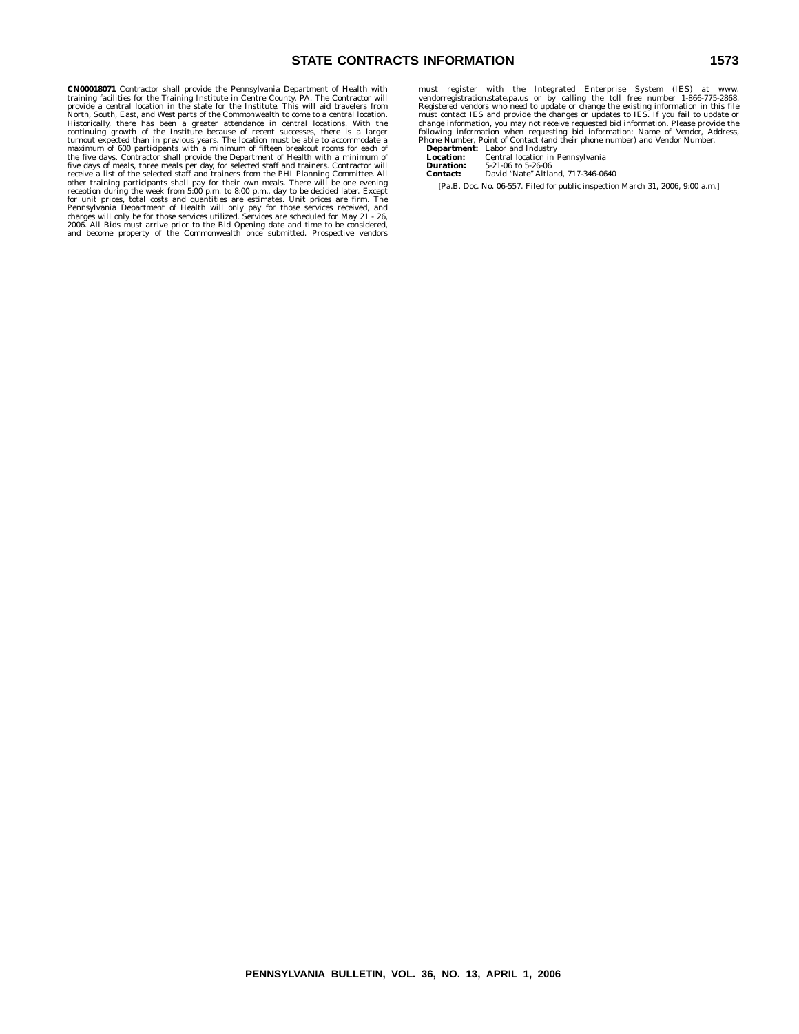**CN00018071** Contractor shall provide the Pennsylvania Department of Health with training facilities for the Training Institute in Centre County, PA. The Contractor will provide a central location in the state for the Institute. This will aid travelers from North, South, East, and West parts of the Commonwealth to come to a central location. Historically, there has been a greater attendance in central locations. With the continuing growth of the Institute because of recent successes, there is a larger turnout expected than in previous years. The location must be able to accommodate a maximum of 600 participants with a minimum of fifteen breakout rooms for each of the five days. Contractor shall provide the Department of Health with a minimum of five days of meals, three meals per day, for selected staff and trainers. Contractor will receive a list of the selected staff and trainers from the PHI Planning Committee. All other training participants shall pay for their own meals. There will be one evening reception during the week from 5:00 p.m. to 8:00 p.m., day to be decided later. Except for unit prices, total costs and quantities are estimates. Unit prices are firm. The Pennsylvania Department of Health will only pay for those services received, and charges will only be for those services utilized. Services are scheduled for May 21 - 26, 2006. All Bids must arrive prior to the Bid Opening date and time to be considered, and become property of the Commonwealth once submitted. Prospective vendors must register with the Integrated Enterprise System (IES) at www.vendorregistration.state.pa.us or by calling the toll free number 1-866-775-2868. Registered vendors who need to update or change the existing information in this file must contact IES and provide the changes or updates to IES. If you fail to update or change information, you may not receive requested bid information. Please provide the following information when requesting bid information: Name of Vendor, Address, Phone Number, Point of Contact (and their phone number) and Vendor Number.

**Department:** Labor and Industry
**Location:** Central location in Pennsylvania
**Duration:** 5-21-06 to 5-26-06
**Contact:** David "Nate" Altland, 717-346-0640

[Pa.B. Doc. No. 06-557. Filed for public inspection March 31, 2006, 9:00 a.m.]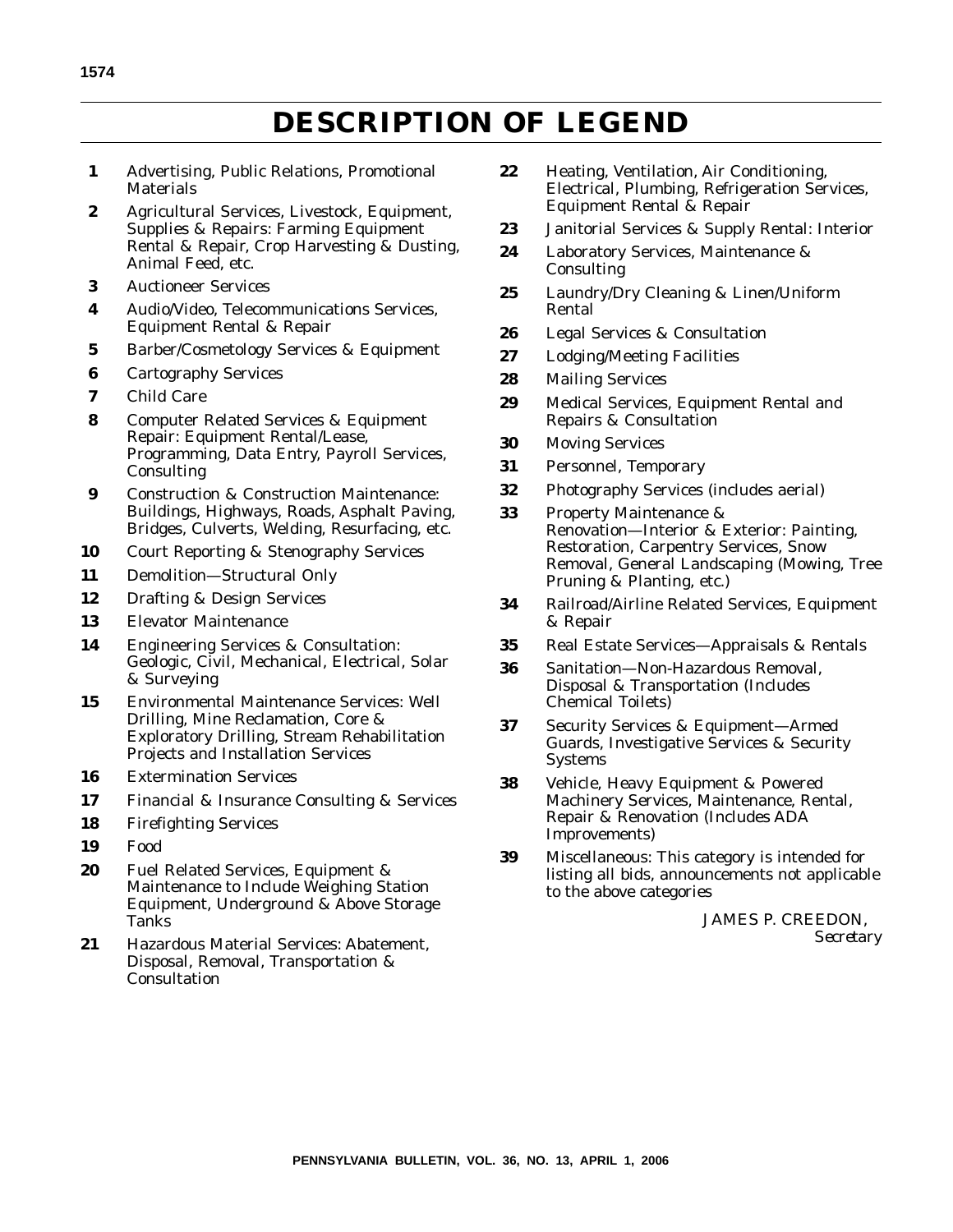# DESCRIPTION OF LEGEND

**1** Advertising, Public Relations, Promotional Materials

**2** Agricultural Services, Livestock, Equipment, Supplies & Repairs: Farming Equipment Rental & Repair, Crop Harvesting & Dusting, Animal Feed, etc.

**3** Auctioneer Services

**4** Audio/Video, Telecommunications Services, Equipment Rental & Repair

**5** Barber/Cosmetology Services & Equipment

**6** Cartography Services

**7** Child Care

**8** Computer Related Services & Equipment Repair: Equipment Rental/Lease, Programming, Data Entry, Payroll Services, Consulting

**9** Construction & Construction Maintenance: Buildings, Highways, Roads, Asphalt Paving, Bridges, Culverts, Welding, Resurfacing, etc.

**10** Court Reporting & Stenography Services

**11** Demolition—Structural Only

**12** Drafting & Design Services

**13** Elevator Maintenance

**14** Engineering Services & Consultation: Geologic, Civil, Mechanical, Electrical, Solar & Surveying

**15** Environmental Maintenance Services: Well Drilling, Mine Reclamation, Core & Exploratory Drilling, Stream Rehabilitation Projects and Installation Services

**16** Extermination Services

**17** Financial & Insurance Consulting & Services

**18** Firefighting Services

**19** Food

**20** Fuel Related Services, Equipment & Maintenance to Include Weighing Station Equipment, Underground & Above Storage Tanks

**21** Hazardous Material Services: Abatement, Disposal, Removal, Transportation & Consultation

**22** Heating, Ventilation, Air Conditioning, Electrical, Plumbing, Refrigeration Services, Equipment Rental & Repair

**23** Janitorial Services & Supply Rental: Interior

**24** Laboratory Services, Maintenance & Consulting

**25** Laundry/Dry Cleaning & Linen/Uniform Rental

**26** Legal Services & Consultation

**27** Lodging/Meeting Facilities

**28** Mailing Services

**29** Medical Services, Equipment Rental and Repairs & Consultation

**30** Moving Services

**31** Personnel, Temporary

**32** Photography Services (includes aerial)

**33** Property Maintenance & Renovation—Interior & Exterior: Painting, Restoration, Carpentry Services, Snow Removal, General Landscaping (Mowing, Tree Pruning & Planting, etc.)

**34** Railroad/Airline Related Services, Equipment & Repair

**35** Real Estate Services—Appraisals & Rentals

**36** Sanitation—Non-Hazardous Removal, Disposal & Transportation (Includes Chemical Toilets)

**37** Security Services & Equipment—Armed Guards, Investigative Services & Security Systems

**38** Vehicle, Heavy Equipment & Powered Machinery Services, Maintenance, Rental, Repair & Renovation (Includes ADA Improvements)

**39** Miscellaneous: This category is intended for listing all bids, announcements not applicable to the above categories

JAMES P. CREEDON,
*Secretary*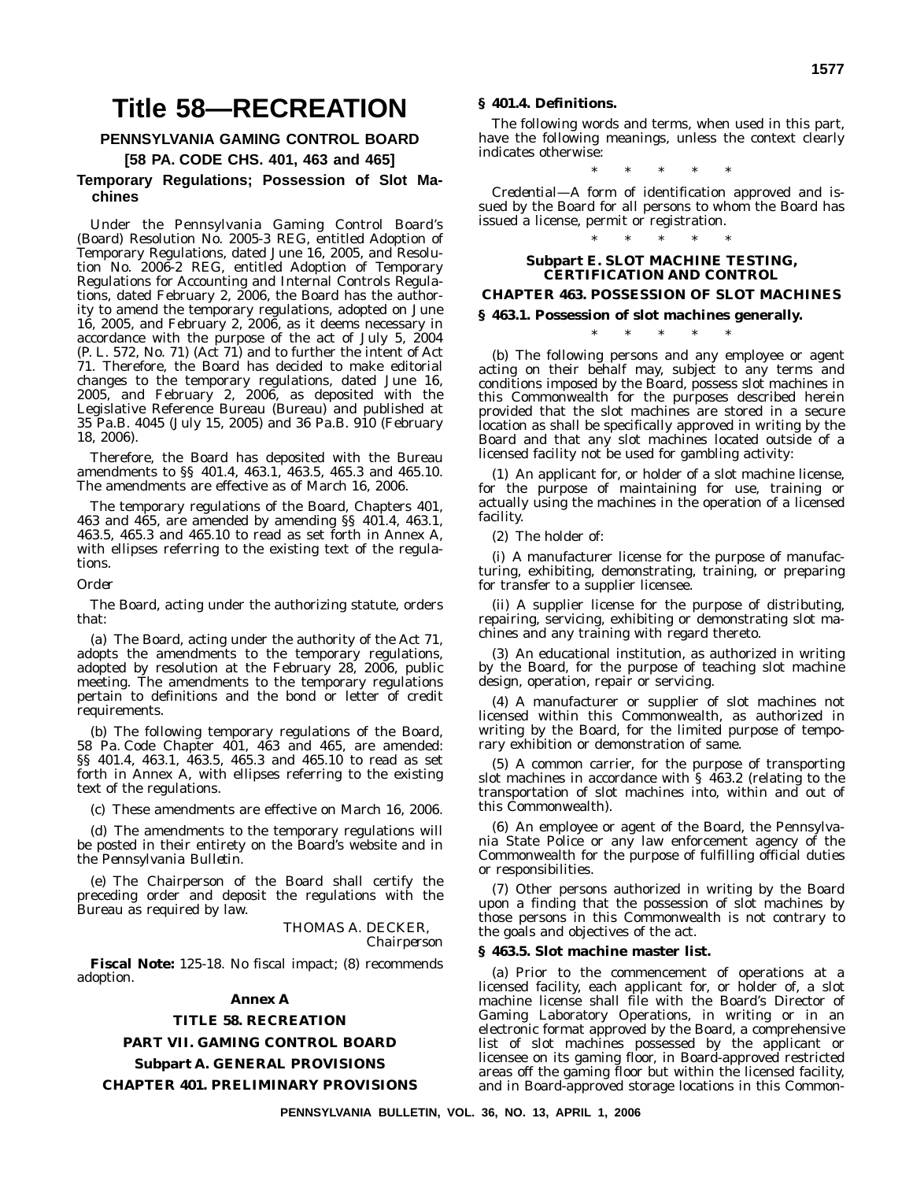# Title 58—RECREATION

## PENNSYLVANIA GAMING CONTROL BOARD

### [58 PA. CODE CHS. 401, 463 and 465]

### Temporary Regulations; Possession of Slot Machines

Under the Pennsylvania Gaming Control Board's (Board) Resolution No. 2005-3 REG, entitled Adoption of Temporary Regulations, dated June 16, 2005, and Resolution No. 2006-2 REG, entitled Adoption of Temporary Regulations for Accounting and Internal Controls Regulations, dated February 2, 2006, the Board has the authority to amend the temporary regulations, adopted on June 16, 2005, and February 2, 2006, as it deems necessary in accordance with the purpose of the act of July 5, 2004 (P. L. 572, No. 71) (Act 71) and to further the intent of Act 71. Therefore, the Board has decided to make editorial changes to the temporary regulations, dated June 16, 2005, and February 2, 2006, as deposited with the Legislative Reference Bureau (Bureau) and published at 35 Pa.B. 4045 (July 15, 2005) and 36 Pa.B. 910 (February 18, 2006).

Therefore, the Board has deposited with the Bureau amendments to §§ 401.4, 463.1, 463.5, 465.3 and 465.10. The amendments are effective as of March 16, 2006.

The temporary regulations of the Board, Chapters 401, 463 and 465, are amended by amending §§ 401.4, 463.1, 463.5, 465.3 and 465.10 to read as set forth in Annex A, with ellipses referring to the existing text of the regulations.

*Order*

The Board, acting under the authorizing statute, orders that:

(a) The Board, acting under the authority of the Act 71, adopts the amendments to the temporary regulations, adopted by resolution at the February 28, 2006, public meeting. The amendments to the temporary regulations pertain to definitions and the bond or letter of credit requirements.

(b) The following temporary regulations of the Board, 58 Pa. Code Chapter 401, 463 and 465, are amended: §§ 401.4, 463.1, 463.5, 465.3 and 465.10 to read as set forth in Annex A, with ellipses referring to the existing text of the regulations.

(c) These amendments are effective on March 16, 2006.

(d) The amendments to the temporary regulations will be posted in their entirety on the Board's website and in the *Pennsylvania Bulletin*.

(e) The Chairperson of the Board shall certify the preceding order and deposit the regulations with the Bureau as required by law.

THOMAS A. DECKER,
*Chairperson*

**Fiscal Note:** 125-18. No fiscal impact; (8) recommends adoption.

**Annex A**

**TITLE 58. RECREATION**

**PART VII. GAMING CONTROL BOARD**

**Subpart A. GENERAL PROVISIONS**

**CHAPTER 401. PRELIMINARY PROVISIONS**

**§ 401.4. Definitions.**

The following words and terms, when used in this part, have the following meanings, unless the context clearly indicates otherwise:

\* \* \* \* \*

*Credential*—A form of identification approved and issued by the Board for all persons to whom the Board has issued a license, permit or registration.

\* \* \* \* \*

**Subpart E. SLOT MACHINE TESTING, CERTIFICATION AND CONTROL**

**CHAPTER 463. POSSESSION OF SLOT MACHINES**

**§ 463.1. Possession of slot machines generally.**

\* \* \* \* \*

(b) The following persons and any employee or agent acting on their behalf may, subject to any terms and conditions imposed by the Board, possess slot machines in this Commonwealth for the purposes described herein provided that the slot machines are stored in a secure location as shall be specifically approved in writing by the Board and that any slot machines located outside of a licensed facility not be used for gambling activity:

(1) An applicant for, or holder of a slot machine license, for the purpose of maintaining for use, training or actually using the machines in the operation of a licensed facility.

(2) The holder of:

(i) A manufacturer license for the purpose of manufacturing, exhibiting, demonstrating, training, or preparing for transfer to a supplier licensee.

(ii) A supplier license for the purpose of distributing, repairing, servicing, exhibiting or demonstrating slot machines and any training with regard thereto.

(3) An educational institution, as authorized in writing by the Board, for the purpose of teaching slot machine design, operation, repair or servicing.

(4) A manufacturer or supplier of slot machines not licensed within this Commonwealth, as authorized in writing by the Board, for the limited purpose of temporary exhibition or demonstration of same.

(5) A common carrier, for the purpose of transporting slot machines in accordance with § 463.2 (relating to the transportation of slot machines into, within and out of this Commonwealth).

(6) An employee or agent of the Board, the Pennsylvania State Police or any law enforcement agency of the Commonwealth for the purpose of fulfilling official duties or responsibilities.

(7) Other persons authorized in writing by the Board upon a finding that the possession of slot machines by those persons in this Commonwealth is not contrary to the goals and objectives of the act.

**§ 463.5. Slot machine master list.**

(a) Prior to the commencement of operations at a licensed facility, each applicant for, or holder of, a slot machine license shall file with the Board's Director of Gaming Laboratory Operations, in writing or in an electronic format approved by the Board, a comprehensive list of slot machines possessed by the applicant or licensee on its gaming floor, in Board-approved restricted areas off the gaming floor but within the licensed facility, and in Board-approved storage locations in this Common-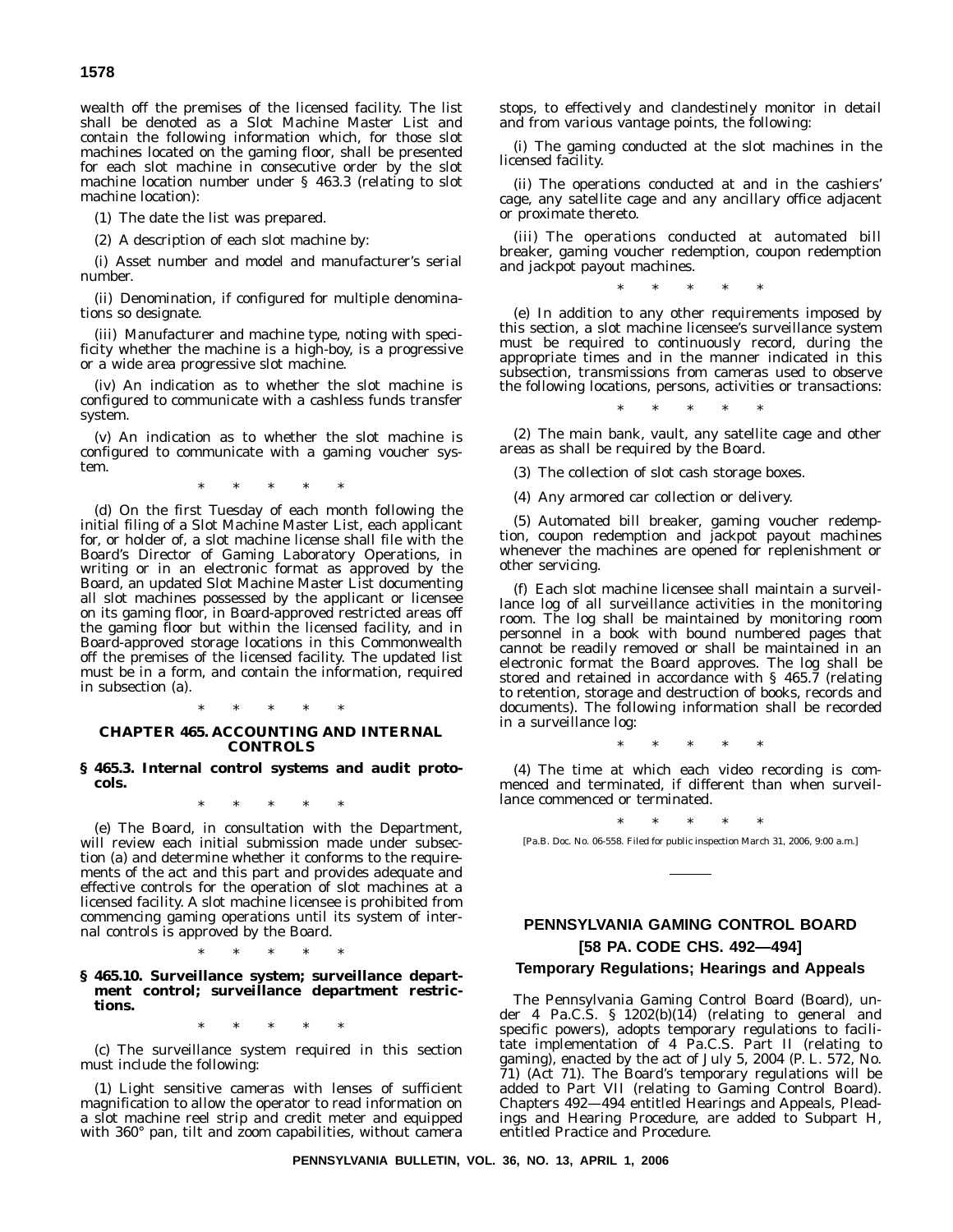wealth off the premises of the licensed facility. The list shall be denoted as a Slot Machine Master List and contain the following information which, for those slot machines located on the gaming floor, shall be presented for each slot machine in consecutive order by the slot machine location number under § 463.3 (relating to slot machine location):

(1) The date the list was prepared.

(2) A description of each slot machine by:

(i) Asset number and model and manufacturer's serial number.

(ii) Denomination, if configured for multiple denominations so designate.

(iii) Manufacturer and machine type, noting with specificity whether the machine is a high-boy, is a progressive or a wide area progressive slot machine.

(iv) An indication as to whether the slot machine is configured to communicate with a cashless funds transfer system.

(v) An indication as to whether the slot machine is configured to communicate with a gaming voucher system.

\* \* \* \* \*

(d) On the first Tuesday of each month following the initial filing of a Slot Machine Master List, each applicant for, or holder of, a slot machine license shall file with the Board's Director of Gaming Laboratory Operations, in writing or in an electronic format as approved by the Board, an updated Slot Machine Master List documenting all slot machines possessed by the applicant or licensee on its gaming floor, in Board-approved restricted areas off the gaming floor but within the licensed facility, and in Board-approved storage locations in this Commonwealth off the premises of the licensed facility. The updated list must be in a form, and contain the information, required in subsection (a).

\* \* \* \* \*

## CHAPTER 465. ACCOUNTING AND INTERNAL CONTROLS

### § 465.3. Internal control systems and audit protocols.

\* \* \* \* \*

(e) The Board, in consultation with the Department, will review each initial submission made under subsection (a) and determine whether it conforms to the requirements of the act and this part and provides adequate and effective controls for the operation of slot machines at a licensed facility. A slot machine licensee is prohibited from commencing gaming operations until its system of internal controls is approved by the Board.

\* \* \* \* \*

### § 465.10. Surveillance system; surveillance department control; surveillance department restrictions.

\* \* \* \* \*

(c) The surveillance system required in this section must include the following:

(1) Light sensitive cameras with lenses of sufficient magnification to allow the operator to read information on a slot machine reel strip and credit meter and equipped with 360° pan, tilt and zoom capabilities, without camera stops, to effectively and clandestinely monitor in detail and from various vantage points, the following:

(i) The gaming conducted at the slot machines in the licensed facility.

(ii) The operations conducted at and in the cashiers' cage, any satellite cage and any ancillary office adjacent or proximate thereto.

(iii) The operations conducted at automated bill breaker, gaming voucher redemption, coupon redemption and jackpot payout machines.

\* \* \* \* \*

(e) In addition to any other requirements imposed by this section, a slot machine licensee's surveillance system must be required to continuously record, during the appropriate times and in the manner indicated in this subsection, transmissions from cameras used to observe the following locations, persons, activities or transactions:

\* \* \* \* \*

(2) The main bank, vault, any satellite cage and other areas as shall be required by the Board.

(3) The collection of slot cash storage boxes.

(4) Any armored car collection or delivery.

(5) Automated bill breaker, gaming voucher redemption, coupon redemption and jackpot payout machines whenever the machines are opened for replenishment or other servicing.

(f) Each slot machine licensee shall maintain a surveillance log of all surveillance activities in the monitoring room. The log shall be maintained by monitoring room personnel in a book with bound numbered pages that cannot be readily removed or shall be maintained in an electronic format the Board approves. The log shall be stored and retained in accordance with § 465.7 (relating to retention, storage and destruction of books, records and documents). The following information shall be recorded in a surveillance log:

\* \* \* \* \*

(4) The time at which each video recording is commenced and terminated, if different than when surveillance commenced or terminated.

\* \* \* \* \*

[Pa.B. Doc. No. 06-558. Filed for public inspection March 31, 2006, 9:00 a.m.]

---

# PENNSYLVANIA GAMING CONTROL BOARD

## [58 PA. CODE CHS. 492—494]

## Temporary Regulations; Hearings and Appeals

The Pennsylvania Gaming Control Board (Board), under 4 Pa.C.S. § 1202(b)(14) (relating to general and specific powers), adopts temporary regulations to facilitate implementation of 4 Pa.C.S. Part II (relating to gaming), enacted by the act of July 5, 2004 (P. L. 572, No. 71) (Act 71). The Board's temporary regulations will be added to Part VII (relating to Gaming Control Board). Chapters 492—494 entitled Hearings and Appeals, Pleadings and Hearing Procedure, are added to Subpart H, entitled Practice and Procedure.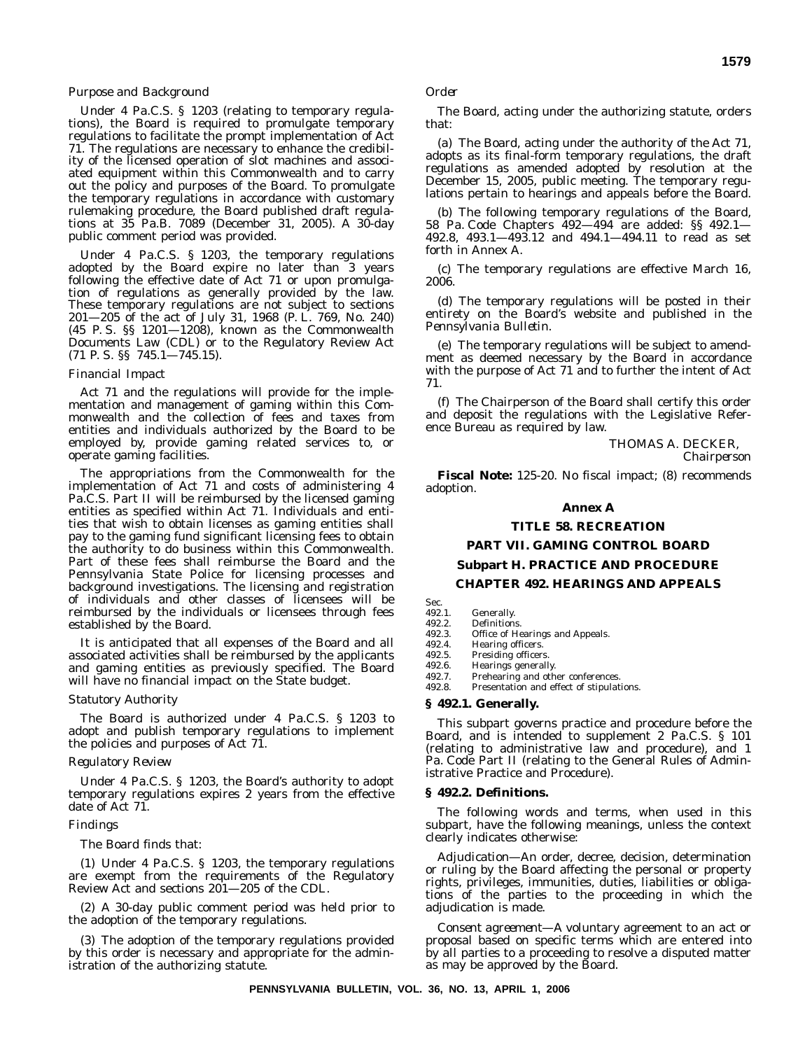*Purpose and Background*

Under 4 Pa.C.S. § 1203 (relating to temporary regulations), the Board is required to promulgate temporary regulations to facilitate the prompt implementation of Act 71. The regulations are necessary to enhance the credibility of the licensed operation of slot machines and associated equipment within this Commonwealth and to carry out the policy and purposes of the Board. To promulgate the temporary regulations in accordance with customary rulemaking procedure, the Board published draft regulations at 35 Pa.B. 7089 (December 31, 2005). A 30-day public comment period was provided.

Under 4 Pa.C.S. § 1203, the temporary regulations adopted by the Board expire no later than 3 years following the effective date of Act 71 or upon promulgation of regulations as generally provided by the law. These temporary regulations are not subject to sections 201—205 of the act of July 31, 1968 (P. L. 769, No. 240) (45 P. S. §§ 1201—1208), known as the Commonwealth Documents Law (CDL) or to the Regulatory Review Act (71 P. S. §§ 745.1—745.15).

*Financial Impact*

Act 71 and the regulations will provide for the implementation and management of gaming within this Commonwealth and the collection of fees and taxes from entities and individuals authorized by the Board to be employed by, provide gaming related services to, or operate gaming facilities.

The appropriations from the Commonwealth for the implementation of Act 71 and costs of administering 4 Pa.C.S. Part II will be reimbursed by the licensed gaming entities as specified within Act 71. Individuals and entities that wish to obtain licenses as gaming entities shall pay to the gaming fund significant licensing fees to obtain the authority to do business within this Commonwealth. Part of these fees shall reimburse the Board and the Pennsylvania State Police for licensing processes and background investigations. The licensing and registration of individuals and other classes of licensees will be reimbursed by the individuals or licensees through fees established by the Board.

It is anticipated that all expenses of the Board and all associated activities shall be reimbursed by the applicants and gaming entities as previously specified. The Board will have no financial impact on the State budget.

*Statutory Authority*

The Board is authorized under 4 Pa.C.S. § 1203 to adopt and publish temporary regulations to implement the policies and purposes of Act 71.

*Regulatory Review*

Under 4 Pa.C.S. § 1203, the Board's authority to adopt temporary regulations expires 2 years from the effective date of Act 71.

*Findings*

The Board finds that:

(1) Under 4 Pa.C.S. § 1203, the temporary regulations are exempt from the requirements of the Regulatory Review Act and sections 201—205 of the CDL.

(2) A 30-day public comment period was held prior to the adoption of the temporary regulations.

(3) The adoption of the temporary regulations provided by this order is necessary and appropriate for the administration of the authorizing statute.

*Order*

The Board, acting under the authorizing statute, orders that:

(a) The Board, acting under the authority of the Act 71, adopts as its final-form temporary regulations, the draft regulations as amended adopted by resolution at the December 15, 2005, public meeting. The temporary regulations pertain to hearings and appeals before the Board.

(b) The following temporary regulations of the Board, 58 Pa. Code Chapters 492—494 are added: §§ 492.1—492.8, 493.1—493.12 and 494.1—494.11 to read as set forth in Annex A.

(c) The temporary regulations are effective March 16, 2006.

(d) The temporary regulations will be posted in their entirety on the Board's website and published in the *Pennsylvania Bulletin*.

(e) The temporary regulations will be subject to amendment as deemed necessary by the Board in accordance with the purpose of Act 71 and to further the intent of Act 71.

(f) The Chairperson of the Board shall certify this order and deposit the regulations with the Legislative Reference Bureau as required by law.

THOMAS A. DECKER,
*Chairperson*

**Fiscal Note:** 125-20. No fiscal impact; (8) recommends adoption.

**Annex A**

**TITLE 58. RECREATION**

**PART VII. GAMING CONTROL BOARD**

**Subpart H. PRACTICE AND PROCEDURE**

**CHAPTER 492. HEARINGS AND APPEALS**

Sec.
492.1. Generally.
492.2. Definitions.
492.3. Office of Hearings and Appeals.
492.4. Hearing officers.
492.5. Presiding officers.
492.6. Hearings generally.
492.7. Prehearing and other conferences.
492.8. Presentation and effect of stipulations.

**§ 492.1. Generally.**

This subpart governs practice and procedure before the Board, and is intended to supplement 2 Pa.C.S. § 101 (relating to administrative law and procedure), and 1 Pa. Code Part II (relating to the General Rules of Administrative Practice and Procedure).

**§ 492.2. Definitions.**

The following words and terms, when used in this subpart, have the following meanings, unless the context clearly indicates otherwise:

*Adjudication*—An order, decree, decision, determination or ruling by the Board affecting the personal or property rights, privileges, immunities, duties, liabilities or obligations of the parties to the proceeding in which the adjudication is made.

*Consent agreement*—A voluntary agreement to an act or proposal based on specific terms which are entered into by all parties to a proceeding to resolve a disputed matter as may be approved by the Board.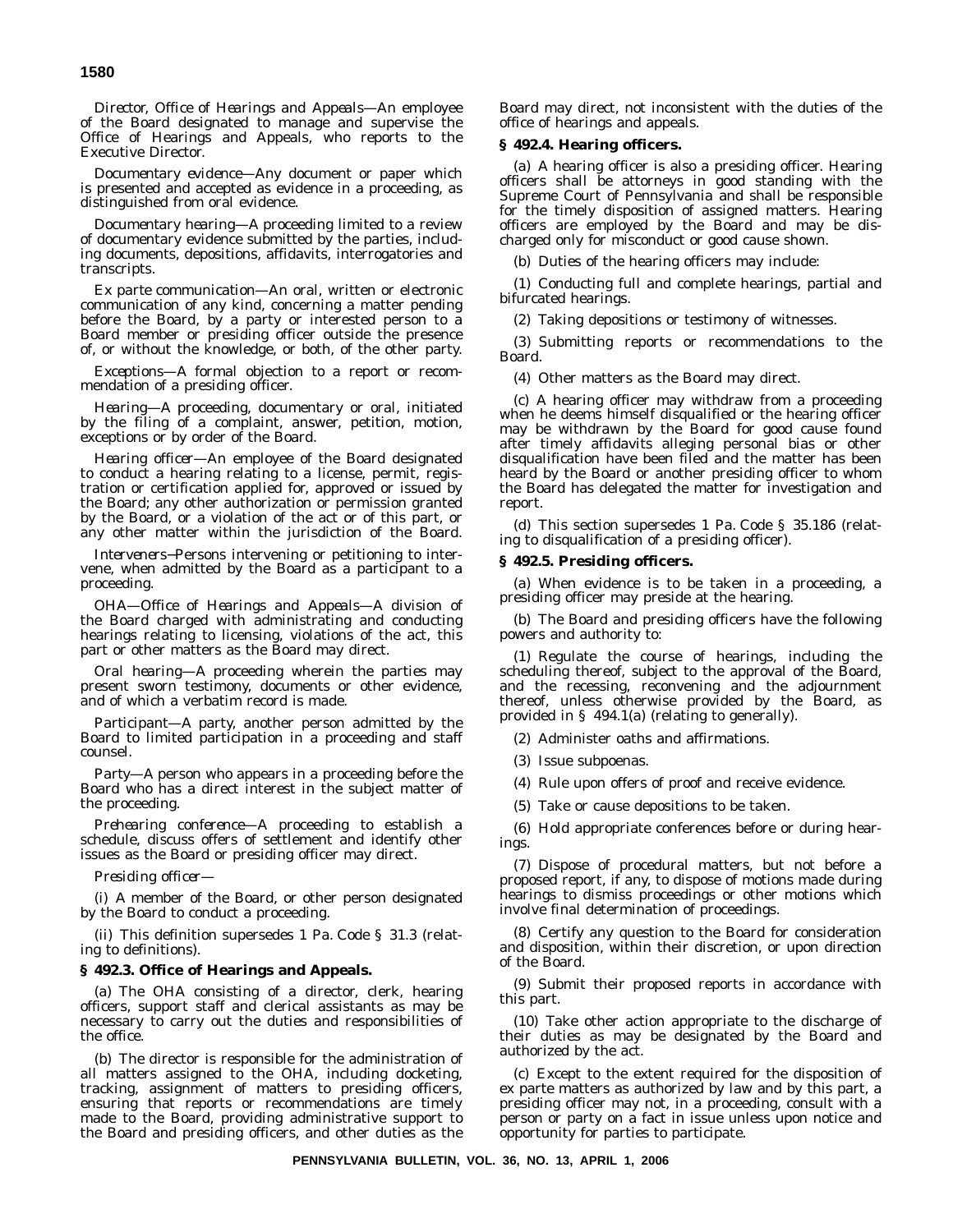*Director, Office of Hearings and Appeals*—An employee of the Board designated to manage and supervise the Office of Hearings and Appeals, who reports to the Executive Director.

*Documentary evidence*—Any document or paper which is presented and accepted as evidence in a proceeding, as distinguished from oral evidence.

*Documentary hearing*—A proceeding limited to a review of documentary evidence submitted by the parties, including documents, depositions, affidavits, interrogatories and transcripts.

*Ex parte communication*—An oral, written or electronic communication of any kind, concerning a matter pending before the Board, by a party or interested person to a Board member or presiding officer outside the presence of, or without the knowledge, or both, of the other party.

*Exceptions*—A formal objection to a report or recommendation of a presiding officer.

*Hearing*—A proceeding, documentary or oral, initiated by the filing of a complaint, answer, petition, motion, exceptions or by order of the Board.

*Hearing officer*—An employee of the Board designated to conduct a hearing relating to a license, permit, registration or certification applied for, approved or issued by the Board; any other authorization or permission granted by the Board, or a violation of the act or of this part, or any other matter within the jurisdiction of the Board.

*Interveners*—Persons intervening or petitioning to intervene, when admitted by the Board as a participant to a proceeding.

*OHA—Office of Hearings and Appeals*—A division of the Board charged with administrating and conducting hearings relating to licensing, violations of the act, this part or other matters as the Board may direct.

*Oral hearing*—A proceeding wherein the parties may present sworn testimony, documents or other evidence, and of which a verbatim record is made.

*Participant*—A party, another person admitted by the Board to limited participation in a proceeding and staff counsel.

*Party*—A person who appears in a proceeding before the Board who has a direct interest in the subject matter of the proceeding.

*Prehearing conference*—A proceeding to establish a schedule, discuss offers of settlement and identify other issues as the Board or presiding officer may direct.

*Presiding officer*—

(i) A member of the Board, or other person designated by the Board to conduct a proceeding.

(ii) This definition supersedes 1 Pa. Code § 31.3 (relating to definitions).

**§ 492.3. Office of Hearings and Appeals.**

(a) The OHA consisting of a director, clerk, hearing officers, support staff and clerical assistants as may be necessary to carry out the duties and responsibilities of the office.

(b) The director is responsible for the administration of all matters assigned to the OHA, including docketing, tracking, assignment of matters to presiding officers, ensuring that reports or recommendations are timely made to the Board, providing administrative support to the Board and presiding officers, and other duties as the Board may direct, not inconsistent with the duties of the office of hearings and appeals.

**§ 492.4. Hearing officers.**

(a) A hearing officer is also a presiding officer. Hearing officers shall be attorneys in good standing with the Supreme Court of Pennsylvania and shall be responsible for the timely disposition of assigned matters. Hearing officers are employed by the Board and may be discharged only for misconduct or good cause shown.

(b) Duties of the hearing officers may include:

(1) Conducting full and complete hearings, partial and bifurcated hearings.

(2) Taking depositions or testimony of witnesses.

(3) Submitting reports or recommendations to the Board.

(4) Other matters as the Board may direct.

(c) A hearing officer may withdraw from a proceeding when he deems himself disqualified or the hearing officer may be withdrawn by the Board for good cause found after timely affidavits alleging personal bias or other disqualification have been filed and the matter has been heard by the Board or another presiding officer to whom the Board has delegated the matter for investigation and report.

(d) This section supersedes 1 Pa. Code § 35.186 (relating to disqualification of a presiding officer).

**§ 492.5. Presiding officers.**

(a) When evidence is to be taken in a proceeding, a presiding officer may preside at the hearing.

(b) The Board and presiding officers have the following powers and authority to:

(1) Regulate the course of hearings, including the scheduling thereof, subject to the approval of the Board, and the recessing, reconvening and the adjournment thereof, unless otherwise provided by the Board, as provided in § 494.1(a) (relating to generally).

(2) Administer oaths and affirmations.

(3) Issue subpoenas.

(4) Rule upon offers of proof and receive evidence.

(5) Take or cause depositions to be taken.

(6) Hold appropriate conferences before or during hearings.

(7) Dispose of procedural matters, but not before a proposed report, if any, to dispose of motions made during hearings to dismiss proceedings or other motions which involve final determination of proceedings.

(8) Certify any question to the Board for consideration and disposition, within their discretion, or upon direction of the Board.

(9) Submit their proposed reports in accordance with this part.

(10) Take other action appropriate to the discharge of their duties as may be designated by the Board and authorized by the act.

(c) Except to the extent required for the disposition of ex parte matters as authorized by law and by this part, a presiding officer may not, in a proceeding, consult with a person or party on a fact in issue unless upon notice and opportunity for parties to participate.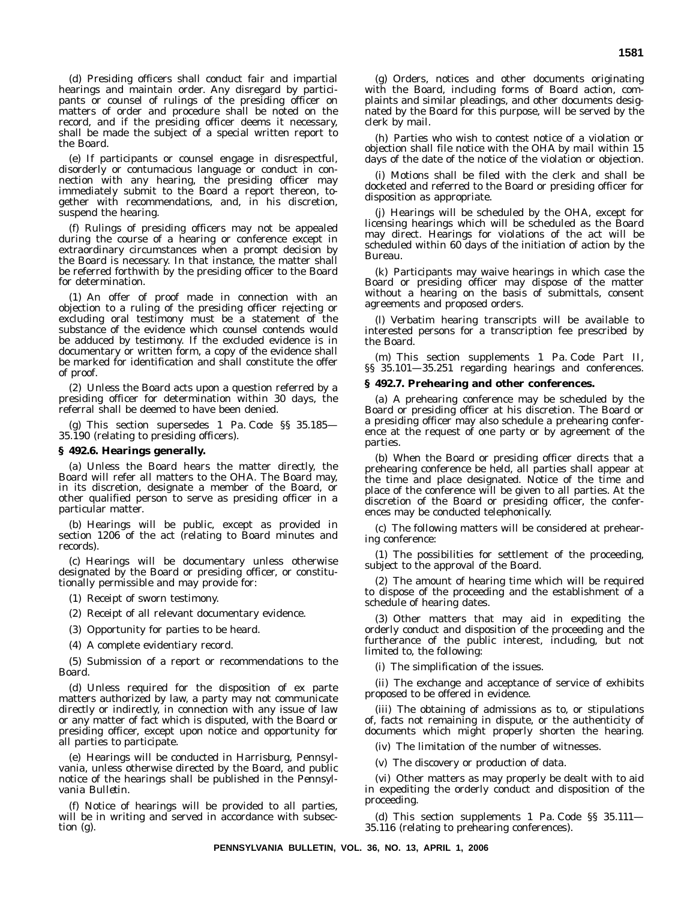(d) Presiding officers shall conduct fair and impartial hearings and maintain order. Any disregard by participants or counsel of rulings of the presiding officer on matters of order and procedure shall be noted on the record, and if the presiding officer deems it necessary, shall be made the subject of a special written report to the Board.

(e) If participants or counsel engage in disrespectful, disorderly or contumacious language or conduct in connection with any hearing, the presiding officer may immediately submit to the Board a report thereon, together with recommendations, and, in his discretion, suspend the hearing.

(f) Rulings of presiding officers may not be appealed during the course of a hearing or conference except in extraordinary circumstances when a prompt decision by the Board is necessary. In that instance, the matter shall be referred forthwith by the presiding officer to the Board for determination.

(1) An offer of proof made in connection with an objection to a ruling of the presiding officer rejecting or excluding oral testimony must be a statement of the substance of the evidence which counsel contends would be adduced by testimony. If the excluded evidence is in documentary or written form, a copy of the evidence shall be marked for identification and shall constitute the offer of proof.

(2) Unless the Board acts upon a question referred by a presiding officer for determination within 30 days, the referral shall be deemed to have been denied.

(g) This section supersedes 1 Pa. Code §§ 35.185—35.190 (relating to presiding officers).

### § 492.6. Hearings generally.

(a) Unless the Board hears the matter directly, the Board will refer all matters to the OHA. The Board may, in its discretion, designate a member of the Board, or other qualified person to serve as presiding officer in a particular matter.

(b) Hearings will be public, except as provided in section 1206 of the act (relating to Board minutes and records).

(c) Hearings will be documentary unless otherwise designated by the Board or presiding officer, or constitutionally permissible and may provide for:

(1) Receipt of sworn testimony.

(2) Receipt of all relevant documentary evidence.

(3) Opportunity for parties to be heard.

(4) A complete evidentiary record.

(5) Submission of a report or recommendations to the Board.

(d) Unless required for the disposition of ex parte matters authorized by law, a party may not communicate directly or indirectly, in connection with any issue of law or any matter of fact which is disputed, with the Board or presiding officer, except upon notice and opportunity for all parties to participate.

(e) Hearings will be conducted in Harrisburg, Pennsylvania, unless otherwise directed by the Board, and public notice of the hearings shall be published in the *Pennsylvania Bulletin*.

(f) Notice of hearings will be provided to all parties, will be in writing and served in accordance with subsection (g).

(g) Orders, notices and other documents originating with the Board, including forms of Board action, complaints and similar pleadings, and other documents designated by the Board for this purpose, will be served by the clerk by mail.

(h) Parties who wish to contest notice of a violation or objection shall file notice with the OHA by mail within 15 days of the date of the notice of the violation or objection.

(i) Motions shall be filed with the clerk and shall be docketed and referred to the Board or presiding officer for disposition as appropriate.

(j) Hearings will be scheduled by the OHA, except for licensing hearings which will be scheduled as the Board may direct. Hearings for violations of the act will be scheduled within 60 days of the initiation of action by the Bureau.

(k) Participants may waive hearings in which case the Board or presiding officer may dispose of the matter without a hearing on the basis of submittals, consent agreements and proposed orders.

(l) Verbatim hearing transcripts will be available to interested persons for a transcription fee prescribed by the Board.

(m) This section supplements 1 Pa. Code Part II, §§ 35.101—35.251 regarding hearings and conferences.

### § 492.7. Prehearing and other conferences.

(a) A prehearing conference may be scheduled by the Board or presiding officer at his discretion. The Board or a presiding officer may also schedule a prehearing conference at the request of one party or by agreement of the parties.

(b) When the Board or presiding officer directs that a prehearing conference be held, all parties shall appear at the time and place designated. Notice of the time and place of the conference will be given to all parties. At the discretion of the Board or presiding officer, the conferences may be conducted telephonically.

(c) The following matters will be considered at prehearing conference:

(1) The possibilities for settlement of the proceeding, subject to the approval of the Board.

(2) The amount of hearing time which will be required to dispose of the proceeding and the establishment of a schedule of hearing dates.

(3) Other matters that may aid in expediting the orderly conduct and disposition of the proceeding and the furtherance of the public interest, including, but not limited to, the following:

(i) The simplification of the issues.

(ii) The exchange and acceptance of service of exhibits proposed to be offered in evidence.

(iii) The obtaining of admissions as to, or stipulations of, facts not remaining in dispute, or the authenticity of documents which might properly shorten the hearing.

(iv) The limitation of the number of witnesses.

(v) The discovery or production of data.

(vi) Other matters as may properly be dealt with to aid in expediting the orderly conduct and disposition of the proceeding.

(d) This section supplements 1 Pa. Code §§ 35.111—35.116 (relating to prehearing conferences).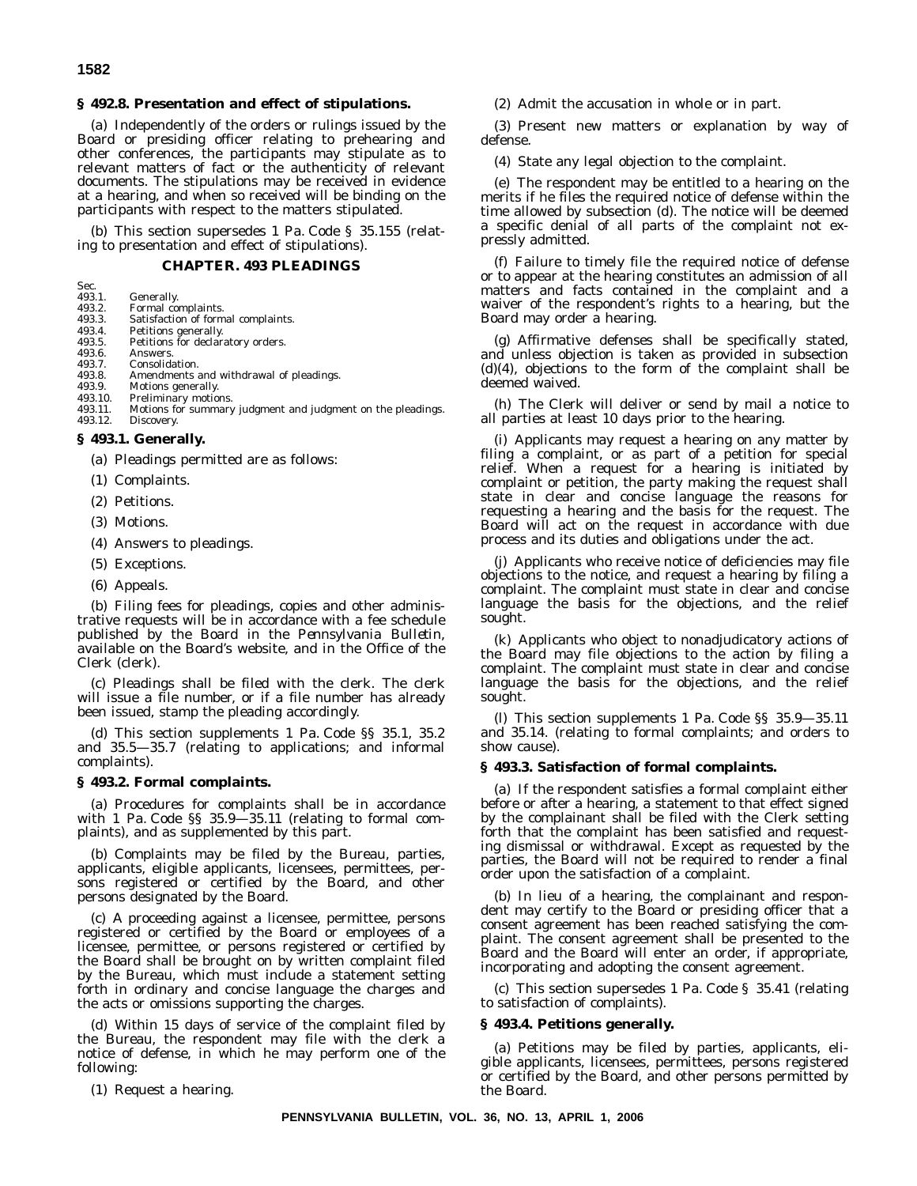### § 492.8. Presentation and effect of stipulations.

(a) Independently of the orders or rulings issued by the Board or presiding officer relating to prehearing and other conferences, the participants may stipulate as to relevant matters of fact or the authenticity of relevant documents. The stipulations may be received in evidence at a hearing, and when so received will be binding on the participants with respect to the matters stipulated.

(b) This section supersedes 1 Pa. Code § 35.155 (relating to presentation and effect of stipulations).

## CHAPTER. 493 PLEADINGS

Sec.
493.1. Generally.
493.2. Formal complaints.
493.3. Satisfaction of formal complaints.
493.4. Petitions generally.
493.5. Petitions for declaratory orders.
493.6. Answers.
493.7. Consolidation.
493.8. Amendments and withdrawal of pleadings.
493.9. Motions generally.
493.10. Preliminary motions.
493.11. Motions for summary judgment and judgment on the pleadings.
493.12. Discovery.

### § 493.1. Generally.

(a) Pleadings permitted are as follows:

(1) Complaints.

(2) Petitions.

(3) Motions.

(4) Answers to pleadings.

(5) Exceptions.

(6) Appeals.

(b) Filing fees for pleadings, copies and other administrative requests will be in accordance with a fee schedule published by the Board in the *Pennsylvania Bulletin*, available on the Board's website, and in the Office of the Clerk (clerk).

(c) Pleadings shall be filed with the clerk. The clerk will issue a file number, or if a file number has already been issued, stamp the pleading accordingly.

(d) This section supplements 1 Pa. Code §§ 35.1, 35.2 and 35.5—35.7 (relating to applications; and informal complaints).

### § 493.2. Formal complaints.

(a) Procedures for complaints shall be in accordance with 1 Pa. Code §§ 35.9—35.11 (relating to formal complaints), and as supplemented by this part.

(b) Complaints may be filed by the Bureau, parties, applicants, eligible applicants, licensees, permittees, persons registered or certified by the Board, and other persons designated by the Board.

(c) A proceeding against a licensee, permittee, persons registered or certified by the Board or employees of a licensee, permittee, or persons registered or certified by the Board shall be brought on by written complaint filed by the Bureau, which must include a statement setting forth in ordinary and concise language the charges and the acts or omissions supporting the charges.

(d) Within 15 days of service of the complaint filed by the Bureau, the respondent may file with the clerk a notice of defense, in which he may perform one of the following:

(1) Request a hearing.

(2) Admit the accusation in whole or in part.

(3) Present new matters or explanation by way of defense.

(4) State any legal objection to the complaint.

(e) The respondent may be entitled to a hearing on the merits if he files the required notice of defense within the time allowed by subsection (d). The notice will be deemed a specific denial of all parts of the complaint not expressly admitted.

(f) Failure to timely file the required notice of defense or to appear at the hearing constitutes an admission of all matters and facts contained in the complaint and a waiver of the respondent's rights to a hearing, but the Board may order a hearing.

(g) Affirmative defenses shall be specifically stated, and unless objection is taken as provided in subsection (d)(4), objections to the form of the complaint shall be deemed waived.

(h) The Clerk will deliver or send by mail a notice to all parties at least 10 days prior to the hearing.

(i) Applicants may request a hearing on any matter by filing a complaint, or as part of a petition for special relief. When a request for a hearing is initiated by complaint or petition, the party making the request shall state in clear and concise language the reasons for requesting a hearing and the basis for the request. The Board will act on the request in accordance with due process and its duties and obligations under the act.

(j) Applicants who receive notice of deficiencies may file objections to the notice, and request a hearing by filing a complaint. The complaint must state in clear and concise language the basis for the objections, and the relief sought.

(k) Applicants who object to nonadjudicatory actions of the Board may file objections to the action by filing a complaint. The complaint must state in clear and concise language the basis for the objections, and the relief sought.

(l) This section supplements 1 Pa. Code §§ 35.9—35.11 and 35.14. (relating to formal complaints; and orders to show cause).

### § 493.3. Satisfaction of formal complaints.

(a) If the respondent satisfies a formal complaint either before or after a hearing, a statement to that effect signed by the complainant shall be filed with the Clerk setting forth that the complaint has been satisfied and requesting dismissal or withdrawal. Except as requested by the parties, the Board will not be required to render a final order upon the satisfaction of a complaint.

(b) In lieu of a hearing, the complainant and respondent may certify to the Board or presiding officer that a consent agreement has been reached satisfying the complaint. The consent agreement shall be presented to the Board and the Board will enter an order, if appropriate, incorporating and adopting the consent agreement.

(c) This section supersedes 1 Pa. Code § 35.41 (relating to satisfaction of complaints).

### § 493.4. Petitions generally.

(a) Petitions may be filed by parties, applicants, eligible applicants, licensees, permittees, persons registered or certified by the Board, and other persons permitted by the Board.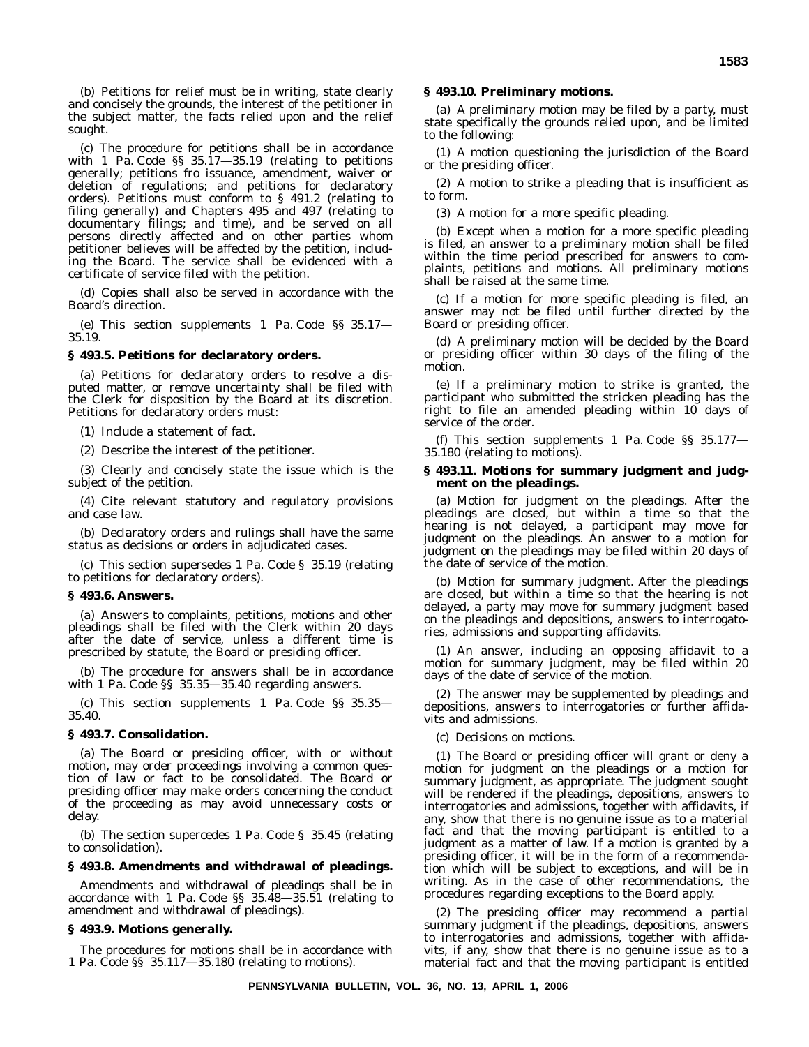(b) Petitions for relief must be in writing, state clearly and concisely the grounds, the interest of the petitioner in the subject matter, the facts relied upon and the relief sought.

(c) The procedure for petitions shall be in accordance with 1 Pa. Code §§ 35.17—35.19 (relating to petitions generally; petitions fro issuance, amendment, waiver or deletion of regulations; and petitions for declaratory orders). Petitions must conform to § 491.2 (relating to filing generally) and Chapters 495 and 497 (relating to documentary filings; and time), and be served on all persons directly affected and on other parties whom petitioner believes will be affected by the petition, including the Board. The service shall be evidenced with a certificate of service filed with the petition.

(d) Copies shall also be served in accordance with the Board's direction.

(e) This section supplements 1 Pa. Code §§ 35.17—35.19.

### § 493.5. Petitions for declaratory orders.

(a) Petitions for declaratory orders to resolve a disputed matter, or remove uncertainty shall be filed with the Clerk for disposition by the Board at its discretion. Petitions for declaratory orders must:

(1) Include a statement of fact.

(2) Describe the interest of the petitioner.

(3) Clearly and concisely state the issue which is the subject of the petition.

(4) Cite relevant statutory and regulatory provisions and case law.

(b) Declaratory orders and rulings shall have the same status as decisions or orders in adjudicated cases.

(c) This section supersedes 1 Pa. Code § 35.19 (relating to petitions for declaratory orders).

### § 493.6. Answers.

(a) Answers to complaints, petitions, motions and other pleadings shall be filed with the Clerk within 20 days after the date of service, unless a different time is prescribed by statute, the Board or presiding officer.

(b) The procedure for answers shall be in accordance with 1 Pa. Code §§ 35.35—35.40 regarding answers.

(c) This section supplements 1 Pa. Code §§ 35.35—35.40.

### § 493.7. Consolidation.

(a) The Board or presiding officer, with or without motion, may order proceedings involving a common question of law or fact to be consolidated. The Board or presiding officer may make orders concerning the conduct of the proceeding as may avoid unnecessary costs or delay.

(b) The section supercedes 1 Pa. Code § 35.45 (relating to consolidation).

### § 493.8. Amendments and withdrawal of pleadings.

Amendments and withdrawal of pleadings shall be in accordance with 1 Pa. Code §§ 35.48—35.51 (relating to amendment and withdrawal of pleadings).

### § 493.9. Motions generally.

The procedures for motions shall be in accordance with 1 Pa. Code §§ 35.117—35.180 (relating to motions).

### § 493.10. Preliminary motions.

(a) A preliminary motion may be filed by a party, must state specifically the grounds relied upon, and be limited to the following:

(1) A motion questioning the jurisdiction of the Board or the presiding officer.

(2) A motion to strike a pleading that is insufficient as to form.

(3) A motion for a more specific pleading.

(b) Except when a motion for a more specific pleading is filed, an answer to a preliminary motion shall be filed within the time period prescribed for answers to complaints, petitions and motions. All preliminary motions shall be raised at the same time.

(c) If a motion for more specific pleading is filed, an answer may not be filed until further directed by the Board or presiding officer.

(d) A preliminary motion will be decided by the Board or presiding officer within 30 days of the filing of the motion.

(e) If a preliminary motion to strike is granted, the participant who submitted the stricken pleading has the right to file an amended pleading within 10 days of service of the order.

(f) This section supplements 1 Pa. Code §§ 35.177—35.180 (relating to motions).

### § 493.11. Motions for summary judgment and judgment on the pleadings.

(a) *Motion for judgment on the pleadings.* After the pleadings are closed, but within a time so that the hearing is not delayed, a participant may move for judgment on the pleadings. An answer to a motion for judgment on the pleadings may be filed within 20 days of the date of service of the motion.

(b) *Motion for summary judgment.* After the pleadings are closed, but within a time so that the hearing is not delayed, a party may move for summary judgment based on the pleadings and depositions, answers to interrogatories, admissions and supporting affidavits.

(1) An answer, including an opposing affidavit to a motion for summary judgment, may be filed within 20 days of the date of service of the motion.

(2) The answer may be supplemented by pleadings and depositions, answers to interrogatories or further affidavits and admissions.

(c) *Decisions on motions.*

(1) The Board or presiding officer will grant or deny a motion for judgment on the pleadings or a motion for summary judgment, as appropriate. The judgment sought will be rendered if the pleadings, depositions, answers to interrogatories and admissions, together with affidavits, if any, show that there is no genuine issue as to a material fact and that the moving participant is entitled to a judgment as a matter of law. If a motion is granted by a presiding officer, it will be in the form of a recommendation which will be subject to exceptions, and will be in writing. As in the case of other recommendations, the procedures regarding exceptions to the Board apply.

(2) The presiding officer may recommend a partial summary judgment if the pleadings, depositions, answers to interrogatories and admissions, together with affidavits, if any, show that there is no genuine issue as to a material fact and that the moving participant is entitled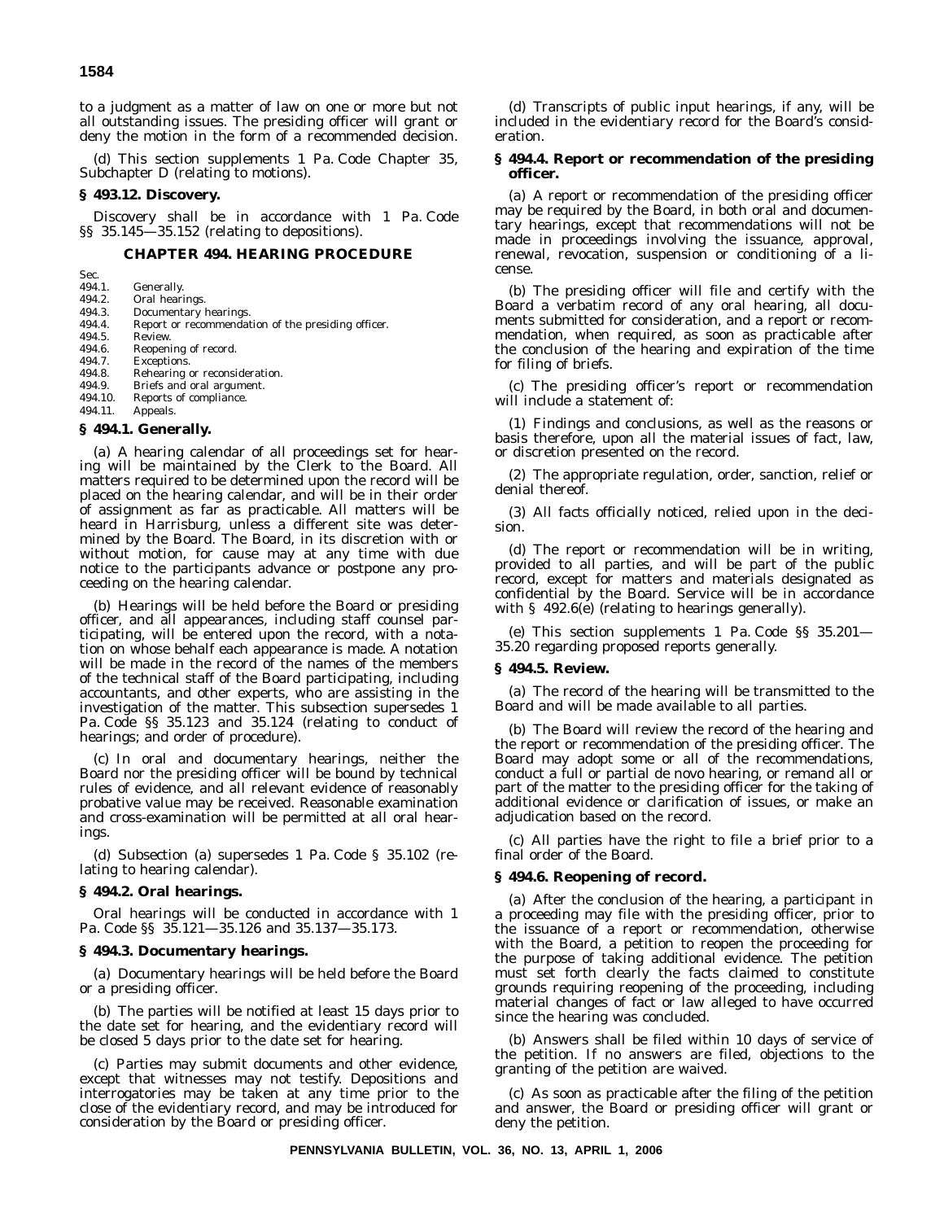to a judgment as a matter of law on one or more but not all outstanding issues. The presiding officer will grant or deny the motion in the form of a recommended decision.

(d) This section supplements 1 Pa. Code Chapter 35, Subchapter D (relating to motions).

### § 493.12. Discovery.

Discovery shall be in accordance with 1 Pa. Code §§ 35.145—35.152 (relating to depositions).

## CHAPTER 494. HEARING PROCEDURE

Sec.
494.1. Generally.
494.2. Oral hearings.
494.3. Documentary hearings.
494.4. Report or recommendation of the presiding officer.
494.5. Review.
494.6. Reopening of record.
494.7. Exceptions.
494.8. Rehearing or reconsideration.
494.9. Briefs and oral argument.
494.10. Reports of compliance.
494.11. Appeals.

### § 494.1. Generally.

(a) A hearing calendar of all proceedings set for hearing will be maintained by the Clerk to the Board. All matters required to be determined upon the record will be placed on the hearing calendar, and will be in their order of assignment as far as practicable. All matters will be heard in Harrisburg, unless a different site was determined by the Board. The Board, in its discretion with or without motion, for cause may at any time with due notice to the participants advance or postpone any proceeding on the hearing calendar.

(b) Hearings will be held before the Board or presiding officer, and all appearances, including staff counsel participating, will be entered upon the record, with a notation on whose behalf each appearance is made. A notation will be made in the record of the names of the members of the technical staff of the Board participating, including accountants, and other experts, who are assisting in the investigation of the matter. This subsection supersedes 1 Pa. Code §§ 35.123 and 35.124 (relating to conduct of hearings; and order of procedure).

(c) In oral and documentary hearings, neither the Board nor the presiding officer will be bound by technical rules of evidence, and all relevant evidence of reasonably probative value may be received. Reasonable examination and cross-examination will be permitted at all oral hearings.

(d) Subsection (a) supersedes 1 Pa. Code § 35.102 (relating to hearing calendar).

### § 494.2. Oral hearings.

Oral hearings will be conducted in accordance with 1 Pa. Code §§ 35.121—35.126 and 35.137—35.173.

### § 494.3. Documentary hearings.

(a) Documentary hearings will be held before the Board or a presiding officer.

(b) The parties will be notified at least 15 days prior to the date set for hearing, and the evidentiary record will be closed 5 days prior to the date set for hearing.

(c) Parties may submit documents and other evidence, except that witnesses may not testify. Depositions and interrogatories may be taken at any time prior to the close of the evidentiary record, and may be introduced for consideration by the Board or presiding officer.

(d) Transcripts of public input hearings, if any, will be included in the evidentiary record for the Board's consideration.

### § 494.4. Report or recommendation of the presiding officer.

(a) A report or recommendation of the presiding officer may be required by the Board, in both oral and documentary hearings, except that recommendations will not be made in proceedings involving the issuance, approval, renewal, revocation, suspension or conditioning of a license.

(b) The presiding officer will file and certify with the Board a verbatim record of any oral hearing, all documents submitted for consideration, and a report or recommendation, when required, as soon as practicable after the conclusion of the hearing and expiration of the time for filing of briefs.

(c) The presiding officer's report or recommendation will include a statement of:

(1) Findings and conclusions, as well as the reasons or basis therefore, upon all the material issues of fact, law, or discretion presented on the record.

(2) The appropriate regulation, order, sanction, relief or denial thereof.

(3) All facts officially noticed, relied upon in the decision.

(d) The report or recommendation will be in writing, provided to all parties, and will be part of the public record, except for matters and materials designated as confidential by the Board. Service will be in accordance with § 492.6(e) (relating to hearings generally).

(e) This section supplements 1 Pa. Code §§ 35.201—35.20 regarding proposed reports generally.

### § 494.5. Review.

(a) The record of the hearing will be transmitted to the Board and will be made available to all parties.

(b) The Board will review the record of the hearing and the report or recommendation of the presiding officer. The Board may adopt some or all of the recommendations, conduct a full or partial de novo hearing, or remand all or part of the matter to the presiding officer for the taking of additional evidence or clarification of issues, or make an adjudication based on the record.

(c) All parties have the right to file a brief prior to a final order of the Board.

### § 494.6. Reopening of record.

(a) After the conclusion of the hearing, a participant in a proceeding may file with the presiding officer, prior to the issuance of a report or recommendation, otherwise with the Board, a petition to reopen the proceeding for the purpose of taking additional evidence. The petition must set forth clearly the facts claimed to constitute grounds requiring reopening of the proceeding, including material changes of fact or law alleged to have occurred since the hearing was concluded.

(b) Answers shall be filed within 10 days of service of the petition. If no answers are filed, objections to the granting of the petition are waived.

(c) As soon as practicable after the filing of the petition and answer, the Board or presiding officer will grant or deny the petition.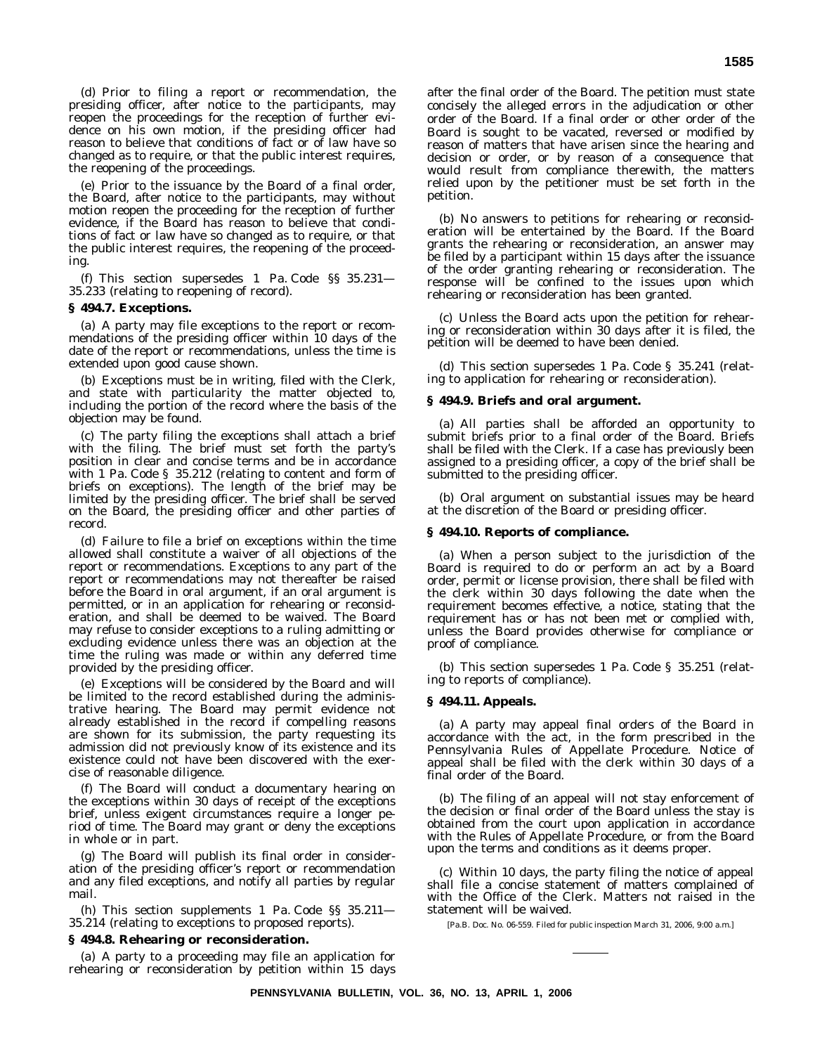(d) Prior to filing a report or recommendation, the presiding officer, after notice to the participants, may reopen the proceedings for the reception of further evidence on his own motion, if the presiding officer had reason to believe that conditions of fact or of law have so changed as to require, or that the public interest requires, the reopening of the proceedings.

(e) Prior to the issuance by the Board of a final order, the Board, after notice to the participants, may without motion reopen the proceeding for the reception of further evidence, if the Board has reason to believe that conditions of fact or law have so changed as to require, or that the public interest requires, the reopening of the proceeding.

(f) This section supersedes 1 Pa. Code §§ 35.231—35.233 (relating to reopening of record).

### § 494.7. Exceptions.

(a) A party may file exceptions to the report or recommendations of the presiding officer within 10 days of the date of the report or recommendations, unless the time is extended upon good cause shown.

(b) Exceptions must be in writing, filed with the Clerk, and state with particularity the matter objected to, including the portion of the record where the basis of the objection may be found.

(c) The party filing the exceptions shall attach a brief with the filing. The brief must set forth the party's position in clear and concise terms and be in accordance with 1 Pa. Code § 35.212 (relating to content and form of briefs on exceptions). The length of the brief may be limited by the presiding officer. The brief shall be served on the Board, the presiding officer and other parties of record.

(d) Failure to file a brief on exceptions within the time allowed shall constitute a waiver of all objections of the report or recommendations. Exceptions to any part of the report or recommendations may not thereafter be raised before the Board in oral argument, if an oral argument is permitted, or in an application for rehearing or reconsideration, and shall be deemed to be waived. The Board may refuse to consider exceptions to a ruling admitting or excluding evidence unless there was an objection at the time the ruling was made or within any deferred time provided by the presiding officer.

(e) Exceptions will be considered by the Board and will be limited to the record established during the administrative hearing. The Board may permit evidence not already established in the record if compelling reasons are shown for its submission, the party requesting its admission did not previously know of its existence and its existence could not have been discovered with the exercise of reasonable diligence.

(f) The Board will conduct a documentary hearing on the exceptions within 30 days of receipt of the exceptions brief, unless exigent circumstances require a longer period of time. The Board may grant or deny the exceptions in whole or in part.

(g) The Board will publish its final order in consideration of the presiding officer's report or recommendation and any filed exceptions, and notify all parties by regular mail.

(h) This section supplements 1 Pa. Code §§ 35.211—35.214 (relating to exceptions to proposed reports).

### § 494.8. Rehearing or reconsideration.

(a) A party to a proceeding may file an application for rehearing or reconsideration by petition within 15 days after the final order of the Board. The petition must state concisely the alleged errors in the adjudication or other order of the Board. If a final order or other order of the Board is sought to be vacated, reversed or modified by reason of matters that have arisen since the hearing and decision or order, or by reason of a consequence that would result from compliance therewith, the matters relied upon by the petitioner must be set forth in the petition.

(b) No answers to petitions for rehearing or reconsideration will be entertained by the Board. If the Board grants the rehearing or reconsideration, an answer may be filed by a participant within 15 days after the issuance of the order granting rehearing or reconsideration. The response will be confined to the issues upon which rehearing or reconsideration has been granted.

(c) Unless the Board acts upon the petition for rehearing or reconsideration within 30 days after it is filed, the petition will be deemed to have been denied.

(d) This section supersedes 1 Pa. Code § 35.241 (relating to application for rehearing or reconsideration).

### § 494.9. Briefs and oral argument.

(a) All parties shall be afforded an opportunity to submit briefs prior to a final order of the Board. Briefs shall be filed with the Clerk. If a case has previously been assigned to a presiding officer, a copy of the brief shall be submitted to the presiding officer.

(b) Oral argument on substantial issues may be heard at the discretion of the Board or presiding officer.

### § 494.10. Reports of compliance.

(a) When a person subject to the jurisdiction of the Board is required to do or perform an act by a Board order, permit or license provision, there shall be filed with the clerk within 30 days following the date when the requirement becomes effective, a notice, stating that the requirement has or has not been met or complied with, unless the Board provides otherwise for compliance or proof of compliance.

(b) This section supersedes 1 Pa. Code § 35.251 (relating to reports of compliance).

### § 494.11. Appeals.

(a) A party may appeal final orders of the Board in accordance with the act, in the form prescribed in the Pennsylvania Rules of Appellate Procedure. Notice of appeal shall be filed with the clerk within 30 days of a final order of the Board.

(b) The filing of an appeal will not stay enforcement of the decision or final order of the Board unless the stay is obtained from the court upon application in accordance with the Rules of Appellate Procedure, or from the Board upon the terms and conditions as it deems proper.

(c) Within 10 days, the party filing the notice of appeal shall file a concise statement of matters complained of with the Office of the Clerk. Matters not raised in the statement will be waived.

[Pa.B. Doc. No. 06-559. Filed for public inspection March 31, 2006, 9:00 a.m.]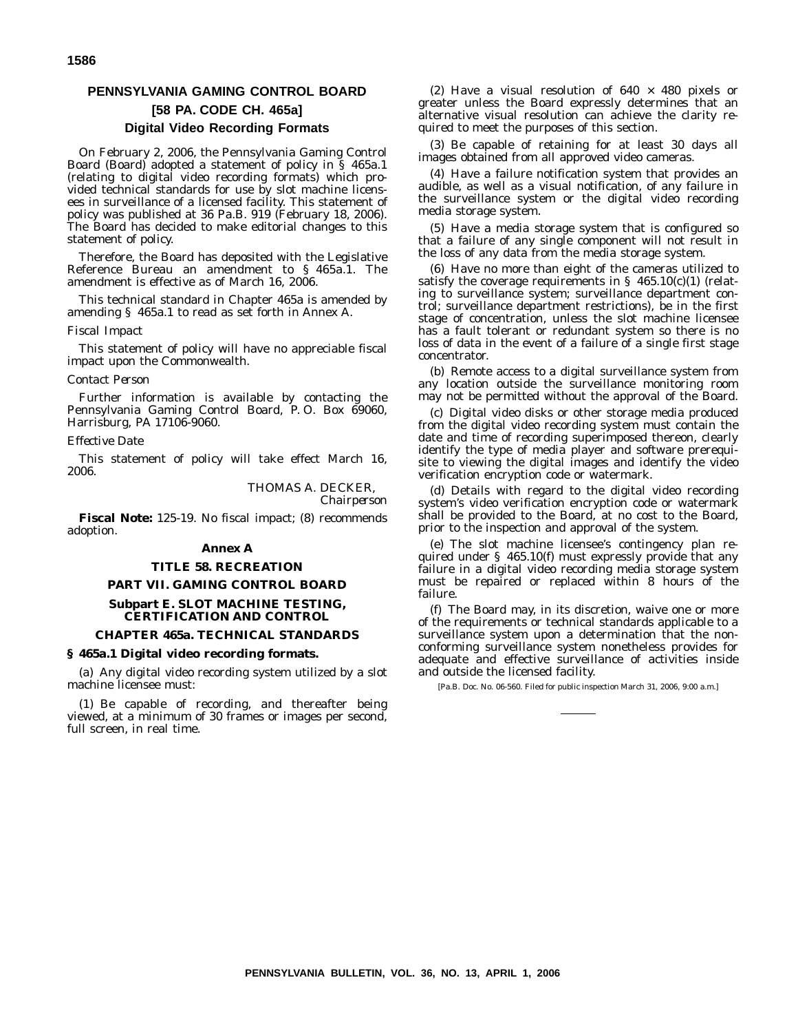## PENNSYLVANIA GAMING CONTROL BOARD

## [58 PA. CODE CH. 465a]

### Digital Video Recording Formats

On February 2, 2006, the Pennsylvania Gaming Control Board (Board) adopted a statement of policy in § 465a.1 (relating to digital video recording formats) which provided technical standards for use by slot machine licensees in surveillance of a licensed facility. This statement of policy was published at 36 Pa.B. 919 (February 18, 2006). The Board has decided to make editorial changes to this statement of policy.

Therefore, the Board has deposited with the Legislative Reference Bureau an amendment to § 465a.1. The amendment is effective as of March 16, 2006.

This technical standard in Chapter 465a is amended by amending § 465a.1 to read as set forth in Annex A.

*Fiscal Impact*

This statement of policy will have no appreciable fiscal impact upon the Commonwealth.

*Contact Person*

Further information is available by contacting the Pennsylvania Gaming Control Board, P. O. Box 69060, Harrisburg, PA 17106-9060.

*Effective Date*

This statement of policy will take effect March 16, 2006.

THOMAS A. DECKER,
*Chairperson*

**Fiscal Note:** 125-19. No fiscal impact; (8) recommends adoption.

**Annex A**

**TITLE 58. RECREATION**

**PART VII. GAMING CONTROL BOARD**

**Subpart E. SLOT MACHINE TESTING, CERTIFICATION AND CONTROL**

**CHAPTER 465a. TECHNICAL STANDARDS**

**§ 465a.1 Digital video recording formats.**

(a) Any digital video recording system utilized by a slot machine licensee must:

(1) Be capable of recording, and thereafter being viewed, at a minimum of 30 frames or images per second, full screen, in real time.

(2) Have a visual resolution of $640 \times 480$ pixels or greater unless the Board expressly determines that an alternative visual resolution can achieve the clarity required to meet the purposes of this section.

(3) Be capable of retaining for at least 30 days all images obtained from all approved video cameras.

(4) Have a failure notification system that provides an audible, as well as a visual notification, of any failure in the surveillance system or the digital video recording media storage system.

(5) Have a media storage system that is configured so that a failure of any single component will not result in the loss of any data from the media storage system.

(6) Have no more than eight of the cameras utilized to satisfy the coverage requirements in § 465.10(c)(1) (relating to surveillance system; surveillance department control; surveillance department restrictions), be in the first stage of concentration, unless the slot machine licensee has a fault tolerant or redundant system so there is no loss of data in the event of a failure of a single first stage concentrator.

(b) Remote access to a digital surveillance system from any location outside the surveillance monitoring room may not be permitted without the approval of the Board.

(c) Digital video disks or other storage media produced from the digital video recording system must contain the date and time of recording superimposed thereon, clearly identify the type of media player and software prerequisite to viewing the digital images and identify the video verification encryption code or watermark.

(d) Details with regard to the digital video recording system's video verification encryption code or watermark shall be provided to the Board, at no cost to the Board, prior to the inspection and approval of the system.

(e) The slot machine licensee's contingency plan required under § 465.10(f) must expressly provide that any failure in a digital video recording media storage system must be repaired or replaced within 8 hours of the failure.

(f) The Board may, in its discretion, waive one or more of the requirements or technical standards applicable to a surveillance system upon a determination that the nonconforming surveillance system nonetheless provides for adequate and effective surveillance of activities inside and outside the licensed facility.

[Pa.B. Doc. No. 06-560. Filed for public inspection March 31, 2006, 9:00 a.m.]